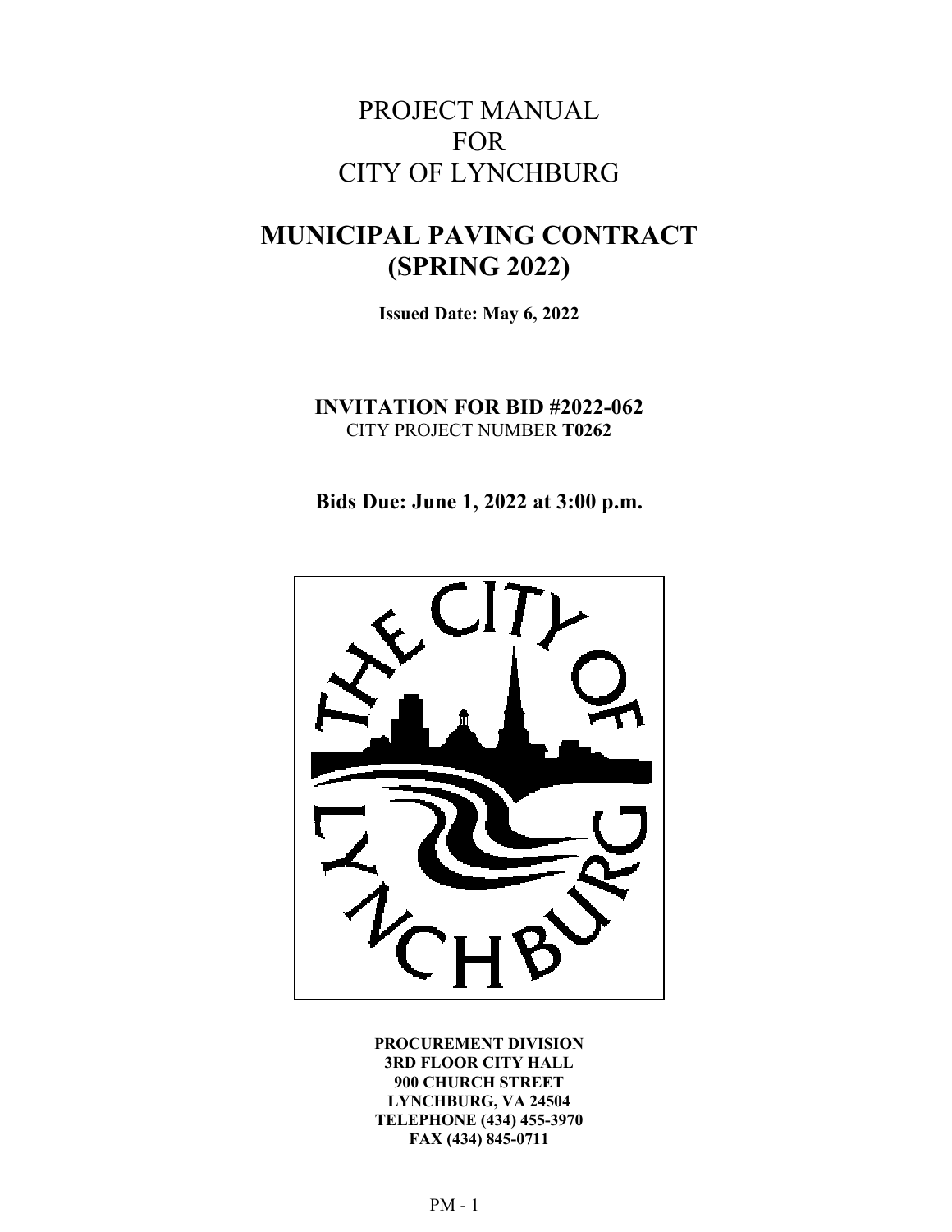# PROJECT MANUAL
# FOR
# CITY OF LYNCHBURG

# MUNICIPAL PAVING CONTRACT (SPRING 2022)

**Issued Date: May 6, 2022**

**INVITATION FOR BID #2022-062**
CITY PROJECT NUMBER **T0262**

**Bids Due: June 1, 2022 at 3:00 p.m.**

**PROCUREMENT DIVISION**
**3RD FLOOR CITY HALL**
**900 CHURCH STREET**
**LYNCHBURG, VA 24504**
**TELEPHONE (434) 455-3970**
**FAX (434) 845-0711**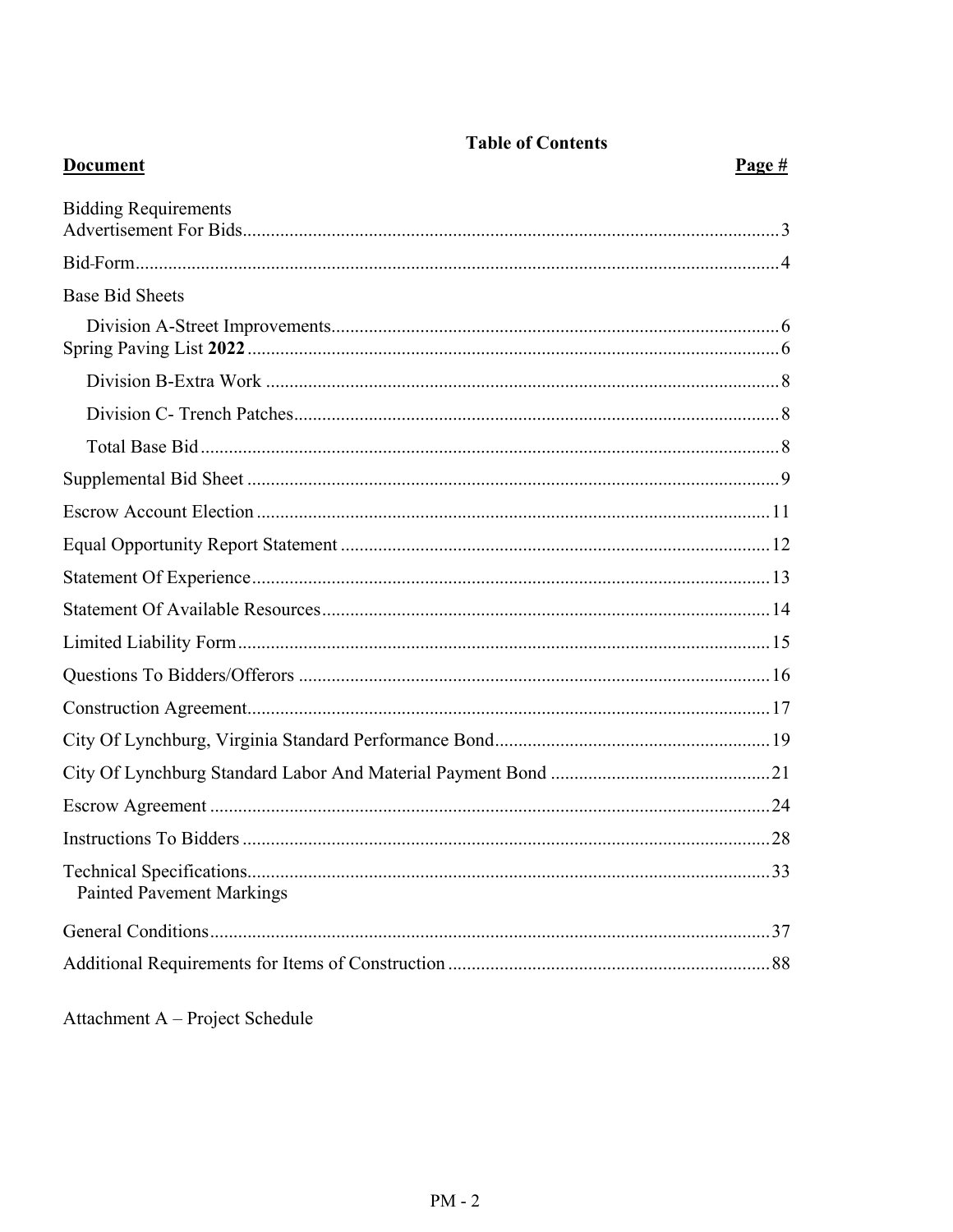# Table of Contents

| **Document** | **Page #** |
|---|---|
| Bidding Requirements | |
| Advertisement For Bids | 3 |
| Bid-Form | 4 |
| Base Bid Sheets | |
| Division A-Street Improvements | 6 |
| Spring Paving List **2022** | 6 |
| Division B-Extra Work | 8 |
| Division C- Trench Patches | 8 |
| Total Base Bid | 8 |
| Supplemental Bid Sheet | 9 |
| Escrow Account Election | 11 |
| Equal Opportunity Report Statement | 12 |
| Statement Of Experience | 13 |
| Statement Of Available Resources | 14 |
| Limited Liability Form | 15 |
| Questions To Bidders/Offerors | 16 |
| Construction Agreement | 17 |
| City Of Lynchburg, Virginia Standard Performance Bond | 19 |
| City Of Lynchburg Standard Labor And Material Payment Bond | 21 |
| Escrow Agreement | 24 |
| Instructions To Bidders | 28 |
| Technical Specifications | 33 |
| Painted Pavement Markings | |
| General Conditions | 37 |
| Additional Requirements for Items of Construction | 88 |

Attachment A – Project Schedule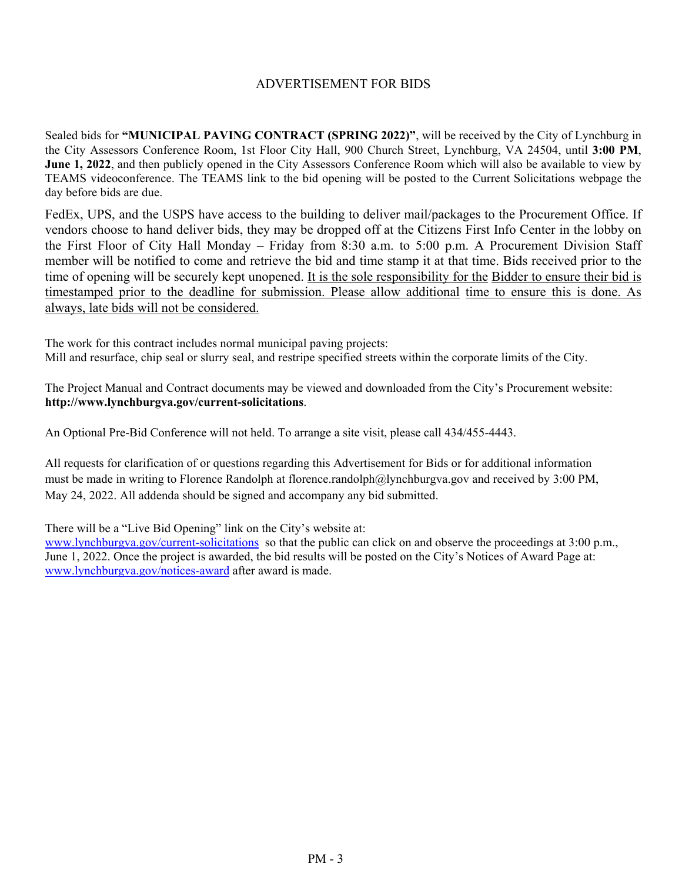# ADVERTISEMENT FOR BIDS

Sealed bids for **"MUNICIPAL PAVING CONTRACT (SPRING 2022)"**, will be received by the City of Lynchburg in the City Assessors Conference Room, 1st Floor City Hall, 900 Church Street, Lynchburg, VA 24504, until **3:00 PM**, **June 1, 2022**, and then publicly opened in the City Assessors Conference Room which will also be available to view by TEAMS videoconference. The TEAMS link to the bid opening will be posted to the Current Solicitations webpage the day before bids are due.

FedEx, UPS, and the USPS have access to the building to deliver mail/packages to the Procurement Office. If vendors choose to hand deliver bids, they may be dropped off at the Citizens First Info Center in the lobby on the First Floor of City Hall Monday – Friday from 8:30 a.m. to 5:00 p.m. A Procurement Division Staff member will be notified to come and retrieve the bid and time stamp it at that time. Bids received prior to the time of opening will be securely kept unopened. <u>It is the sole responsibility for the Bidder to ensure their bid is timestamped prior to the deadline for submission. Please allow additional time to ensure this is done. As always, late bids will not be considered.</u>

The work for this contract includes normal municipal paving projects:
Mill and resurface, chip seal or slurry seal, and restripe specified streets within the corporate limits of the City.

The Project Manual and Contract documents may be viewed and downloaded from the City's Procurement website: **http://www.lynchburgva.gov/current-solicitations**.

An Optional Pre-Bid Conference will not held. To arrange a site visit, please call 434/455-4443.

All requests for clarification of or questions regarding this Advertisement for Bids or for additional information must be made in writing to Florence Randolph at florence.randolph@lynchburgva.gov and received by 3:00 PM, May 24, 2022. All addenda should be signed and accompany any bid submitted.

There will be a "Live Bid Opening" link on the City's website at:
www.lynchburgva.gov/current-solicitations so that the public can click on and observe the proceedings at 3:00 p.m., June 1, 2022. Once the project is awarded, the bid results will be posted on the City's Notices of Award Page at: www.lynchburgva.gov/notices-award after award is made.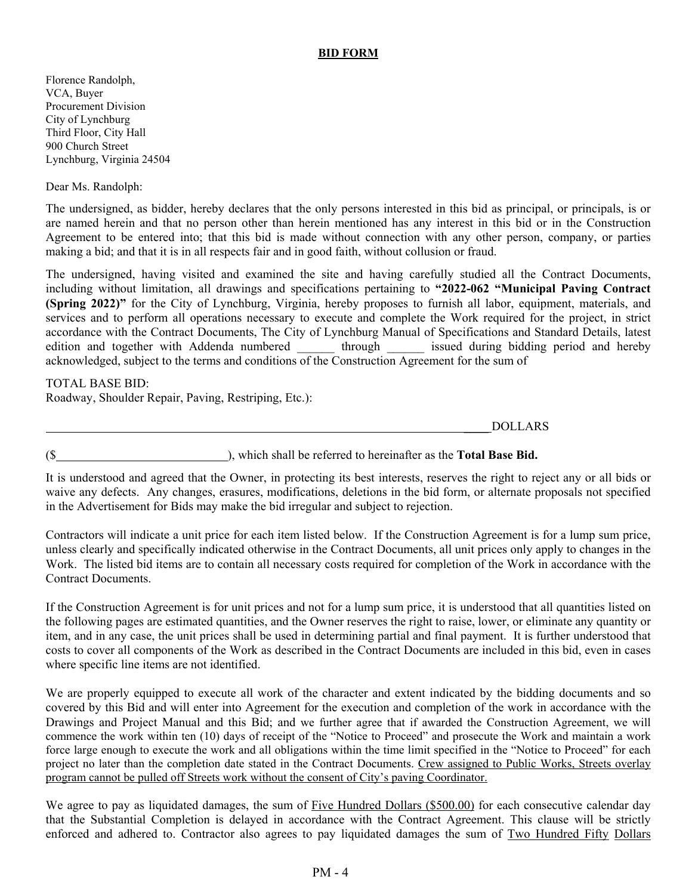## BID FORM

Florence Randolph,
VCA, Buyer
Procurement Division
City of Lynchburg
Third Floor, City Hall
900 Church Street
Lynchburg, Virginia 24504

Dear Ms. Randolph:

The undersigned, as bidder, hereby declares that the only persons interested in this bid as principal, or principals, is or are named herein and that no person other than herein mentioned has any interest in this bid or in the Construction Agreement to be entered into; that this bid is made without connection with any other person, company, or parties making a bid; and that it is in all respects fair and in good faith, without collusion or fraud.

The undersigned, having visited and examined the site and having carefully studied all the Contract Documents, including without limitation, all drawings and specifications pertaining to **"2022-062 "Municipal Paving Contract (Spring 2022)"** for the City of Lynchburg, Virginia, hereby proposes to furnish all labor, equipment, materials, and services and to perform all operations necessary to execute and complete the Work required for the project, in strict accordance with the Contract Documents, The City of Lynchburg Manual of Specifications and Standard Details, latest edition and together with Addenda numbered ______ through ______ issued during bidding period and hereby acknowledged, subject to the terms and conditions of the Construction Agreement for the sum of

TOTAL BASE BID:
Roadway, Shoulder Repair, Paving, Restriping, Etc.):

______________________________________________________________________________DOLLARS

($____________________________), which shall be referred to hereinafter as the **Total Base Bid.**

It is understood and agreed that the Owner, in protecting its best interests, reserves the right to reject any or all bids or waive any defects. Any changes, erasures, modifications, deletions in the bid form, or alternate proposals not specified in the Advertisement for Bids may make the bid irregular and subject to rejection.

Contractors will indicate a unit price for each item listed below. If the Construction Agreement is for a lump sum price, unless clearly and specifically indicated otherwise in the Contract Documents, all unit prices only apply to changes in the Work. The listed bid items are to contain all necessary costs required for completion of the Work in accordance with the Contract Documents.

If the Construction Agreement is for unit prices and not for a lump sum price, it is understood that all quantities listed on the following pages are estimated quantities, and the Owner reserves the right to raise, lower, or eliminate any quantity or item, and in any case, the unit prices shall be used in determining partial and final payment. It is further understood that costs to cover all components of the Work as described in the Contract Documents are included in this bid, even in cases where specific line items are not identified.

We are properly equipped to execute all work of the character and extent indicated by the bidding documents and so covered by this Bid and will enter into Agreement for the execution and completion of the work in accordance with the Drawings and Project Manual and this Bid; and we further agree that if awarded the Construction Agreement, we will commence the work within ten (10) days of receipt of the "Notice to Proceed" and prosecute the Work and maintain a work force large enough to execute the work and all obligations within the time limit specified in the "Notice to Proceed" for each project no later than the completion date stated in the Contract Documents. Crew assigned to Public Works, Streets overlay program cannot be pulled off Streets work without the consent of City's paving Coordinator.

We agree to pay as liquidated damages, the sum of Five Hundred Dollars ($500.00) for each consecutive calendar day that the Substantial Completion is delayed in accordance with the Contract Agreement. This clause will be strictly enforced and adhered to. Contractor also agrees to pay liquidated damages the sum of Two Hundred Fifty Dollars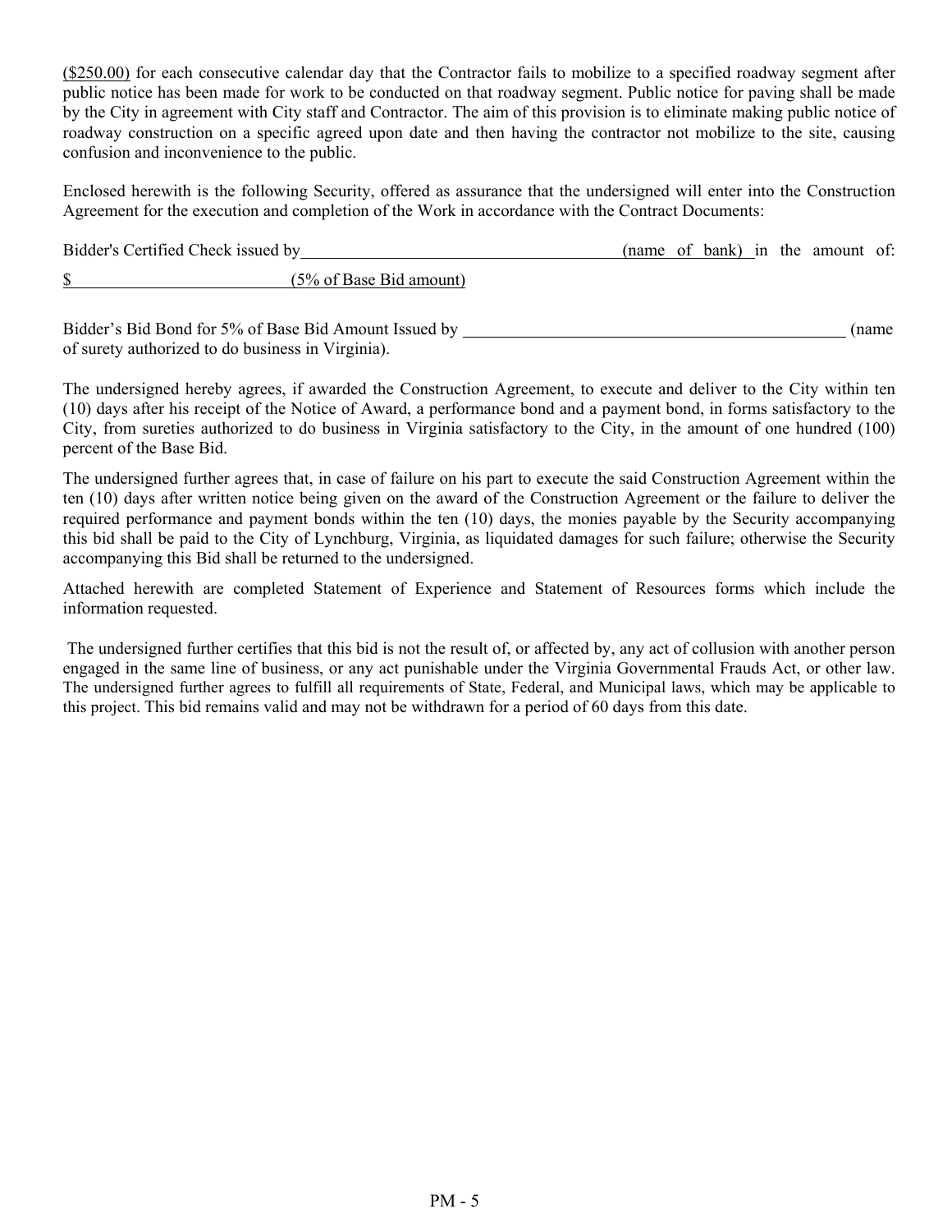($250.00) for each consecutive calendar day that the Contractor fails to mobilize to a specified roadway segment after public notice has been made for work to be conducted on that roadway segment. Public notice for paving shall be made by the City in agreement with City staff and Contractor. The aim of this provision is to eliminate making public notice of roadway construction on a specific agreed upon date and then having the contractor not mobilize to the site, causing confusion and inconvenience to the public.

Enclosed herewith is the following Security, offered as assurance that the undersigned will enter into the Construction Agreement for the execution and completion of the Work in accordance with the Contract Documents:

Bidder's Certified Check issued by_________________________________ (name of bank) in the amount of:

$_______________________ (5% of Base Bid amount)

Bidder's Bid Bond for 5% of Base Bid Amount Issued by ___________________________________________ (name of surety authorized to do business in Virginia).

The undersigned hereby agrees, if awarded the Construction Agreement, to execute and deliver to the City within ten (10) days after his receipt of the Notice of Award, a performance bond and a payment bond, in forms satisfactory to the City, from sureties authorized to do business in Virginia satisfactory to the City, in the amount of one hundred (100) percent of the Base Bid.

The undersigned further agrees that, in case of failure on his part to execute the said Construction Agreement within the ten (10) days after written notice being given on the award of the Construction Agreement or the failure to deliver the required performance and payment bonds within the ten (10) days, the monies payable by the Security accompanying this bid shall be paid to the City of Lynchburg, Virginia, as liquidated damages for such failure; otherwise the Security accompanying this Bid shall be returned to the undersigned.

Attached herewith are completed Statement of Experience and Statement of Resources forms which include the information requested.

The undersigned further certifies that this bid is not the result of, or affected by, any act of collusion with another person engaged in the same line of business, or any act punishable under the Virginia Governmental Frauds Act, or other law. The undersigned further agrees to fulfill all requirements of State, Federal, and Municipal laws, which may be applicable to this project. This bid remains valid and may not be withdrawn for a period of 60 days from this date.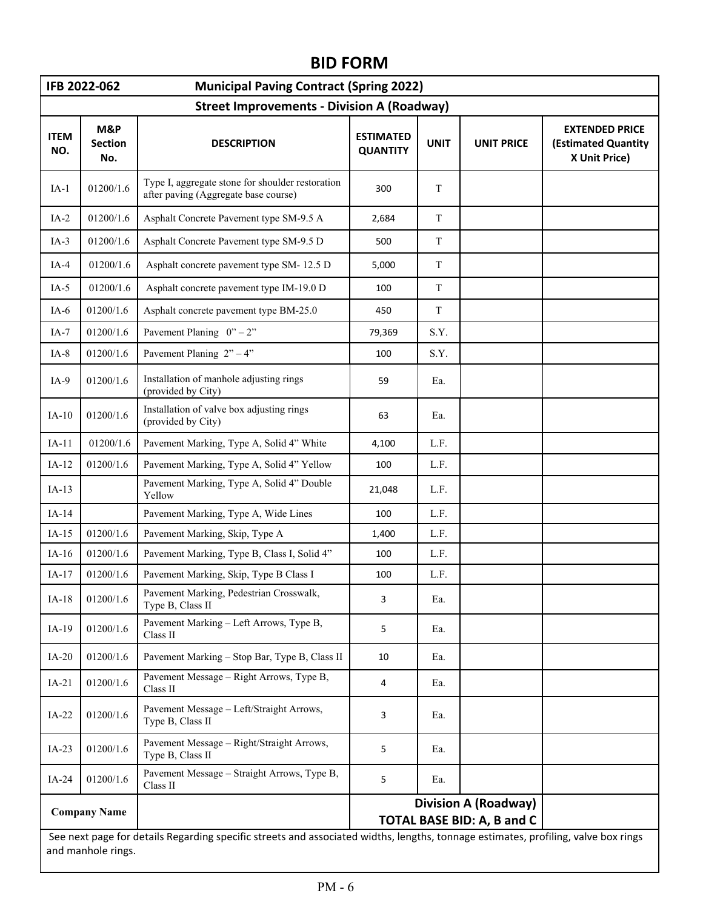# BID FORM

| IFB 2022-062 | | Municipal Paving Contract (Spring 2022) | | | | |
|---|---|---|---|---|---|---|
| **Street Improvements - Division A (Roadway)** | | | | | | |
| **ITEM NO.** | **M&P Section No.** | **DESCRIPTION** | **ESTIMATED QUANTITY** | **UNIT** | **UNIT PRICE** | **EXTENDED PRICE (Estimated Quantity X Unit Price)** |
| IA-1 | 01200/1.6 | Type I, aggregate stone for shoulder restoration after paving (Aggregate base course) | 300 | T | | |
| IA-2 | 01200/1.6 | Asphalt Concrete Pavement type SM-9.5 A | 2,684 | T | | |
| IA-3 | 01200/1.6 | Asphalt Concrete Pavement type SM-9.5 D | 500 | T | | |
| IA-4 | 01200/1.6 | Asphalt concrete pavement type SM- 12.5 D | 5,000 | T | | |
| IA-5 | 01200/1.6 | Asphalt concrete pavement type IM-19.0 D | 100 | T | | |
| IA-6 | 01200/1.6 | Asphalt concrete pavement type BM-25.0 | 450 | T | | |
| IA-7 | 01200/1.6 | Pavement Planing 0" – 2" | 79,369 | S.Y. | | |
| IA-8 | 01200/1.6 | Pavement Planing 2" – 4" | 100 | S.Y. | | |
| IA-9 | 01200/1.6 | Installation of manhole adjusting rings (provided by City) | 59 | Ea. | | |
| IA-10 | 01200/1.6 | Installation of valve box adjusting rings (provided by City) | 63 | Ea. | | |
| IA-11 | 01200/1.6 | Pavement Marking, Type A, Solid 4" White | 4,100 | L.F. | | |
| IA-12 | 01200/1.6 | Pavement Marking, Type A, Solid 4" Yellow | 100 | L.F. | | |
| IA-13 | | Pavement Marking, Type A, Solid 4" Double Yellow | 21,048 | L.F. | | |
| IA-14 | | Pavement Marking, Type A, Wide Lines | 100 | L.F. | | |
| IA-15 | 01200/1.6 | Pavement Marking, Skip, Type A | 1,400 | L.F. | | |
| IA-16 | 01200/1.6 | Pavement Marking, Type B, Class I, Solid 4" | 100 | L.F. | | |
| IA-17 | 01200/1.6 | Pavement Marking, Skip, Type B Class I | 100 | L.F. | | |
| IA-18 | 01200/1.6 | Pavement Marking, Pedestrian Crosswalk, Type B, Class II | 3 | Ea. | | |
| IA-19 | 01200/1.6 | Pavement Marking – Left Arrows, Type B, Class II | 5 | Ea. | | |
| IA-20 | 01200/1.6 | Pavement Marking – Stop Bar, Type B, Class II | 10 | Ea. | | |
| IA-21 | 01200/1.6 | Pavement Message – Right Arrows, Type B, Class II | 4 | Ea. | | |
| IA-22 | 01200/1.6 | Pavement Message – Left/Straight Arrows, Type B, Class II | 3 | Ea. | | |
| IA-23 | 01200/1.6 | Pavement Message – Right/Straight Arrows, Type B, Class II | 5 | Ea. | | |
| IA-24 | 01200/1.6 | Pavement Message – Straight Arrows, Type B, Class II | 5 | Ea. | | |
| **Company Name** | | | **Division A (Roadway) TOTAL BASE BID: A, B and C** | | | |

See next page for details Regarding specific streets and associated widths, lengths, tonnage estimates, profiling, valve box rings and manhole rings.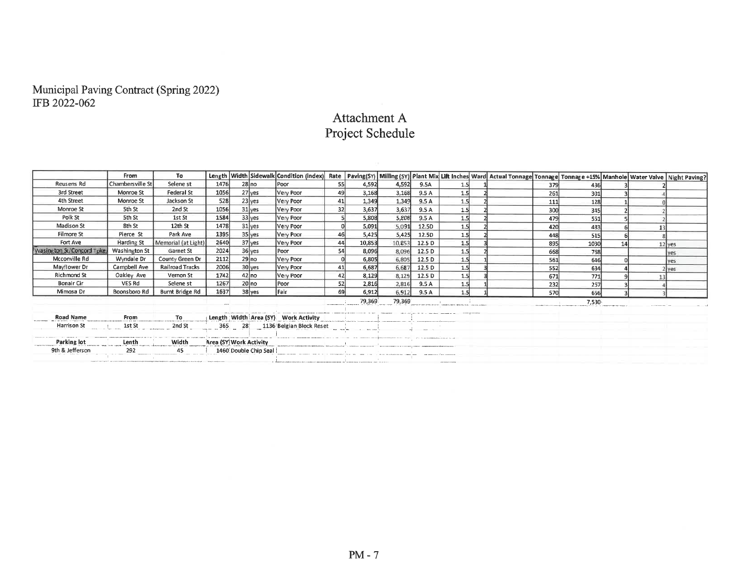Municipal Paving Contract (Spring 2022)
IFB 2022-062

# Attachment A
# Project Schedule

| | From | To | Length | Width | Sidewalk | Condition (index) | Rate | Paving(SY) | Milling (SY) | Plant Mix | Lift Inches | Ward | Actual Tonnage | Tonnage | Tonnage +15% | Manhole | Water Valve | Night Paving? |
|---|---|---|---|---|---|---|---|---|---|---|---|---|---|---|---|---|---|---|
| Reusens Rd | Chambersville St | Selene st | 1476 | 28 | no | Poor | 55 | 4,592 | 4,592 | 9.5A | 1.5 | 1 | | 379 | 436 | 3 | 2 | |
| 3rd Street | Monroe St | Federal St | 1056 | 27 | yes | Very Poor | 49 | 3,168 | 3,168 | 9.5 A | 1.5 | 2 | | 261 | 301 | 3 | 4 | |
| 4th Street | Monroe St | Jackson St | 528 | 23 | yes | Very Poor | 41 | 1,349 | 1,349 | 9.5 A | 1.5 | 2 | | 111 | 128 | 1 | 0 | |
| Monroe St | 5th St | 2nd St | 1056 | 31 | yes | Very Poor | 32 | 3,637 | 3,637 | 9.5 A | 1.5 | 2 | | 300 | 345 | 2 | 2 | |
| Polk St | 5th St | 1st St | 1584 | 33 | yes | Very Poor | 5 | 5,808 | 5,808 | 9.5 A | 1.5 | 2 | | 479 | 551 | 5 | 2 | |
| Madison St | 8th St | 12th St | 1478 | 31 | yes | Very Poor | 0 | 5,091 | 5,091 | 12.5D | 1.5 | 2 | | 420 | 483 | 6 | 13 | |
| Filmore St | Pierce St | Park Ave | 1395 | 35 | yes | Very Poor | 46 | 5,425 | 5,425 | 12.5D | 1.5 | 2 | | 448 | 515 | 6 | 8 | |
| Fort Ave | Harding St | Memorial (at Light) | 2640 | 37 | yes | Very Poor | 44 | 10,853 | 10,853 | 12.5 D | 1.5 | 3 | | 895 | 1030 | 14 | 12 | yes |
| Wasington St/Concord Tpke. | Washington St | Garnet St | 2024 | 36 | yes | Poor | 54 | 8,096 | 8,096 | 12.5 D | 1.5 | 2 | | 668 | 758 | | | yes |
| Mcconville Rd | Wyndale Dr | County Green Dr | 2112 | 29 | no | Very Poor | 0 | 6,805 | 6,805 | 12.5 D | 1.5 | 1 | | 561 | 646 | 0 | | yes |
| Mayflower Dr | Campbell Ave | Railroad Tracks | 2006 | 30 | yes | Very Poor | 41 | 6,687 | 6,687 | 12.5 D | 1.5 | 3 | | 552 | 634 | 4 | 2 | yes |
| Richmond St | Oakley Ave | Vernon St | 1742 | 42 | no | Very Poor | 42 | 8,129 | 8,129 | 12.5 D | 1.5 | 3 | | 671 | 771 | 9 | 13 | |
| Bonair Cir | VES Rd | Selene st | 1267 | 20 | no | Poor | 52 | 2,816 | 2,816 | 9.5 A | 1.5 | 1 | | 232 | 257 | 3 | 4 | |
| Mimosa Dr | Boonsboro Rd | Burnt Bridge Rd | 1637 | 38 | yes | Fair | 69 | 6,912 | 6,912 | 9.5 A | 1.5 | 1 | | 570 | 656 | 3 | 3 | |
| | | | | | | | | 79,369 | 79,369 | | | | | | 7,530 | | | |

| Road Name | From | To | Length | Width | Area (SY) | Work Activity |
|---|---|---|---|---|---|---|
| Harrison St | 1st St | 2nd St | 365 | 28 | 1136 | Belgian Block Reset |

| Parking lot | Lenth | Width | Area (SY) | Work Activity |
|---|---|---|---|---|
| 9th & Jefferson | 292 | 45 | 1460 | Double Chip Seal |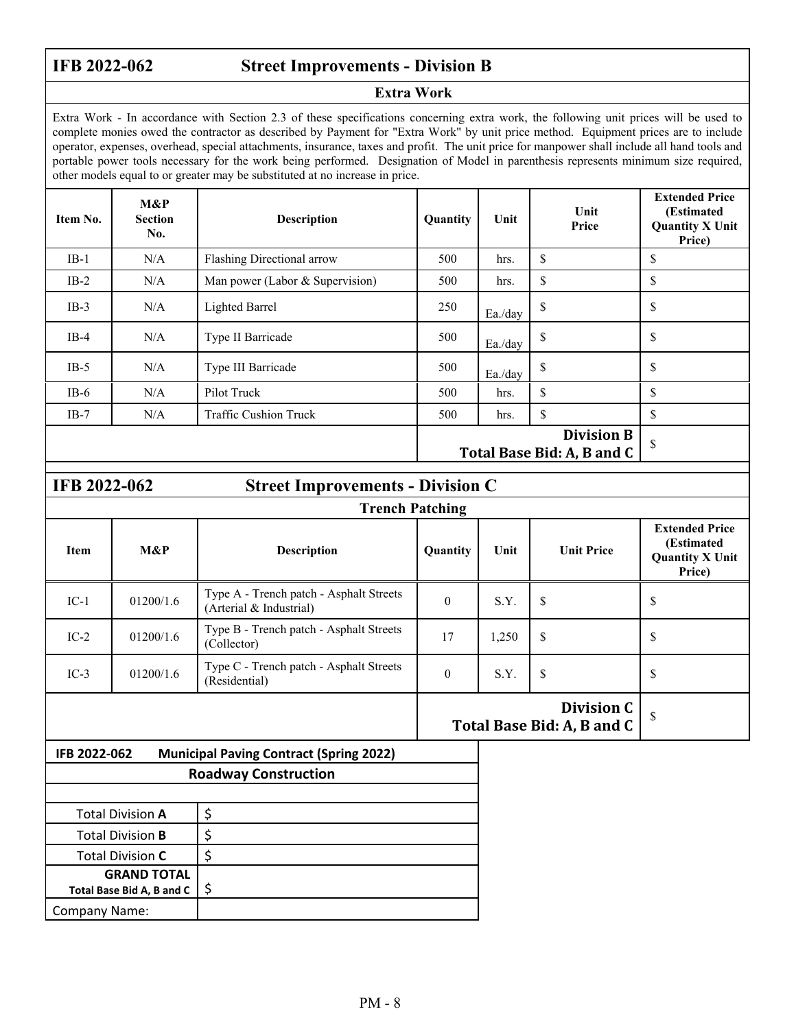## IFB 2022-062 Street Improvements - Division B

### Extra Work

Extra Work - In accordance with Section 2.3 of these specifications concerning extra work, the following unit prices will be used to complete monies owed the contractor as described by Payment for "Extra Work" by unit price method. Equipment prices are to include operator, expenses, overhead, special attachments, insurance, taxes and profit. The unit price for manpower shall include all hand tools and portable power tools necessary for the work being performed. Designation of Model in parenthesis represents minimum size required, other models equal to or greater may be substituted at no increase in price.

| Item No. | M&P Section No. | Description | Quantity | Unit | Unit Price | Extended Price (Estimated Quantity X Unit Price) |
|---|---|---|---|---|---|---|
| IB-1 | N/A | Flashing Directional arrow | 500 | hrs. | $ | $ |
| IB-2 | N/A | Man power (Labor & Supervision) | 500 | hrs. | $ | $ |
| IB-3 | N/A | Lighted Barrel | 250 | Ea./day | $ | $ |
| IB-4 | N/A | Type II Barricade | 500 | Ea./day | $ | $ |
| IB-5 | N/A | Type III Barricade | 500 | Ea./day | $ | $ |
| IB-6 | N/A | Pilot Truck | 500 | hrs. | $ | $ |
| IB-7 | N/A | Traffic Cushion Truck | 500 | hrs. | $ | $ |
| | | | | | **Division B Total Base Bid: A, B and C** | $ |

## IFB 2022-062 Street Improvements - Division C

### Trench Patching

| Item | M&P | Description | Quantity | Unit | Unit Price | Extended Price (Estimated Quantity X Unit Price) |
|---|---|---|---|---|---|---|
| IC-1 | 01200/1.6 | Type A - Trench patch - Asphalt Streets (Arterial & Industrial) | 0 | S.Y. | $ | $ |
| IC-2 | 01200/1.6 | Type B - Trench patch - Asphalt Streets (Collector) | 17 | 1,250 | $ | $ |
| IC-3 | 01200/1.6 | Type C - Trench patch - Asphalt Streets (Residential) | 0 | S.Y. | $ | $ |
| | | | | | **Division C Total Base Bid: A, B and C** | $ |

## IFB 2022-062 Municipal Paving Contract (Spring 2022)

### Roadway Construction

| | |
|---|---|
| Total Division **A** | $ |
| Total Division **B** | $ |
| Total Division **C** | $ |
| **GRAND TOTAL Total Base Bid A, B and C** | $ |
| Company Name: | |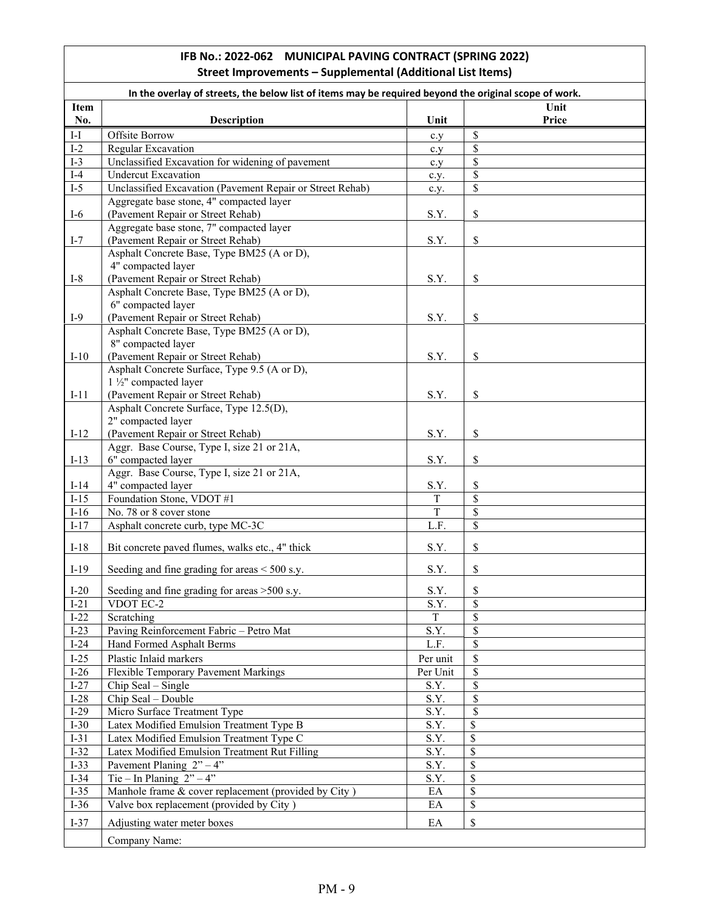## IFB No.: 2022-062 MUNICIPAL PAVING CONTRACT (SPRING 2022)

### Street Improvements – Supplemental (Additional List Items)

In the overlay of streets, the below list of items may be required beyond the original scope of work.

| Item No. | Description | Unit | Unit Price |
|---|---|---|---|
| I-I | Offsite Borrow | c.y | $ |
| I-2 | Regular Excavation | c.y | $ |
| I-3 | Unclassified Excavation for widening of pavement | c.y | $ |
| I-4 | Undercut Excavation | c.y. | $ |
| I-5 | Unclassified Excavation (Pavement Repair or Street Rehab) | c.y. | $ |
| I-6 | Aggregate base stone, 4" compacted layer (Pavement Repair or Street Rehab) | S.Y. | $ |
| I-7 | Aggregate base stone, 7" compacted layer (Pavement Repair or Street Rehab) | S.Y. | $ |
| I-8 | Asphalt Concrete Base, Type BM25 (A or D), 4" compacted layer (Pavement Repair or Street Rehab) | S.Y. | $ |
| I-9 | Asphalt Concrete Base, Type BM25 (A or D), 6" compacted layer (Pavement Repair or Street Rehab) | S.Y. | $ |
| I-10 | Asphalt Concrete Base, Type BM25 (A or D), 8" compacted layer (Pavement Repair or Street Rehab) | S.Y. | $ |
| I-11 | Asphalt Concrete Surface, Type 9.5 (A or D), 1 ½" compacted layer (Pavement Repair or Street Rehab) | S.Y. | $ |
| I-12 | Asphalt Concrete Surface, Type 12.5(D), 2" compacted layer (Pavement Repair or Street Rehab) | S.Y. | $ |
| I-13 | Aggr. Base Course, Type I, size 21 or 21A, 6" compacted layer | S.Y. | $ |
| I-14 | Aggr. Base Course, Type I, size 21 or 21A, 4" compacted layer | S.Y. | $ |
| I-15 | Foundation Stone, VDOT #1 | T | $ |
| I-16 | No. 78 or 8 cover stone | T | $ |
| I-17 | Asphalt concrete curb, type MC-3C | L.F. | $ |
| I-18 | Bit concrete paved flumes, walks etc., 4" thick | S.Y. | $ |
| I-19 | Seeding and fine grading for areas < 500 s.y. | S.Y. | $ |
| I-20 | Seeding and fine grading for areas >500 s.y. | S.Y. | $ |
| I-21 | VDOT EC-2 | S.Y. | $ |
| I-22 | Scratching | T | $ |
| I-23 | Paving Reinforcement Fabric – Petro Mat | S.Y. | $ |
| I-24 | Hand Formed Asphalt Berms | L.F. | $ |
| I-25 | Plastic Inlaid markers | Per unit | $ |
| I-26 | Flexible Temporary Pavement Markings | Per Unit | $ |
| I-27 | Chip Seal – Single | S.Y. | $ |
| I-28 | Chip Seal – Double | S.Y. | $ |
| I-29 | Micro Surface Treatment Type | S.Y. | $ |
| I-30 | Latex Modified Emulsion Treatment Type B | S.Y. | $ |
| I-31 | Latex Modified Emulsion Treatment Type C | S.Y. | $ |
| I-32 | Latex Modified Emulsion Treatment Rut Filling | S.Y. | $ |
| I-33 | Pavement Planing 2" – 4" | S.Y. | $ |
| I-34 | Tie – In Planing 2" – 4" | S.Y. | $ |
| I-35 | Manhole frame & cover replacement (provided by City ) | EA | $ |
| I-36 | Valve box replacement (provided by City ) | EA | $ |
| I-37 | Adjusting water meter boxes | EA | $ |
| | Company Name: | | |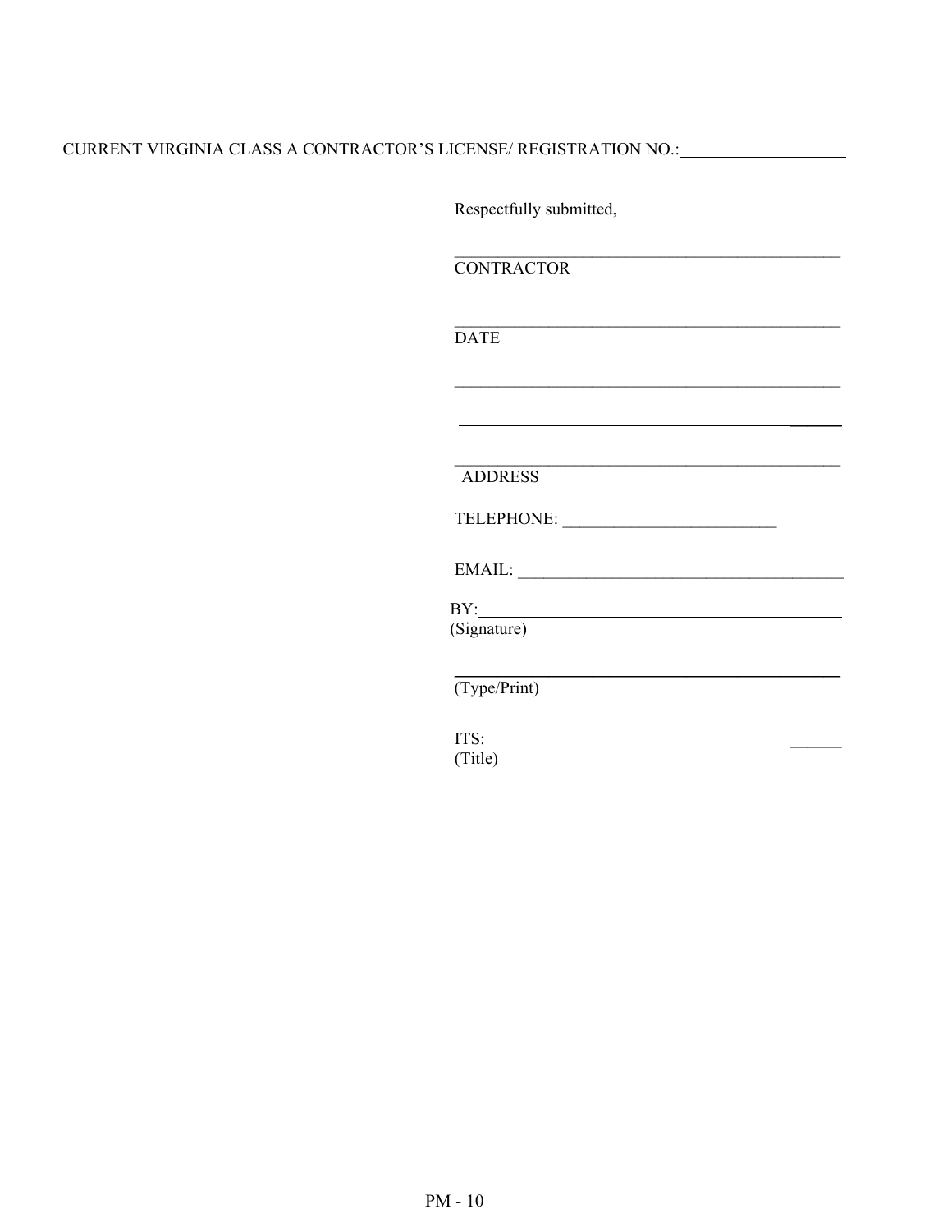CURRENT VIRGINIA CLASS A CONTRACTOR'S LICENSE/ REGISTRATION NO.:____________________

Respectfully submitted,

_______________________________________________
CONTRACTOR

_______________________________________________
DATE

_______________________________________________

_______________________________________________

_______________________________________________
ADDRESS

TELEPHONE: _________________________

EMAIL: ______________________________________

BY:____________________________________________
(Signature)

_______________________________________________
(Type/Print)

ITS:____________________________________________
(Title)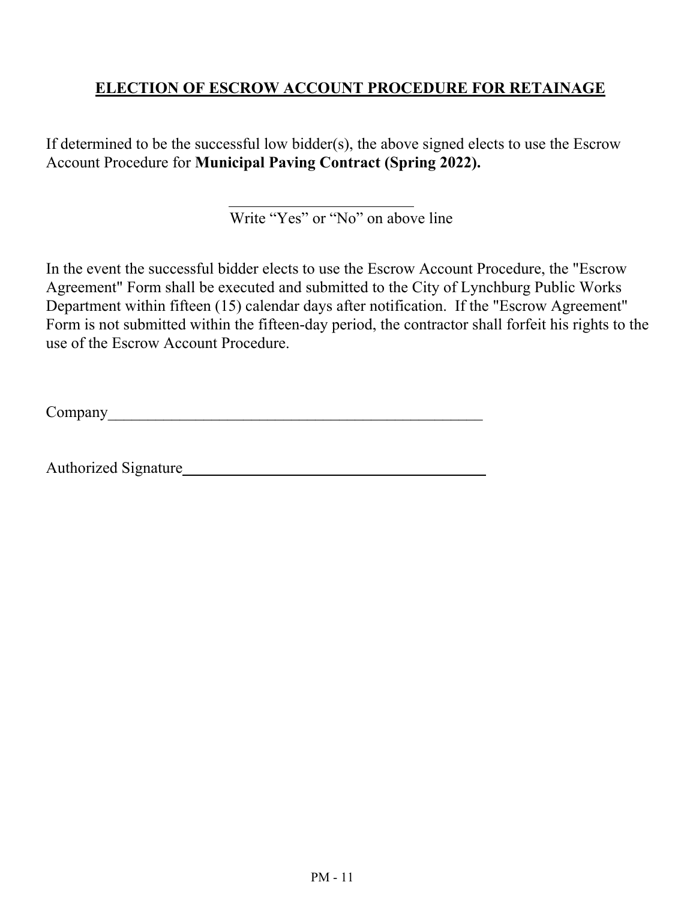## ELECTION OF ESCROW ACCOUNT PROCEDURE FOR RETAINAGE

If determined to be the successful low bidder(s), the above signed elects to use the Escrow Account Procedure for **Municipal Paving Contract (Spring 2022).**

\_\_\_\_\_\_\_\_\_\_\_\_\_\_\_\_\_\_\_\_\_\_\_\_

Write "Yes" or "No" on above line

In the event the successful bidder elects to use the Escrow Account Procedure, the "Escrow Agreement" Form shall be executed and submitted to the City of Lynchburg Public Works Department within fifteen (15) calendar days after notification. If the "Escrow Agreement" Form is not submitted within the fifteen-day period, the contractor shall forfeit his rights to the use of the Escrow Account Procedure.

Company\_\_\_\_\_\_\_\_\_\_\_\_\_\_\_\_\_\_\_\_\_\_\_\_\_\_\_\_\_\_\_\_\_\_\_\_\_\_\_\_\_\_\_\_\_\_\_\_

Authorized Signature\_\_\_\_\_\_\_\_\_\_\_\_\_\_\_\_\_\_\_\_\_\_\_\_\_\_\_\_\_\_\_\_\_\_\_\_\_\_\_\_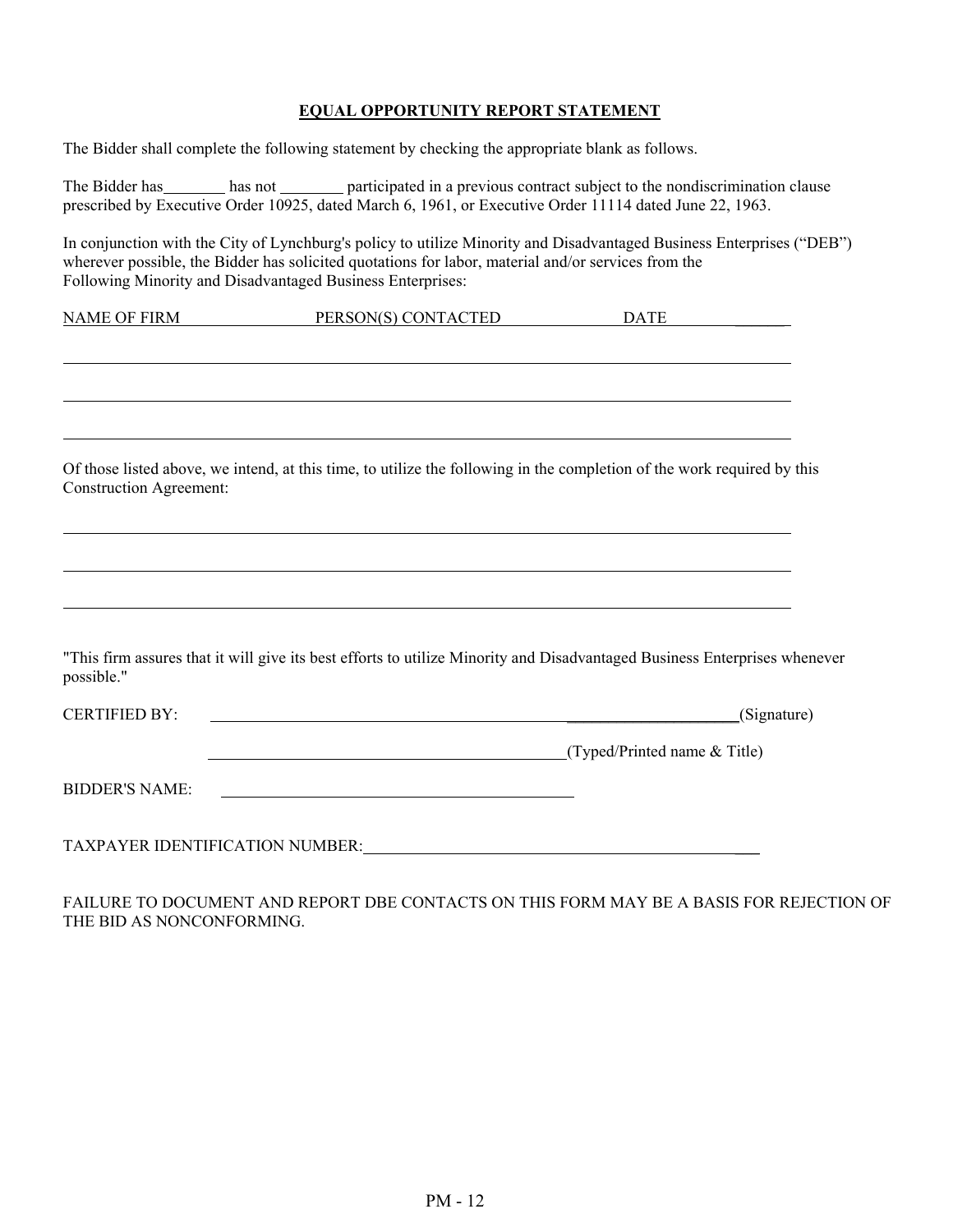## EQUAL OPPORTUNITY REPORT STATEMENT

The Bidder shall complete the following statement by checking the appropriate blank as follows.

The Bidder has________ has not ________ participated in a previous contract subject to the nondiscrimination clause prescribed by Executive Order 10925, dated March 6, 1961, or Executive Order 11114 dated June 22, 1963.

In conjunction with the City of Lynchburg's policy to utilize Minority and Disadvantaged Business Enterprises ("DEB") wherever possible, the Bidder has solicited quotations for labor, material and/or services from the Following Minority and Disadvantaged Business Enterprises:

| NAME OF FIRM | PERSON(S) CONTACTED | DATE |
|---|---|---|
| | | |
| | | |
| | | |

Of those listed above, we intend, at this time, to utilize the following in the completion of the work required by this Construction Agreement:

______________________________________________________________________________

______________________________________________________________________________

______________________________________________________________________________

"This firm assures that it will give its best efforts to utilize Minority and Disadvantaged Business Enterprises whenever possible."

CERTIFIED BY: ______________________________________________(Signature)

______________________________________________(Typed/Printed name & Title)

BIDDER'S NAME: ______________________________________________

TAXPAYER IDENTIFICATION NUMBER: ______________________________________________

FAILURE TO DOCUMENT AND REPORT DBE CONTACTS ON THIS FORM MAY BE A BASIS FOR REJECTION OF THE BID AS NONCONFORMING.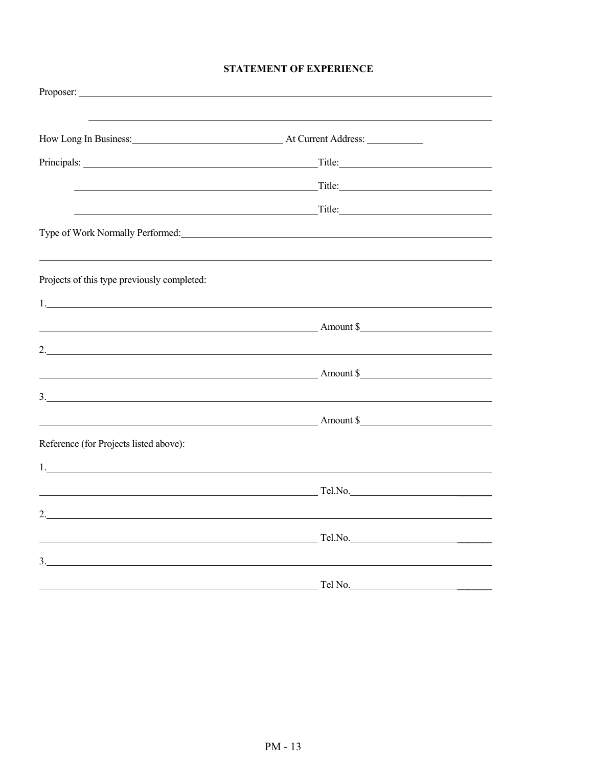**STATEMENT OF EXPERIENCE**

Proposer: ______________________________________________________________

______________________________________________________________

How Long In Business: ______________________ At Current Address: __________

Principals: ______________________________ Title: ______________________

______________________________ Title: ______________________

______________________________ Title: ______________________

Type of Work Normally Performed: ______________________________________________

______________________________________________________________

Projects of this type previously completed:

1. ______________________________________________________________

______________________________ Amount $ ______________________

2. ______________________________________________________________

______________________________ Amount $ ______________________

3. ______________________________________________________________

______________________________ Amount $ ______________________

Reference (for Projects listed above):

1. ______________________________________________________________

______________________________ Tel.No. ______________________

2. ______________________________________________________________

______________________________ Tel.No. ______________________

3. ______________________________________________________________

______________________________ Tel No. ______________________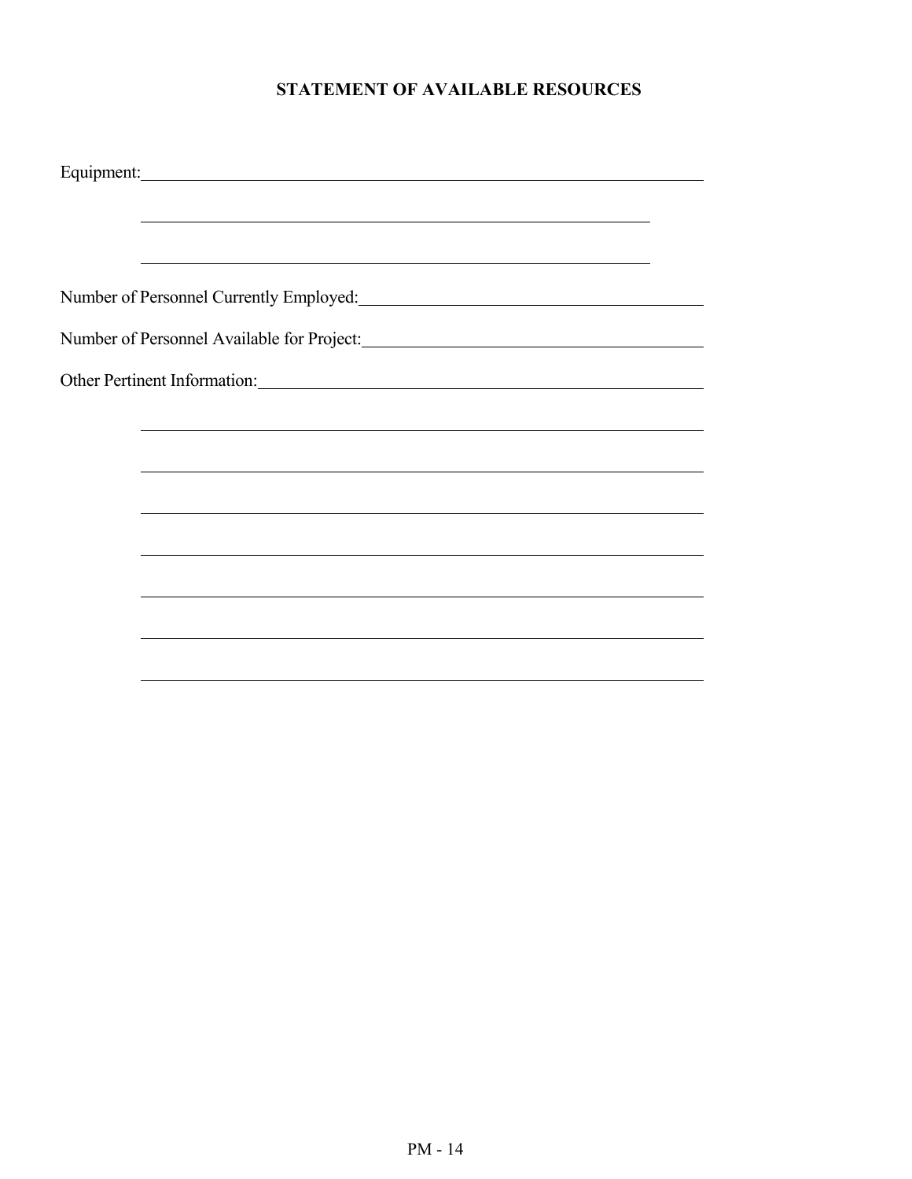**STATEMENT OF AVAILABLE RESOURCES**

Equipment: ______________________________________________________________

______________________________________________________________

______________________________________________________________

Number of Personnel Currently Employed: ______________________________________

Number of Personnel Available for Project: ______________________________________

Other Pertinent Information: ______________________________________________

______________________________________________________________

______________________________________________________________

______________________________________________________________

______________________________________________________________

______________________________________________________________

______________________________________________________________

______________________________________________________________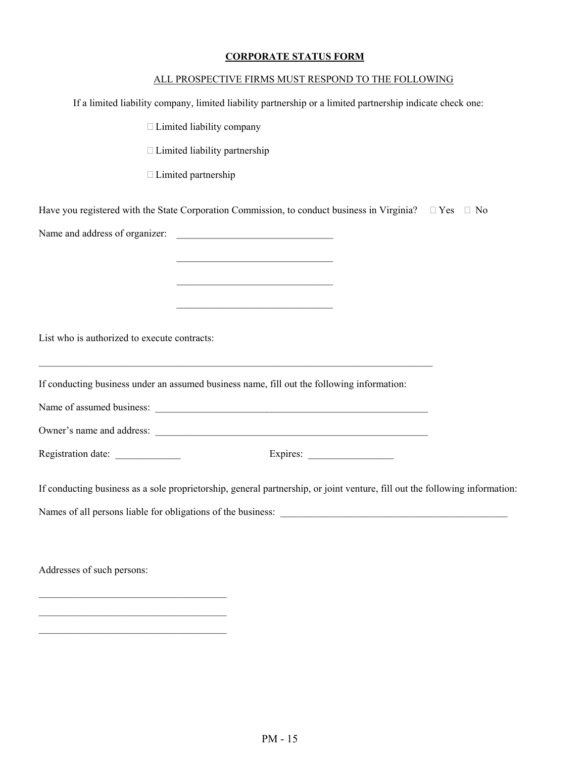**CORPORATE STATUS FORM**

ALL PROSPECTIVE FIRMS MUST RESPOND TO THE FOLLOWING

If a limited liability company, limited liability partnership or a limited partnership indicate check one:

- ☐ Limited liability company
- ☐ Limited liability partnership
- ☐ Limited partnership

Have you registered with the State Corporation Commission, to conduct business in Virginia? ☐ Yes ☐ No

Name and address of organizer: _______________________________

_______________________________

_______________________________

_______________________________

List who is authorized to execute contracts:

_______________________________________________________________________________

If conducting business under an assumed business name, fill out the following information:

Name of assumed business: ______________________________________________________

Owner's name and address: ______________________________________________________

Registration date: _____________ Expires: _________________

If conducting business as a sole proprietorship, general partnership, or joint venture, fill out the following information:

Names of all persons liable for obligations of the business: _______________________________________________

Addresses of such persons:

_____________________________________

_____________________________________

_____________________________________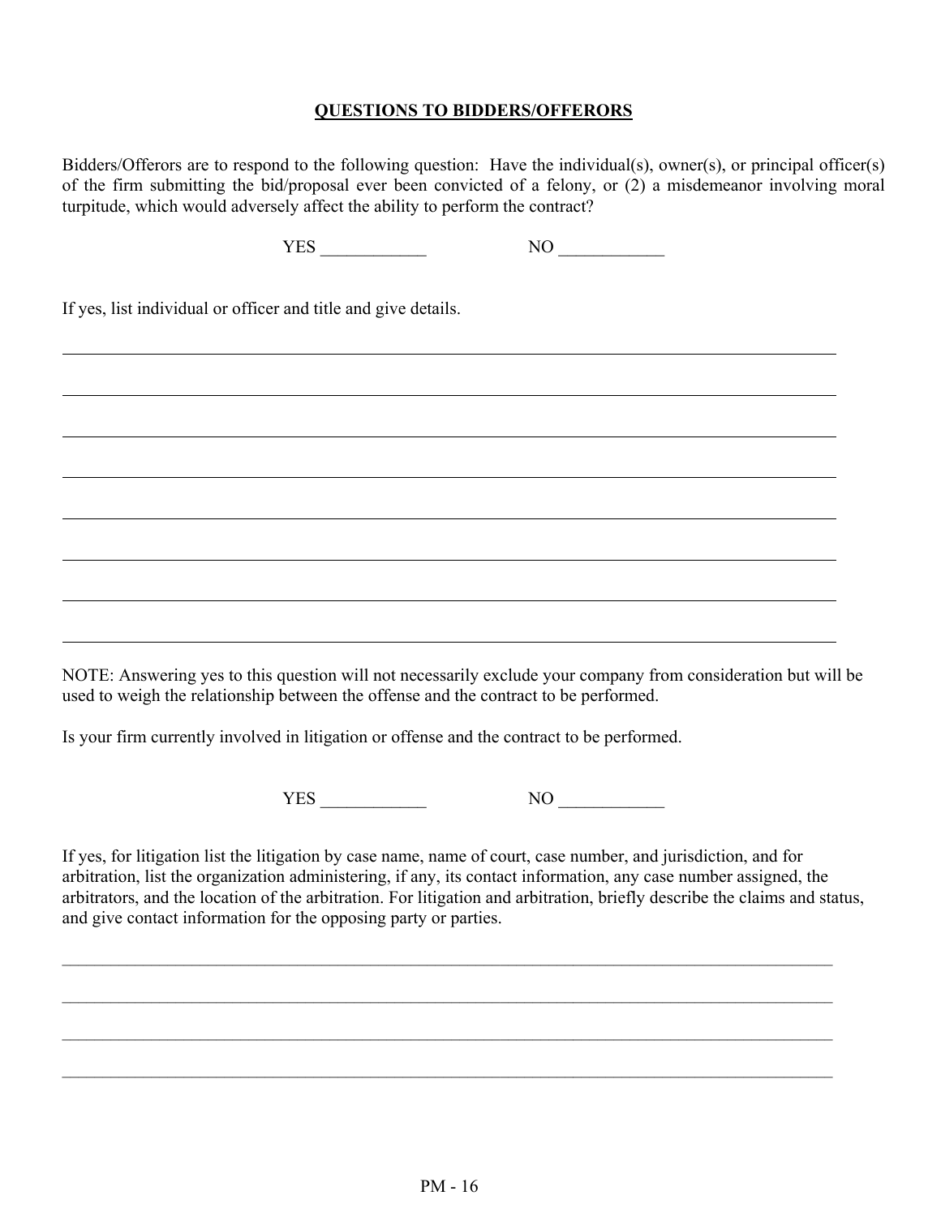## QUESTIONS TO BIDDERS/OFFERORS

Bidders/Offerors are to respond to the following question: Have the individual(s), owner(s), or principal officer(s) of the firm submitting the bid/proposal ever been convicted of a felony, or (2) a misdemeanor involving moral turpitude, which would adversely affect the ability to perform the contract?

YES ____________ NO ____________

If yes, list individual or officer and title and give details.

______________________________________________________________________________

______________________________________________________________________________

______________________________________________________________________________

______________________________________________________________________________

______________________________________________________________________________

______________________________________________________________________________

______________________________________________________________________________

______________________________________________________________________________

NOTE: Answering yes to this question will not necessarily exclude your company from consideration but will be used to weigh the relationship between the offense and the contract to be performed.

Is your firm currently involved in litigation or offense and the contract to be performed.

YES ____________ NO ____________

If yes, for litigation list the litigation by case name, name of court, case number, and jurisdiction, and for arbitration, list the organization administering, if any, its contact information, any case number assigned, the arbitrators, and the location of the arbitration. For litigation and arbitration, briefly describe the claims and status, and give contact information for the opposing party or parties.

______________________________________________________________________________

______________________________________________________________________________

______________________________________________________________________________

______________________________________________________________________________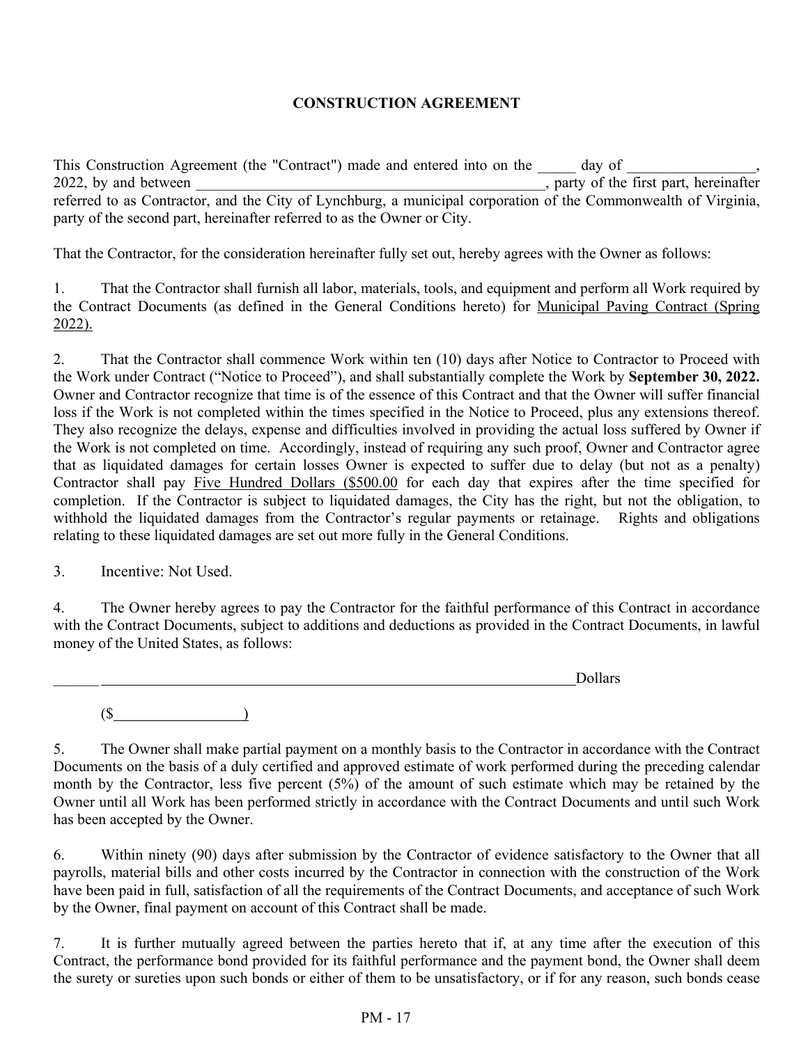# CONSTRUCTION AGREEMENT

This Construction Agreement (the "Contract") made and entered into on the _____ day of _________________, 2022, by and between _________________________________________________, party of the first part, hereinafter referred to as Contractor, and the City of Lynchburg, a municipal corporation of the Commonwealth of Virginia, party of the second part, hereinafter referred to as the Owner or City.

That the Contractor, for the consideration hereinafter fully set out, hereby agrees with the Owner as follows:

1. That the Contractor shall furnish all labor, materials, tools, and equipment and perform all Work required by the Contract Documents (as defined in the General Conditions hereto) for Municipal Paving Contract (Spring 2022).

2. That the Contractor shall commence Work within ten (10) days after Notice to Contractor to Proceed with the Work under Contract ("Notice to Proceed"), and shall substantially complete the Work by **September 30, 2022.** Owner and Contractor recognize that time is of the essence of this Contract and that the Owner will suffer financial loss if the Work is not completed within the times specified in the Notice to Proceed, plus any extensions thereof. They also recognize the delays, expense and difficulties involved in providing the actual loss suffered by Owner if the Work is not completed on time. Accordingly, instead of requiring any such proof, Owner and Contractor agree that as liquidated damages for certain losses Owner is expected to suffer due to delay (but not as a penalty) Contractor shall pay Five Hundred Dollars ($500.00 for each day that expires after the time specified for completion. If the Contractor is subject to liquidated damages, the City has the right, but not the obligation, to withhold the liquidated damages from the Contractor's regular payments or retainage. Rights and obligations relating to these liquidated damages are set out more fully in the General Conditions.

3. Incentive: Not Used.

4. The Owner hereby agrees to pay the Contractor for the faithful performance of this Contract in accordance with the Contract Documents, subject to additions and deductions as provided in the Contract Documents, in lawful money of the United States, as follows:

______ ____________________________________________________________________Dollars

($__________________)

5. The Owner shall make partial payment on a monthly basis to the Contractor in accordance with the Contract Documents on the basis of a duly certified and approved estimate of work performed during the preceding calendar month by the Contractor, less five percent (5%) of the amount of such estimate which may be retained by the Owner until all Work has been performed strictly in accordance with the Contract Documents and until such Work has been accepted by the Owner.

6. Within ninety (90) days after submission by the Contractor of evidence satisfactory to the Owner that all payrolls, material bills and other costs incurred by the Contractor in connection with the construction of the Work have been paid in full, satisfaction of all the requirements of the Contract Documents, and acceptance of such Work by the Owner, final payment on account of this Contract shall be made.

7. It is further mutually agreed between the parties hereto that if, at any time after the execution of this Contract, the performance bond provided for its faithful performance and the payment bond, the Owner shall deem the surety or sureties upon such bonds or either of them to be unsatisfactory, or if for any reason, such bonds cease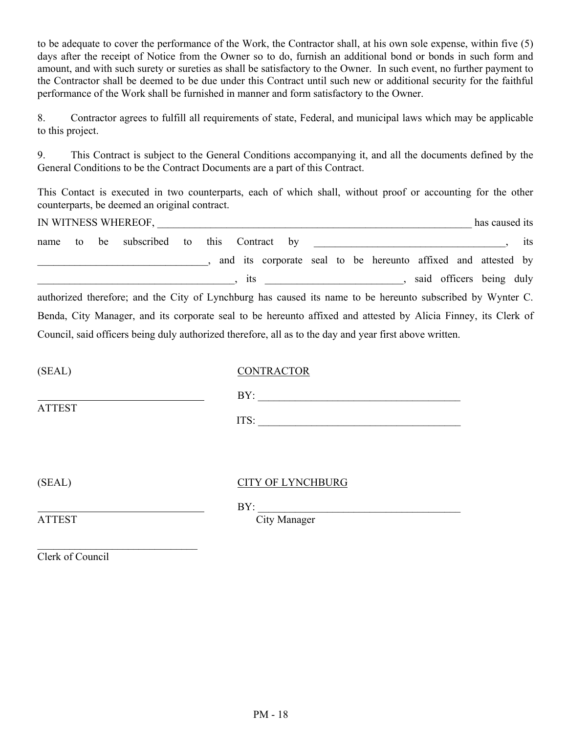to be adequate to cover the performance of the Work, the Contractor shall, at his own sole expense, within five (5) days after the receipt of Notice from the Owner so to do, furnish an additional bond or bonds in such form and amount, and with such surety or sureties as shall be satisfactory to the Owner. In such event, no further payment to the Contractor shall be deemed to be due under this Contract until such new or additional security for the faithful performance of the Work shall be furnished in manner and form satisfactory to the Owner.

8. Contractor agrees to fulfill all requirements of state, Federal, and municipal laws which may be applicable to this project.

9. This Contract is subject to the General Conditions accompanying it, and all the documents defined by the General Conditions to be the Contract Documents are a part of this Contract.

This Contact is executed in two counterparts, each of which shall, without proof or accounting for the other counterparts, be deemed an original contract.

IN WITNESS WHEREOF, _______________________________________________________________ has caused its name to be subscribed to this Contract by ____________________________________, its _______________________________, and its corporate seal to be hereunto affixed and attested by _____________________________________, its _________________________, said officers being duly authorized therefore; and the City of Lynchburg has caused its name to be hereunto subscribed by Wynter C. Benda, City Manager, and its corporate seal to be hereunto affixed and attested by Alicia Finney, its Clerk of Council, said officers being duly authorized therefore, all as to the day and year first above written.

(SEAL)

_______________________________
ATTEST

CONTRACTOR

BY: ______________________________________

ITS: ______________________________________

(SEAL)

_______________________________
ATTEST

CITY OF LYNCHBURG

BY: ______________________________________
City Manager

_______________________________
Clerk of Council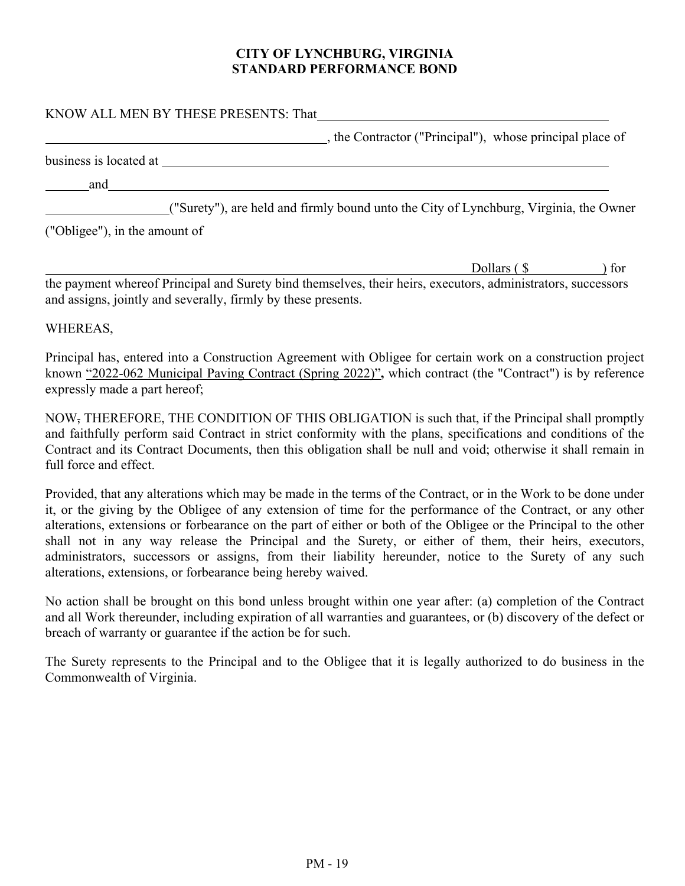# CITY OF LYNCHBURG, VIRGINIA
# STANDARD PERFORMANCE BOND

KNOW ALL MEN BY THESE PRESENTS: That ______________________________

______________________________, the Contractor ("Principal"), whose principal place of business is located at ______________________________

________ and ______________________________

__________________ ("Surety"), are held and firmly bound unto the City of Lynchburg, Virginia, the Owner ("Obligee"), in the amount of

______________________________ Dollars ( $__________ ) for the payment whereof Principal and Surety bind themselves, their heirs, executors, administrators, successors and assigns, jointly and severally, firmly by these presents.

WHEREAS,

Principal has, entered into a Construction Agreement with Obligee for certain work on a construction project known "2022-062 Municipal Paving Contract (Spring 2022)", which contract (the "Contract") is by reference expressly made a part hereof;

NOW, THEREFORE, THE CONDITION OF THIS OBLIGATION is such that, if the Principal shall promptly and faithfully perform said Contract in strict conformity with the plans, specifications and conditions of the Contract and its Contract Documents, then this obligation shall be null and void; otherwise it shall remain in full force and effect.

Provided, that any alterations which may be made in the terms of the Contract, or in the Work to be done under it, or the giving by the Obligee of any extension of time for the performance of the Contract, or any other alterations, extensions or forbearance on the part of either or both of the Obligee or the Principal to the other shall not in any way release the Principal and the Surety, or either of them, their heirs, executors, administrators, successors or assigns, from their liability hereunder, notice to the Surety of any such alterations, extensions, or forbearance being hereby waived.

No action shall be brought on this bond unless brought within one year after: (a) completion of the Contract and all Work thereunder, including expiration of all warranties and guarantees, or (b) discovery of the defect or breach of warranty or guarantee if the action be for such.

The Surety represents to the Principal and to the Obligee that it is legally authorized to do business in the Commonwealth of Virginia.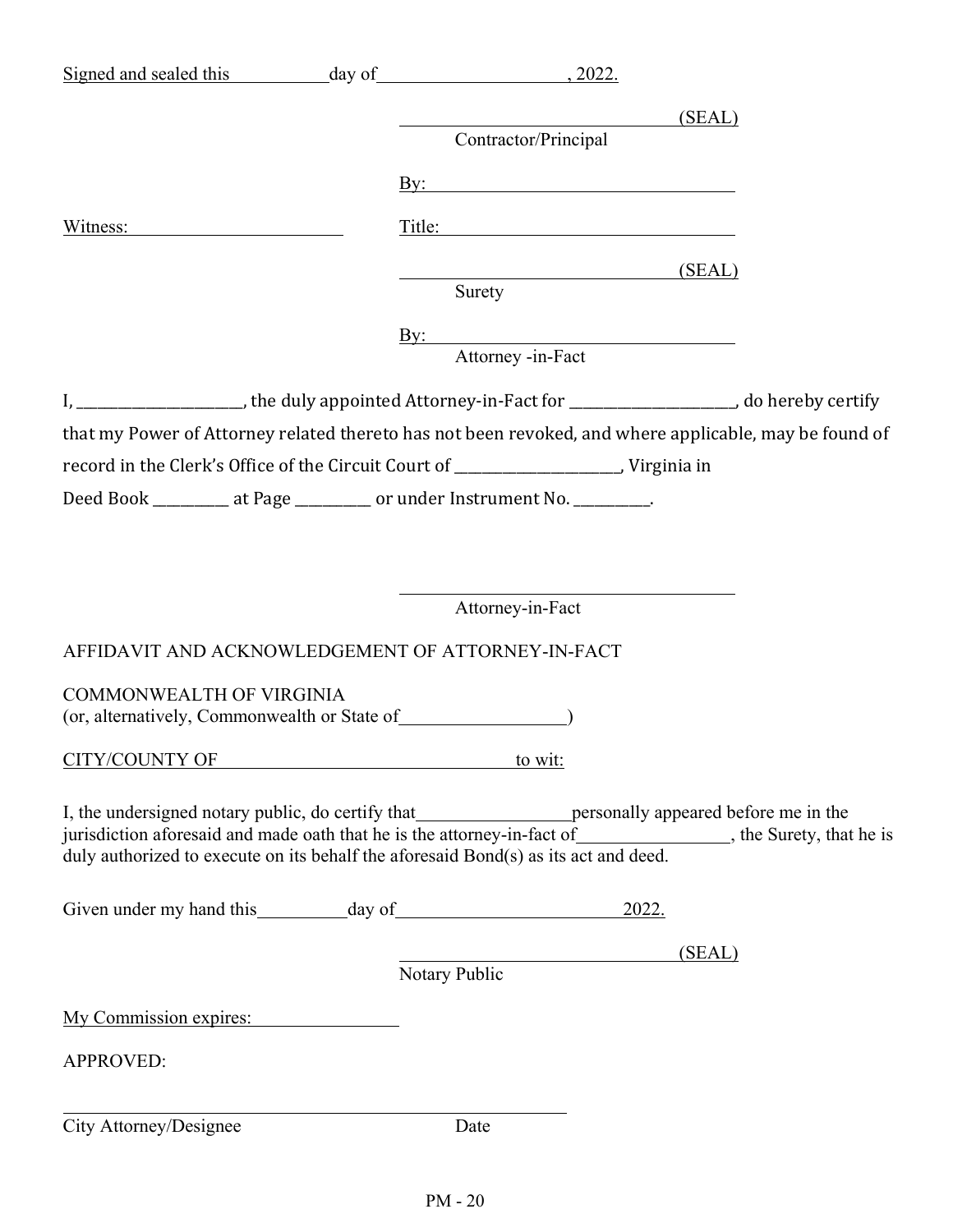Signed and sealed this ___________ day of ____________________, 2022.

______________________________ (SEAL)
Contractor/Principal

By: ________________________________

Witness: ______________________ Title: ________________________________

______________________________ (SEAL)
Surety

By: ________________________________
Attorney -in-Fact

I, ____________________, the duly appointed Attorney-in-Fact for ____________________, do hereby certify that my Power of Attorney related thereto has not been revoked, and where applicable, may be found of record in the Clerk's Office of the Circuit Court of ____________________, Virginia in Deed Book _________ at Page _________ or under Instrument No. _________.

________________________________
Attorney-in-Fact

AFFIDAVIT AND ACKNOWLEDGEMENT OF ATTORNEY-IN-FACT

COMMONWEALTH OF VIRGINIA
(or, alternatively, Commonwealth or State of_________________)

CITY/COUNTY OF ________________________________ to wit:

I, the undersigned notary public, do certify that_________________personally appeared before me in the jurisdiction aforesaid and made oath that he is the attorney-in-fact of________________, the Surety, that he is duly authorized to execute on its behalf the aforesaid Bond(s) as its act and deed.

Given under my hand this__________day of________________________ 2022.

______________________________ (SEAL)
Notary Public

My Commission expires: ________________

APPROVED:

______________________________________________________
City Attorney/Designee Date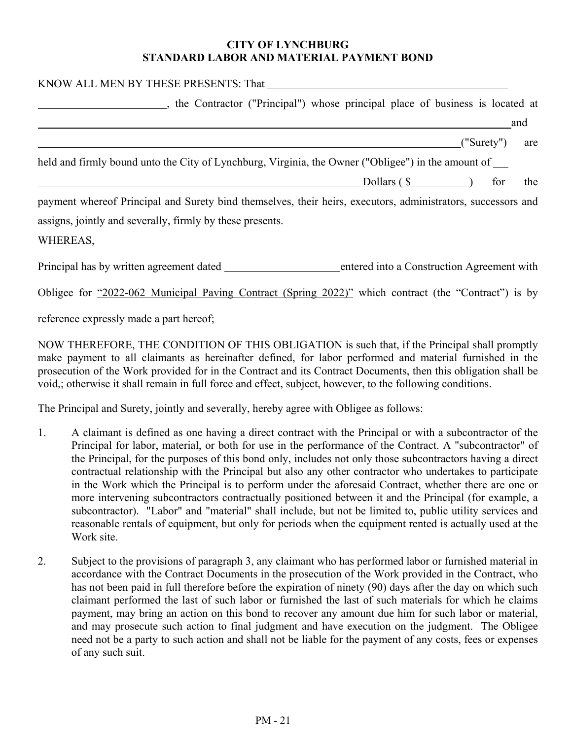**CITY OF LYNCHBURG**
**STANDARD LABOR AND MATERIAL PAYMENT BOND**

KNOW ALL MEN BY THESE PRESENTS: That ____________________________________________

________________________, the Contractor ("Principal") whose principal place of business is located at ____________________________________________________________________________and ____________________________________________________________________________("Surety") are held and firmly bound unto the City of Lynchburg, Virginia, the Owner ("Obligee") in the amount of ___ ______________________________________________________________Dollars ( $___________) for the payment whereof Principal and Surety bind themselves, their heirs, executors, administrators, successors and assigns, jointly and severally, firmly by these presents.

WHEREAS,

Principal has by written agreement dated _____________________entered into a Construction Agreement with Obligee for "2022-062 Municipal Paving Contract (Spring 2022)" which contract (the "Contract") is by reference expressly made a part hereof;

NOW THEREFORE, THE CONDITION OF THIS OBLIGATION is such that, if the Principal shall promptly make payment to all claimants as hereinafter defined, for labor performed and material furnished in the prosecution of the Work provided for in the Contract and its Contract Documents, then this obligation shall be void,; otherwise it shall remain in full force and effect, subject, however, to the following conditions.

The Principal and Surety, jointly and severally, hereby agree with Obligee as follows:

1. A claimant is defined as one having a direct contract with the Principal or with a subcontractor of the Principal for labor, material, or both for use in the performance of the Contract. A "subcontractor" of the Principal, for the purposes of this bond only, includes not only those subcontractors having a direct contractual relationship with the Principal but also any other contractor who undertakes to participate in the Work which the Principal is to perform under the aforesaid Contract, whether there are one or more intervening subcontractors contractually positioned between it and the Principal (for example, a subcontractor). "Labor" and "material" shall include, but not be limited to, public utility services and reasonable rentals of equipment, but only for periods when the equipment rented is actually used at the Work site.

2. Subject to the provisions of paragraph 3, any claimant who has performed labor or furnished material in accordance with the Contract Documents in the prosecution of the Work provided in the Contract, who has not been paid in full therefore before the expiration of ninety (90) days after the day on which such claimant performed the last of such labor or furnished the last of such materials for which he claims payment, may bring an action on this bond to recover any amount due him for such labor or material, and may prosecute such action to final judgment and have execution on the judgment. The Obligee need not be a party to such action and shall not be liable for the payment of any costs, fees or expenses of any such suit.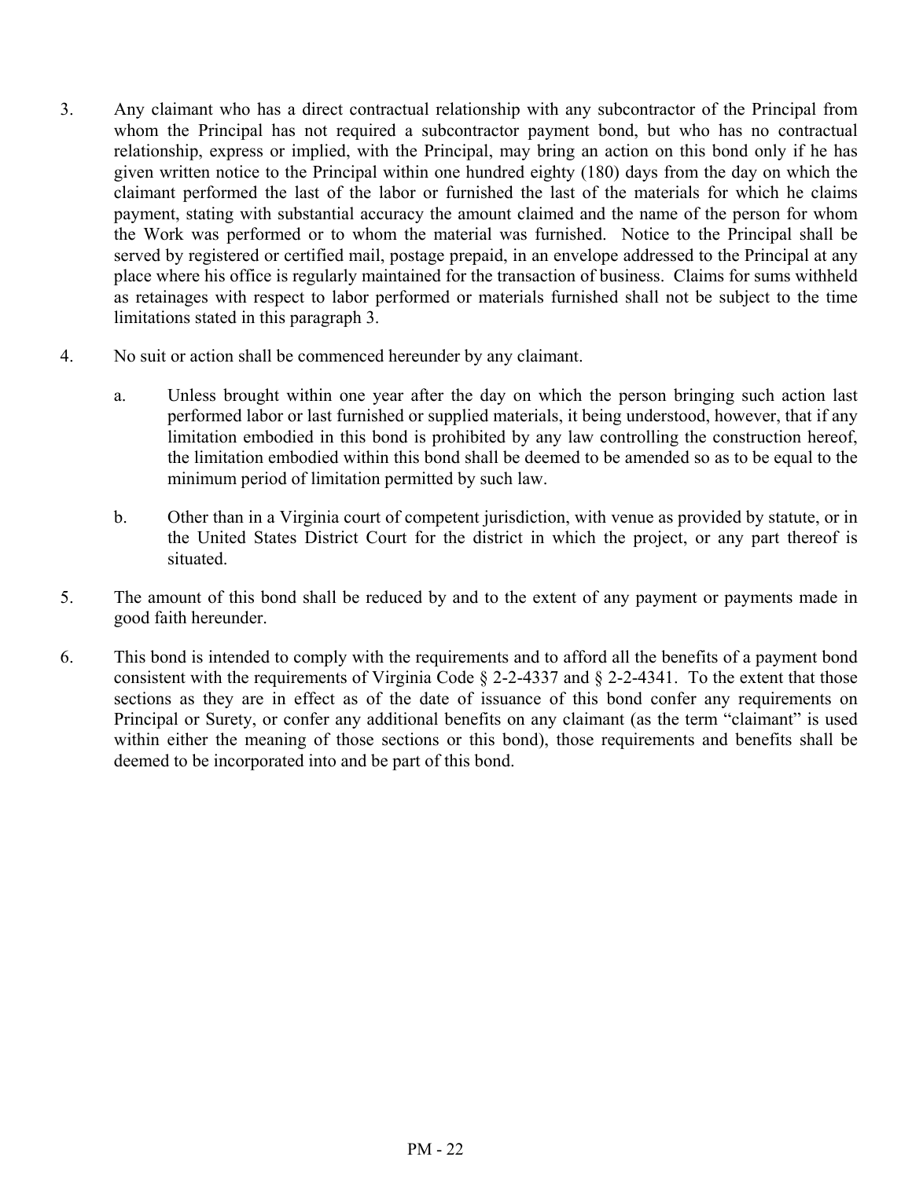3. Any claimant who has a direct contractual relationship with any subcontractor of the Principal from whom the Principal has not required a subcontractor payment bond, but who has no contractual relationship, express or implied, with the Principal, may bring an action on this bond only if he has given written notice to the Principal within one hundred eighty (180) days from the day on which the claimant performed the last of the labor or furnished the last of the materials for which he claims payment, stating with substantial accuracy the amount claimed and the name of the person for whom the Work was performed or to whom the material was furnished. Notice to the Principal shall be served by registered or certified mail, postage prepaid, in an envelope addressed to the Principal at any place where his office is regularly maintained for the transaction of business. Claims for sums withheld as retainages with respect to labor performed or materials furnished shall not be subject to the time limitations stated in this paragraph 3.

4. No suit or action shall be commenced hereunder by any claimant.

   a. Unless brought within one year after the day on which the person bringing such action last performed labor or last furnished or supplied materials, it being understood, however, that if any limitation embodied in this bond is prohibited by any law controlling the construction hereof, the limitation embodied within this bond shall be deemed to be amended so as to be equal to the minimum period of limitation permitted by such law.

   b. Other than in a Virginia court of competent jurisdiction, with venue as provided by statute, or in the United States District Court for the district in which the project, or any part thereof is situated.

5. The amount of this bond shall be reduced by and to the extent of any payment or payments made in good faith hereunder.

6. This bond is intended to comply with the requirements and to afford all the benefits of a payment bond consistent with the requirements of Virginia Code § 2-2-4337 and § 2-2-4341. To the extent that those sections as they are in effect as of the date of issuance of this bond confer any requirements on Principal or Surety, or confer any additional benefits on any claimant (as the term "claimant" is used within either the meaning of those sections or this bond), those requirements and benefits shall be deemed to be incorporated into and be part of this bond.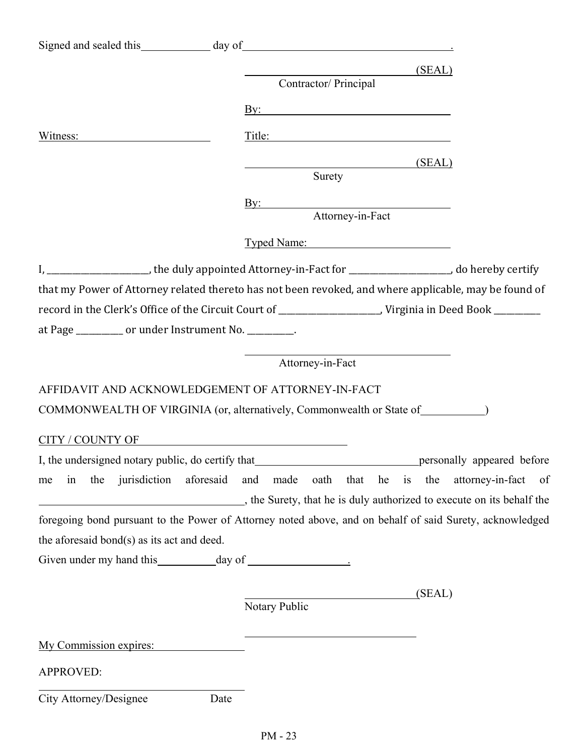Signed and sealed this ____________ day of ____________________________________.

____________________________________ (SEAL)
Contractor/ Principal

By: ____________________________________

Witness: ________________________ Title: ____________________________________

____________________________________ (SEAL)
Surety

By: ____________________________________
Attorney-in-Fact

Typed Name: ____________________________

I, ____________________, the duly appointed Attorney-in-Fact for ____________________, do hereby certify that my Power of Attorney related thereto has not been revoked, and where applicable, may be found of record in the Clerk's Office of the Circuit Court of ____________________, Virginia in Deed Book _________ at Page _________ or under Instrument No. _________.

____________________________________
Attorney-in-Fact

AFFIDAVIT AND ACKNOWLEDGEMENT OF ATTORNEY-IN-FACT
COMMONWEALTH OF VIRGINIA (or, alternatively, Commonwealth or State of ___________)

CITY / COUNTY OF ____________________________________

I, the undersigned notary public, do certify that ______________________________ personally appeared before me in the jurisdiction aforesaid and made oath that he is the attorney-in-fact of ____________________________________, the Surety, that he is duly authorized to execute on its behalf the foregoing bond pursuant to the Power of Attorney noted above, and on behalf of said Surety, acknowledged the aforesaid bond(s) as its act and deed.

Given under my hand this __________ day of __________________.

________________________________ (SEAL)
Notary Public

________________________________

My Commission expires: ________________

APPROVED:

____________________________________
City Attorney/Designee Date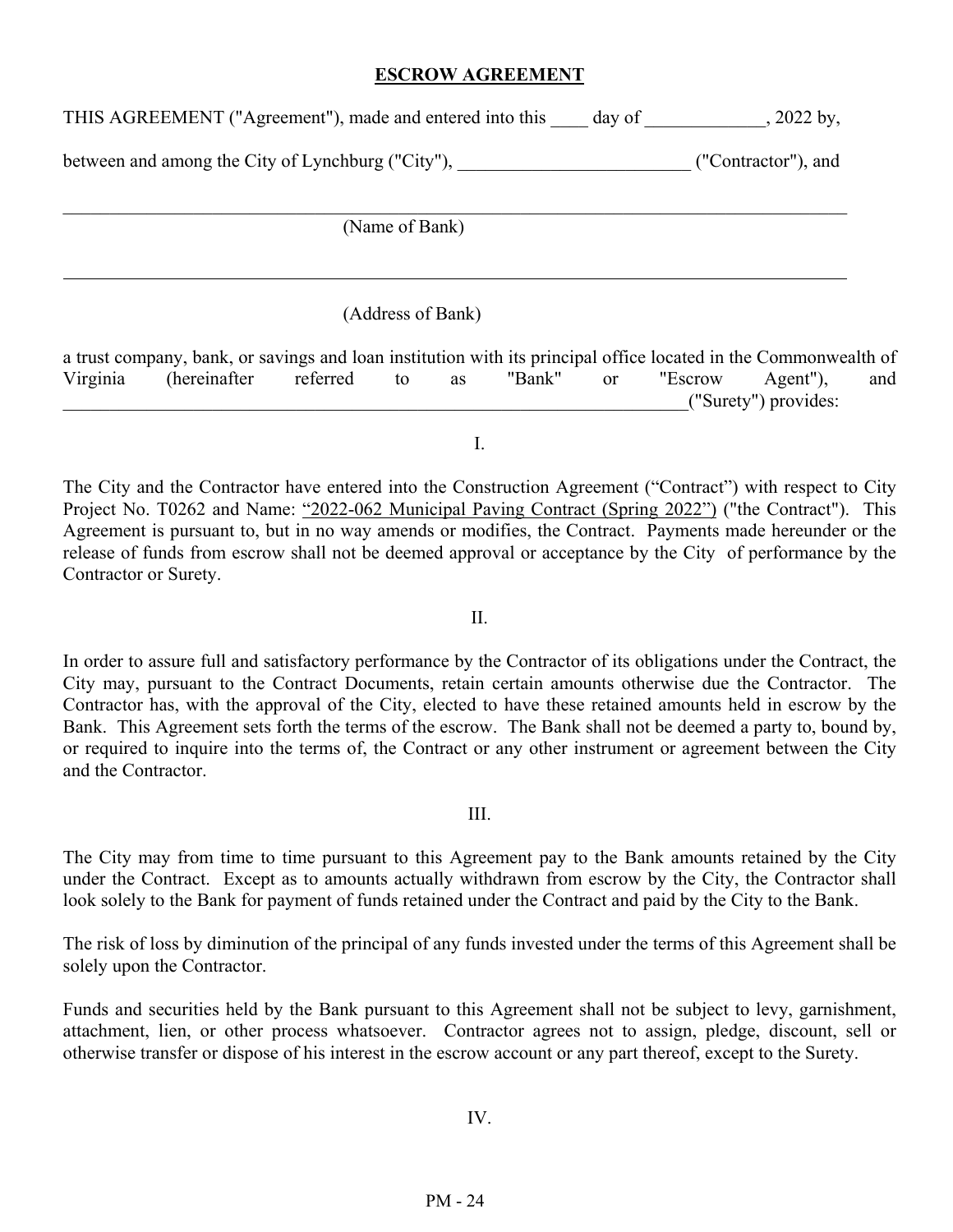## ESCROW AGREEMENT

THIS AGREEMENT ("Agreement"), made and entered into this ____ day of _____________, 2022 by,

between and among the City of Lynchburg ("City"), _________________________ ("Contractor"), and

_______________________________________________________________________________

(Name of Bank)

_______________________________________________________________________________

(Address of Bank)

a trust company, bank, or savings and loan institution with its principal office located in the Commonwealth of Virginia (hereinafter referred to as "Bank" or "Escrow Agent"), and _______________________________________________________________________("Surety") provides:

I.

The City and the Contractor have entered into the Construction Agreement ("Contract") with respect to City Project No. T0262 and Name: "2022-062 Municipal Paving Contract (Spring 2022)" ("the Contract"). This Agreement is pursuant to, but in no way amends or modifies, the Contract. Payments made hereunder or the release of funds from escrow shall not be deemed approval or acceptance by the City of performance by the Contractor or Surety.

II.

In order to assure full and satisfactory performance by the Contractor of its obligations under the Contract, the City may, pursuant to the Contract Documents, retain certain amounts otherwise due the Contractor. The Contractor has, with the approval of the City, elected to have these retained amounts held in escrow by the Bank. This Agreement sets forth the terms of the escrow. The Bank shall not be deemed a party to, bound by, or required to inquire into the terms of, the Contract or any other instrument or agreement between the City and the Contractor.

III.

The City may from time to time pursuant to this Agreement pay to the Bank amounts retained by the City under the Contract. Except as to amounts actually withdrawn from escrow by the City, the Contractor shall look solely to the Bank for payment of funds retained under the Contract and paid by the City to the Bank.

The risk of loss by diminution of the principal of any funds invested under the terms of this Agreement shall be solely upon the Contractor.

Funds and securities held by the Bank pursuant to this Agreement shall not be subject to levy, garnishment, attachment, lien, or other process whatsoever. Contractor agrees not to assign, pledge, discount, sell or otherwise transfer or dispose of his interest in the escrow account or any part thereof, except to the Surety.

IV.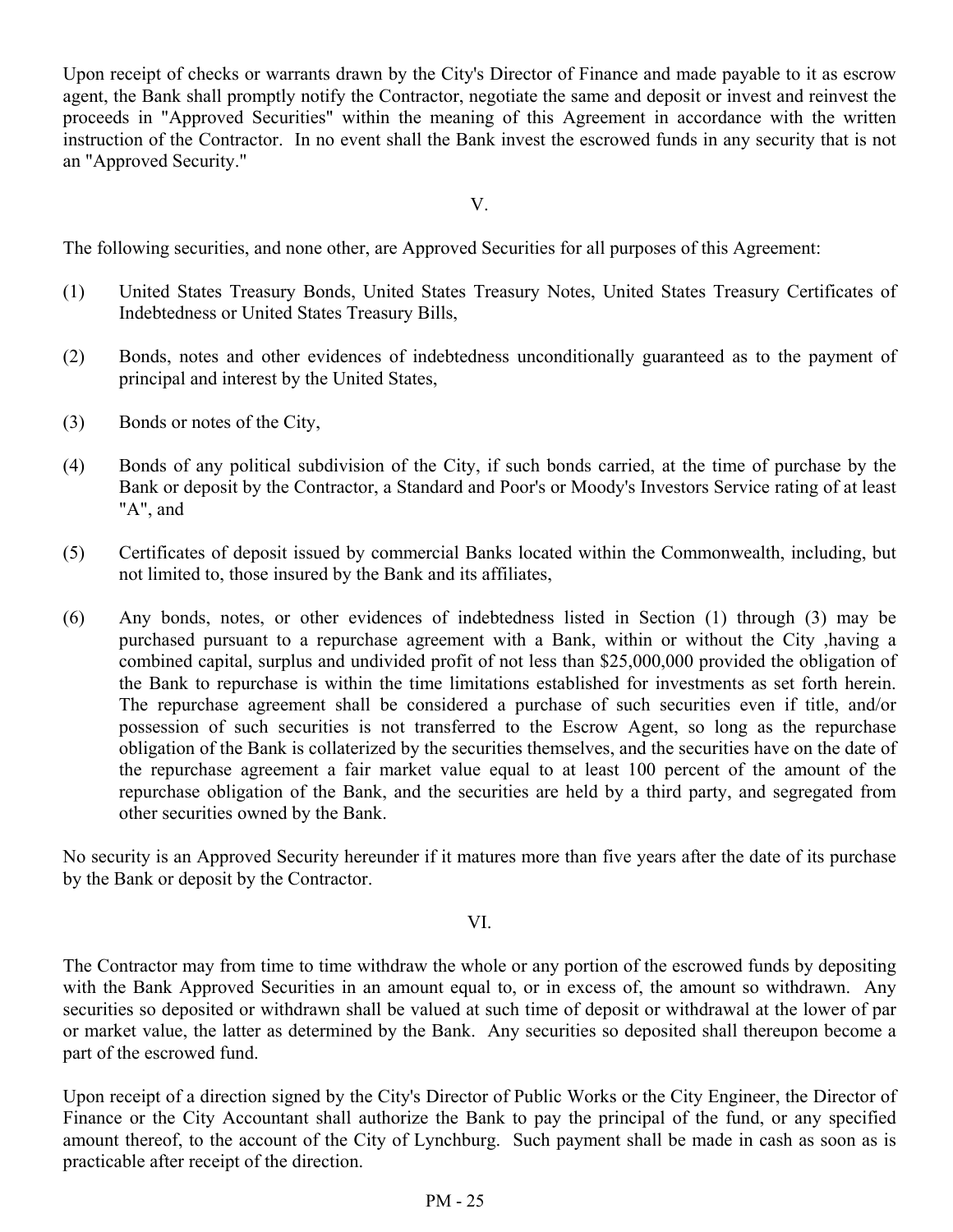Upon receipt of checks or warrants drawn by the City's Director of Finance and made payable to it as escrow agent, the Bank shall promptly notify the Contractor, negotiate the same and deposit or invest and reinvest the proceeds in "Approved Securities" within the meaning of this Agreement in accordance with the written instruction of the Contractor. In no event shall the Bank invest the escrowed funds in any security that is not an "Approved Security."

V.

The following securities, and none other, are Approved Securities for all purposes of this Agreement:

(1) United States Treasury Bonds, United States Treasury Notes, United States Treasury Certificates of Indebtedness or United States Treasury Bills,

(2) Bonds, notes and other evidences of indebtedness unconditionally guaranteed as to the payment of principal and interest by the United States,

(3) Bonds or notes of the City,

(4) Bonds of any political subdivision of the City, if such bonds carried, at the time of purchase by the Bank or deposit by the Contractor, a Standard and Poor's or Moody's Investors Service rating of at least "A", and

(5) Certificates of deposit issued by commercial Banks located within the Commonwealth, including, but not limited to, those insured by the Bank and its affiliates,

(6) Any bonds, notes, or other evidences of indebtedness listed in Section (1) through (3) may be purchased pursuant to a repurchase agreement with a Bank, within or without the City ,having a combined capital, surplus and undivided profit of not less than $25,000,000 provided the obligation of the Bank to repurchase is within the time limitations established for investments as set forth herein. The repurchase agreement shall be considered a purchase of such securities even if title, and/or possession of such securities is not transferred to the Escrow Agent, so long as the repurchase obligation of the Bank is collaterized by the securities themselves, and the securities have on the date of the repurchase agreement a fair market value equal to at least 100 percent of the amount of the repurchase obligation of the Bank, and the securities are held by a third party, and segregated from other securities owned by the Bank.

No security is an Approved Security hereunder if it matures more than five years after the date of its purchase by the Bank or deposit by the Contractor.

VI.

The Contractor may from time to time withdraw the whole or any portion of the escrowed funds by depositing with the Bank Approved Securities in an amount equal to, or in excess of, the amount so withdrawn. Any securities so deposited or withdrawn shall be valued at such time of deposit or withdrawal at the lower of par or market value, the latter as determined by the Bank. Any securities so deposited shall thereupon become a part of the escrowed fund.

Upon receipt of a direction signed by the City's Director of Public Works or the City Engineer, the Director of Finance or the City Accountant shall authorize the Bank to pay the principal of the fund, or any specified amount thereof, to the account of the City of Lynchburg. Such payment shall be made in cash as soon as is practicable after receipt of the direction.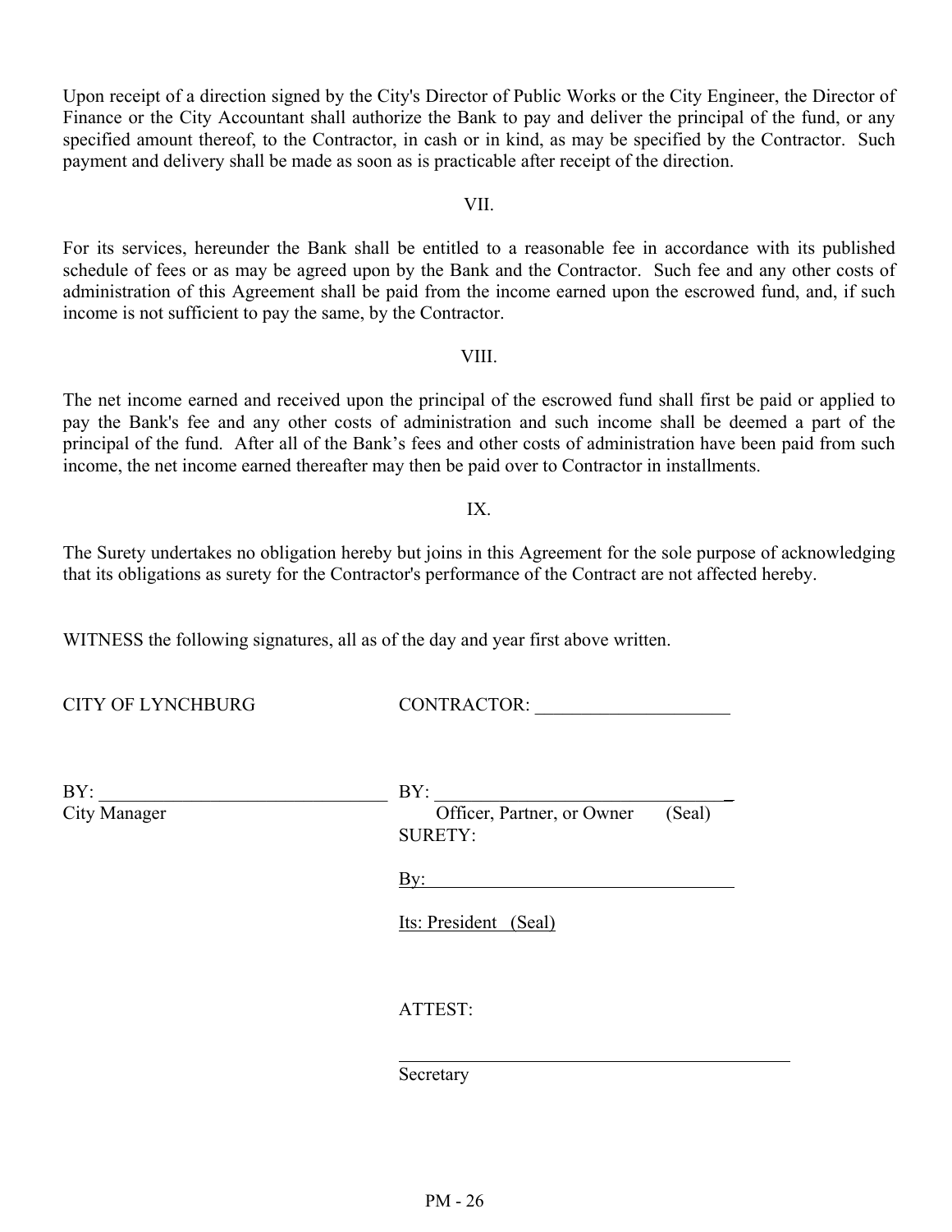Upon receipt of a direction signed by the City's Director of Public Works or the City Engineer, the Director of Finance or the City Accountant shall authorize the Bank to pay and deliver the principal of the fund, or any specified amount thereof, to the Contractor, in cash or in kind, as may be specified by the Contractor. Such payment and delivery shall be made as soon as is practicable after receipt of the direction.

VII.

For its services, hereunder the Bank shall be entitled to a reasonable fee in accordance with its published schedule of fees or as may be agreed upon by the Bank and the Contractor. Such fee and any other costs of administration of this Agreement shall be paid from the income earned upon the escrowed fund, and, if such income is not sufficient to pay the same, by the Contractor.

VIII.

The net income earned and received upon the principal of the escrowed fund shall first be paid or applied to pay the Bank's fee and any other costs of administration and such income shall be deemed a part of the principal of the fund. After all of the Bank's fees and other costs of administration have been paid from such income, the net income earned thereafter may then be paid over to Contractor in installments.

IX.

The Surety undertakes no obligation hereby but joins in this Agreement for the sole purpose of acknowledging that its obligations as surety for the Contractor's performance of the Contract are not affected hereby.

WITNESS the following signatures, all as of the day and year first above written.

CITY OF LYNCHBURG

BY: _______________________________
City Manager

CONTRACTOR: _____________________

BY: _______________________________
Officer, Partner, or Owner (Seal)

SURETY:

By: _______________________________

Its: President (Seal)

ATTEST:

_____________________________________________
Secretary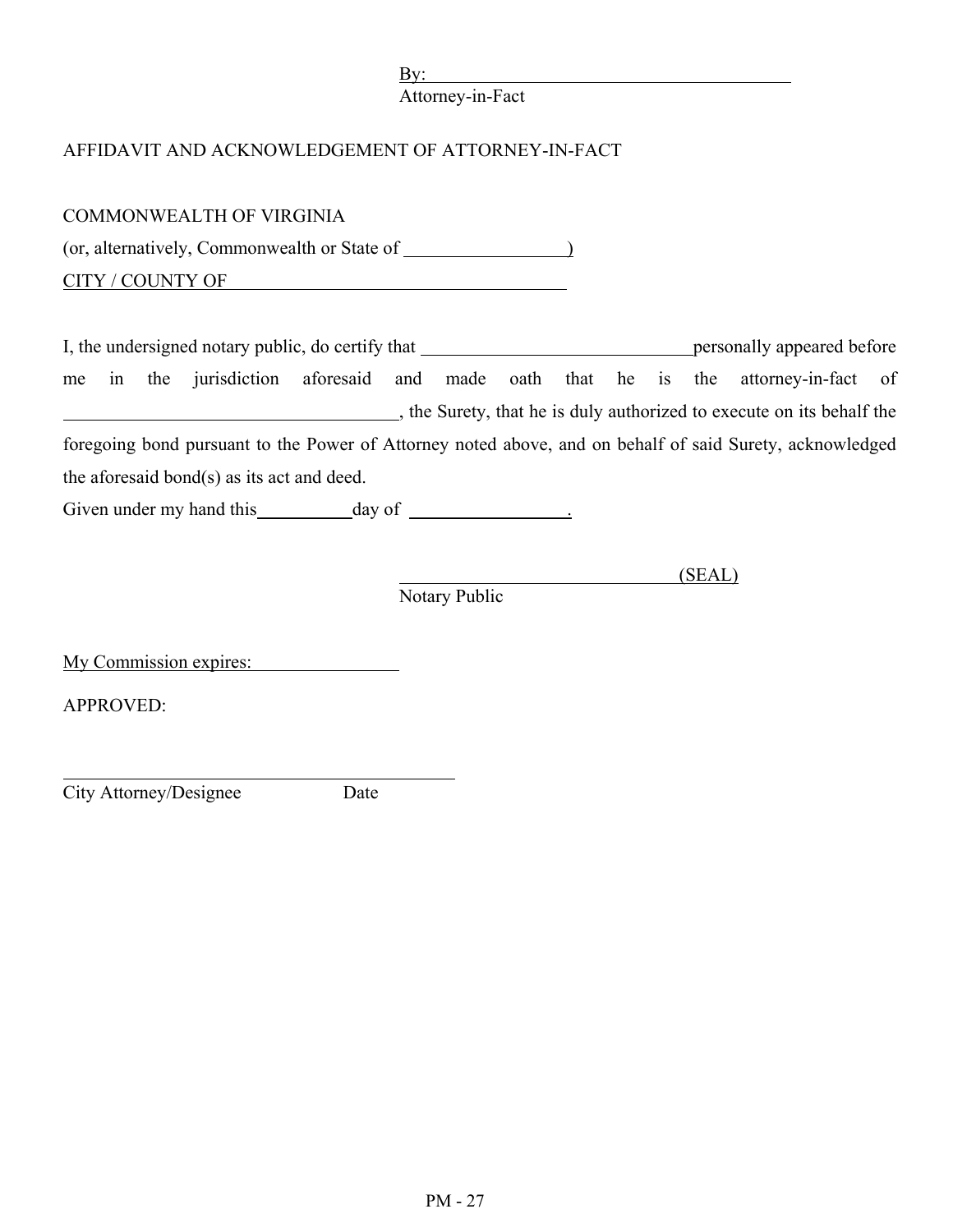By: \_\_\_\_\_\_\_\_\_\_\_\_\_\_\_\_\_\_\_\_\_\_\_\_\_\_\_\_\_\_\_\_\_\_\_\_\_\_\_\_
Attorney-in-Fact

AFFIDAVIT AND ACKNOWLEDGEMENT OF ATTORNEY-IN-FACT

COMMONWEALTH OF VIRGINIA
(or, alternatively, Commonwealth or State of \_\_\_\_\_\_\_\_\_\_\_\_\_\_\_\_\_\_)
CITY / COUNTY OF \_\_\_\_\_\_\_\_\_\_\_\_\_\_\_\_\_\_\_\_\_\_\_\_\_\_\_\_\_\_\_\_\_\_\_\_\_\_

I, the undersigned notary public, do certify that \_\_\_\_\_\_\_\_\_\_\_\_\_\_\_\_\_\_\_\_\_\_\_\_\_\_\_\_\_\_ personally appeared before me in the jurisdiction aforesaid and made oath that he is the attorney-in-fact of \_\_\_\_\_\_\_\_\_\_\_\_\_\_\_\_\_\_\_\_\_\_\_\_\_\_\_\_\_\_\_\_\_\_\_\_, the Surety, that he is duly authorized to execute on its behalf the foregoing bond pursuant to the Power of Attorney noted above, and on behalf of said Surety, acknowledged the aforesaid bond(s) as its act and deed.
Given under my hand this \_\_\_\_\_\_\_\_\_\_ day of \_\_\_\_\_\_\_\_\_\_\_\_\_\_\_\_\_\_.

\_\_\_\_\_\_\_\_\_\_\_\_\_\_\_\_\_\_\_\_\_\_\_\_\_\_\_\_\_\_ (SEAL)
Notary Public

My Commission expires: \_\_\_\_\_\_\_\_\_\_\_\_\_\_\_\_

APPROVED:

\_\_\_\_\_\_\_\_\_\_\_\_\_\_\_\_\_\_\_\_\_\_\_\_\_\_\_\_\_\_\_\_\_\_\_\_\_\_\_\_\_\_
City Attorney/Designee Date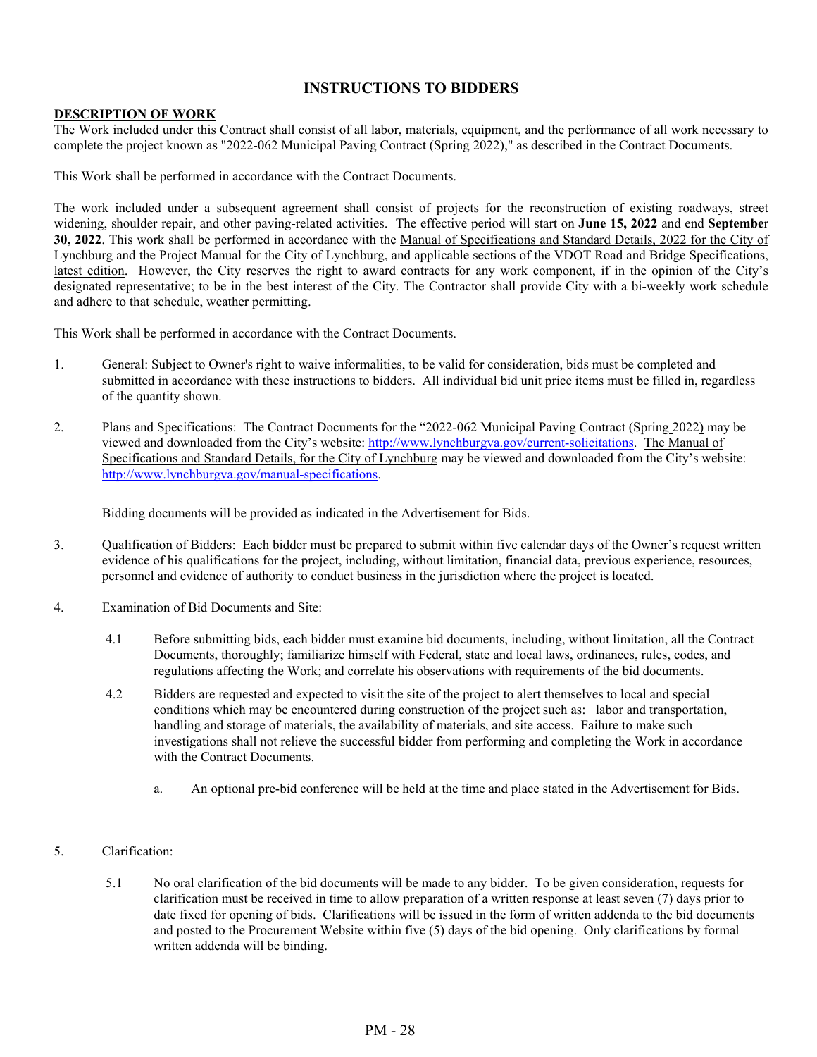# INSTRUCTIONS TO BIDDERS

**DESCRIPTION OF WORK**

The Work included under this Contract shall consist of all labor, materials, equipment, and the performance of all work necessary to complete the project known as "2022-062 Municipal Paving Contract (Spring 2022)," as described in the Contract Documents.

This Work shall be performed in accordance with the Contract Documents.

The work included under a subsequent agreement shall consist of projects for the reconstruction of existing roadways, street widening, shoulder repair, and other paving-related activities. The effective period will start on **June 15, 2022** and end **September 30, 2022**. This work shall be performed in accordance with the Manual of Specifications and Standard Details, 2022 for the City of Lynchburg and the Project Manual for the City of Lynchburg, and applicable sections of the VDOT Road and Bridge Specifications, latest edition. However, the City reserves the right to award contracts for any work component, if in the opinion of the City's designated representative; to be in the best interest of the City. The Contractor shall provide City with a bi-weekly work schedule and adhere to that schedule, weather permitting.

This Work shall be performed in accordance with the Contract Documents.

1. General: Subject to Owner's right to waive informalities, to be valid for consideration, bids must be completed and submitted in accordance with these instructions to bidders. All individual bid unit price items must be filled in, regardless of the quantity shown.

2. Plans and Specifications: The Contract Documents for the "2022-062 Municipal Paving Contract (Spring 2022) may be viewed and downloaded from the City's website: http://www.lynchburgva.gov/current-solicitations. The Manual of Specifications and Standard Details, for the City of Lynchburg may be viewed and downloaded from the City's website: http://www.lynchburgva.gov/manual-specifications.

   Bidding documents will be provided as indicated in the Advertisement for Bids.

3. Qualification of Bidders: Each bidder must be prepared to submit within five calendar days of the Owner's request written evidence of his qualifications for the project, including, without limitation, financial data, previous experience, resources, personnel and evidence of authority to conduct business in the jurisdiction where the project is located.

4. Examination of Bid Documents and Site:

   4.1 Before submitting bids, each bidder must examine bid documents, including, without limitation, all the Contract Documents, thoroughly; familiarize himself with Federal, state and local laws, ordinances, rules, codes, and regulations affecting the Work; and correlate his observations with requirements of the bid documents.

   4.2 Bidders are requested and expected to visit the site of the project to alert themselves to local and special conditions which may be encountered during construction of the project such as: labor and transportation, handling and storage of materials, the availability of materials, and site access. Failure to make such investigations shall not relieve the successful bidder from performing and completing the Work in accordance with the Contract Documents.

      a. An optional pre-bid conference will be held at the time and place stated in the Advertisement for Bids.

5. Clarification:

   5.1 No oral clarification of the bid documents will be made to any bidder. To be given consideration, requests for clarification must be received in time to allow preparation of a written response at least seven (7) days prior to date fixed for opening of bids. Clarifications will be issued in the form of written addenda to the bid documents and posted to the Procurement Website within five (5) days of the bid opening. Only clarifications by formal written addenda will be binding.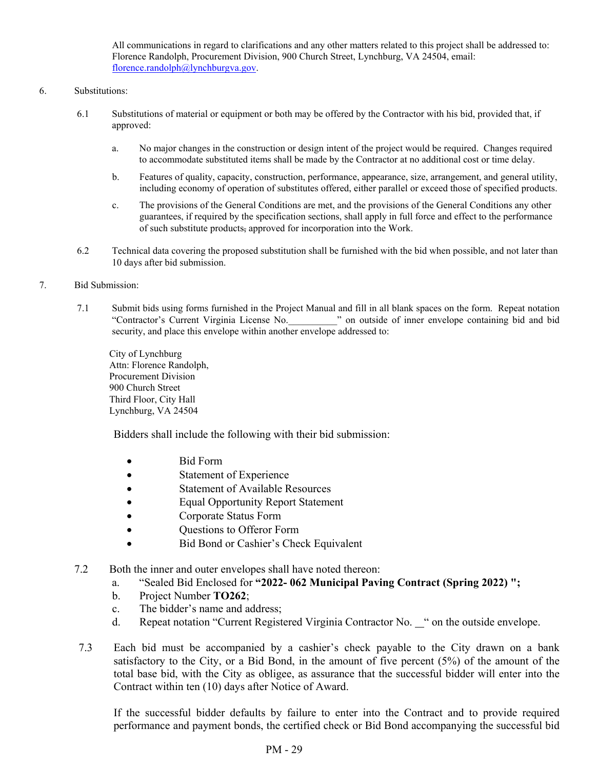All communications in regard to clarifications and any other matters related to this project shall be addressed to: Florence Randolph, Procurement Division, 900 Church Street, Lynchburg, VA 24504, email: florence.randolph@lynchburgva.gov.

6. Substitutions:

6.1 Substitutions of material or equipment or both may be offered by the Contractor with his bid, provided that, if approved:

a. No major changes in the construction or design intent of the project would be required. Changes required to accommodate substituted items shall be made by the Contractor at no additional cost or time delay.

b. Features of quality, capacity, construction, performance, appearance, size, arrangement, and general utility, including economy of operation of substitutes offered, either parallel or exceed those of specified products.

c. The provisions of the General Conditions are met, and the provisions of the General Conditions any other guarantees, if required by the specification sections, shall apply in full force and effect to the performance of such substitute products, approved for incorporation into the Work.

6.2 Technical data covering the proposed substitution shall be furnished with the bid when possible, and not later than 10 days after bid submission.

7. Bid Submission:

7.1 Submit bids using forms furnished in the Project Manual and fill in all blank spaces on the form. Repeat notation "Contractor's Current Virginia License No.__________" on outside of inner envelope containing bid and bid security, and place this envelope within another envelope addressed to:

City of Lynchburg
Attn: Florence Randolph,
Procurement Division
900 Church Street
Third Floor, City Hall
Lynchburg, VA 24504

Bidders shall include the following with their bid submission:

- Bid Form
- Statement of Experience
- Statement of Available Resources
- Equal Opportunity Report Statement
- Corporate Status Form
- Questions to Offeror Form
- Bid Bond or Cashier's Check Equivalent

7.2 Both the inner and outer envelopes shall have noted thereon:

a. "Sealed Bid Enclosed for **"2022- 062 Municipal Paving Contract (Spring 2022) ";**
b. Project Number **TO262**;
c. The bidder's name and address;
d. Repeat notation "Current Registered Virginia Contractor No. __" on the outside envelope.

7.3 Each bid must be accompanied by a cashier's check payable to the City drawn on a bank satisfactory to the City, or a Bid Bond, in the amount of five percent (5%) of the amount of the total base bid, with the City as obligee, as assurance that the successful bidder will enter into the Contract within ten (10) days after Notice of Award.

If the successful bidder defaults by failure to enter into the Contract and to provide required performance and payment bonds, the certified check or Bid Bond accompanying the successful bid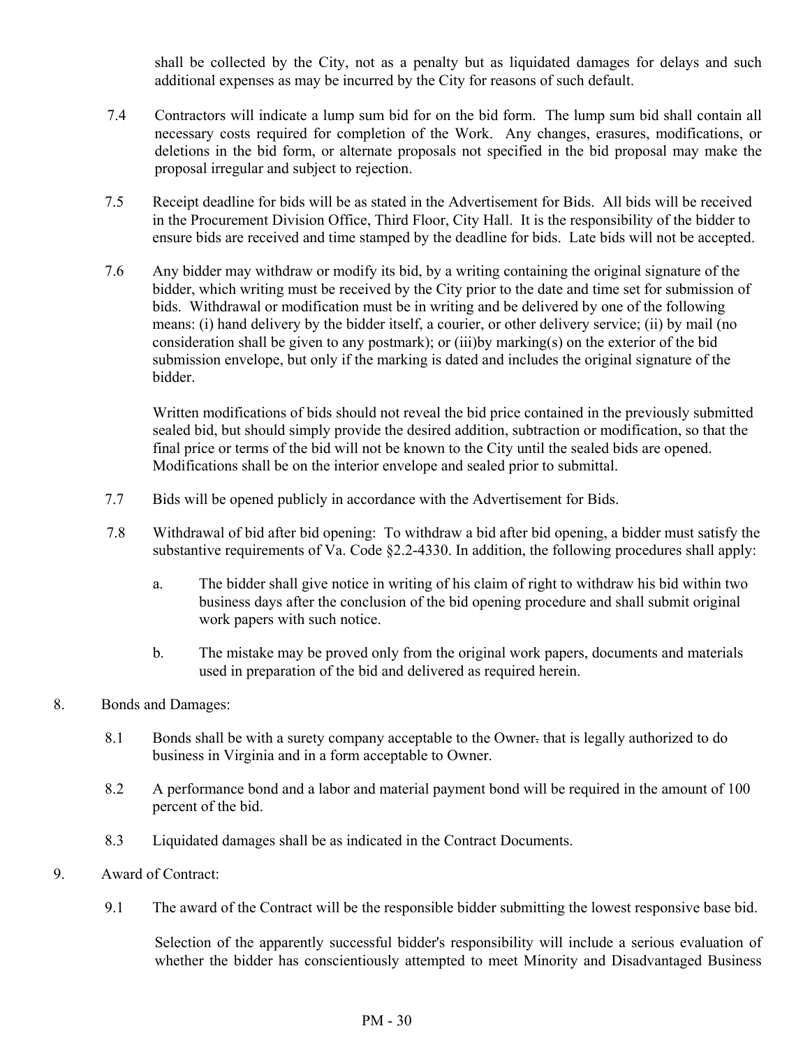shall be collected by the City, not as a penalty but as liquidated damages for delays and such additional expenses as may be incurred by the City for reasons of such default.

7.4 Contractors will indicate a lump sum bid for on the bid form. The lump sum bid shall contain all necessary costs required for completion of the Work. Any changes, erasures, modifications, or deletions in the bid form, or alternate proposals not specified in the bid proposal may make the proposal irregular and subject to rejection.

7.5 Receipt deadline for bids will be as stated in the Advertisement for Bids. All bids will be received in the Procurement Division Office, Third Floor, City Hall. It is the responsibility of the bidder to ensure bids are received and time stamped by the deadline for bids. Late bids will not be accepted.

7.6 Any bidder may withdraw or modify its bid, by a writing containing the original signature of the bidder, which writing must be received by the City prior to the date and time set for submission of bids. Withdrawal or modification must be in writing and be delivered by one of the following means: (i) hand delivery by the bidder itself, a courier, or other delivery service; (ii) by mail (no consideration shall be given to any postmark); or (iii)by marking(s) on the exterior of the bid submission envelope, but only if the marking is dated and includes the original signature of the bidder.

Written modifications of bids should not reveal the bid price contained in the previously submitted sealed bid, but should simply provide the desired addition, subtraction or modification, so that the final price or terms of the bid will not be known to the City until the sealed bids are opened. Modifications shall be on the interior envelope and sealed prior to submittal.

7.7 Bids will be opened publicly in accordance with the Advertisement for Bids.

7.8 Withdrawal of bid after bid opening: To withdraw a bid after bid opening, a bidder must satisfy the substantive requirements of Va. Code §2.2-4330. In addition, the following procedures shall apply:

a. The bidder shall give notice in writing of his claim of right to withdraw his bid within two business days after the conclusion of the bid opening procedure and shall submit original work papers with such notice.

b. The mistake may be proved only from the original work papers, documents and materials used in preparation of the bid and delivered as required herein.

8. Bonds and Damages:

8.1 Bonds shall be with a surety company acceptable to the Owner. that is legally authorized to do business in Virginia and in a form acceptable to Owner.

8.2 A performance bond and a labor and material payment bond will be required in the amount of 100 percent of the bid.

8.3 Liquidated damages shall be as indicated in the Contract Documents.

9. Award of Contract:

9.1 The award of the Contract will be the responsible bidder submitting the lowest responsive base bid.

Selection of the apparently successful bidder's responsibility will include a serious evaluation of whether the bidder has conscientiously attempted to meet Minority and Disadvantaged Business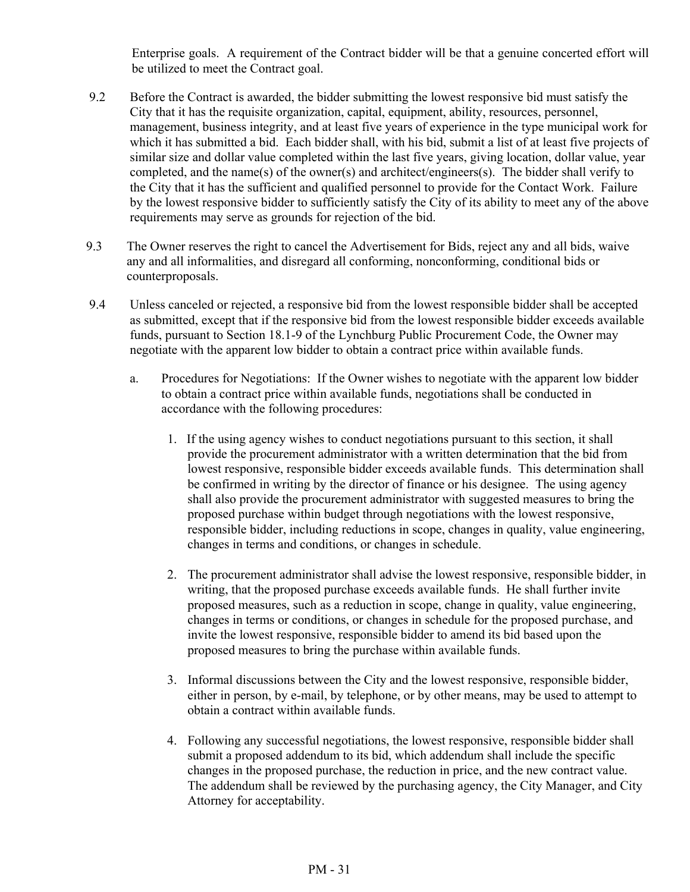Enterprise goals. A requirement of the Contract bidder will be that a genuine concerted effort will be utilized to meet the Contract goal.

9.2 Before the Contract is awarded, the bidder submitting the lowest responsive bid must satisfy the City that it has the requisite organization, capital, equipment, ability, resources, personnel, management, business integrity, and at least five years of experience in the type municipal work for which it has submitted a bid. Each bidder shall, with his bid, submit a list of at least five projects of similar size and dollar value completed within the last five years, giving location, dollar value, year completed, and the name(s) of the owner(s) and architect/engineers(s). The bidder shall verify to the City that it has the sufficient and qualified personnel to provide for the Contact Work. Failure by the lowest responsive bidder to sufficiently satisfy the City of its ability to meet any of the above requirements may serve as grounds for rejection of the bid.

9.3 The Owner reserves the right to cancel the Advertisement for Bids, reject any and all bids, waive any and all informalities, and disregard all conforming, nonconforming, conditional bids or counterproposals.

9.4 Unless canceled or rejected, a responsive bid from the lowest responsible bidder shall be accepted as submitted, except that if the responsive bid from the lowest responsible bidder exceeds available funds, pursuant to Section 18.1-9 of the Lynchburg Public Procurement Code, the Owner may negotiate with the apparent low bidder to obtain a contract price within available funds.

a. Procedures for Negotiations: If the Owner wishes to negotiate with the apparent low bidder to obtain a contract price within available funds, negotiations shall be conducted in accordance with the following procedures:

1. If the using agency wishes to conduct negotiations pursuant to this section, it shall provide the procurement administrator with a written determination that the bid from lowest responsive, responsible bidder exceeds available funds. This determination shall be confirmed in writing by the director of finance or his designee. The using agency shall also provide the procurement administrator with suggested measures to bring the proposed purchase within budget through negotiations with the lowest responsive, responsible bidder, including reductions in scope, changes in quality, value engineering, changes in terms and conditions, or changes in schedule.

2. The procurement administrator shall advise the lowest responsive, responsible bidder, in writing, that the proposed purchase exceeds available funds. He shall further invite proposed measures, such as a reduction in scope, change in quality, value engineering, changes in terms or conditions, or changes in schedule for the proposed purchase, and invite the lowest responsive, responsible bidder to amend its bid based upon the proposed measures to bring the purchase within available funds.

3. Informal discussions between the City and the lowest responsive, responsible bidder, either in person, by e-mail, by telephone, or by other means, may be used to attempt to obtain a contract within available funds.

4. Following any successful negotiations, the lowest responsive, responsible bidder shall submit a proposed addendum to its bid, which addendum shall include the specific changes in the proposed purchase, the reduction in price, and the new contract value. The addendum shall be reviewed by the purchasing agency, the City Manager, and City Attorney for acceptability.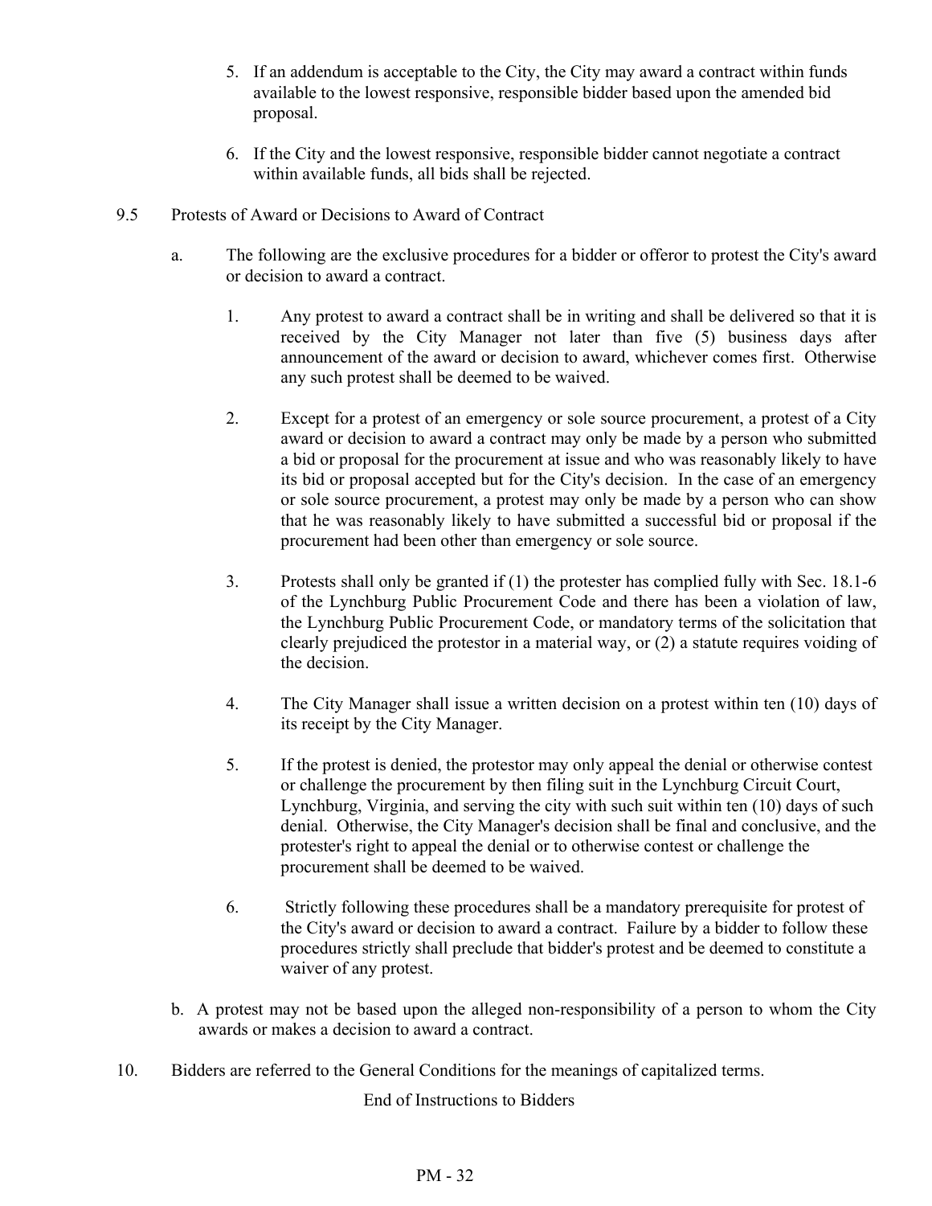5. If an addendum is acceptable to the City, the City may award a contract within funds available to the lowest responsive, responsible bidder based upon the amended bid proposal.

6. If the City and the lowest responsive, responsible bidder cannot negotiate a contract within available funds, all bids shall be rejected.

9.5 Protests of Award or Decisions to Award of Contract

a. The following are the exclusive procedures for a bidder or offeror to protest the City's award or decision to award a contract.

1. Any protest to award a contract shall be in writing and shall be delivered so that it is received by the City Manager not later than five (5) business days after announcement of the award or decision to award, whichever comes first. Otherwise any such protest shall be deemed to be waived.

2. Except for a protest of an emergency or sole source procurement, a protest of a City award or decision to award a contract may only be made by a person who submitted a bid or proposal for the procurement at issue and who was reasonably likely to have its bid or proposal accepted but for the City's decision. In the case of an emergency or sole source procurement, a protest may only be made by a person who can show that he was reasonably likely to have submitted a successful bid or proposal if the procurement had been other than emergency or sole source.

3. Protests shall only be granted if (1) the protester has complied fully with Sec. 18.1-6 of the Lynchburg Public Procurement Code and there has been a violation of law, the Lynchburg Public Procurement Code, or mandatory terms of the solicitation that clearly prejudiced the protestor in a material way, or (2) a statute requires voiding of the decision.

4. The City Manager shall issue a written decision on a protest within ten (10) days of its receipt by the City Manager.

5. If the protest is denied, the protestor may only appeal the denial or otherwise contest or challenge the procurement by then filing suit in the Lynchburg Circuit Court, Lynchburg, Virginia, and serving the city with such suit within ten (10) days of such denial. Otherwise, the City Manager's decision shall be final and conclusive, and the protester's right to appeal the denial or to otherwise contest or challenge the procurement shall be deemed to be waived.

6. Strictly following these procedures shall be a mandatory prerequisite for protest of the City's award or decision to award a contract. Failure by a bidder to follow these procedures strictly shall preclude that bidder's protest and be deemed to constitute a waiver of any protest.

b. A protest may not be based upon the alleged non-responsibility of a person to whom the City awards or makes a decision to award a contract.

10. Bidders are referred to the General Conditions for the meanings of capitalized terms.

End of Instructions to Bidders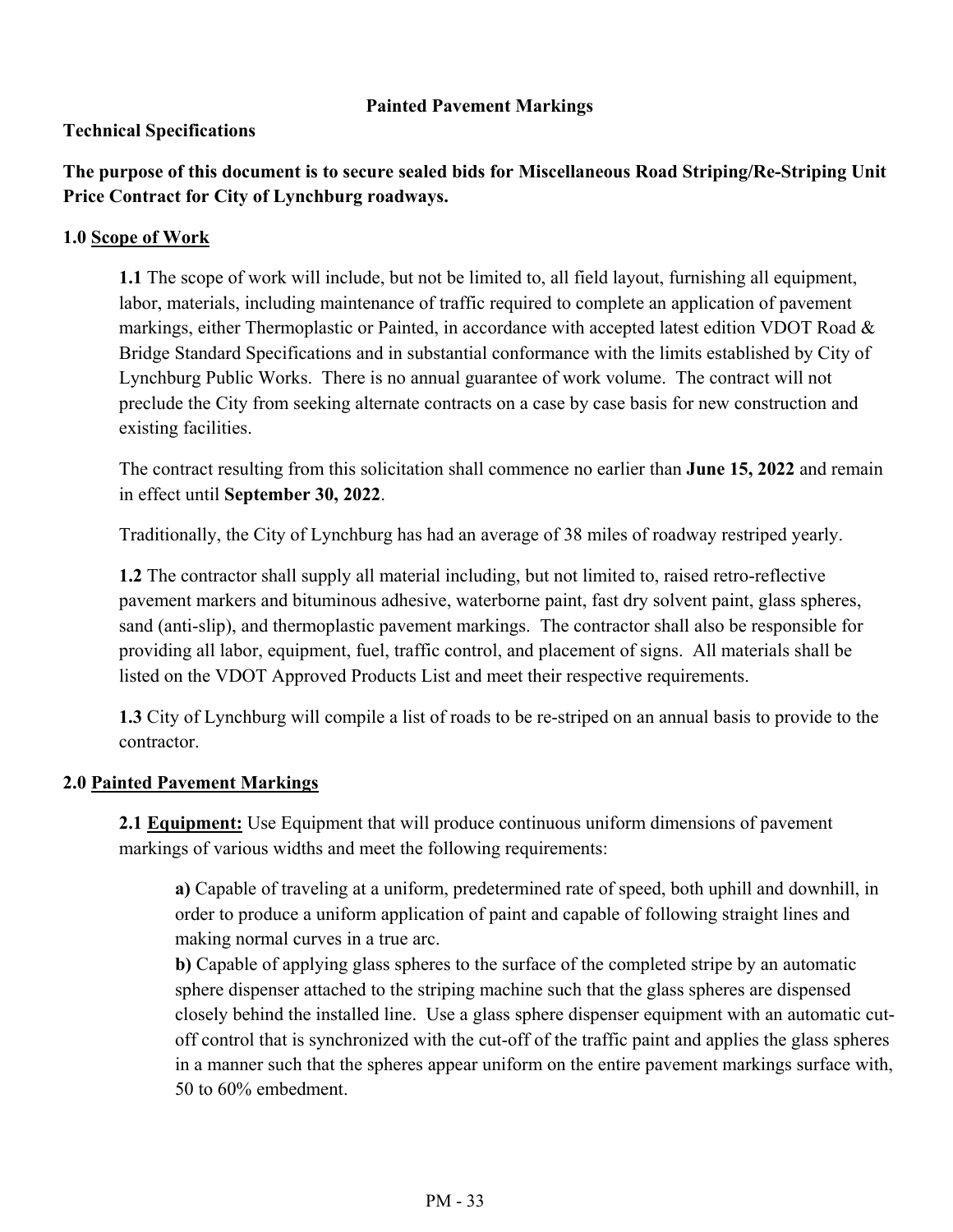## Painted Pavement Markings

**Technical Specifications**

**The purpose of this document is to secure sealed bids for Miscellaneous Road Striping/Re-Striping Unit Price Contract for City of Lynchburg roadways.**

### 1.0 Scope of Work

**1.1** The scope of work will include, but not be limited to, all field layout, furnishing all equipment, labor, materials, including maintenance of traffic required to complete an application of pavement markings, either Thermoplastic or Painted, in accordance with accepted latest edition VDOT Road & Bridge Standard Specifications and in substantial conformance with the limits established by City of Lynchburg Public Works. There is no annual guarantee of work volume. The contract will not preclude the City from seeking alternate contracts on a case by case basis for new construction and existing facilities.

The contract resulting from this solicitation shall commence no earlier than **June 15, 2022** and remain in effect until **September 30, 2022**.

Traditionally, the City of Lynchburg has had an average of 38 miles of roadway restriped yearly.

**1.2** The contractor shall supply all material including, but not limited to, raised retro-reflective pavement markers and bituminous adhesive, waterborne paint, fast dry solvent paint, glass spheres, sand (anti-slip), and thermoplastic pavement markings. The contractor shall also be responsible for providing all labor, equipment, fuel, traffic control, and placement of signs. All materials shall be listed on the VDOT Approved Products List and meet their respective requirements.

**1.3** City of Lynchburg will compile a list of roads to be re-striped on an annual basis to provide to the contractor.

### 2.0 Painted Pavement Markings

**2.1 Equipment:** Use Equipment that will produce continuous uniform dimensions of pavement markings of various widths and meet the following requirements:

**a)** Capable of traveling at a uniform, predetermined rate of speed, both uphill and downhill, in order to produce a uniform application of paint and capable of following straight lines and making normal curves in a true arc.

**b)** Capable of applying glass spheres to the surface of the completed stripe by an automatic sphere dispenser attached to the striping machine such that the glass spheres are dispensed closely behind the installed line. Use a glass sphere dispenser equipment with an automatic cut-off control that is synchronized with the cut-off of the traffic paint and applies the glass spheres in a manner such that the spheres appear uniform on the entire pavement markings surface with, 50 to 60% embedment.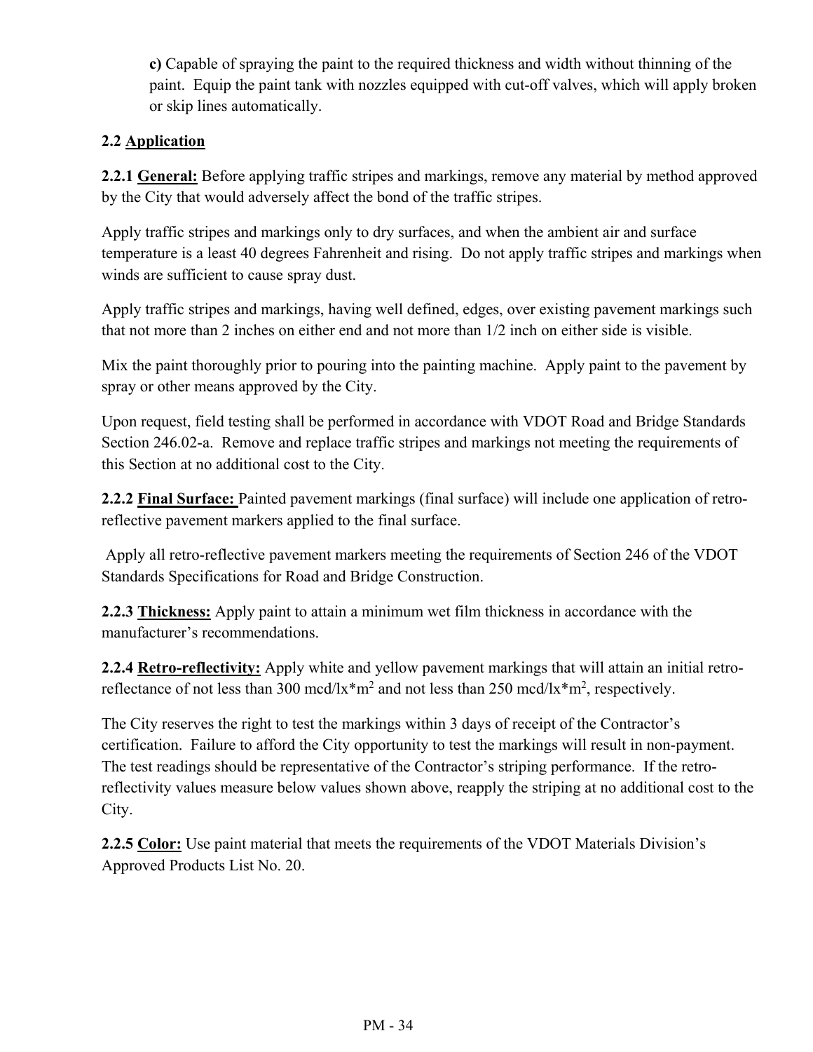**c)** Capable of spraying the paint to the required thickness and width without thinning of the paint. Equip the paint tank with nozzles equipped with cut-off valves, which will apply broken or skip lines automatically.

**2.2 Application**

**2.2.1 General:** Before applying traffic stripes and markings, remove any material by method approved by the City that would adversely affect the bond of the traffic stripes.

Apply traffic stripes and markings only to dry surfaces, and when the ambient air and surface temperature is a least 40 degrees Fahrenheit and rising. Do not apply traffic stripes and markings when winds are sufficient to cause spray dust.

Apply traffic stripes and markings, having well defined, edges, over existing pavement markings such that not more than 2 inches on either end and not more than 1/2 inch on either side is visible.

Mix the paint thoroughly prior to pouring into the painting machine. Apply paint to the pavement by spray or other means approved by the City.

Upon request, field testing shall be performed in accordance with VDOT Road and Bridge Standards Section 246.02-a. Remove and replace traffic stripes and markings not meeting the requirements of this Section at no additional cost to the City.

**2.2.2 Final Surface:** Painted pavement markings (final surface) will include one application of retro-reflective pavement markers applied to the final surface.

Apply all retro-reflective pavement markers meeting the requirements of Section 246 of the VDOT Standards Specifications for Road and Bridge Construction.

**2.2.3 Thickness:** Apply paint to attain a minimum wet film thickness in accordance with the manufacturer's recommendations.

**2.2.4 Retro-reflectivity:** Apply white and yellow pavement markings that will attain an initial retro-reflectance of not less than 300 mcd/lx*$m^2$ and not less than 250 mcd/lx*$m^2$, respectively.

The City reserves the right to test the markings within 3 days of receipt of the Contractor's certification. Failure to afford the City opportunity to test the markings will result in non-payment. The test readings should be representative of the Contractor's striping performance. If the retro-reflectivity values measure below values shown above, reapply the striping at no additional cost to the City.

**2.2.5 Color:** Use paint material that meets the requirements of the VDOT Materials Division's Approved Products List No. 20.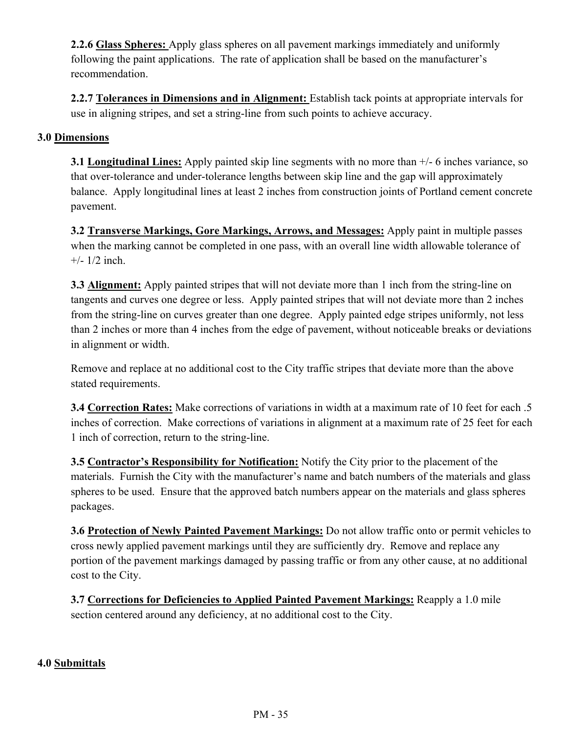**2.2.6 <u>Glass Spheres:</u>** Apply glass spheres on all pavement markings immediately and uniformly following the paint applications. The rate of application shall be based on the manufacturer's recommendation.

**2.2.7 <u>Tolerances in Dimensions and in Alignment:</u>** Establish tack points at appropriate intervals for use in aligning stripes, and set a string-line from such points to achieve accuracy.

## 3.0 <u>Dimensions</u>

**3.1 <u>Longitudinal Lines:</u>** Apply painted skip line segments with no more than +/- 6 inches variance, so that over-tolerance and under-tolerance lengths between skip line and the gap will approximately balance. Apply longitudinal lines at least 2 inches from construction joints of Portland cement concrete pavement.

**3.2 <u>Transverse Markings, Gore Markings, Arrows, and Messages:</u>** Apply paint in multiple passes when the marking cannot be completed in one pass, with an overall line width allowable tolerance of +/- 1/2 inch.

**3.3 <u>Alignment:</u>** Apply painted stripes that will not deviate more than 1 inch from the string-line on tangents and curves one degree or less. Apply painted stripes that will not deviate more than 2 inches from the string-line on curves greater than one degree. Apply painted edge stripes uniformly, not less than 2 inches or more than 4 inches from the edge of pavement, without noticeable breaks or deviations in alignment or width.

Remove and replace at no additional cost to the City traffic stripes that deviate more than the above stated requirements.

**3.4 <u>Correction Rates:</u>** Make corrections of variations in width at a maximum rate of 10 feet for each .5 inches of correction. Make corrections of variations in alignment at a maximum rate of 25 feet for each 1 inch of correction, return to the string-line.

**3.5 <u>Contractor's Responsibility for Notification:</u>** Notify the City prior to the placement of the materials. Furnish the City with the manufacturer's name and batch numbers of the materials and glass spheres to be used. Ensure that the approved batch numbers appear on the materials and glass spheres packages.

**3.6 <u>Protection of Newly Painted Pavement Markings:</u>** Do not allow traffic onto or permit vehicles to cross newly applied pavement markings until they are sufficiently dry. Remove and replace any portion of the pavement markings damaged by passing traffic or from any other cause, at no additional cost to the City.

**3.7 <u>Corrections for Deficiencies to Applied Painted Pavement Markings:</u>** Reapply a 1.0 mile section centered around any deficiency, at no additional cost to the City.

## 4.0 <u>Submittals</u>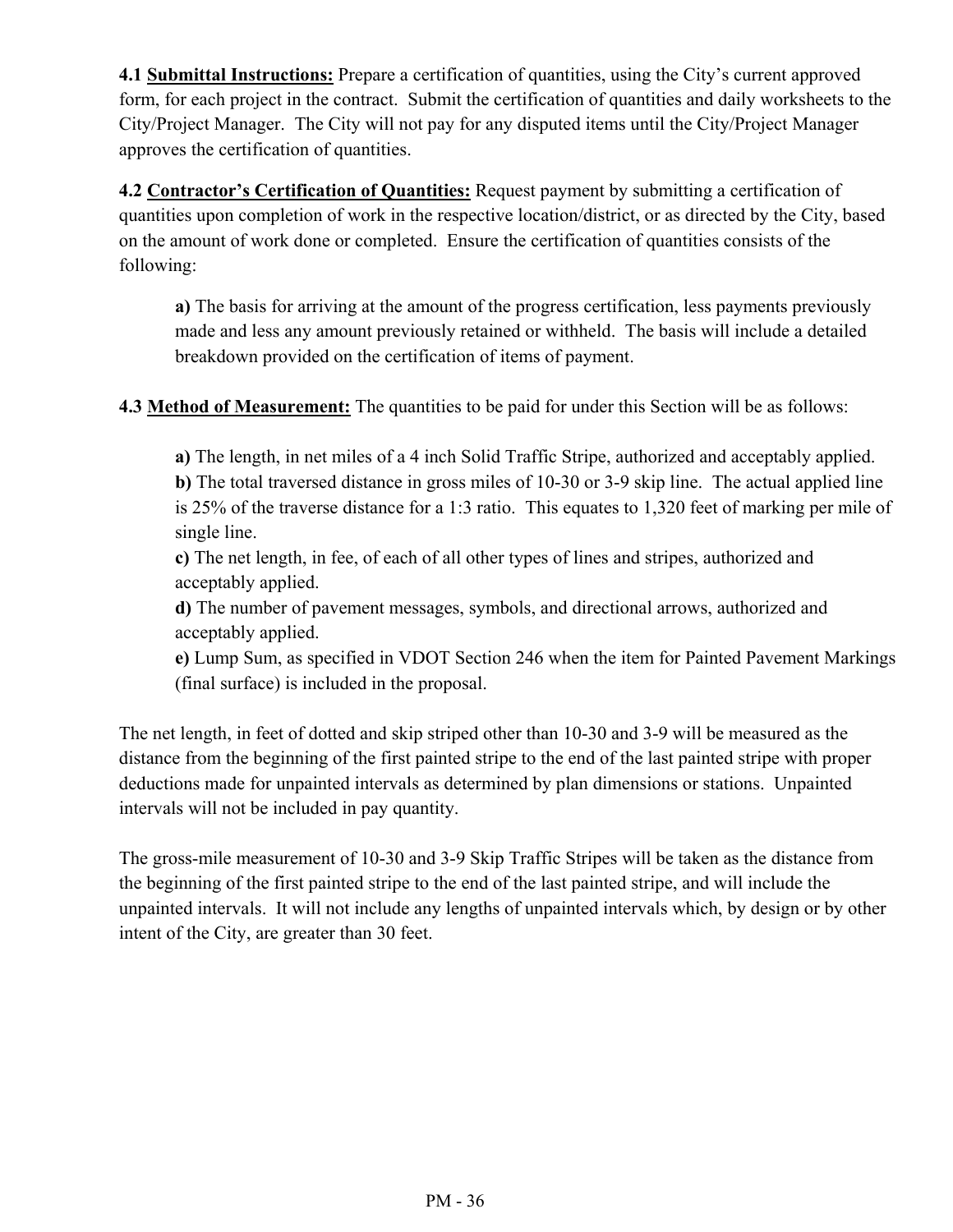**4.1 Submittal Instructions:** Prepare a certification of quantities, using the City's current approved form, for each project in the contract. Submit the certification of quantities and daily worksheets to the City/Project Manager. The City will not pay for any disputed items until the City/Project Manager approves the certification of quantities.

**4.2 Contractor's Certification of Quantities:** Request payment by submitting a certification of quantities upon completion of work in the respective location/district, or as directed by the City, based on the amount of work done or completed. Ensure the certification of quantities consists of the following:

> **a)** The basis for arriving at the amount of the progress certification, less payments previously made and less any amount previously retained or withheld. The basis will include a detailed breakdown provided on the certification of items of payment.

**4.3 Method of Measurement:** The quantities to be paid for under this Section will be as follows:

> **a)** The length, in net miles of a 4 inch Solid Traffic Stripe, authorized and acceptably applied.
> **b)** The total traversed distance in gross miles of 10-30 or 3-9 skip line. The actual applied line is 25% of the traverse distance for a 1:3 ratio. This equates to 1,320 feet of marking per mile of single line.
> **c)** The net length, in fee, of each of all other types of lines and stripes, authorized and acceptably applied.
> **d)** The number of pavement messages, symbols, and directional arrows, authorized and acceptably applied.
> **e)** Lump Sum, as specified in VDOT Section 246 when the item for Painted Pavement Markings (final surface) is included in the proposal.

The net length, in feet of dotted and skip striped other than 10-30 and 3-9 will be measured as the distance from the beginning of the first painted stripe to the end of the last painted stripe with proper deductions made for unpainted intervals as determined by plan dimensions or stations. Unpainted intervals will not be included in pay quantity.

The gross-mile measurement of 10-30 and 3-9 Skip Traffic Stripes will be taken as the distance from the beginning of the first painted stripe to the end of the last painted stripe, and will include the unpainted intervals. It will not include any lengths of unpainted intervals which, by design or by other intent of the City, are greater than 30 feet.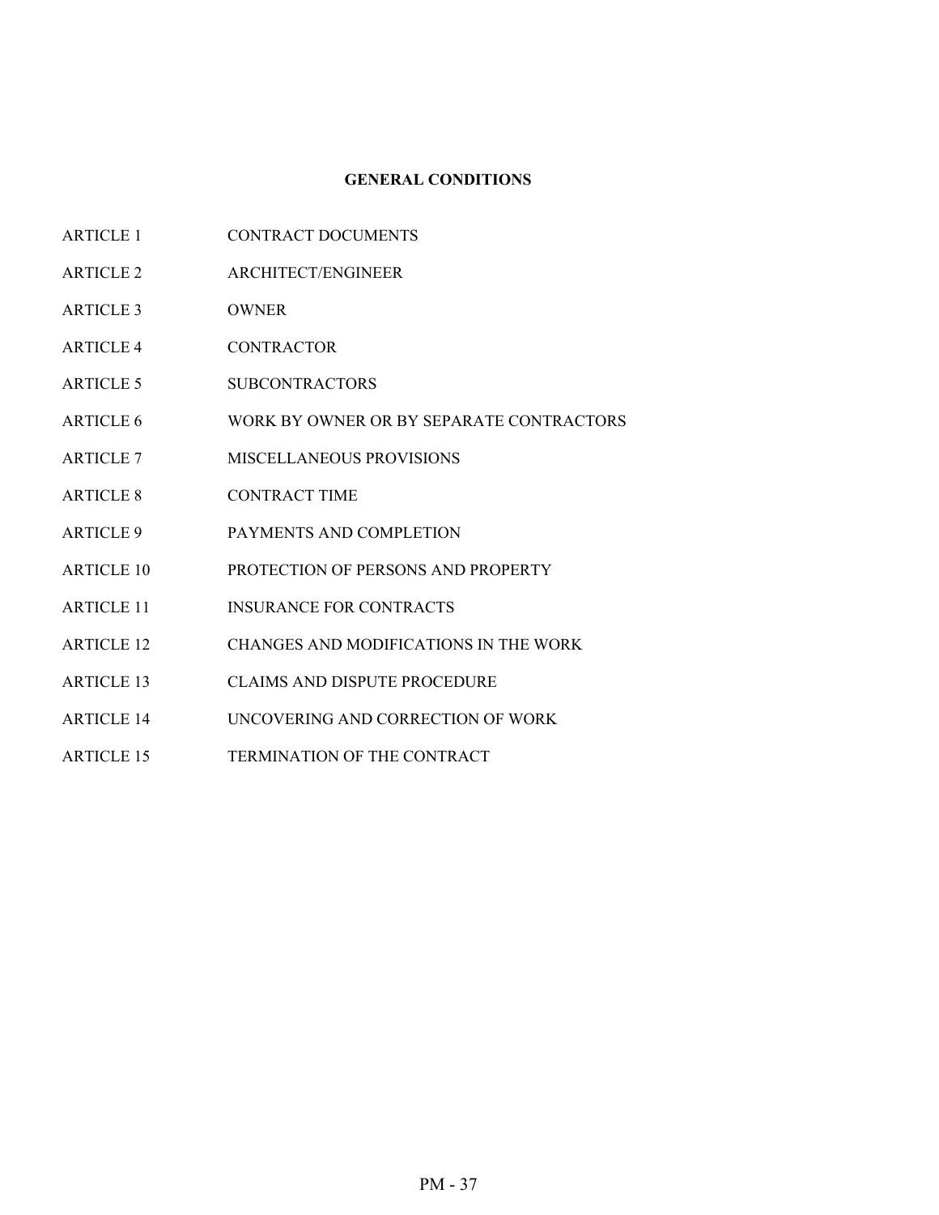# GENERAL CONDITIONS

| | |
|---|---|
| ARTICLE 1 | CONTRACT DOCUMENTS |
| ARTICLE 2 | ARCHITECT/ENGINEER |
| ARTICLE 3 | OWNER |
| ARTICLE 4 | CONTRACTOR |
| ARTICLE 5 | SUBCONTRACTORS |
| ARTICLE 6 | WORK BY OWNER OR BY SEPARATE CONTRACTORS |
| ARTICLE 7 | MISCELLANEOUS PROVISIONS |
| ARTICLE 8 | CONTRACT TIME |
| ARTICLE 9 | PAYMENTS AND COMPLETION |
| ARTICLE 10 | PROTECTION OF PERSONS AND PROPERTY |
| ARTICLE 11 | INSURANCE FOR CONTRACTS |
| ARTICLE 12 | CHANGES AND MODIFICATIONS IN THE WORK |
| ARTICLE 13 | CLAIMS AND DISPUTE PROCEDURE |
| ARTICLE 14 | UNCOVERING AND CORRECTION OF WORK |
| ARTICLE 15 | TERMINATION OF THE CONTRACT |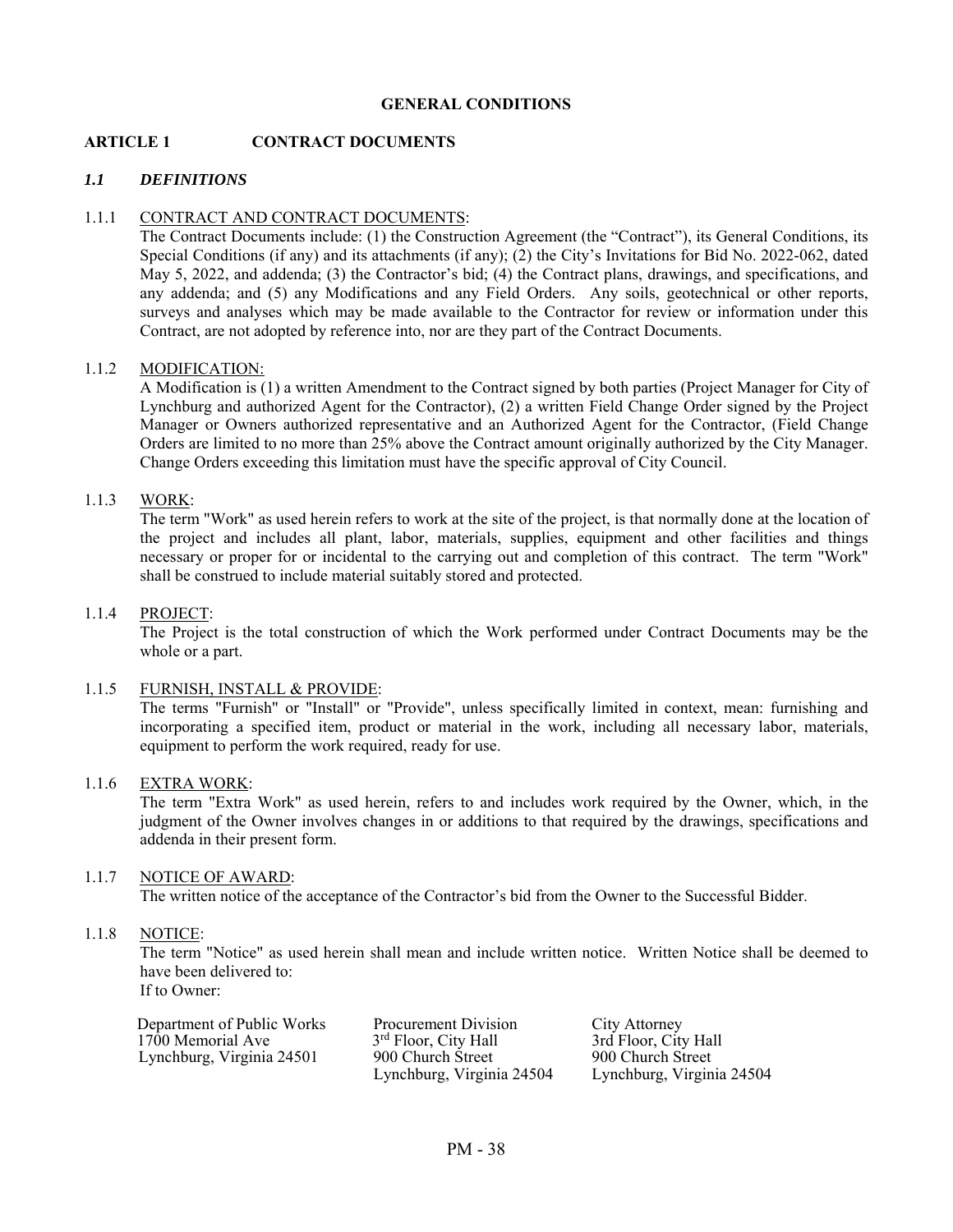# GENERAL CONDITIONS

## ARTICLE 1 CONTRACT DOCUMENTS

### *1.1 DEFINITIONS*

1.1.1 CONTRACT AND CONTRACT DOCUMENTS:
The Contract Documents include: (1) the Construction Agreement (the "Contract"), its General Conditions, its Special Conditions (if any) and its attachments (if any); (2) the City's Invitations for Bid No. 2022-062, dated May 5, 2022, and addenda; (3) the Contractor's bid; (4) the Contract plans, drawings, and specifications, and any addenda; and (5) any Modifications and any Field Orders. Any soils, geotechnical or other reports, surveys and analyses which may be made available to the Contractor for review or information under this Contract, are not adopted by reference into, nor are they part of the Contract Documents.

1.1.2 MODIFICATION:
A Modification is (1) a written Amendment to the Contract signed by both parties (Project Manager for City of Lynchburg and authorized Agent for the Contractor), (2) a written Field Change Order signed by the Project Manager or Owners authorized representative and an Authorized Agent for the Contractor, (Field Change Orders are limited to no more than 25% above the Contract amount originally authorized by the City Manager. Change Orders exceeding this limitation must have the specific approval of City Council.

1.1.3 WORK:
The term "Work" as used herein refers to work at the site of the project, is that normally done at the location of the project and includes all plant, labor, materials, supplies, equipment and other facilities and things necessary or proper for or incidental to the carrying out and completion of this contract. The term "Work" shall be construed to include material suitably stored and protected.

1.1.4 PROJECT:
The Project is the total construction of which the Work performed under Contract Documents may be the whole or a part.

1.1.5 FURNISH, INSTALL & PROVIDE:
The terms "Furnish" or "Install" or "Provide", unless specifically limited in context, mean: furnishing and incorporating a specified item, product or material in the work, including all necessary labor, materials, equipment to perform the work required, ready for use.

1.1.6 EXTRA WORK:
The term "Extra Work" as used herein, refers to and includes work required by the Owner, which, in the judgment of the Owner involves changes in or additions to that required by the drawings, specifications and addenda in their present form.

1.1.7 NOTICE OF AWARD:
The written notice of the acceptance of the Contractor's bid from the Owner to the Successful Bidder.

1.1.8 NOTICE:
The term "Notice" as used herein shall mean and include written notice. Written Notice shall be deemed to have been delivered to:
If to Owner:

Department of Public Works
1700 Memorial Ave
Lynchburg, Virginia 24501

Procurement Division
3rd Floor, City Hall
900 Church Street
Lynchburg, Virginia 24504

City Attorney
3rd Floor, City Hall
900 Church Street
Lynchburg, Virginia 24504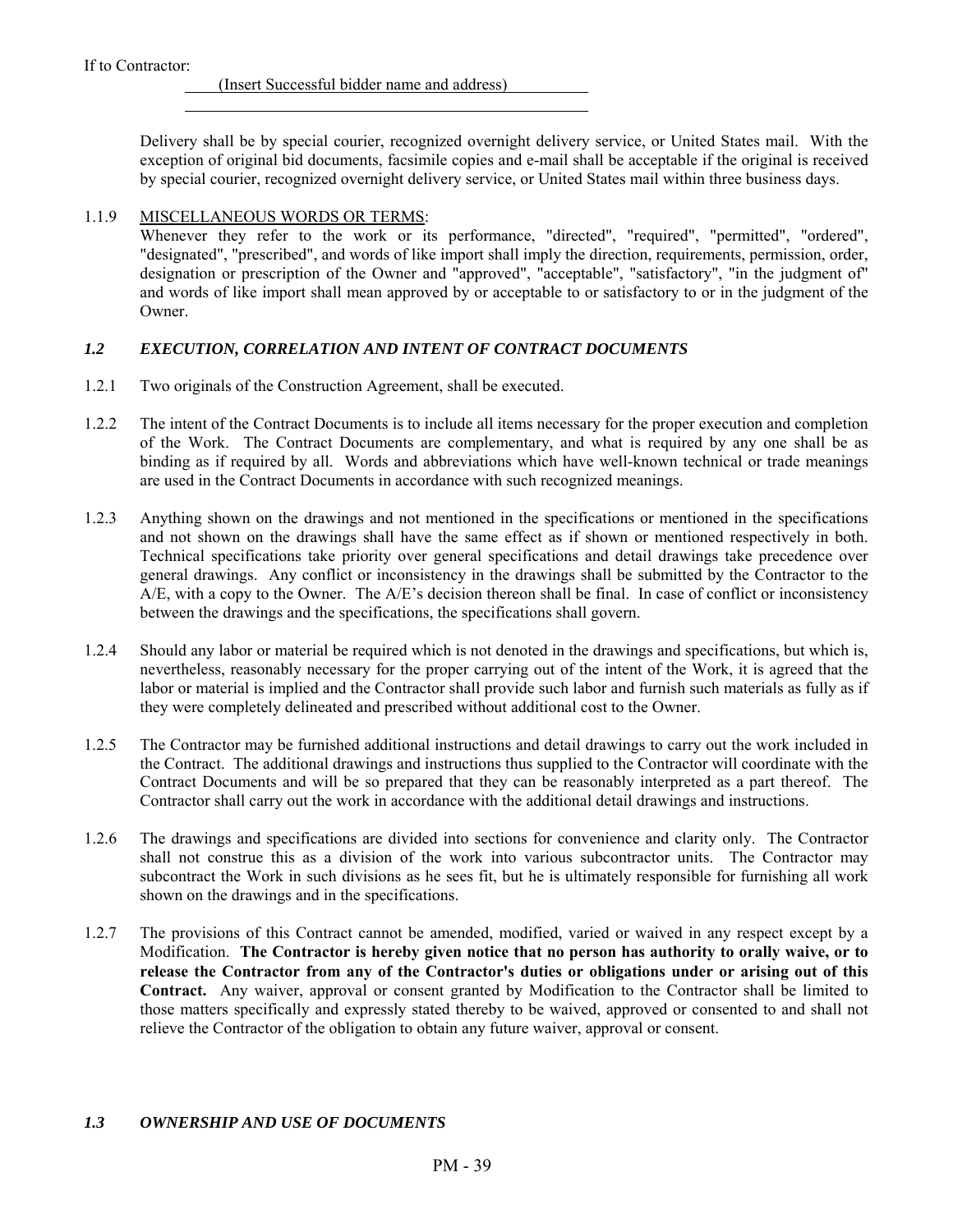If to Contractor:

(Insert Successful bidder name and address)

Delivery shall be by special courier, recognized overnight delivery service, or United States mail. With the exception of original bid documents, facsimile copies and e-mail shall be acceptable if the original is received by special courier, recognized overnight delivery service, or United States mail within three business days.

1.1.9 MISCELLANEOUS WORDS OR TERMS:
Whenever they refer to the work or its performance, "directed", "required", "permitted", "ordered", "designated", "prescribed", and words of like import shall imply the direction, requirements, permission, order, designation or prescription of the Owner and "approved", "acceptable", "satisfactory", "in the judgment of" and words of like import shall mean approved by or acceptable to or satisfactory to or in the judgment of the Owner.

### *1.2 EXECUTION, CORRELATION AND INTENT OF CONTRACT DOCUMENTS*

1.2.1 Two originals of the Construction Agreement, shall be executed.

1.2.2 The intent of the Contract Documents is to include all items necessary for the proper execution and completion of the Work. The Contract Documents are complementary, and what is required by any one shall be as binding as if required by all. Words and abbreviations which have well-known technical or trade meanings are used in the Contract Documents in accordance with such recognized meanings.

1.2.3 Anything shown on the drawings and not mentioned in the specifications or mentioned in the specifications and not shown on the drawings shall have the same effect as if shown or mentioned respectively in both. Technical specifications take priority over general specifications and detail drawings take precedence over general drawings. Any conflict or inconsistency in the drawings shall be submitted by the Contractor to the A/E, with a copy to the Owner. The A/E's decision thereon shall be final. In case of conflict or inconsistency between the drawings and the specifications, the specifications shall govern.

1.2.4 Should any labor or material be required which is not denoted in the drawings and specifications, but which is, nevertheless, reasonably necessary for the proper carrying out of the intent of the Work, it is agreed that the labor or material is implied and the Contractor shall provide such labor and furnish such materials as fully as if they were completely delineated and prescribed without additional cost to the Owner.

1.2.5 The Contractor may be furnished additional instructions and detail drawings to carry out the work included in the Contract. The additional drawings and instructions thus supplied to the Contractor will coordinate with the Contract Documents and will be so prepared that they can be reasonably interpreted as a part thereof. The Contractor shall carry out the work in accordance with the additional detail drawings and instructions.

1.2.6 The drawings and specifications are divided into sections for convenience and clarity only. The Contractor shall not construe this as a division of the work into various subcontractor units. The Contractor may subcontract the Work in such divisions as he sees fit, but he is ultimately responsible for furnishing all work shown on the drawings and in the specifications.

1.2.7 The provisions of this Contract cannot be amended, modified, varied or waived in any respect except by a Modification. **The Contractor is hereby given notice that no person has authority to orally waive, or to release the Contractor from any of the Contractor's duties or obligations under or arising out of this Contract.** Any waiver, approval or consent granted by Modification to the Contractor shall be limited to those matters specifically and expressly stated thereby to be waived, approved or consented to and shall not relieve the Contractor of the obligation to obtain any future waiver, approval or consent.

### *1.3 OWNERSHIP AND USE OF DOCUMENTS*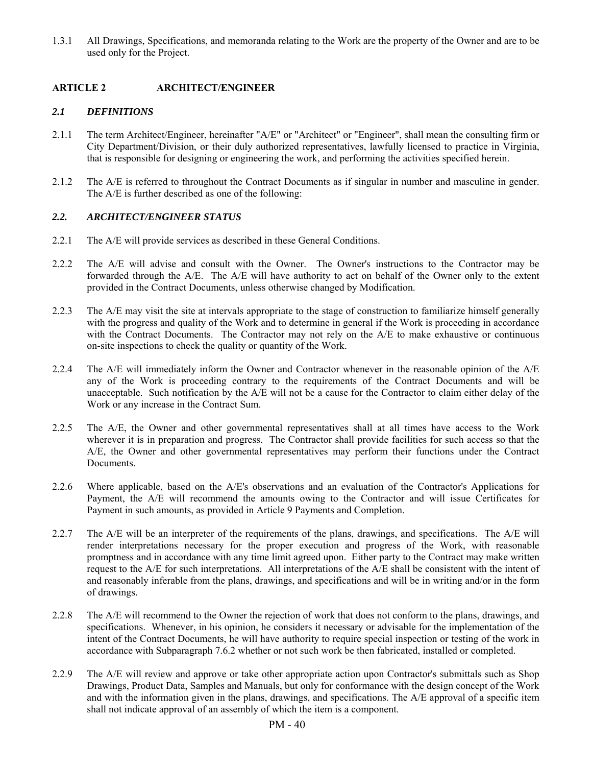1.3.1 All Drawings, Specifications, and memoranda relating to the Work are the property of the Owner and are to be used only for the Project.

## ARTICLE 2 ARCHITECT/ENGINEER

### *2.1 DEFINITIONS*

2.1.1 The term Architect/Engineer, hereinafter "A/E" or "Architect" or "Engineer", shall mean the consulting firm or City Department/Division, or their duly authorized representatives, lawfully licensed to practice in Virginia, that is responsible for designing or engineering the work, and performing the activities specified herein.

2.1.2 The A/E is referred to throughout the Contract Documents as if singular in number and masculine in gender. The A/E is further described as one of the following:

### *2.2. ARCHITECT/ENGINEER STATUS*

2.2.1 The A/E will provide services as described in these General Conditions.

2.2.2 The A/E will advise and consult with the Owner. The Owner's instructions to the Contractor may be forwarded through the A/E. The A/E will have authority to act on behalf of the Owner only to the extent provided in the Contract Documents, unless otherwise changed by Modification.

2.2.3 The A/E may visit the site at intervals appropriate to the stage of construction to familiarize himself generally with the progress and quality of the Work and to determine in general if the Work is proceeding in accordance with the Contract Documents. The Contractor may not rely on the A/E to make exhaustive or continuous on-site inspections to check the quality or quantity of the Work.

2.2.4 The A/E will immediately inform the Owner and Contractor whenever in the reasonable opinion of the A/E any of the Work is proceeding contrary to the requirements of the Contract Documents and will be unacceptable. Such notification by the A/E will not be a cause for the Contractor to claim either delay of the Work or any increase in the Contract Sum.

2.2.5 The A/E, the Owner and other governmental representatives shall at all times have access to the Work wherever it is in preparation and progress. The Contractor shall provide facilities for such access so that the A/E, the Owner and other governmental representatives may perform their functions under the Contract Documents.

2.2.6 Where applicable, based on the A/E's observations and an evaluation of the Contractor's Applications for Payment, the A/E will recommend the amounts owing to the Contractor and will issue Certificates for Payment in such amounts, as provided in Article 9 Payments and Completion.

2.2.7 The A/E will be an interpreter of the requirements of the plans, drawings, and specifications. The A/E will render interpretations necessary for the proper execution and progress of the Work, with reasonable promptness and in accordance with any time limit agreed upon. Either party to the Contract may make written request to the A/E for such interpretations. All interpretations of the A/E shall be consistent with the intent of and reasonably inferable from the plans, drawings, and specifications and will be in writing and/or in the form of drawings.

2.2.8 The A/E will recommend to the Owner the rejection of work that does not conform to the plans, drawings, and specifications. Whenever, in his opinion, he considers it necessary or advisable for the implementation of the intent of the Contract Documents, he will have authority to require special inspection or testing of the work in accordance with Subparagraph 7.6.2 whether or not such work be then fabricated, installed or completed.

2.2.9 The A/E will review and approve or take other appropriate action upon Contractor's submittals such as Shop Drawings, Product Data, Samples and Manuals, but only for conformance with the design concept of the Work and with the information given in the plans, drawings, and specifications. The A/E approval of a specific item shall not indicate approval of an assembly of which the item is a component.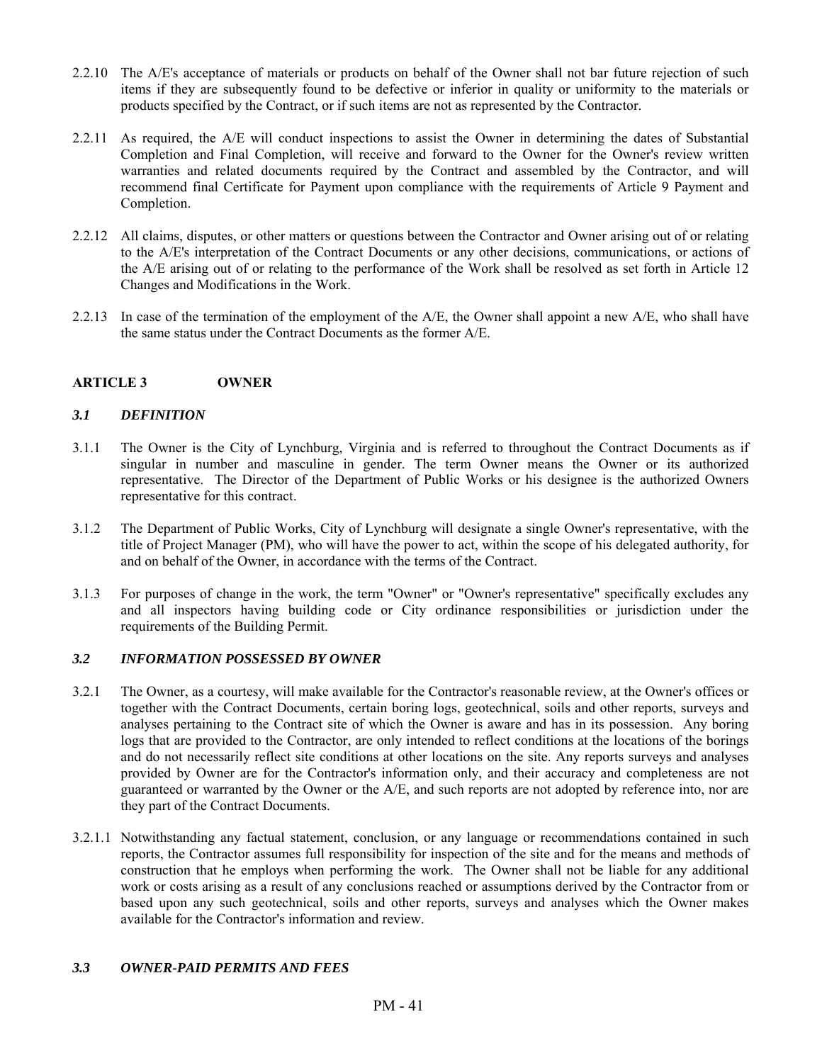2.2.10 The A/E's acceptance of materials or products on behalf of the Owner shall not bar future rejection of such items if they are subsequently found to be defective or inferior in quality or uniformity to the materials or products specified by the Contract, or if such items are not as represented by the Contractor.

2.2.11 As required, the A/E will conduct inspections to assist the Owner in determining the dates of Substantial Completion and Final Completion, will receive and forward to the Owner for the Owner's review written warranties and related documents required by the Contract and assembled by the Contractor, and will recommend final Certificate for Payment upon compliance with the requirements of Article 9 Payment and Completion.

2.2.12 All claims, disputes, or other matters or questions between the Contractor and Owner arising out of or relating to the A/E's interpretation of the Contract Documents or any other decisions, communications, or actions of the A/E arising out of or relating to the performance of the Work shall be resolved as set forth in Article 12 Changes and Modifications in the Work.

2.2.13 In case of the termination of the employment of the A/E, the Owner shall appoint a new A/E, who shall have the same status under the Contract Documents as the former A/E.

## ARTICLE 3 OWNER

### *3.1 DEFINITION*

3.1.1 The Owner is the City of Lynchburg, Virginia and is referred to throughout the Contract Documents as if singular in number and masculine in gender. The term Owner means the Owner or its authorized representative. The Director of the Department of Public Works or his designee is the authorized Owners representative for this contract.

3.1.2 The Department of Public Works, City of Lynchburg will designate a single Owner's representative, with the title of Project Manager (PM), who will have the power to act, within the scope of his delegated authority, for and on behalf of the Owner, in accordance with the terms of the Contract.

3.1.3 For purposes of change in the work, the term "Owner" or "Owner's representative" specifically excludes any and all inspectors having building code or City ordinance responsibilities or jurisdiction under the requirements of the Building Permit.

### *3.2 INFORMATION POSSESSED BY OWNER*

3.2.1 The Owner, as a courtesy, will make available for the Contractor's reasonable review, at the Owner's offices or together with the Contract Documents, certain boring logs, geotechnical, soils and other reports, surveys and analyses pertaining to the Contract site of which the Owner is aware and has in its possession. Any boring logs that are provided to the Contractor, are only intended to reflect conditions at the locations of the borings and do not necessarily reflect site conditions at other locations on the site. Any reports surveys and analyses provided by Owner are for the Contractor's information only, and their accuracy and completeness are not guaranteed or warranted by the Owner or the A/E, and such reports are not adopted by reference into, nor are they part of the Contract Documents.

3.2.1.1 Notwithstanding any factual statement, conclusion, or any language or recommendations contained in such reports, the Contractor assumes full responsibility for inspection of the site and for the means and methods of construction that he employs when performing the work. The Owner shall not be liable for any additional work or costs arising as a result of any conclusions reached or assumptions derived by the Contractor from or based upon any such geotechnical, soils and other reports, surveys and analyses which the Owner makes available for the Contractor's information and review.

### *3.3 OWNER-PAID PERMITS AND FEES*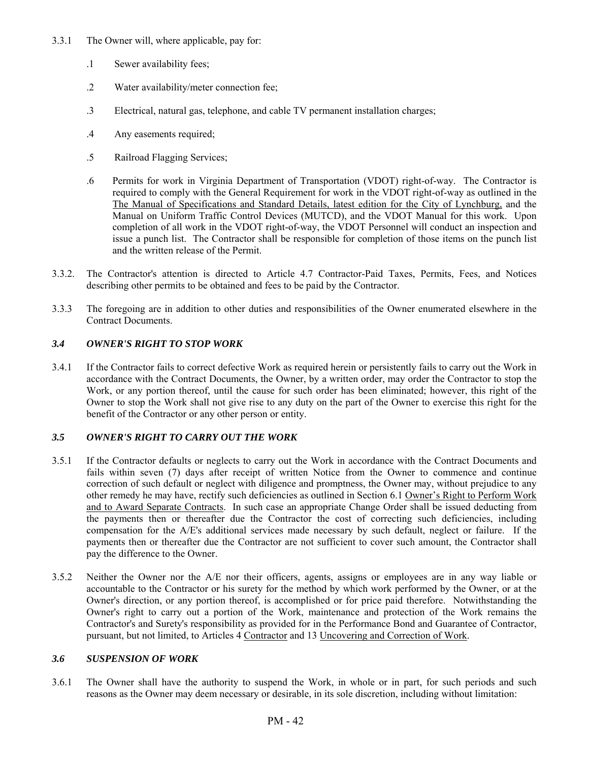3.3.1 The Owner will, where applicable, pay for:

.1 Sewer availability fees;

.2 Water availability/meter connection fee;

.3 Electrical, natural gas, telephone, and cable TV permanent installation charges;

.4 Any easements required;

.5 Railroad Flagging Services;

.6 Permits for work in Virginia Department of Transportation (VDOT) right-of-way. The Contractor is required to comply with the General Requirement for work in the VDOT right-of-way as outlined in the The Manual of Specifications and Standard Details, latest edition for the City of Lynchburg, and the Manual on Uniform Traffic Control Devices (MUTCD), and the VDOT Manual for this work. Upon completion of all work in the VDOT right-of-way, the VDOT Personnel will conduct an inspection and issue a punch list. The Contractor shall be responsible for completion of those items on the punch list and the written release of the Permit.

3.3.2. The Contractor's attention is directed to Article 4.7 Contractor-Paid Taxes, Permits, Fees, and Notices describing other permits to be obtained and fees to be paid by the Contractor.

3.3.3 The foregoing are in addition to other duties and responsibilities of the Owner enumerated elsewhere in the Contract Documents.

### *3.4 OWNER'S RIGHT TO STOP WORK*

3.4.1 If the Contractor fails to correct defective Work as required herein or persistently fails to carry out the Work in accordance with the Contract Documents, the Owner, by a written order, may order the Contractor to stop the Work, or any portion thereof, until the cause for such order has been eliminated; however, this right of the Owner to stop the Work shall not give rise to any duty on the part of the Owner to exercise this right for the benefit of the Contractor or any other person or entity.

### *3.5 OWNER'S RIGHT TO CARRY OUT THE WORK*

3.5.1 If the Contractor defaults or neglects to carry out the Work in accordance with the Contract Documents and fails within seven (7) days after receipt of written Notice from the Owner to commence and continue correction of such default or neglect with diligence and promptness, the Owner may, without prejudice to any other remedy he may have, rectify such deficiencies as outlined in Section 6.1 Owner's Right to Perform Work and to Award Separate Contracts. In such case an appropriate Change Order shall be issued deducting from the payments then or thereafter due the Contractor the cost of correcting such deficiencies, including compensation for the A/E's additional services made necessary by such default, neglect or failure. If the payments then or thereafter due the Contractor are not sufficient to cover such amount, the Contractor shall pay the difference to the Owner.

3.5.2 Neither the Owner nor the A/E nor their officers, agents, assigns or employees are in any way liable or accountable to the Contractor or his surety for the method by which work performed by the Owner, or at the Owner's direction, or any portion thereof, is accomplished or for price paid therefore. Notwithstanding the Owner's right to carry out a portion of the Work, maintenance and protection of the Work remains the Contractor's and Surety's responsibility as provided for in the Performance Bond and Guarantee of Contractor, pursuant, but not limited, to Articles 4 Contractor and 13 Uncovering and Correction of Work.

### *3.6 SUSPENSION OF WORK*

3.6.1 The Owner shall have the authority to suspend the Work, in whole or in part, for such periods and such reasons as the Owner may deem necessary or desirable, in its sole discretion, including without limitation: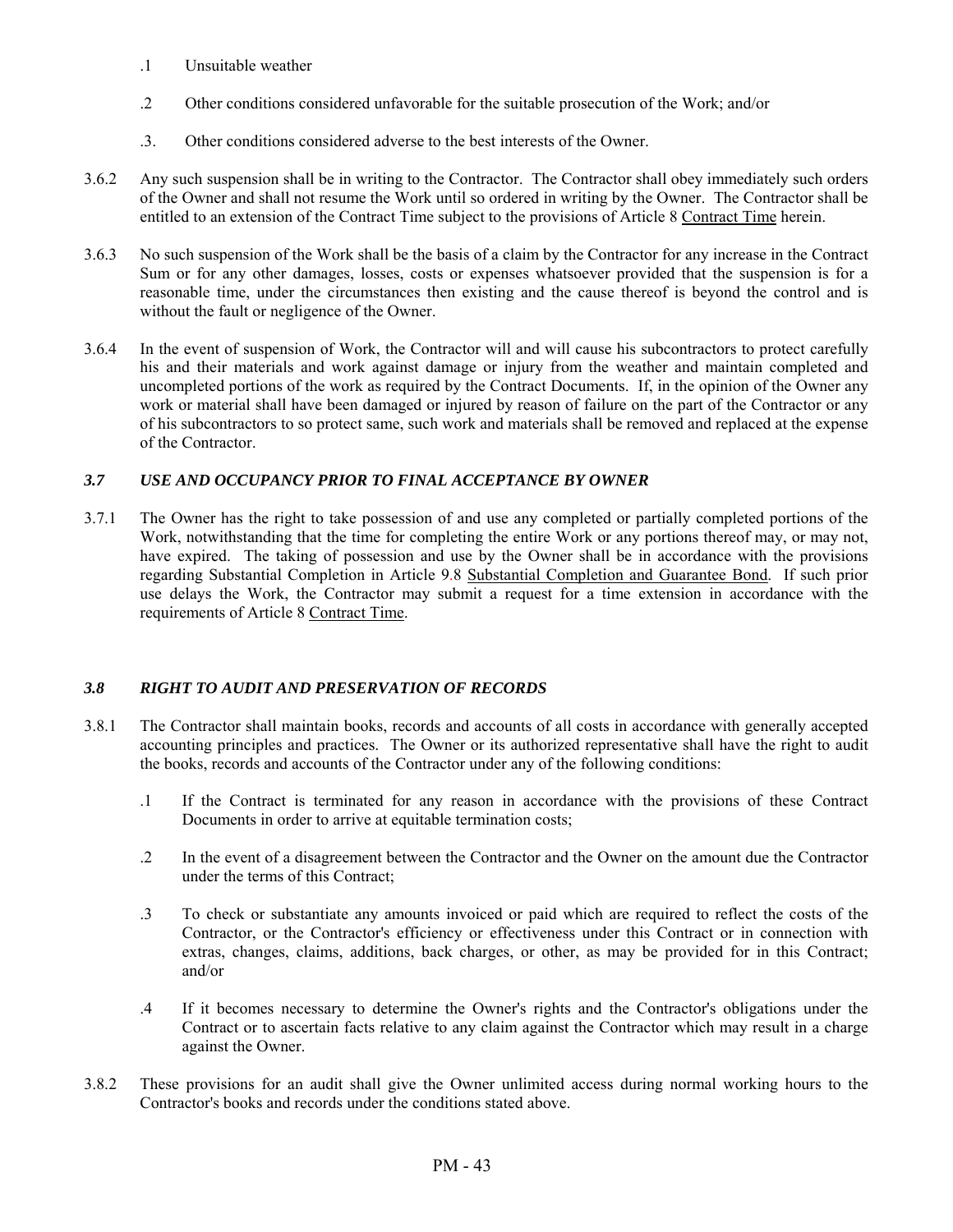.1 Unsuitable weather

.2 Other conditions considered unfavorable for the suitable prosecution of the Work; and/or

.3. Other conditions considered adverse to the best interests of the Owner.

3.6.2 Any such suspension shall be in writing to the Contractor. The Contractor shall obey immediately such orders of the Owner and shall not resume the Work until so ordered in writing by the Owner. The Contractor shall be entitled to an extension of the Contract Time subject to the provisions of Article 8 Contract Time herein.

3.6.3 No such suspension of the Work shall be the basis of a claim by the Contractor for any increase in the Contract Sum or for any other damages, losses, costs or expenses whatsoever provided that the suspension is for a reasonable time, under the circumstances then existing and the cause thereof is beyond the control and is without the fault or negligence of the Owner.

3.6.4 In the event of suspension of Work, the Contractor will and will cause his subcontractors to protect carefully his and their materials and work against damage or injury from the weather and maintain completed and uncompleted portions of the work as required by the Contract Documents. If, in the opinion of the Owner any work or material shall have been damaged or injured by reason of failure on the part of the Contractor or any of his subcontractors to so protect same, such work and materials shall be removed and replaced at the expense of the Contractor.

### *3.7 USE AND OCCUPANCY PRIOR TO FINAL ACCEPTANCE BY OWNER*

3.7.1 The Owner has the right to take possession of and use any completed or partially completed portions of the Work, notwithstanding that the time for completing the entire Work or any portions thereof may, or may not, have expired. The taking of possession and use by the Owner shall be in accordance with the provisions regarding Substantial Completion in Article 9.8 Substantial Completion and Guarantee Bond. If such prior use delays the Work, the Contractor may submit a request for a time extension in accordance with the requirements of Article 8 Contract Time.

### *3.8 RIGHT TO AUDIT AND PRESERVATION OF RECORDS*

3.8.1 The Contractor shall maintain books, records and accounts of all costs in accordance with generally accepted accounting principles and practices. The Owner or its authorized representative shall have the right to audit the books, records and accounts of the Contractor under any of the following conditions:

.1 If the Contract is terminated for any reason in accordance with the provisions of these Contract Documents in order to arrive at equitable termination costs;

.2 In the event of a disagreement between the Contractor and the Owner on the amount due the Contractor under the terms of this Contract;

.3 To check or substantiate any amounts invoiced or paid which are required to reflect the costs of the Contractor, or the Contractor's efficiency or effectiveness under this Contract or in connection with extras, changes, claims, additions, back charges, or other, as may be provided for in this Contract; and/or

.4 If it becomes necessary to determine the Owner's rights and the Contractor's obligations under the Contract or to ascertain facts relative to any claim against the Contractor which may result in a charge against the Owner.

3.8.2 These provisions for an audit shall give the Owner unlimited access during normal working hours to the Contractor's books and records under the conditions stated above.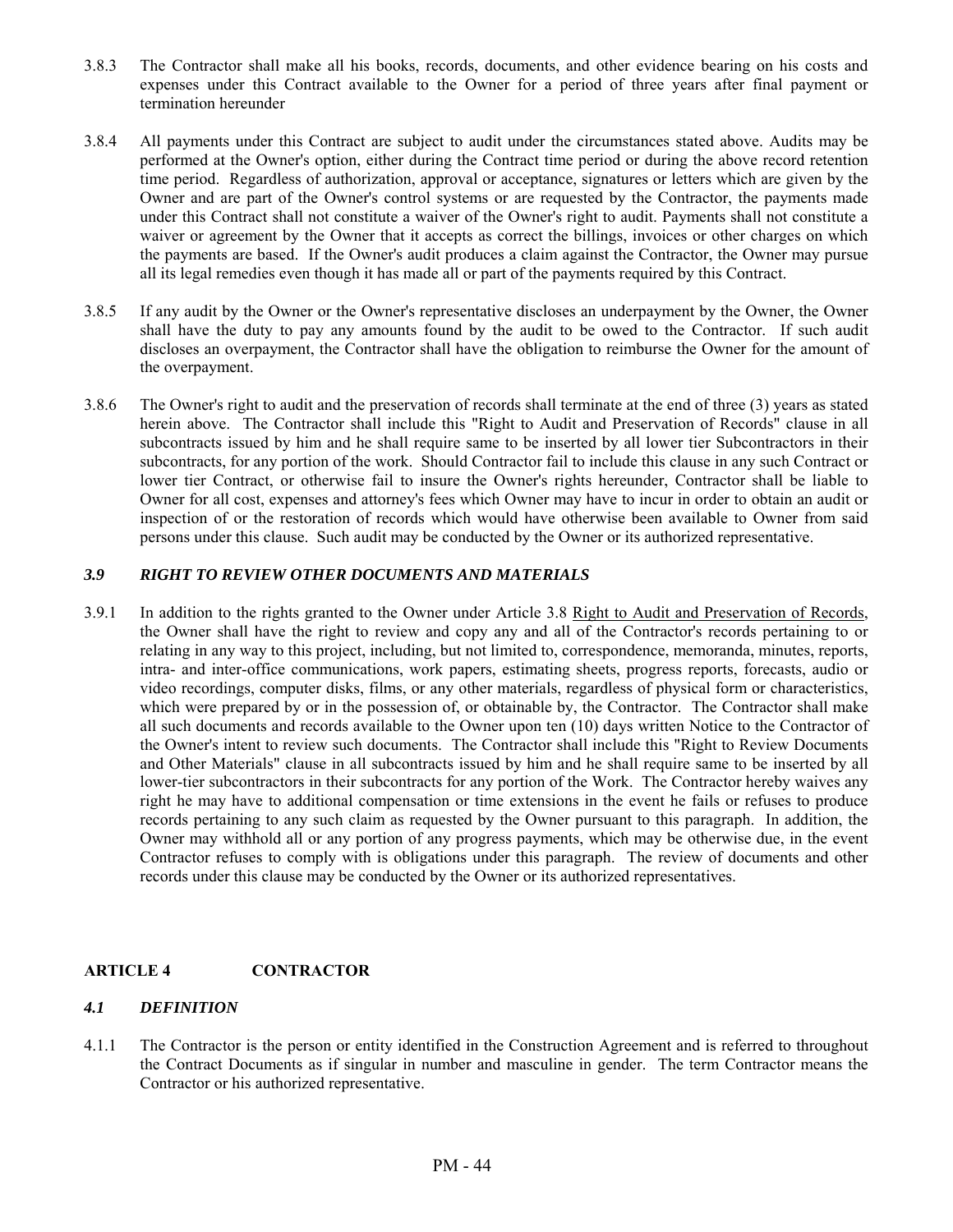3.8.3 The Contractor shall make all his books, records, documents, and other evidence bearing on his costs and expenses under this Contract available to the Owner for a period of three years after final payment or termination hereunder

3.8.4 All payments under this Contract are subject to audit under the circumstances stated above. Audits may be performed at the Owner's option, either during the Contract time period or during the above record retention time period. Regardless of authorization, approval or acceptance, signatures or letters which are given by the Owner and are part of the Owner's control systems or are requested by the Contractor, the payments made under this Contract shall not constitute a waiver of the Owner's right to audit. Payments shall not constitute a waiver or agreement by the Owner that it accepts as correct the billings, invoices or other charges on which the payments are based. If the Owner's audit produces a claim against the Contractor, the Owner may pursue all its legal remedies even though it has made all or part of the payments required by this Contract.

3.8.5 If any audit by the Owner or the Owner's representative discloses an underpayment by the Owner, the Owner shall have the duty to pay any amounts found by the audit to be owed to the Contractor. If such audit discloses an overpayment, the Contractor shall have the obligation to reimburse the Owner for the amount of the overpayment.

3.8.6 The Owner's right to audit and the preservation of records shall terminate at the end of three (3) years as stated herein above. The Contractor shall include this "Right to Audit and Preservation of Records" clause in all subcontracts issued by him and he shall require same to be inserted by all lower tier Subcontractors in their subcontracts, for any portion of the work. Should Contractor fail to include this clause in any such Contract or lower tier Contract, or otherwise fail to insure the Owner's rights hereunder, Contractor shall be liable to Owner for all cost, expenses and attorney's fees which Owner may have to incur in order to obtain an audit or inspection of or the restoration of records which would have otherwise been available to Owner from said persons under this clause. Such audit may be conducted by the Owner or its authorized representative.

### *3.9 RIGHT TO REVIEW OTHER DOCUMENTS AND MATERIALS*

3.9.1 In addition to the rights granted to the Owner under Article 3.8 Right to Audit and Preservation of Records, the Owner shall have the right to review and copy any and all of the Contractor's records pertaining to or relating in any way to this project, including, but not limited to, correspondence, memoranda, minutes, reports, intra- and inter-office communications, work papers, estimating sheets, progress reports, forecasts, audio or video recordings, computer disks, films, or any other materials, regardless of physical form or characteristics, which were prepared by or in the possession of, or obtainable by, the Contractor. The Contractor shall make all such documents and records available to the Owner upon ten (10) days written Notice to the Contractor of the Owner's intent to review such documents. The Contractor shall include this "Right to Review Documents and Other Materials" clause in all subcontracts issued by him and he shall require same to be inserted by all lower-tier subcontractors in their subcontracts for any portion of the Work. The Contractor hereby waives any right he may have to additional compensation or time extensions in the event he fails or refuses to produce records pertaining to any such claim as requested by the Owner pursuant to this paragraph. In addition, the Owner may withhold all or any portion of any progress payments, which may be otherwise due, in the event Contractor refuses to comply with is obligations under this paragraph. The review of documents and other records under this clause may be conducted by the Owner or its authorized representatives.

## ARTICLE 4 CONTRACTOR

### *4.1 DEFINITION*

4.1.1 The Contractor is the person or entity identified in the Construction Agreement and is referred to throughout the Contract Documents as if singular in number and masculine in gender. The term Contractor means the Contractor or his authorized representative.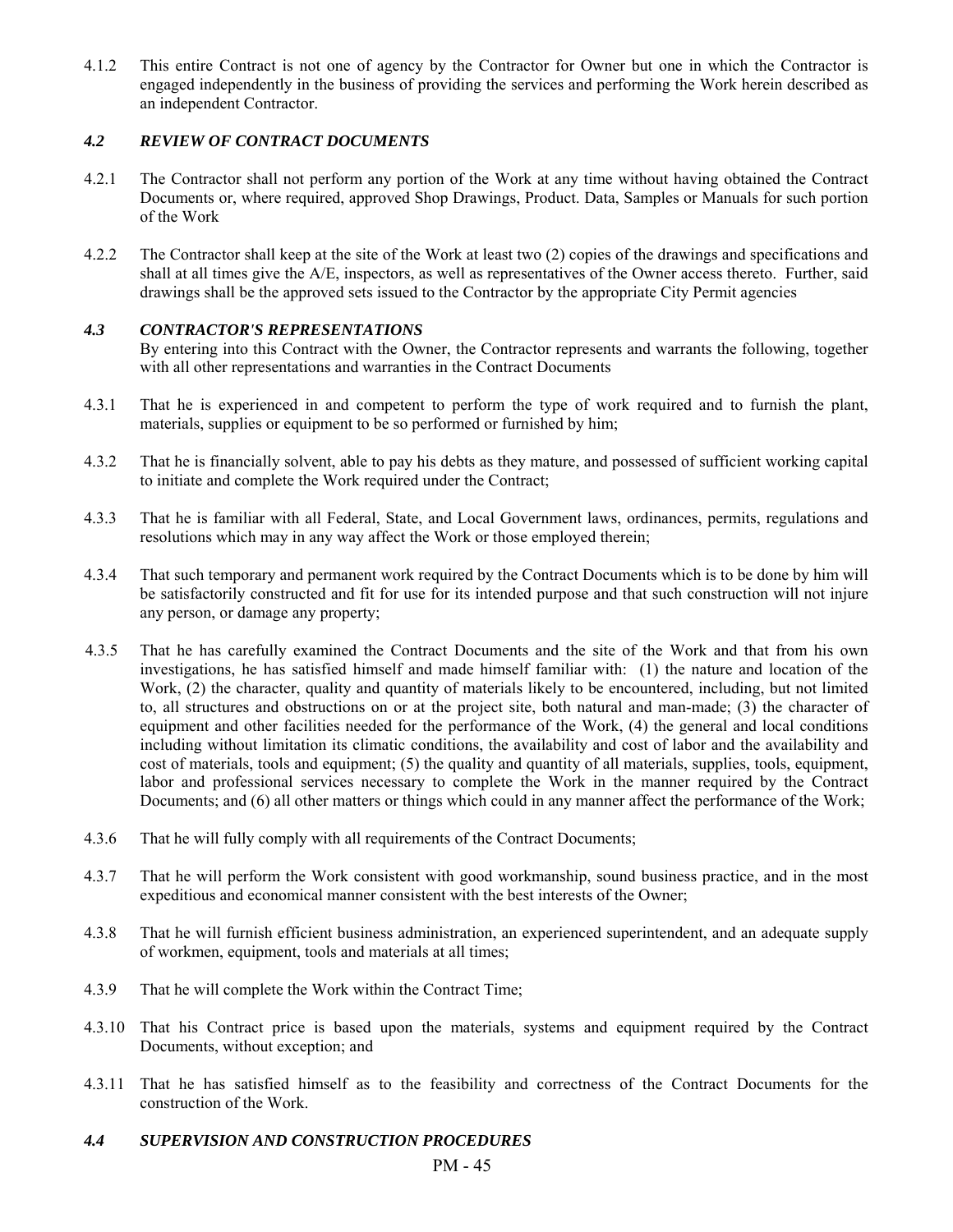4.1.2 This entire Contract is not one of agency by the Contractor for Owner but one in which the Contractor is engaged independently in the business of providing the services and performing the Work herein described as an independent Contractor.

### *4.2 REVIEW OF CONTRACT DOCUMENTS*

4.2.1 The Contractor shall not perform any portion of the Work at any time without having obtained the Contract Documents or, where required, approved Shop Drawings, Product. Data, Samples or Manuals for such portion of the Work

4.2.2 The Contractor shall keep at the site of the Work at least two (2) copies of the drawings and specifications and shall at all times give the A/E, inspectors, as well as representatives of the Owner access thereto. Further, said drawings shall be the approved sets issued to the Contractor by the appropriate City Permit agencies

### *4.3 CONTRACTOR'S REPRESENTATIONS*

By entering into this Contract with the Owner, the Contractor represents and warrants the following, together with all other representations and warranties in the Contract Documents

4.3.1 That he is experienced in and competent to perform the type of work required and to furnish the plant, materials, supplies or equipment to be so performed or furnished by him;

4.3.2 That he is financially solvent, able to pay his debts as they mature, and possessed of sufficient working capital to initiate and complete the Work required under the Contract;

4.3.3 That he is familiar with all Federal, State, and Local Government laws, ordinances, permits, regulations and resolutions which may in any way affect the Work or those employed therein;

4.3.4 That such temporary and permanent work required by the Contract Documents which is to be done by him will be satisfactorily constructed and fit for use for its intended purpose and that such construction will not injure any person, or damage any property;

4.3.5 That he has carefully examined the Contract Documents and the site of the Work and that from his own investigations, he has satisfied himself and made himself familiar with: (1) the nature and location of the Work, (2) the character, quality and quantity of materials likely to be encountered, including, but not limited to, all structures and obstructions on or at the project site, both natural and man-made; (3) the character of equipment and other facilities needed for the performance of the Work, (4) the general and local conditions including without limitation its climatic conditions, the availability and cost of labor and the availability and cost of materials, tools and equipment; (5) the quality and quantity of all materials, supplies, tools, equipment, labor and professional services necessary to complete the Work in the manner required by the Contract Documents; and (6) all other matters or things which could in any manner affect the performance of the Work;

4.3.6 That he will fully comply with all requirements of the Contract Documents;

4.3.7 That he will perform the Work consistent with good workmanship, sound business practice, and in the most expeditious and economical manner consistent with the best interests of the Owner;

4.3.8 That he will furnish efficient business administration, an experienced superintendent, and an adequate supply of workmen, equipment, tools and materials at all times;

4.3.9 That he will complete the Work within the Contract Time;

4.3.10 That his Contract price is based upon the materials, systems and equipment required by the Contract Documents, without exception; and

4.3.11 That he has satisfied himself as to the feasibility and correctness of the Contract Documents for the construction of the Work.

### *4.4 SUPERVISION AND CONSTRUCTION PROCEDURES*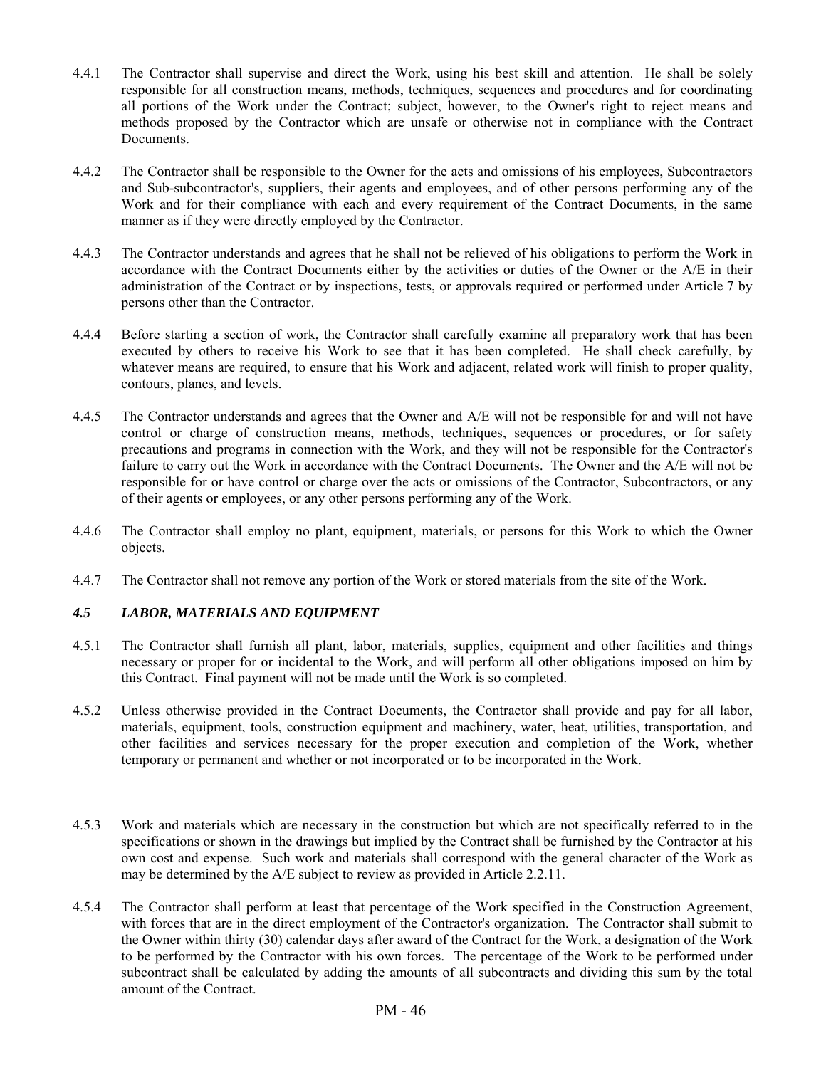4.4.1 The Contractor shall supervise and direct the Work, using his best skill and attention. He shall be solely responsible for all construction means, methods, techniques, sequences and procedures and for coordinating all portions of the Work under the Contract; subject, however, to the Owner's right to reject means and methods proposed by the Contractor which are unsafe or otherwise not in compliance with the Contract Documents.

4.4.2 The Contractor shall be responsible to the Owner for the acts and omissions of his employees, Subcontractors and Sub-subcontractor's, suppliers, their agents and employees, and of other persons performing any of the Work and for their compliance with each and every requirement of the Contract Documents, in the same manner as if they were directly employed by the Contractor.

4.4.3 The Contractor understands and agrees that he shall not be relieved of his obligations to perform the Work in accordance with the Contract Documents either by the activities or duties of the Owner or the A/E in their administration of the Contract or by inspections, tests, or approvals required or performed under Article 7 by persons other than the Contractor.

4.4.4 Before starting a section of work, the Contractor shall carefully examine all preparatory work that has been executed by others to receive his Work to see that it has been completed. He shall check carefully, by whatever means are required, to ensure that his Work and adjacent, related work will finish to proper quality, contours, planes, and levels.

4.4.5 The Contractor understands and agrees that the Owner and A/E will not be responsible for and will not have control or charge of construction means, methods, techniques, sequences or procedures, or for safety precautions and programs in connection with the Work, and they will not be responsible for the Contractor's failure to carry out the Work in accordance with the Contract Documents. The Owner and the A/E will not be responsible for or have control or charge over the acts or omissions of the Contractor, Subcontractors, or any of their agents or employees, or any other persons performing any of the Work.

4.4.6 The Contractor shall employ no plant, equipment, materials, or persons for this Work to which the Owner objects.

4.4.7 The Contractor shall not remove any portion of the Work or stored materials from the site of the Work.

### *4.5 LABOR, MATERIALS AND EQUIPMENT*

4.5.1 The Contractor shall furnish all plant, labor, materials, supplies, equipment and other facilities and things necessary or proper for or incidental to the Work, and will perform all other obligations imposed on him by this Contract. Final payment will not be made until the Work is so completed.

4.5.2 Unless otherwise provided in the Contract Documents, the Contractor shall provide and pay for all labor, materials, equipment, tools, construction equipment and machinery, water, heat, utilities, transportation, and other facilities and services necessary for the proper execution and completion of the Work, whether temporary or permanent and whether or not incorporated or to be incorporated in the Work.

4.5.3 Work and materials which are necessary in the construction but which are not specifically referred to in the specifications or shown in the drawings but implied by the Contract shall be furnished by the Contractor at his own cost and expense. Such work and materials shall correspond with the general character of the Work as may be determined by the A/E subject to review as provided in Article 2.2.11.

4.5.4 The Contractor shall perform at least that percentage of the Work specified in the Construction Agreement, with forces that are in the direct employment of the Contractor's organization. The Contractor shall submit to the Owner within thirty (30) calendar days after award of the Contract for the Work, a designation of the Work to be performed by the Contractor with his own forces. The percentage of the Work to be performed under subcontract shall be calculated by adding the amounts of all subcontracts and dividing this sum by the total amount of the Contract.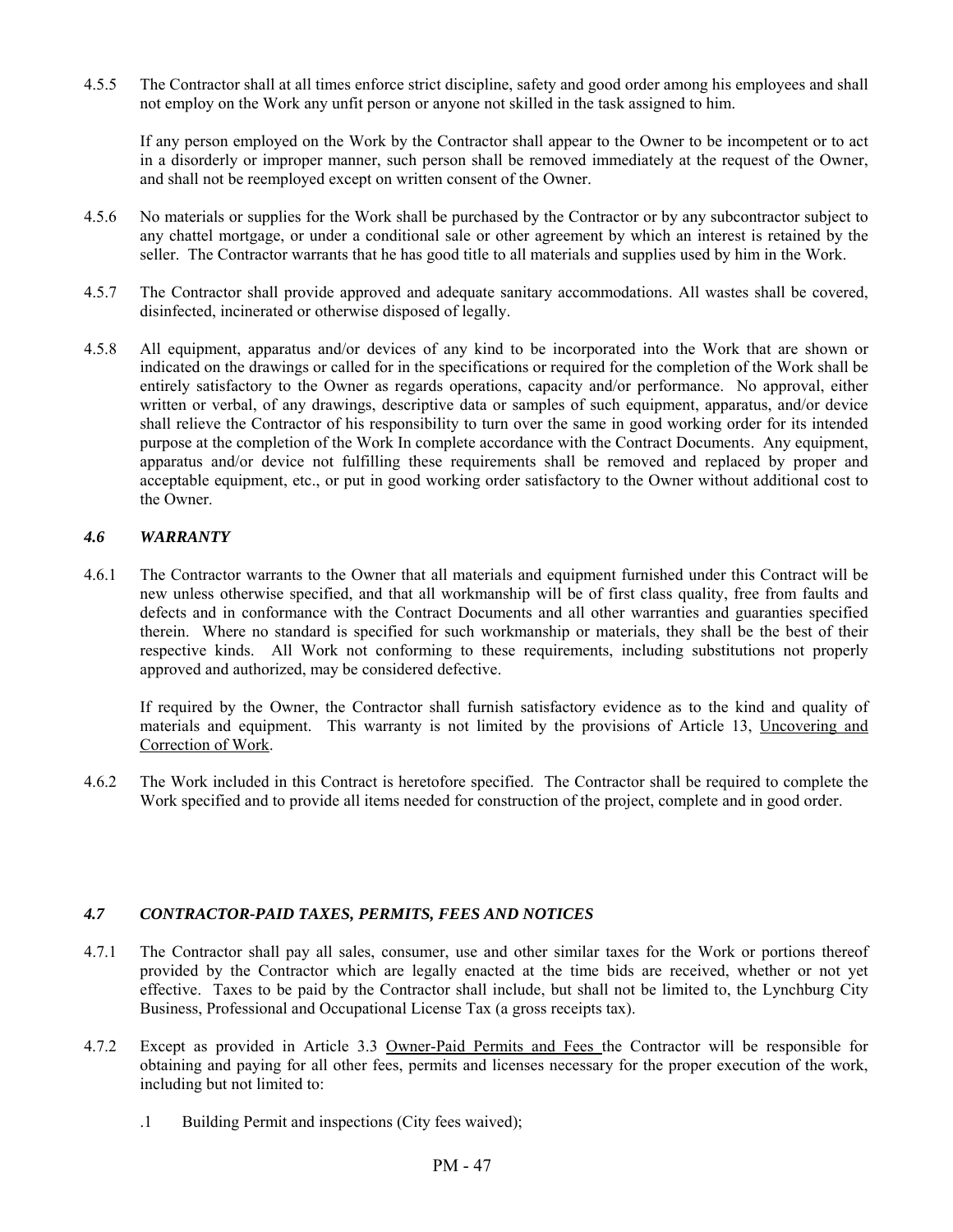4.5.5 The Contractor shall at all times enforce strict discipline, safety and good order among his employees and shall not employ on the Work any unfit person or anyone not skilled in the task assigned to him.

If any person employed on the Work by the Contractor shall appear to the Owner to be incompetent or to act in a disorderly or improper manner, such person shall be removed immediately at the request of the Owner, and shall not be reemployed except on written consent of the Owner.

4.5.6 No materials or supplies for the Work shall be purchased by the Contractor or by any subcontractor subject to any chattel mortgage, or under a conditional sale or other agreement by which an interest is retained by the seller. The Contractor warrants that he has good title to all materials and supplies used by him in the Work.

4.5.7 The Contractor shall provide approved and adequate sanitary accommodations. All wastes shall be covered, disinfected, incinerated or otherwise disposed of legally.

4.5.8 All equipment, apparatus and/or devices of any kind to be incorporated into the Work that are shown or indicated on the drawings or called for in the specifications or required for the completion of the Work shall be entirely satisfactory to the Owner as regards operations, capacity and/or performance. No approval, either written or verbal, of any drawings, descriptive data or samples of such equipment, apparatus, and/or device shall relieve the Contractor of his responsibility to turn over the same in good working order for its intended purpose at the completion of the Work In complete accordance with the Contract Documents. Any equipment, apparatus and/or device not fulfilling these requirements shall be removed and replaced by proper and acceptable equipment, etc., or put in good working order satisfactory to the Owner without additional cost to the Owner.

### *4.6 WARRANTY*

4.6.1 The Contractor warrants to the Owner that all materials and equipment furnished under this Contract will be new unless otherwise specified, and that all workmanship will be of first class quality, free from faults and defects and in conformance with the Contract Documents and all other warranties and guaranties specified therein. Where no standard is specified for such workmanship or materials, they shall be the best of their respective kinds. All Work not conforming to these requirements, including substitutions not properly approved and authorized, may be considered defective.

If required by the Owner, the Contractor shall furnish satisfactory evidence as to the kind and quality of materials and equipment. This warranty is not limited by the provisions of Article 13, Uncovering and Correction of Work.

4.6.2 The Work included in this Contract is heretofore specified. The Contractor shall be required to complete the Work specified and to provide all items needed for construction of the project, complete and in good order.

### *4.7 CONTRACTOR-PAID TAXES, PERMITS, FEES AND NOTICES*

4.7.1 The Contractor shall pay all sales, consumer, use and other similar taxes for the Work or portions thereof provided by the Contractor which are legally enacted at the time bids are received, whether or not yet effective. Taxes to be paid by the Contractor shall include, but shall not be limited to, the Lynchburg City Business, Professional and Occupational License Tax (a gross receipts tax).

4.7.2 Except as provided in Article 3.3 Owner-Paid Permits and Fees the Contractor will be responsible for obtaining and paying for all other fees, permits and licenses necessary for the proper execution of the work, including but not limited to:

.1 Building Permit and inspections (City fees waived);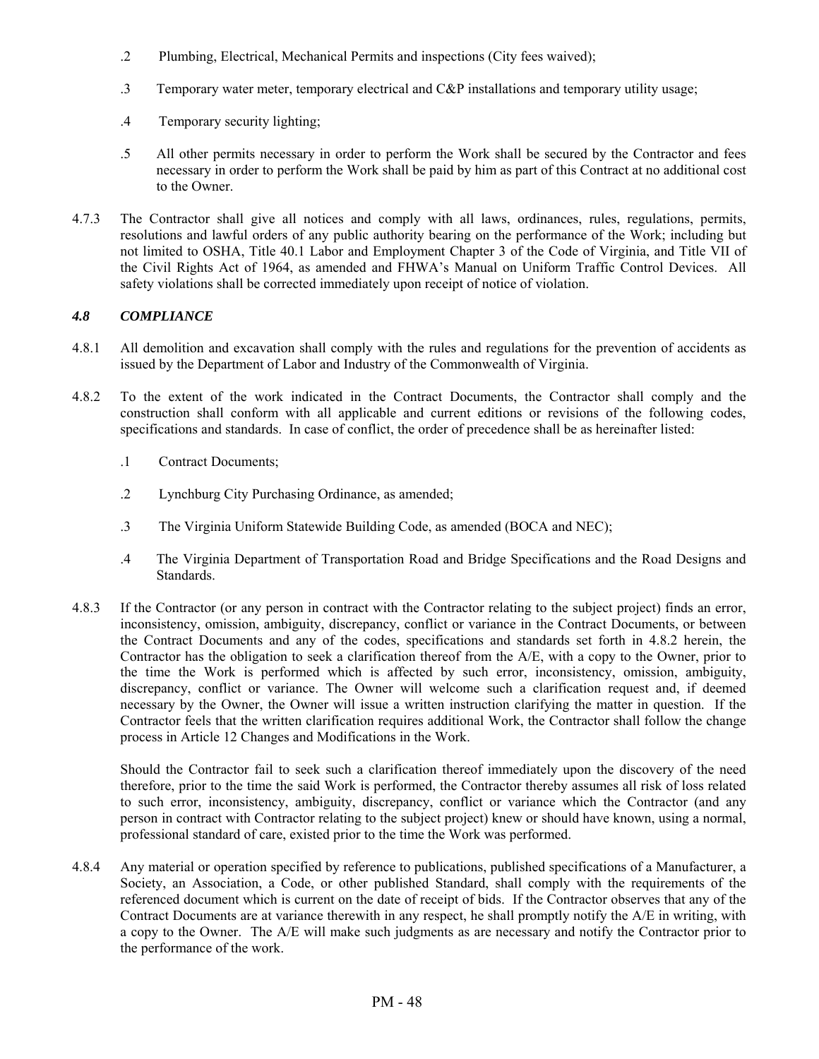.2 Plumbing, Electrical, Mechanical Permits and inspections (City fees waived);

.3 Temporary water meter, temporary electrical and C&P installations and temporary utility usage;

.4 Temporary security lighting;

.5 All other permits necessary in order to perform the Work shall be secured by the Contractor and fees necessary in order to perform the Work shall be paid by him as part of this Contract at no additional cost to the Owner.

4.7.3 The Contractor shall give all notices and comply with all laws, ordinances, rules, regulations, permits, resolutions and lawful orders of any public authority bearing on the performance of the Work; including but not limited to OSHA, Title 40.1 Labor and Employment Chapter 3 of the Code of Virginia, and Title VII of the Civil Rights Act of 1964, as amended and FHWA's Manual on Uniform Traffic Control Devices. All safety violations shall be corrected immediately upon receipt of notice of violation.

### *4.8 COMPLIANCE*

4.8.1 All demolition and excavation shall comply with the rules and regulations for the prevention of accidents as issued by the Department of Labor and Industry of the Commonwealth of Virginia.

4.8.2 To the extent of the work indicated in the Contract Documents, the Contractor shall comply and the construction shall conform with all applicable and current editions or revisions of the following codes, specifications and standards. In case of conflict, the order of precedence shall be as hereinafter listed:

.1 Contract Documents;

.2 Lynchburg City Purchasing Ordinance, as amended;

.3 The Virginia Uniform Statewide Building Code, as amended (BOCA and NEC);

.4 The Virginia Department of Transportation Road and Bridge Specifications and the Road Designs and Standards.

4.8.3 If the Contractor (or any person in contract with the Contractor relating to the subject project) finds an error, inconsistency, omission, ambiguity, discrepancy, conflict or variance in the Contract Documents, or between the Contract Documents and any of the codes, specifications and standards set forth in 4.8.2 herein, the Contractor has the obligation to seek a clarification thereof from the A/E, with a copy to the Owner, prior to the time the Work is performed which is affected by such error, inconsistency, omission, ambiguity, discrepancy, conflict or variance. The Owner will welcome such a clarification request and, if deemed necessary by the Owner, the Owner will issue a written instruction clarifying the matter in question. If the Contractor feels that the written clarification requires additional Work, the Contractor shall follow the change process in Article 12 Changes and Modifications in the Work.

Should the Contractor fail to seek such a clarification thereof immediately upon the discovery of the need therefore, prior to the time the said Work is performed, the Contractor thereby assumes all risk of loss related to such error, inconsistency, ambiguity, discrepancy, conflict or variance which the Contractor (and any person in contract with Contractor relating to the subject project) knew or should have known, using a normal, professional standard of care, existed prior to the time the Work was performed.

4.8.4 Any material or operation specified by reference to publications, published specifications of a Manufacturer, a Society, an Association, a Code, or other published Standard, shall comply with the requirements of the referenced document which is current on the date of receipt of bids. If the Contractor observes that any of the Contract Documents are at variance therewith in any respect, he shall promptly notify the A/E in writing, with a copy to the Owner. The A/E will make such judgments as are necessary and notify the Contractor prior to the performance of the work.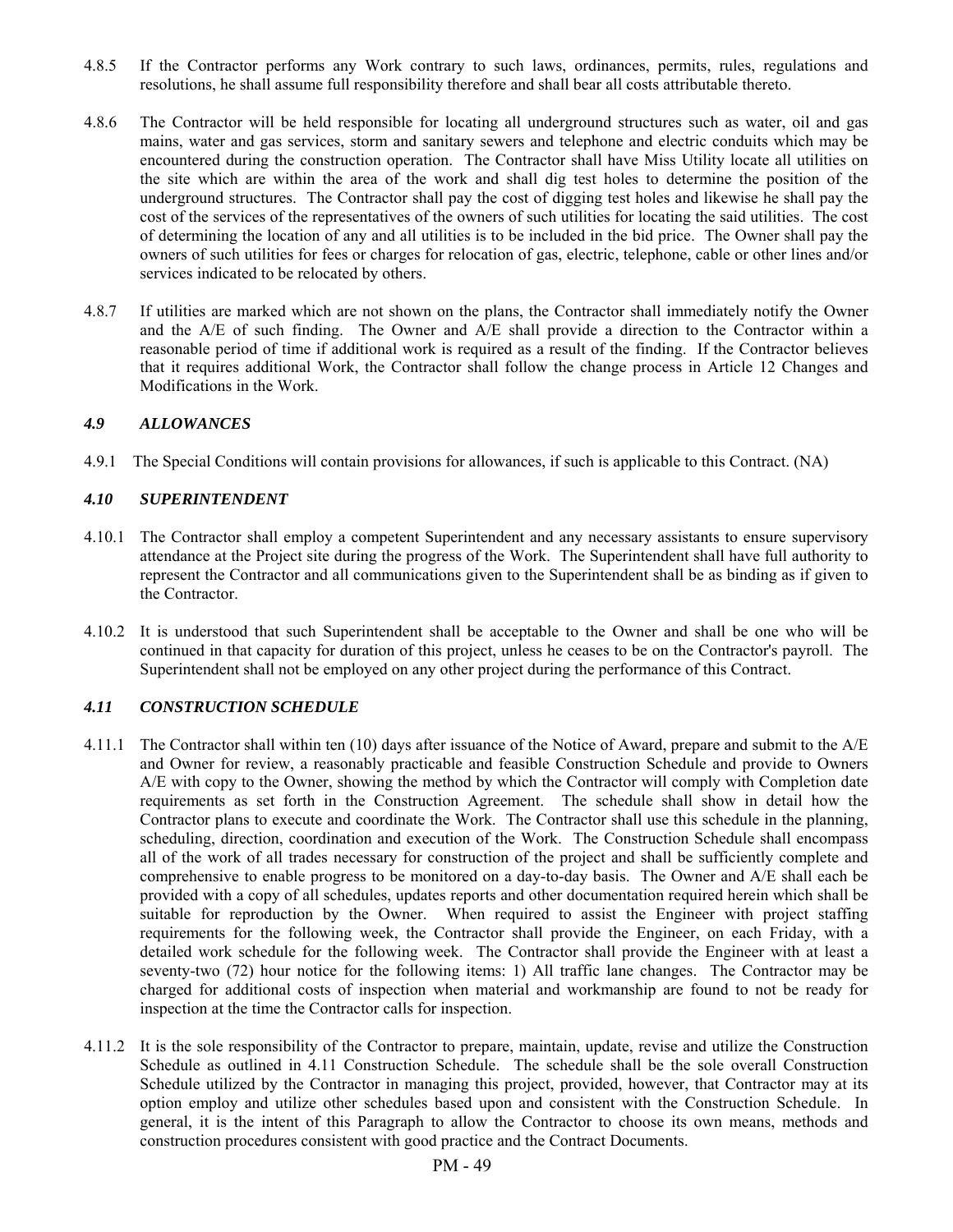4.8.5 If the Contractor performs any Work contrary to such laws, ordinances, permits, rules, regulations and resolutions, he shall assume full responsibility therefore and shall bear all costs attributable thereto.

4.8.6 The Contractor will be held responsible for locating all underground structures such as water, oil and gas mains, water and gas services, storm and sanitary sewers and telephone and electric conduits which may be encountered during the construction operation. The Contractor shall have Miss Utility locate all utilities on the site which are within the area of the work and shall dig test holes to determine the position of the underground structures. The Contractor shall pay the cost of digging test holes and likewise he shall pay the cost of the services of the representatives of the owners of such utilities for locating the said utilities. The cost of determining the location of any and all utilities is to be included in the bid price. The Owner shall pay the owners of such utilities for fees or charges for relocation of gas, electric, telephone, cable or other lines and/or services indicated to be relocated by others.

4.8.7 If utilities are marked which are not shown on the plans, the Contractor shall immediately notify the Owner and the A/E of such finding. The Owner and A/E shall provide a direction to the Contractor within a reasonable period of time if additional work is required as a result of the finding. If the Contractor believes that it requires additional Work, the Contractor shall follow the change process in Article 12 Changes and Modifications in the Work.

### *4.9 ALLOWANCES*

4.9.1 The Special Conditions will contain provisions for allowances, if such is applicable to this Contract. (NA)

### *4.10 SUPERINTENDENT*

4.10.1 The Contractor shall employ a competent Superintendent and any necessary assistants to ensure supervisory attendance at the Project site during the progress of the Work. The Superintendent shall have full authority to represent the Contractor and all communications given to the Superintendent shall be as binding as if given to the Contractor.

4.10.2 It is understood that such Superintendent shall be acceptable to the Owner and shall be one who will be continued in that capacity for duration of this project, unless he ceases to be on the Contractor's payroll. The Superintendent shall not be employed on any other project during the performance of this Contract.

### *4.11 CONSTRUCTION SCHEDULE*

4.11.1 The Contractor shall within ten (10) days after issuance of the Notice of Award, prepare and submit to the A/E and Owner for review, a reasonably practicable and feasible Construction Schedule and provide to Owners A/E with copy to the Owner, showing the method by which the Contractor will comply with Completion date requirements as set forth in the Construction Agreement. The schedule shall show in detail how the Contractor plans to execute and coordinate the Work. The Contractor shall use this schedule in the planning, scheduling, direction, coordination and execution of the Work. The Construction Schedule shall encompass all of the work of all trades necessary for construction of the project and shall be sufficiently complete and comprehensive to enable progress to be monitored on a day-to-day basis. The Owner and A/E shall each be provided with a copy of all schedules, updates reports and other documentation required herein which shall be suitable for reproduction by the Owner. When required to assist the Engineer with project staffing requirements for the following week, the Contractor shall provide the Engineer, on each Friday, with a detailed work schedule for the following week. The Contractor shall provide the Engineer with at least a seventy-two (72) hour notice for the following items: 1) All traffic lane changes. The Contractor may be charged for additional costs of inspection when material and workmanship are found to not be ready for inspection at the time the Contractor calls for inspection.

4.11.2 It is the sole responsibility of the Contractor to prepare, maintain, update, revise and utilize the Construction Schedule as outlined in 4.11 Construction Schedule. The schedule shall be the sole overall Construction Schedule utilized by the Contractor in managing this project, provided, however, that Contractor may at its option employ and utilize other schedules based upon and consistent with the Construction Schedule. In general, it is the intent of this Paragraph to allow the Contractor to choose its own means, methods and construction procedures consistent with good practice and the Contract Documents.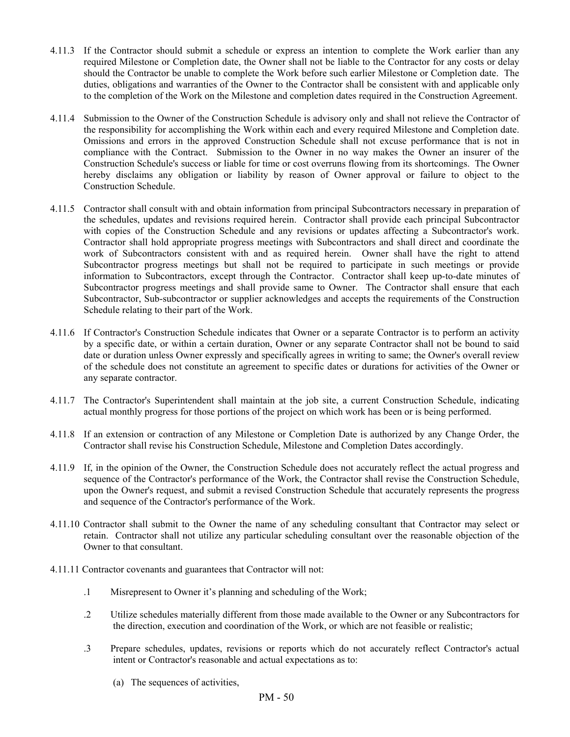4.11.3 If the Contractor should submit a schedule or express an intention to complete the Work earlier than any required Milestone or Completion date, the Owner shall not be liable to the Contractor for any costs or delay should the Contractor be unable to complete the Work before such earlier Milestone or Completion date. The duties, obligations and warranties of the Owner to the Contractor shall be consistent with and applicable only to the completion of the Work on the Milestone and completion dates required in the Construction Agreement.

4.11.4 Submission to the Owner of the Construction Schedule is advisory only and shall not relieve the Contractor of the responsibility for accomplishing the Work within each and every required Milestone and Completion date. Omissions and errors in the approved Construction Schedule shall not excuse performance that is not in compliance with the Contract. Submission to the Owner in no way makes the Owner an insurer of the Construction Schedule's success or liable for time or cost overruns flowing from its shortcomings. The Owner hereby disclaims any obligation or liability by reason of Owner approval or failure to object to the Construction Schedule.

4.11.5 Contractor shall consult with and obtain information from principal Subcontractors necessary in preparation of the schedules, updates and revisions required herein. Contractor shall provide each principal Subcontractor with copies of the Construction Schedule and any revisions or updates affecting a Subcontractor's work. Contractor shall hold appropriate progress meetings with Subcontractors and shall direct and coordinate the work of Subcontractors consistent with and as required herein. Owner shall have the right to attend Subcontractor progress meetings but shall not be required to participate in such meetings or provide information to Subcontractors, except through the Contractor. Contractor shall keep up-to-date minutes of Subcontractor progress meetings and shall provide same to Owner. The Contractor shall ensure that each Subcontractor, Sub-subcontractor or supplier acknowledges and accepts the requirements of the Construction Schedule relating to their part of the Work.

4.11.6 If Contractor's Construction Schedule indicates that Owner or a separate Contractor is to perform an activity by a specific date, or within a certain duration, Owner or any separate Contractor shall not be bound to said date or duration unless Owner expressly and specifically agrees in writing to same; the Owner's overall review of the schedule does not constitute an agreement to specific dates or durations for activities of the Owner or any separate contractor.

4.11.7 The Contractor's Superintendent shall maintain at the job site, a current Construction Schedule, indicating actual monthly progress for those portions of the project on which work has been or is being performed.

4.11.8 If an extension or contraction of any Milestone or Completion Date is authorized by any Change Order, the Contractor shall revise his Construction Schedule, Milestone and Completion Dates accordingly.

4.11.9 If, in the opinion of the Owner, the Construction Schedule does not accurately reflect the actual progress and sequence of the Contractor's performance of the Work, the Contractor shall revise the Construction Schedule, upon the Owner's request, and submit a revised Construction Schedule that accurately represents the progress and sequence of the Contractor's performance of the Work.

4.11.10 Contractor shall submit to the Owner the name of any scheduling consultant that Contractor may select or retain. Contractor shall not utilize any particular scheduling consultant over the reasonable objection of the Owner to that consultant.

4.11.11 Contractor covenants and guarantees that Contractor will not:

.1 Misrepresent to Owner it's planning and scheduling of the Work;

.2 Utilize schedules materially different from those made available to the Owner or any Subcontractors for the direction, execution and coordination of the Work, or which are not feasible or realistic;

.3 Prepare schedules, updates, revisions or reports which do not accurately reflect Contractor's actual intent or Contractor's reasonable and actual expectations as to:

(a) The sequences of activities,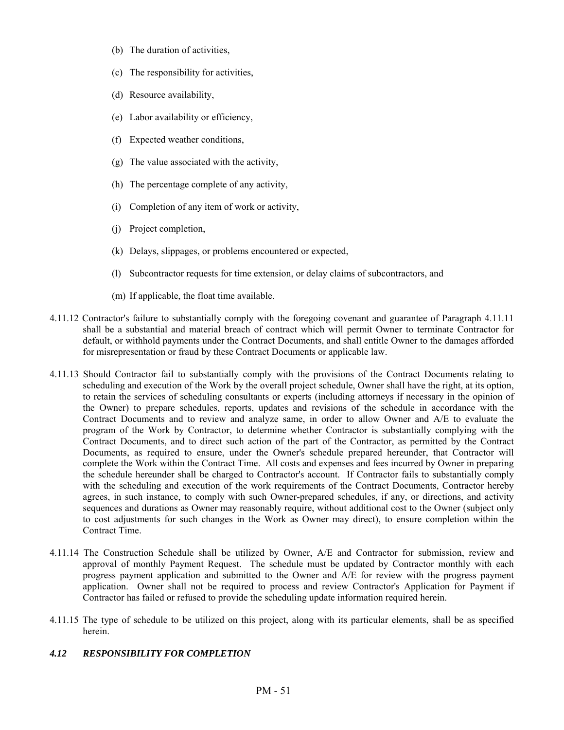(b) The duration of activities,

(c) The responsibility for activities,

(d) Resource availability,

(e) Labor availability or efficiency,

(f) Expected weather conditions,

(g) The value associated with the activity,

(h) The percentage complete of any activity,

(i) Completion of any item of work or activity,

(j) Project completion,

(k) Delays, slippages, or problems encountered or expected,

(l) Subcontractor requests for time extension, or delay claims of subcontractors, and

(m) If applicable, the float time available.

4.11.12 Contractor's failure to substantially comply with the foregoing covenant and guarantee of Paragraph 4.11.11 shall be a substantial and material breach of contract which will permit Owner to terminate Contractor for default, or withhold payments under the Contract Documents, and shall entitle Owner to the damages afforded for misrepresentation or fraud by these Contract Documents or applicable law.

4.11.13 Should Contractor fail to substantially comply with the provisions of the Contract Documents relating to scheduling and execution of the Work by the overall project schedule, Owner shall have the right, at its option, to retain the services of scheduling consultants or experts (including attorneys if necessary in the opinion of the Owner) to prepare schedules, reports, updates and revisions of the schedule in accordance with the Contract Documents and to review and analyze same, in order to allow Owner and A/E to evaluate the program of the Work by Contractor, to determine whether Contractor is substantially complying with the Contract Documents, and to direct such action of the part of the Contractor, as permitted by the Contract Documents, as required to ensure, under the Owner's schedule prepared hereunder, that Contractor will complete the Work within the Contract Time. All costs and expenses and fees incurred by Owner in preparing the schedule hereunder shall be charged to Contractor's account. If Contractor fails to substantially comply with the scheduling and execution of the work requirements of the Contract Documents, Contractor hereby agrees, in such instance, to comply with such Owner-prepared schedules, if any, or directions, and activity sequences and durations as Owner may reasonably require, without additional cost to the Owner (subject only to cost adjustments for such changes in the Work as Owner may direct), to ensure completion within the Contract Time.

4.11.14 The Construction Schedule shall be utilized by Owner, A/E and Contractor for submission, review and approval of monthly Payment Request. The schedule must be updated by Contractor monthly with each progress payment application and submitted to the Owner and A/E for review with the progress payment application. Owner shall not be required to process and review Contractor's Application for Payment if Contractor has failed or refused to provide the scheduling update information required herein.

4.11.15 The type of schedule to be utilized on this project, along with its particular elements, shall be as specified herein.

### *4.12 RESPONSIBILITY FOR COMPLETION*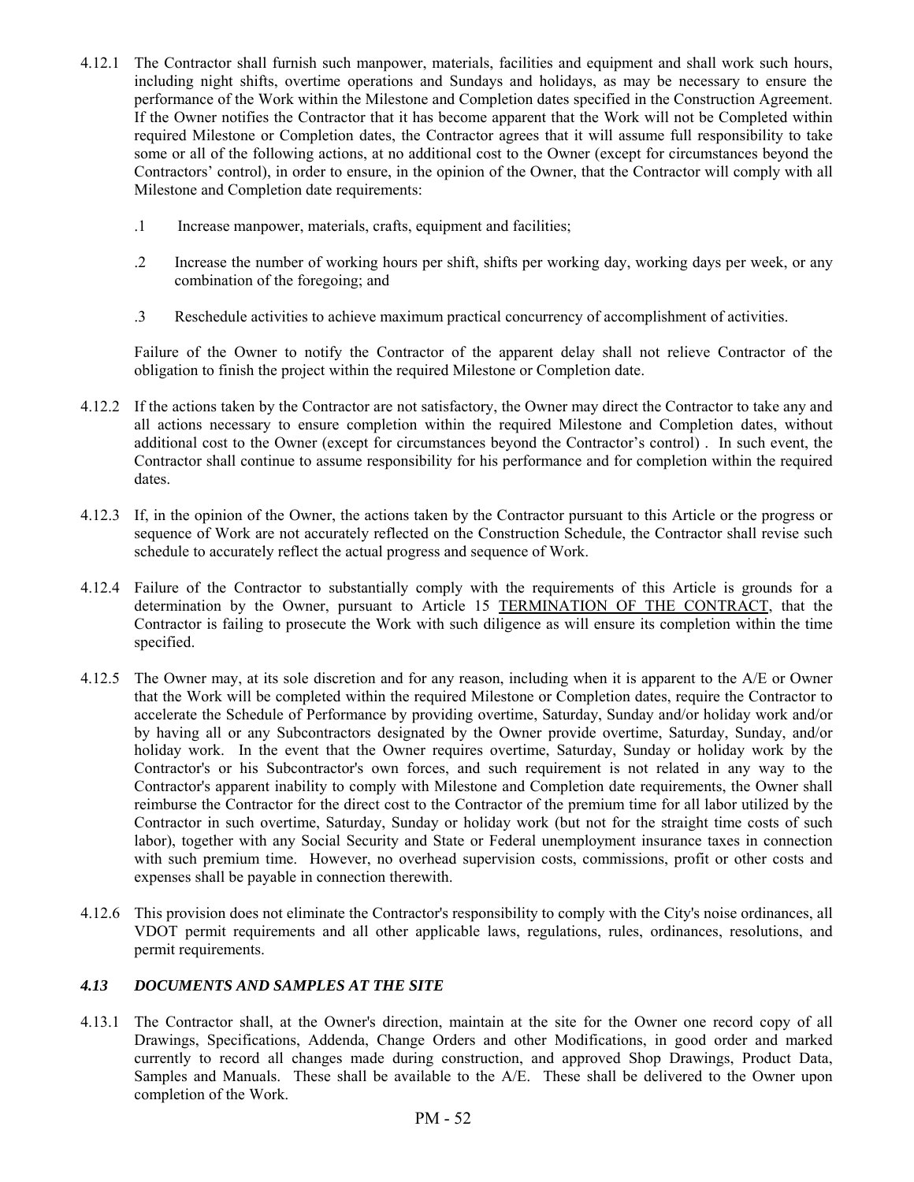4.12.1 The Contractor shall furnish such manpower, materials, facilities and equipment and shall work such hours, including night shifts, overtime operations and Sundays and holidays, as may be necessary to ensure the performance of the Work within the Milestone and Completion dates specified in the Construction Agreement. If the Owner notifies the Contractor that it has become apparent that the Work will not be Completed within required Milestone or Completion dates, the Contractor agrees that it will assume full responsibility to take some or all of the following actions, at no additional cost to the Owner (except for circumstances beyond the Contractors' control), in order to ensure, in the opinion of the Owner, that the Contractor will comply with all Milestone and Completion date requirements:

.1 Increase manpower, materials, crafts, equipment and facilities;

.2 Increase the number of working hours per shift, shifts per working day, working days per week, or any combination of the foregoing; and

.3 Reschedule activities to achieve maximum practical concurrency of accomplishment of activities.

Failure of the Owner to notify the Contractor of the apparent delay shall not relieve Contractor of the obligation to finish the project within the required Milestone or Completion date.

4.12.2 If the actions taken by the Contractor are not satisfactory, the Owner may direct the Contractor to take any and all actions necessary to ensure completion within the required Milestone and Completion dates, without additional cost to the Owner (except for circumstances beyond the Contractor's control) . In such event, the Contractor shall continue to assume responsibility for his performance and for completion within the required dates.

4.12.3 If, in the opinion of the Owner, the actions taken by the Contractor pursuant to this Article or the progress or sequence of Work are not accurately reflected on the Construction Schedule, the Contractor shall revise such schedule to accurately reflect the actual progress and sequence of Work.

4.12.4 Failure of the Contractor to substantially comply with the requirements of this Article is grounds for a determination by the Owner, pursuant to Article 15 TERMINATION OF THE CONTRACT, that the Contractor is failing to prosecute the Work with such diligence as will ensure its completion within the time specified.

4.12.5 The Owner may, at its sole discretion and for any reason, including when it is apparent to the A/E or Owner that the Work will be completed within the required Milestone or Completion dates, require the Contractor to accelerate the Schedule of Performance by providing overtime, Saturday, Sunday and/or holiday work and/or by having all or any Subcontractors designated by the Owner provide overtime, Saturday, Sunday, and/or holiday work. In the event that the Owner requires overtime, Saturday, Sunday or holiday work by the Contractor's or his Subcontractor's own forces, and such requirement is not related in any way to the Contractor's apparent inability to comply with Milestone and Completion date requirements, the Owner shall reimburse the Contractor for the direct cost to the Contractor of the premium time for all labor utilized by the Contractor in such overtime, Saturday, Sunday or holiday work (but not for the straight time costs of such labor), together with any Social Security and State or Federal unemployment insurance taxes in connection with such premium time. However, no overhead supervision costs, commissions, profit or other costs and expenses shall be payable in connection therewith.

4.12.6 This provision does not eliminate the Contractor's responsibility to comply with the City's noise ordinances, all VDOT permit requirements and all other applicable laws, regulations, rules, ordinances, resolutions, and permit requirements.

### *4.13 DOCUMENTS AND SAMPLES AT THE SITE*

4.13.1 The Contractor shall, at the Owner's direction, maintain at the site for the Owner one record copy of all Drawings, Specifications, Addenda, Change Orders and other Modifications, in good order and marked currently to record all changes made during construction, and approved Shop Drawings, Product Data, Samples and Manuals. These shall be available to the A/E. These shall be delivered to the Owner upon completion of the Work.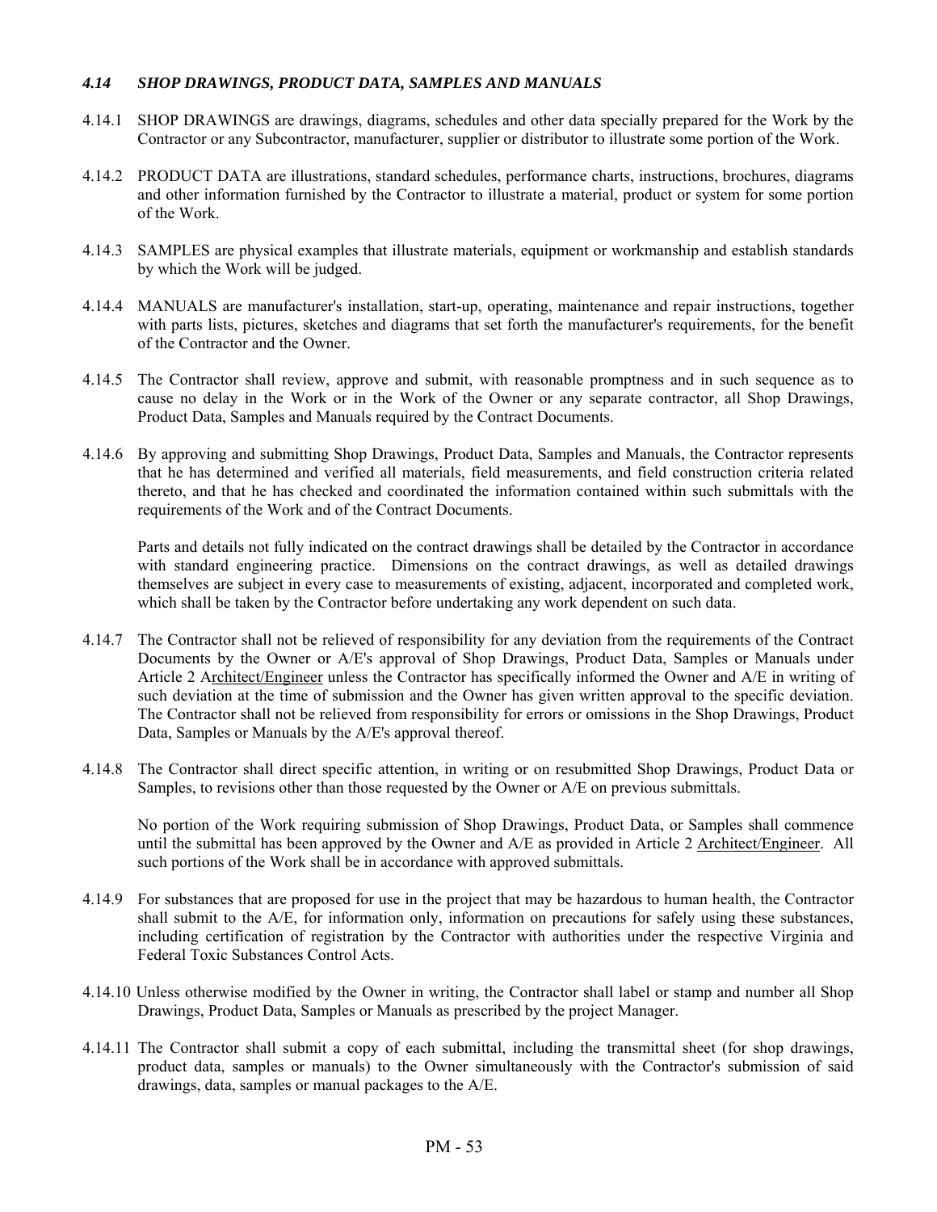### *4.14 SHOP DRAWINGS, PRODUCT DATA, SAMPLES AND MANUALS*

4.14.1 SHOP DRAWINGS are drawings, diagrams, schedules and other data specially prepared for the Work by the Contractor or any Subcontractor, manufacturer, supplier or distributor to illustrate some portion of the Work.

4.14.2 PRODUCT DATA are illustrations, standard schedules, performance charts, instructions, brochures, diagrams and other information furnished by the Contractor to illustrate a material, product or system for some portion of the Work.

4.14.3 SAMPLES are physical examples that illustrate materials, equipment or workmanship and establish standards by which the Work will be judged.

4.14.4 MANUALS are manufacturer's installation, start-up, operating, maintenance and repair instructions, together with parts lists, pictures, sketches and diagrams that set forth the manufacturer's requirements, for the benefit of the Contractor and the Owner.

4.14.5 The Contractor shall review, approve and submit, with reasonable promptness and in such sequence as to cause no delay in the Work or in the Work of the Owner or any separate contractor, all Shop Drawings, Product Data, Samples and Manuals required by the Contract Documents.

4.14.6 By approving and submitting Shop Drawings, Product Data, Samples and Manuals, the Contractor represents that he has determined and verified all materials, field measurements, and field construction criteria related thereto, and that he has checked and coordinated the information contained within such submittals with the requirements of the Work and of the Contract Documents.

Parts and details not fully indicated on the contract drawings shall be detailed by the Contractor in accordance with standard engineering practice. Dimensions on the contract drawings, as well as detailed drawings themselves are subject in every case to measurements of existing, adjacent, incorporated and completed work, which shall be taken by the Contractor before undertaking any work dependent on such data.

4.14.7 The Contractor shall not be relieved of responsibility for any deviation from the requirements of the Contract Documents by the Owner or A/E's approval of Shop Drawings, Product Data, Samples or Manuals under Article 2 Architect/Engineer unless the Contractor has specifically informed the Owner and A/E in writing of such deviation at the time of submission and the Owner has given written approval to the specific deviation. The Contractor shall not be relieved from responsibility for errors or omissions in the Shop Drawings, Product Data, Samples or Manuals by the A/E's approval thereof.

4.14.8 The Contractor shall direct specific attention, in writing or on resubmitted Shop Drawings, Product Data or Samples, to revisions other than those requested by the Owner or A/E on previous submittals.

No portion of the Work requiring submission of Shop Drawings, Product Data, or Samples shall commence until the submittal has been approved by the Owner and A/E as provided in Article 2 Architect/Engineer. All such portions of the Work shall be in accordance with approved submittals.

4.14.9 For substances that are proposed for use in the project that may be hazardous to human health, the Contractor shall submit to the A/E, for information only, information on precautions for safely using these substances, including certification of registration by the Contractor with authorities under the respective Virginia and Federal Toxic Substances Control Acts.

4.14.10 Unless otherwise modified by the Owner in writing, the Contractor shall label or stamp and number all Shop Drawings, Product Data, Samples or Manuals as prescribed by the project Manager.

4.14.11 The Contractor shall submit a copy of each submittal, including the transmittal sheet (for shop drawings, product data, samples or manuals) to the Owner simultaneously with the Contractor's submission of said drawings, data, samples or manual packages to the A/E.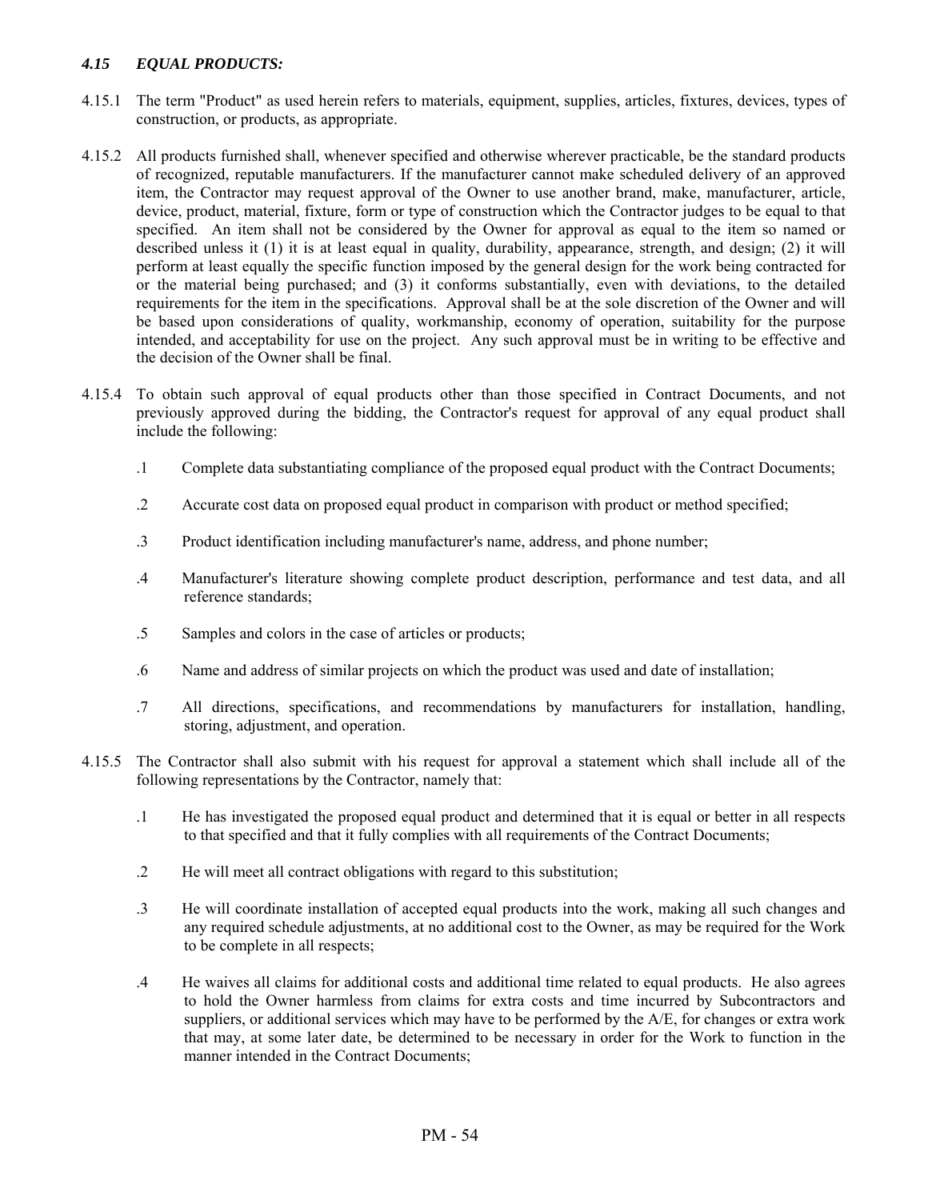### *4.15 EQUAL PRODUCTS:*

4.15.1 The term "Product" as used herein refers to materials, equipment, supplies, articles, fixtures, devices, types of construction, or products, as appropriate.

4.15.2 All products furnished shall, whenever specified and otherwise wherever practicable, be the standard products of recognized, reputable manufacturers. If the manufacturer cannot make scheduled delivery of an approved item, the Contractor may request approval of the Owner to use another brand, make, manufacturer, article, device, product, material, fixture, form or type of construction which the Contractor judges to be equal to that specified. An item shall not be considered by the Owner for approval as equal to the item so named or described unless it (1) it is at least equal in quality, durability, appearance, strength, and design; (2) it will perform at least equally the specific function imposed by the general design for the work being contracted for or the material being purchased; and (3) it conforms substantially, even with deviations, to the detailed requirements for the item in the specifications. Approval shall be at the sole discretion of the Owner and will be based upon considerations of quality, workmanship, economy of operation, suitability for the purpose intended, and acceptability for use on the project. Any such approval must be in writing to be effective and the decision of the Owner shall be final.

4.15.4 To obtain such approval of equal products other than those specified in Contract Documents, and not previously approved during the bidding, the Contractor's request for approval of any equal product shall include the following:

.1 Complete data substantiating compliance of the proposed equal product with the Contract Documents;

.2 Accurate cost data on proposed equal product in comparison with product or method specified;

.3 Product identification including manufacturer's name, address, and phone number;

.4 Manufacturer's literature showing complete product description, performance and test data, and all reference standards;

.5 Samples and colors in the case of articles or products;

.6 Name and address of similar projects on which the product was used and date of installation;

.7 All directions, specifications, and recommendations by manufacturers for installation, handling, storing, adjustment, and operation.

4.15.5 The Contractor shall also submit with his request for approval a statement which shall include all of the following representations by the Contractor, namely that:

.1 He has investigated the proposed equal product and determined that it is equal or better in all respects to that specified and that it fully complies with all requirements of the Contract Documents;

.2 He will meet all contract obligations with regard to this substitution;

.3 He will coordinate installation of accepted equal products into the work, making all such changes and any required schedule adjustments, at no additional cost to the Owner, as may be required for the Work to be complete in all respects;

.4 He waives all claims for additional costs and additional time related to equal products. He also agrees to hold the Owner harmless from claims for extra costs and time incurred by Subcontractors and suppliers, or additional services which may have to be performed by the A/E, for changes or extra work that may, at some later date, be determined to be necessary in order for the Work to function in the manner intended in the Contract Documents;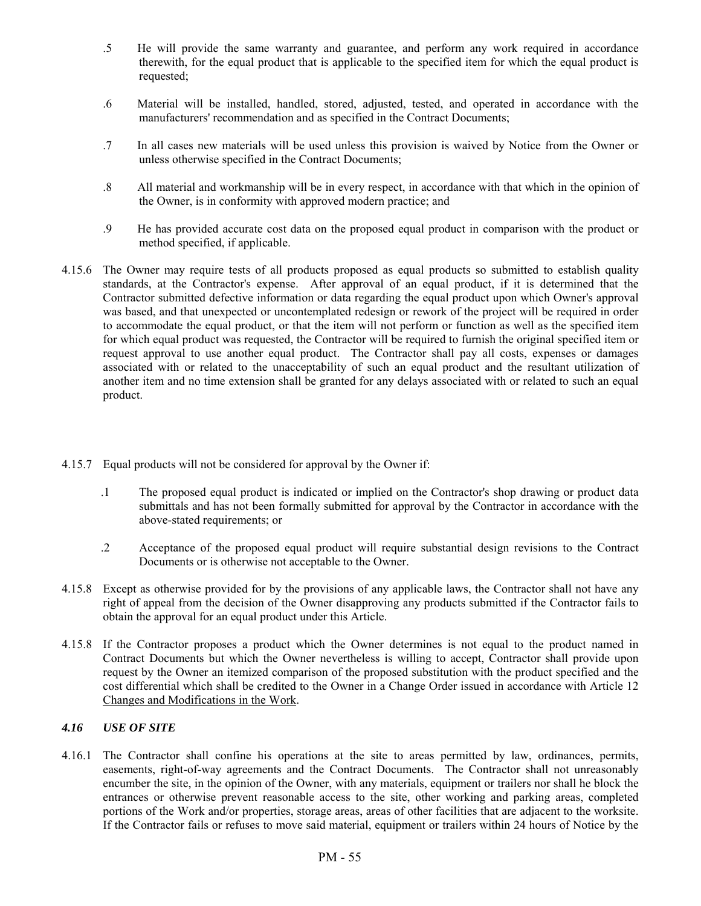.5 He will provide the same warranty and guarantee, and perform any work required in accordance therewith, for the equal product that is applicable to the specified item for which the equal product is requested;

.6 Material will be installed, handled, stored, adjusted, tested, and operated in accordance with the manufacturers' recommendation and as specified in the Contract Documents;

.7 In all cases new materials will be used unless this provision is waived by Notice from the Owner or unless otherwise specified in the Contract Documents;

.8 All material and workmanship will be in every respect, in accordance with that which in the opinion of the Owner, is in conformity with approved modern practice; and

.9 He has provided accurate cost data on the proposed equal product in comparison with the product or method specified, if applicable.

4.15.6 The Owner may require tests of all products proposed as equal products so submitted to establish quality standards, at the Contractor's expense. After approval of an equal product, if it is determined that the Contractor submitted defective information or data regarding the equal product upon which Owner's approval was based, and that unexpected or uncontemplated redesign or rework of the project will be required in order to accommodate the equal product, or that the item will not perform or function as well as the specified item for which equal product was requested, the Contractor will be required to furnish the original specified item or request approval to use another equal product. The Contractor shall pay all costs, expenses or damages associated with or related to the unacceptability of such an equal product and the resultant utilization of another item and no time extension shall be granted for any delays associated with or related to such an equal product.

4.15.7 Equal products will not be considered for approval by the Owner if:

.1 The proposed equal product is indicated or implied on the Contractor's shop drawing or product data submittals and has not been formally submitted for approval by the Contractor in accordance with the above-stated requirements; or

.2 Acceptance of the proposed equal product will require substantial design revisions to the Contract Documents or is otherwise not acceptable to the Owner.

4.15.8 Except as otherwise provided for by the provisions of any applicable laws, the Contractor shall not have any right of appeal from the decision of the Owner disapproving any products submitted if the Contractor fails to obtain the approval for an equal product under this Article.

4.15.8 If the Contractor proposes a product which the Owner determines is not equal to the product named in Contract Documents but which the Owner nevertheless is willing to accept, Contractor shall provide upon request by the Owner an itemized comparison of the proposed substitution with the product specified and the cost differential which shall be credited to the Owner in a Change Order issued in accordance with Article 12 Changes and Modifications in the Work.

### *4.16 USE OF SITE*

4.16.1 The Contractor shall confine his operations at the site to areas permitted by law, ordinances, permits, easements, right-of-way agreements and the Contract Documents. The Contractor shall not unreasonably encumber the site, in the opinion of the Owner, with any materials, equipment or trailers nor shall he block the entrances or otherwise prevent reasonable access to the site, other working and parking areas, completed portions of the Work and/or properties, storage areas, areas of other facilities that are adjacent to the worksite. If the Contractor fails or refuses to move said material, equipment or trailers within 24 hours of Notice by the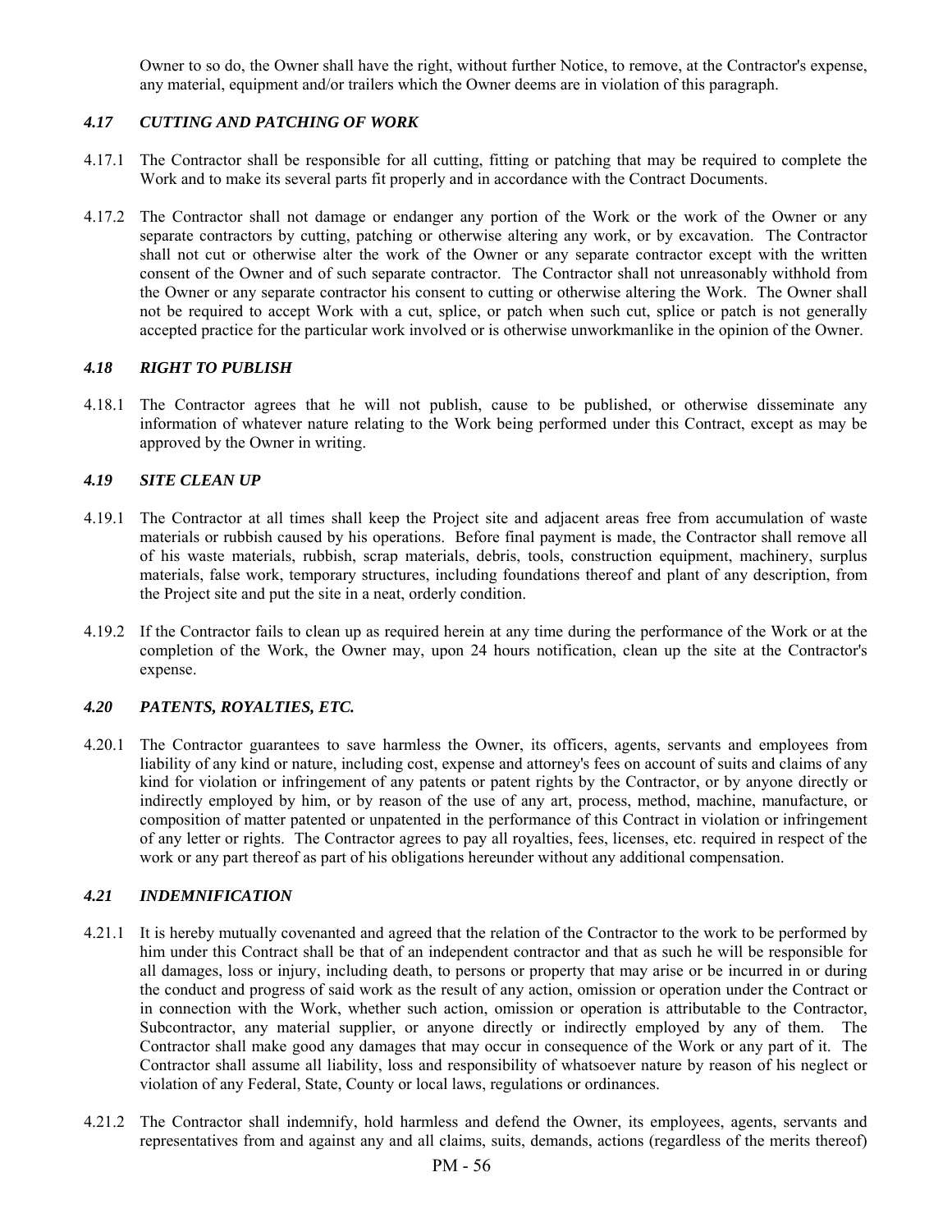Owner to so do, the Owner shall have the right, without further Notice, to remove, at the Contractor's expense, any material, equipment and/or trailers which the Owner deems are in violation of this paragraph.

### *4.17 CUTTING AND PATCHING OF WORK*

4.17.1 The Contractor shall be responsible for all cutting, fitting or patching that may be required to complete the Work and to make its several parts fit properly and in accordance with the Contract Documents.

4.17.2 The Contractor shall not damage or endanger any portion of the Work or the work of the Owner or any separate contractors by cutting, patching or otherwise altering any work, or by excavation. The Contractor shall not cut or otherwise alter the work of the Owner or any separate contractor except with the written consent of the Owner and of such separate contractor. The Contractor shall not unreasonably withhold from the Owner or any separate contractor his consent to cutting or otherwise altering the Work. The Owner shall not be required to accept Work with a cut, splice, or patch when such cut, splice or patch is not generally accepted practice for the particular work involved or is otherwise unworkmanlike in the opinion of the Owner.

### *4.18 RIGHT TO PUBLISH*

4.18.1 The Contractor agrees that he will not publish, cause to be published, or otherwise disseminate any information of whatever nature relating to the Work being performed under this Contract, except as may be approved by the Owner in writing.

### *4.19 SITE CLEAN UP*

4.19.1 The Contractor at all times shall keep the Project site and adjacent areas free from accumulation of waste materials or rubbish caused by his operations. Before final payment is made, the Contractor shall remove all of his waste materials, rubbish, scrap materials, debris, tools, construction equipment, machinery, surplus materials, false work, temporary structures, including foundations thereof and plant of any description, from the Project site and put the site in a neat, orderly condition.

4.19.2 If the Contractor fails to clean up as required herein at any time during the performance of the Work or at the completion of the Work, the Owner may, upon 24 hours notification, clean up the site at the Contractor's expense.

### *4.20 PATENTS, ROYALTIES, ETC.*

4.20.1 The Contractor guarantees to save harmless the Owner, its officers, agents, servants and employees from liability of any kind or nature, including cost, expense and attorney's fees on account of suits and claims of any kind for violation or infringement of any patents or patent rights by the Contractor, or by anyone directly or indirectly employed by him, or by reason of the use of any art, process, method, machine, manufacture, or composition of matter patented or unpatented in the performance of this Contract in violation or infringement of any letter or rights. The Contractor agrees to pay all royalties, fees, licenses, etc. required in respect of the work or any part thereof as part of his obligations hereunder without any additional compensation.

### *4.21 INDEMNIFICATION*

4.21.1 It is hereby mutually covenanted and agreed that the relation of the Contractor to the work to be performed by him under this Contract shall be that of an independent contractor and that as such he will be responsible for all damages, loss or injury, including death, to persons or property that may arise or be incurred in or during the conduct and progress of said work as the result of any action, omission or operation under the Contract or in connection with the Work, whether such action, omission or operation is attributable to the Contractor, Subcontractor, any material supplier, or anyone directly or indirectly employed by any of them. The Contractor shall make good any damages that may occur in consequence of the Work or any part of it. The Contractor shall assume all liability, loss and responsibility of whatsoever nature by reason of his neglect or violation of any Federal, State, County or local laws, regulations or ordinances.

4.21.2 The Contractor shall indemnify, hold harmless and defend the Owner, its employees, agents, servants and representatives from and against any and all claims, suits, demands, actions (regardless of the merits thereof)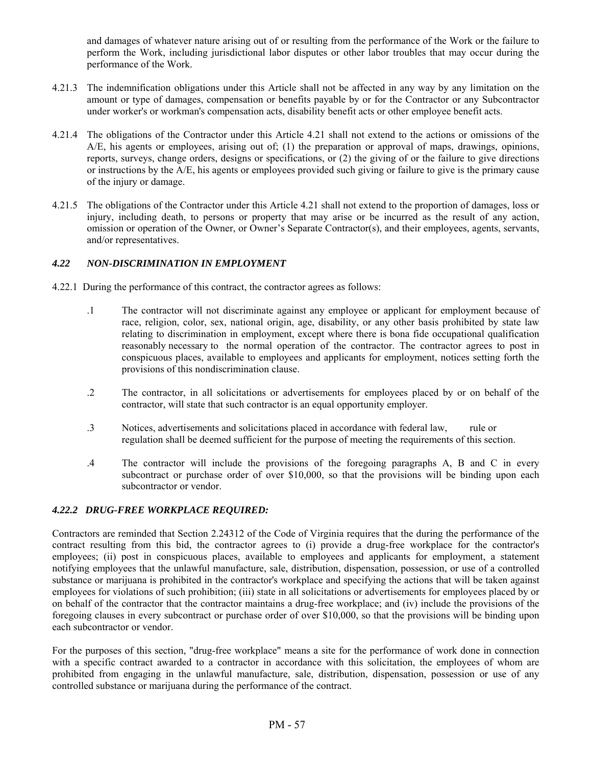and damages of whatever nature arising out of or resulting from the performance of the Work or the failure to perform the Work, including jurisdictional labor disputes or other labor troubles that may occur during the performance of the Work.

4.21.3 The indemnification obligations under this Article shall not be affected in any way by any limitation on the amount or type of damages, compensation or benefits payable by or for the Contractor or any Subcontractor under worker's or workman's compensation acts, disability benefit acts or other employee benefit acts.

4.21.4 The obligations of the Contractor under this Article 4.21 shall not extend to the actions or omissions of the A/E, his agents or employees, arising out of; (1) the preparation or approval of maps, drawings, opinions, reports, surveys, change orders, designs or specifications, or (2) the giving of or the failure to give directions or instructions by the A/E, his agents or employees provided such giving or failure to give is the primary cause of the injury or damage.

4.21.5 The obligations of the Contractor under this Article 4.21 shall not extend to the proportion of damages, loss or injury, including death, to persons or property that may arise or be incurred as the result of any action, omission or operation of the Owner, or Owner's Separate Contractor(s), and their employees, agents, servants, and/or representatives.

### *4.22 NON-DISCRIMINATION IN EMPLOYMENT*

4.22.1 During the performance of this contract, the contractor agrees as follows:

.1 The contractor will not discriminate against any employee or applicant for employment because of race, religion, color, sex, national origin, age, disability, or any other basis prohibited by state law relating to discrimination in employment, except where there is bona fide occupational qualification reasonably necessary to the normal operation of the contractor. The contractor agrees to post in conspicuous places, available to employees and applicants for employment, notices setting forth the provisions of this nondiscrimination clause.

.2 The contractor, in all solicitations or advertisements for employees placed by or on behalf of the contractor, will state that such contractor is an equal opportunity employer.

.3 Notices, advertisements and solicitations placed in accordance with federal law, rule or regulation shall be deemed sufficient for the purpose of meeting the requirements of this section.

.4 The contractor will include the provisions of the foregoing paragraphs A, B and C in every subcontract or purchase order of over $10,000, so that the provisions will be binding upon each subcontractor or vendor.

### *4.22.2 DRUG-FREE WORKPLACE REQUIRED:*

Contractors are reminded that Section 2.24312 of the Code of Virginia requires that the during the performance of the contract resulting from this bid, the contractor agrees to (i) provide a drug-free workplace for the contractor's employees; (ii) post in conspicuous places, available to employees and applicants for employment, a statement notifying employees that the unlawful manufacture, sale, distribution, dispensation, possession, or use of a controlled substance or marijuana is prohibited in the contractor's workplace and specifying the actions that will be taken against employees for violations of such prohibition; (iii) state in all solicitations or advertisements for employees placed by or on behalf of the contractor that the contractor maintains a drug-free workplace; and (iv) include the provisions of the foregoing clauses in every subcontract or purchase order of over $10,000, so that the provisions will be binding upon each subcontractor or vendor.

For the purposes of this section, "drug-free workplace" means a site for the performance of work done in connection with a specific contract awarded to a contractor in accordance with this solicitation, the employees of whom are prohibited from engaging in the unlawful manufacture, sale, distribution, dispensation, possession or use of any controlled substance or marijuana during the performance of the contract.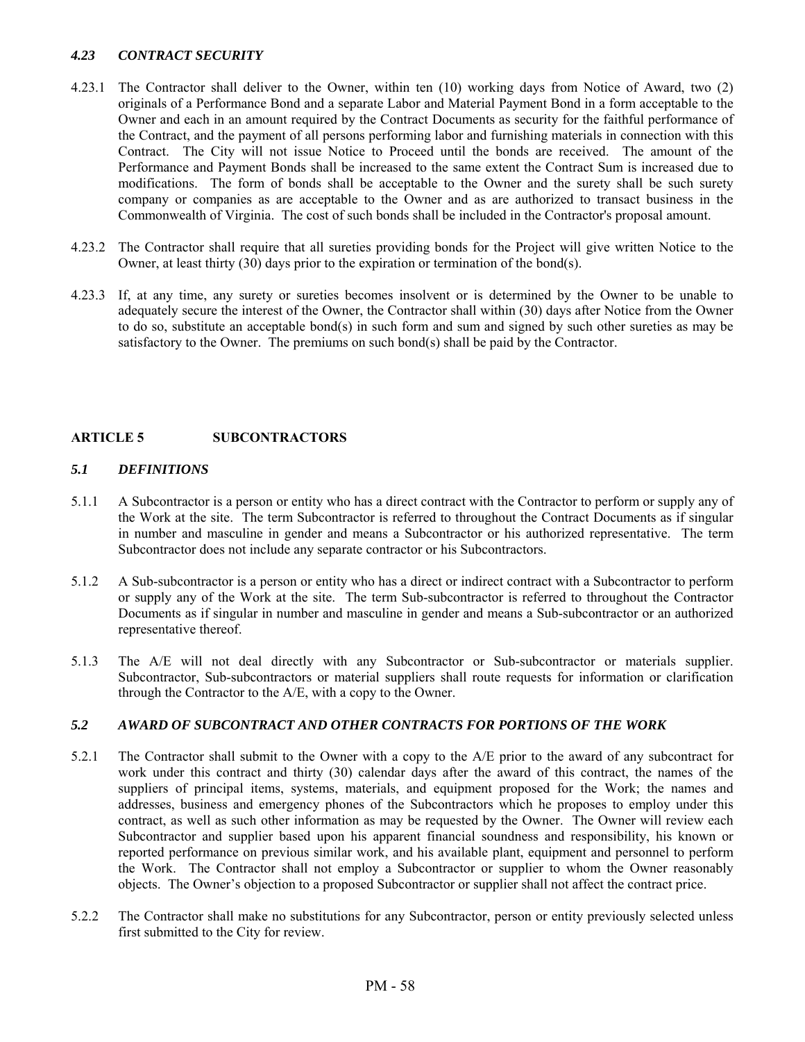### *4.23 CONTRACT SECURITY*

4.23.1 The Contractor shall deliver to the Owner, within ten (10) working days from Notice of Award, two (2) originals of a Performance Bond and a separate Labor and Material Payment Bond in a form acceptable to the Owner and each in an amount required by the Contract Documents as security for the faithful performance of the Contract, and the payment of all persons performing labor and furnishing materials in connection with this Contract. The City will not issue Notice to Proceed until the bonds are received. The amount of the Performance and Payment Bonds shall be increased to the same extent the Contract Sum is increased due to modifications. The form of bonds shall be acceptable to the Owner and the surety shall be such surety company or companies as are acceptable to the Owner and as are authorized to transact business in the Commonwealth of Virginia. The cost of such bonds shall be included in the Contractor's proposal amount.

4.23.2 The Contractor shall require that all sureties providing bonds for the Project will give written Notice to the Owner, at least thirty (30) days prior to the expiration or termination of the bond(s).

4.23.3 If, at any time, any surety or sureties becomes insolvent or is determined by the Owner to be unable to adequately secure the interest of the Owner, the Contractor shall within (30) days after Notice from the Owner to do so, substitute an acceptable bond(s) in such form and sum and signed by such other sureties as may be satisfactory to the Owner. The premiums on such bond(s) shall be paid by the Contractor.

## ARTICLE 5 SUBCONTRACTORS

### *5.1 DEFINITIONS*

5.1.1 A Subcontractor is a person or entity who has a direct contract with the Contractor to perform or supply any of the Work at the site. The term Subcontractor is referred to throughout the Contract Documents as if singular in number and masculine in gender and means a Subcontractor or his authorized representative. The term Subcontractor does not include any separate contractor or his Subcontractors.

5.1.2 A Sub-subcontractor is a person or entity who has a direct or indirect contract with a Subcontractor to perform or supply any of the Work at the site. The term Sub-subcontractor is referred to throughout the Contractor Documents as if singular in number and masculine in gender and means a Sub-subcontractor or an authorized representative thereof.

5.1.3 The A/E will not deal directly with any Subcontractor or Sub-subcontractor or materials supplier. Subcontractor, Sub-subcontractors or material suppliers shall route requests for information or clarification through the Contractor to the A/E, with a copy to the Owner.

### *5.2 AWARD OF SUBCONTRACT AND OTHER CONTRACTS FOR PORTIONS OF THE WORK*

5.2.1 The Contractor shall submit to the Owner with a copy to the A/E prior to the award of any subcontract for work under this contract and thirty (30) calendar days after the award of this contract, the names of the suppliers of principal items, systems, materials, and equipment proposed for the Work; the names and addresses, business and emergency phones of the Subcontractors which he proposes to employ under this contract, as well as such other information as may be requested by the Owner. The Owner will review each Subcontractor and supplier based upon his apparent financial soundness and responsibility, his known or reported performance on previous similar work, and his available plant, equipment and personnel to perform the Work. The Contractor shall not employ a Subcontractor or supplier to whom the Owner reasonably objects. The Owner's objection to a proposed Subcontractor or supplier shall not affect the contract price.

5.2.2 The Contractor shall make no substitutions for any Subcontractor, person or entity previously selected unless first submitted to the City for review.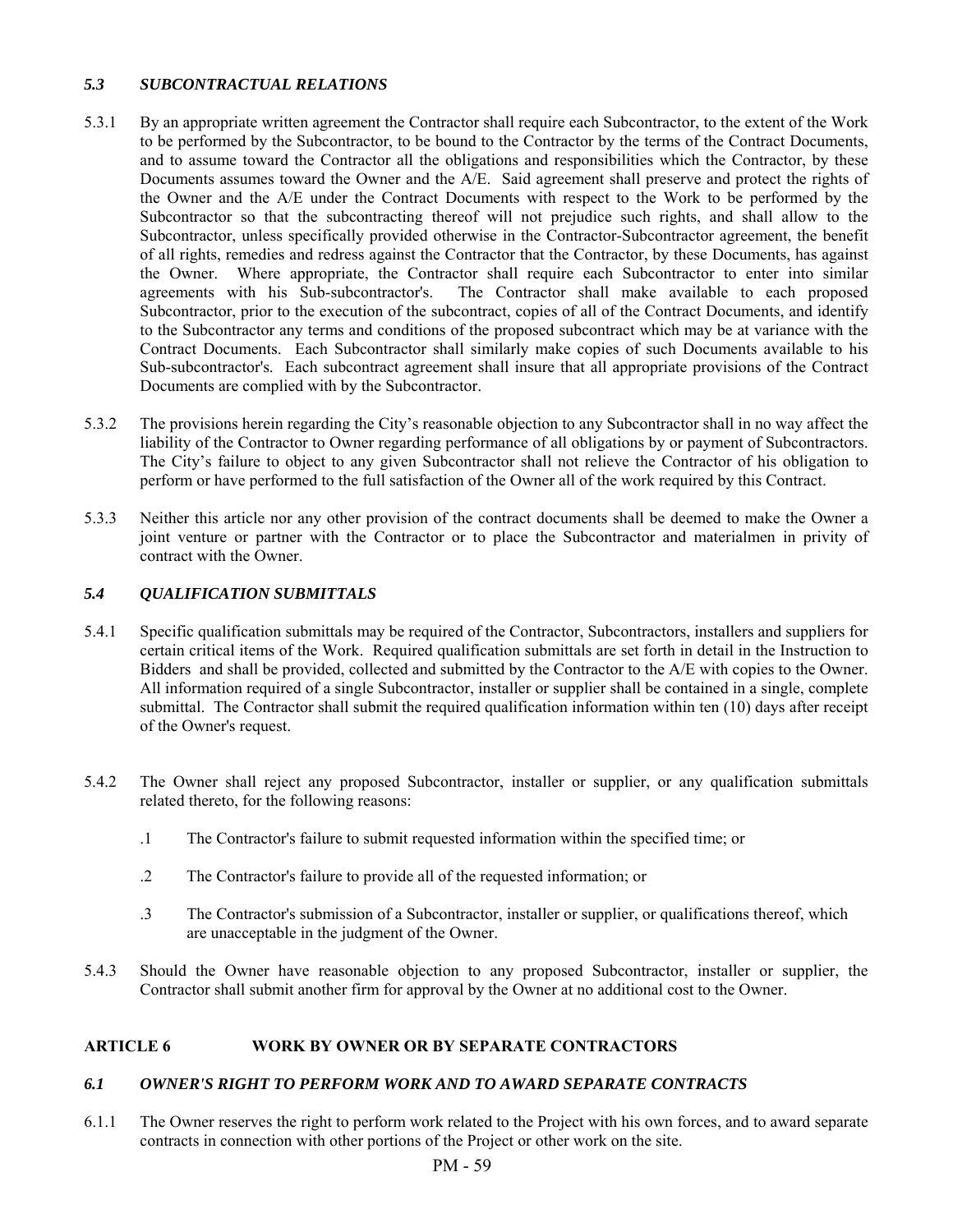### *5.3 SUBCONTRACTUAL RELATIONS*

5.3.1 By an appropriate written agreement the Contractor shall require each Subcontractor, to the extent of the Work to be performed by the Subcontractor, to be bound to the Contractor by the terms of the Contract Documents, and to assume toward the Contractor all the obligations and responsibilities which the Contractor, by these Documents assumes toward the Owner and the A/E. Said agreement shall preserve and protect the rights of the Owner and the A/E under the Contract Documents with respect to the Work to be performed by the Subcontractor so that the subcontracting thereof will not prejudice such rights, and shall allow to the Subcontractor, unless specifically provided otherwise in the Contractor-Subcontractor agreement, the benefit of all rights, remedies and redress against the Contractor that the Contractor, by these Documents, has against the Owner. Where appropriate, the Contractor shall require each Subcontractor to enter into similar agreements with his Sub-subcontractor's. The Contractor shall make available to each proposed Subcontractor, prior to the execution of the subcontract, copies of all of the Contract Documents, and identify to the Subcontractor any terms and conditions of the proposed subcontract which may be at variance with the Contract Documents. Each Subcontractor shall similarly make copies of such Documents available to his Sub-subcontractor's. Each subcontract agreement shall insure that all appropriate provisions of the Contract Documents are complied with by the Subcontractor.

5.3.2 The provisions herein regarding the City's reasonable objection to any Subcontractor shall in no way affect the liability of the Contractor to Owner regarding performance of all obligations by or payment of Subcontractors. The City's failure to object to any given Subcontractor shall not relieve the Contractor of his obligation to perform or have performed to the full satisfaction of the Owner all of the work required by this Contract.

5.3.3 Neither this article nor any other provision of the contract documents shall be deemed to make the Owner a joint venture or partner with the Contractor or to place the Subcontractor and materialmen in privity of contract with the Owner.

### *5.4 QUALIFICATION SUBMITTALS*

5.4.1 Specific qualification submittals may be required of the Contractor, Subcontractors, installers and suppliers for certain critical items of the Work. Required qualification submittals are set forth in detail in the Instruction to Bidders and shall be provided, collected and submitted by the Contractor to the A/E with copies to the Owner. All information required of a single Subcontractor, installer or supplier shall be contained in a single, complete submittal. The Contractor shall submit the required qualification information within ten (10) days after receipt of the Owner's request.

5.4.2 The Owner shall reject any proposed Subcontractor, installer or supplier, or any qualification submittals related thereto, for the following reasons:

.1 The Contractor's failure to submit requested information within the specified time; or

.2 The Contractor's failure to provide all of the requested information; or

.3 The Contractor's submission of a Subcontractor, installer or supplier, or qualifications thereof, which are unacceptable in the judgment of the Owner.

5.4.3 Should the Owner have reasonable objection to any proposed Subcontractor, installer or supplier, the Contractor shall submit another firm for approval by the Owner at no additional cost to the Owner.

## ARTICLE 6 WORK BY OWNER OR BY SEPARATE CONTRACTORS

### *6.1 OWNER'S RIGHT TO PERFORM WORK AND TO AWARD SEPARATE CONTRACTS*

6.1.1 The Owner reserves the right to perform work related to the Project with his own forces, and to award separate contracts in connection with other portions of the Project or other work on the site.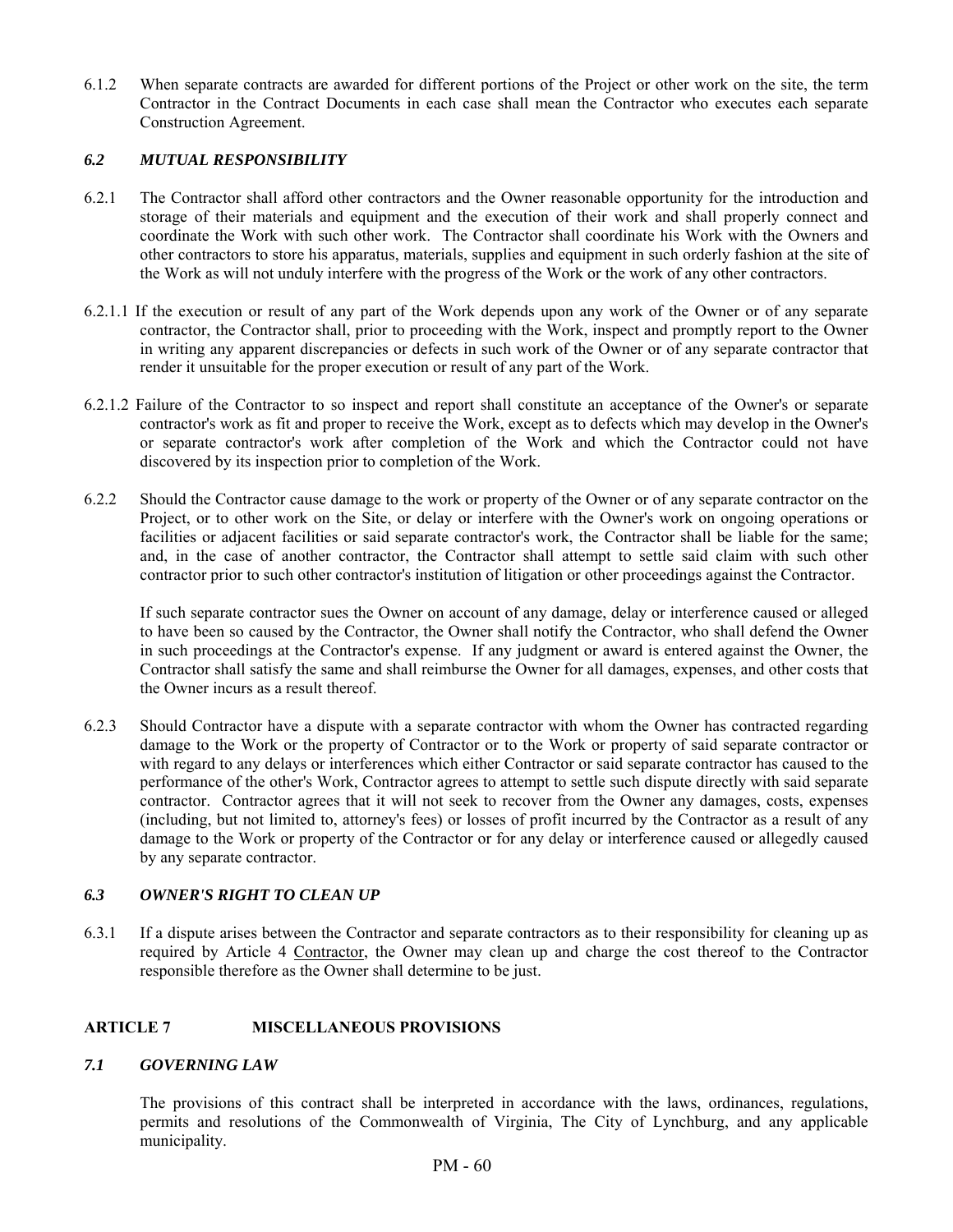6.1.2 When separate contracts are awarded for different portions of the Project or other work on the site, the term Contractor in the Contract Documents in each case shall mean the Contractor who executes each separate Construction Agreement.

### *6.2 MUTUAL RESPONSIBILITY*

6.2.1 The Contractor shall afford other contractors and the Owner reasonable opportunity for the introduction and storage of their materials and equipment and the execution of their work and shall properly connect and coordinate the Work with such other work. The Contractor shall coordinate his Work with the Owners and other contractors to store his apparatus, materials, supplies and equipment in such orderly fashion at the site of the Work as will not unduly interfere with the progress of the Work or the work of any other contractors.

6.2.1.1 If the execution or result of any part of the Work depends upon any work of the Owner or of any separate contractor, the Contractor shall, prior to proceeding with the Work, inspect and promptly report to the Owner in writing any apparent discrepancies or defects in such work of the Owner or of any separate contractor that render it unsuitable for the proper execution or result of any part of the Work.

6.2.1.2 Failure of the Contractor to so inspect and report shall constitute an acceptance of the Owner's or separate contractor's work as fit and proper to receive the Work, except as to defects which may develop in the Owner's or separate contractor's work after completion of the Work and which the Contractor could not have discovered by its inspection prior to completion of the Work.

6.2.2 Should the Contractor cause damage to the work or property of the Owner or of any separate contractor on the Project, or to other work on the Site, or delay or interfere with the Owner's work on ongoing operations or facilities or adjacent facilities or said separate contractor's work, the Contractor shall be liable for the same; and, in the case of another contractor, the Contractor shall attempt to settle said claim with such other contractor prior to such other contractor's institution of litigation or other proceedings against the Contractor.

If such separate contractor sues the Owner on account of any damage, delay or interference caused or alleged to have been so caused by the Contractor, the Owner shall notify the Contractor, who shall defend the Owner in such proceedings at the Contractor's expense. If any judgment or award is entered against the Owner, the Contractor shall satisfy the same and shall reimburse the Owner for all damages, expenses, and other costs that the Owner incurs as a result thereof.

6.2.3 Should Contractor have a dispute with a separate contractor with whom the Owner has contracted regarding damage to the Work or the property of Contractor or to the Work or property of said separate contractor or with regard to any delays or interferences which either Contractor or said separate contractor has caused to the performance of the other's Work, Contractor agrees to attempt to settle such dispute directly with said separate contractor. Contractor agrees that it will not seek to recover from the Owner any damages, costs, expenses (including, but not limited to, attorney's fees) or losses of profit incurred by the Contractor as a result of any damage to the Work or property of the Contractor or for any delay or interference caused or allegedly caused by any separate contractor.

### *6.3 OWNER'S RIGHT TO CLEAN UP*

6.3.1 If a dispute arises between the Contractor and separate contractors as to their responsibility for cleaning up as required by Article 4 Contractor, the Owner may clean up and charge the cost thereof to the Contractor responsible therefore as the Owner shall determine to be just.

## ARTICLE 7 MISCELLANEOUS PROVISIONS

### *7.1 GOVERNING LAW*

The provisions of this contract shall be interpreted in accordance with the laws, ordinances, regulations, permits and resolutions of the Commonwealth of Virginia, The City of Lynchburg, and any applicable municipality.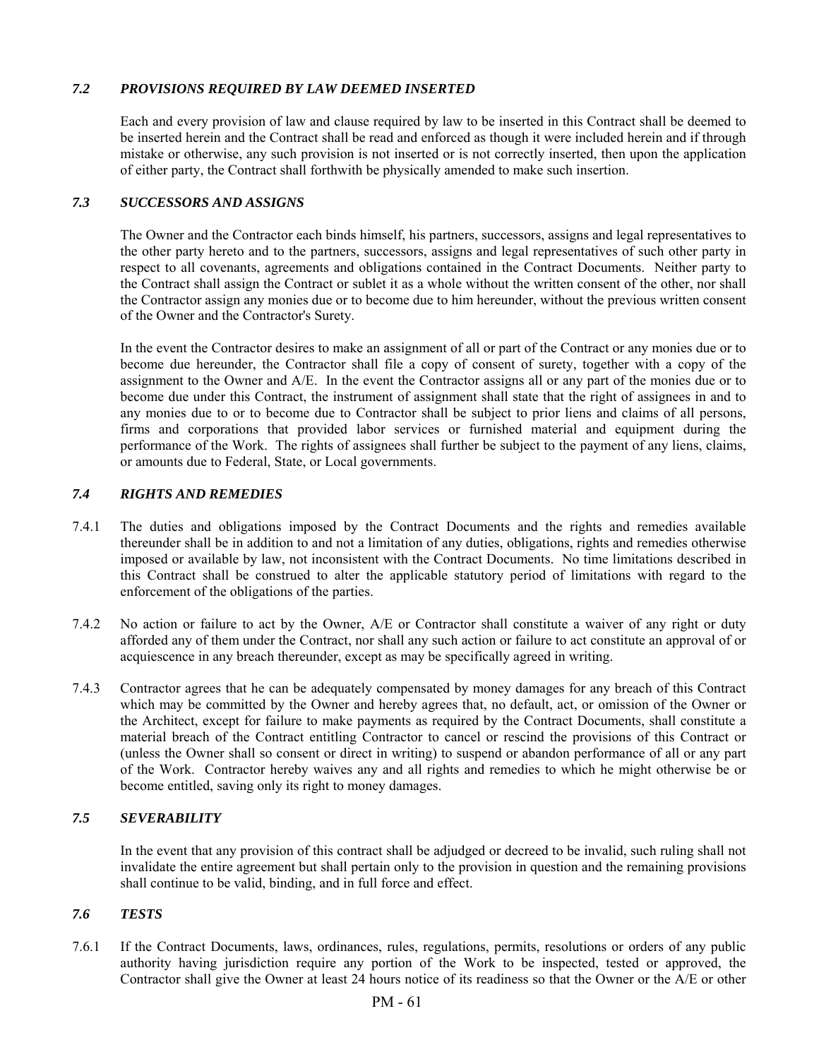### *7.2 PROVISIONS REQUIRED BY LAW DEEMED INSERTED*

Each and every provision of law and clause required by law to be inserted in this Contract shall be deemed to be inserted herein and the Contract shall be read and enforced as though it were included herein and if through mistake or otherwise, any such provision is not inserted or is not correctly inserted, then upon the application of either party, the Contract shall forthwith be physically amended to make such insertion.

### *7.3 SUCCESSORS AND ASSIGNS*

The Owner and the Contractor each binds himself, his partners, successors, assigns and legal representatives to the other party hereto and to the partners, successors, assigns and legal representatives of such other party in respect to all covenants, agreements and obligations contained in the Contract Documents. Neither party to the Contract shall assign the Contract or sublet it as a whole without the written consent of the other, nor shall the Contractor assign any monies due or to become due to him hereunder, without the previous written consent of the Owner and the Contractor's Surety.

In the event the Contractor desires to make an assignment of all or part of the Contract or any monies due or to become due hereunder, the Contractor shall file a copy of consent of surety, together with a copy of the assignment to the Owner and A/E. In the event the Contractor assigns all or any part of the monies due or to become due under this Contract, the instrument of assignment shall state that the right of assignees in and to any monies due to or to become due to Contractor shall be subject to prior liens and claims of all persons, firms and corporations that provided labor services or furnished material and equipment during the performance of the Work. The rights of assignees shall further be subject to the payment of any liens, claims, or amounts due to Federal, State, or Local governments.

### *7.4 RIGHTS AND REMEDIES*

7.4.1 The duties and obligations imposed by the Contract Documents and the rights and remedies available thereunder shall be in addition to and not a limitation of any duties, obligations, rights and remedies otherwise imposed or available by law, not inconsistent with the Contract Documents. No time limitations described in this Contract shall be construed to alter the applicable statutory period of limitations with regard to the enforcement of the obligations of the parties.

7.4.2 No action or failure to act by the Owner, A/E or Contractor shall constitute a waiver of any right or duty afforded any of them under the Contract, nor shall any such action or failure to act constitute an approval of or acquiescence in any breach thereunder, except as may be specifically agreed in writing.

7.4.3 Contractor agrees that he can be adequately compensated by money damages for any breach of this Contract which may be committed by the Owner and hereby agrees that, no default, act, or omission of the Owner or the Architect, except for failure to make payments as required by the Contract Documents, shall constitute a material breach of the Contract entitling Contractor to cancel or rescind the provisions of this Contract or (unless the Owner shall so consent or direct in writing) to suspend or abandon performance of all or any part of the Work. Contractor hereby waives any and all rights and remedies to which he might otherwise be or become entitled, saving only its right to money damages.

### *7.5 SEVERABILITY*

In the event that any provision of this contract shall be adjudged or decreed to be invalid, such ruling shall not invalidate the entire agreement but shall pertain only to the provision in question and the remaining provisions shall continue to be valid, binding, and in full force and effect.

### *7.6 TESTS*

7.6.1 If the Contract Documents, laws, ordinances, rules, regulations, permits, resolutions or orders of any public authority having jurisdiction require any portion of the Work to be inspected, tested or approved, the Contractor shall give the Owner at least 24 hours notice of its readiness so that the Owner or the A/E or other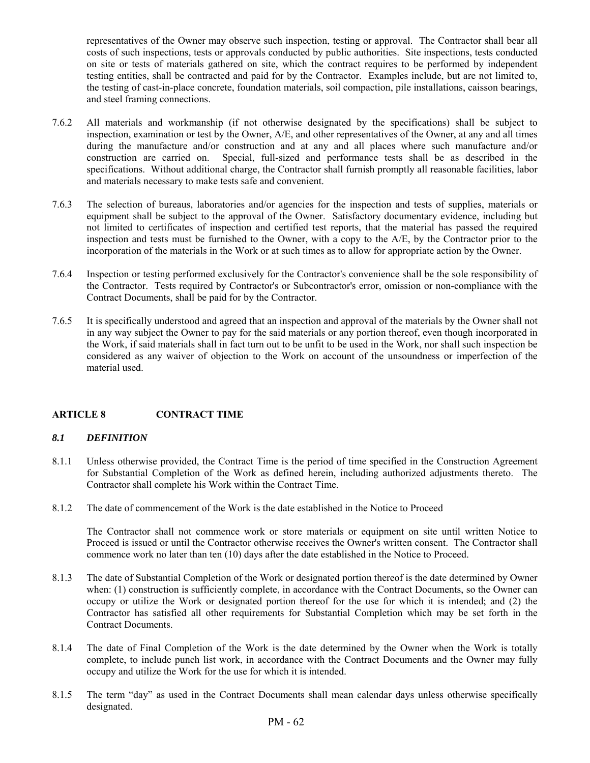representatives of the Owner may observe such inspection, testing or approval. The Contractor shall bear all costs of such inspections, tests or approvals conducted by public authorities. Site inspections, tests conducted on site or tests of materials gathered on site, which the contract requires to be performed by independent testing entities, shall be contracted and paid for by the Contractor. Examples include, but are not limited to, the testing of cast-in-place concrete, foundation materials, soil compaction, pile installations, caisson bearings, and steel framing connections.

7.6.2 All materials and workmanship (if not otherwise designated by the specifications) shall be subject to inspection, examination or test by the Owner, A/E, and other representatives of the Owner, at any and all times during the manufacture and/or construction and at any and all places where such manufacture and/or construction are carried on. Special, full-sized and performance tests shall be as described in the specifications. Without additional charge, the Contractor shall furnish promptly all reasonable facilities, labor and materials necessary to make tests safe and convenient.

7.6.3 The selection of bureaus, laboratories and/or agencies for the inspection and tests of supplies, materials or equipment shall be subject to the approval of the Owner. Satisfactory documentary evidence, including but not limited to certificates of inspection and certified test reports, that the material has passed the required inspection and tests must be furnished to the Owner, with a copy to the A/E, by the Contractor prior to the incorporation of the materials in the Work or at such times as to allow for appropriate action by the Owner.

7.6.4 Inspection or testing performed exclusively for the Contractor's convenience shall be the sole responsibility of the Contractor. Tests required by Contractor's or Subcontractor's error, omission or non-compliance with the Contract Documents, shall be paid for by the Contractor.

7.6.5 It is specifically understood and agreed that an inspection and approval of the materials by the Owner shall not in any way subject the Owner to pay for the said materials or any portion thereof, even though incorporated in the Work, if said materials shall in fact turn out to be unfit to be used in the Work, nor shall such inspection be considered as any waiver of objection to the Work on account of the unsoundness or imperfection of the material used.

## ARTICLE 8 CONTRACT TIME

### *8.1 DEFINITION*

8.1.1 Unless otherwise provided, the Contract Time is the period of time specified in the Construction Agreement for Substantial Completion of the Work as defined herein, including authorized adjustments thereto. The Contractor shall complete his Work within the Contract Time.

8.1.2 The date of commencement of the Work is the date established in the Notice to Proceed

The Contractor shall not commence work or store materials or equipment on site until written Notice to Proceed is issued or until the Contractor otherwise receives the Owner's written consent. The Contractor shall commence work no later than ten (10) days after the date established in the Notice to Proceed.

8.1.3 The date of Substantial Completion of the Work or designated portion thereof is the date determined by Owner when: (1) construction is sufficiently complete, in accordance with the Contract Documents, so the Owner can occupy or utilize the Work or designated portion thereof for the use for which it is intended; and (2) the Contractor has satisfied all other requirements for Substantial Completion which may be set forth in the Contract Documents.

8.1.4 The date of Final Completion of the Work is the date determined by the Owner when the Work is totally complete, to include punch list work, in accordance with the Contract Documents and the Owner may fully occupy and utilize the Work for the use for which it is intended.

8.1.5 The term "day" as used in the Contract Documents shall mean calendar days unless otherwise specifically designated.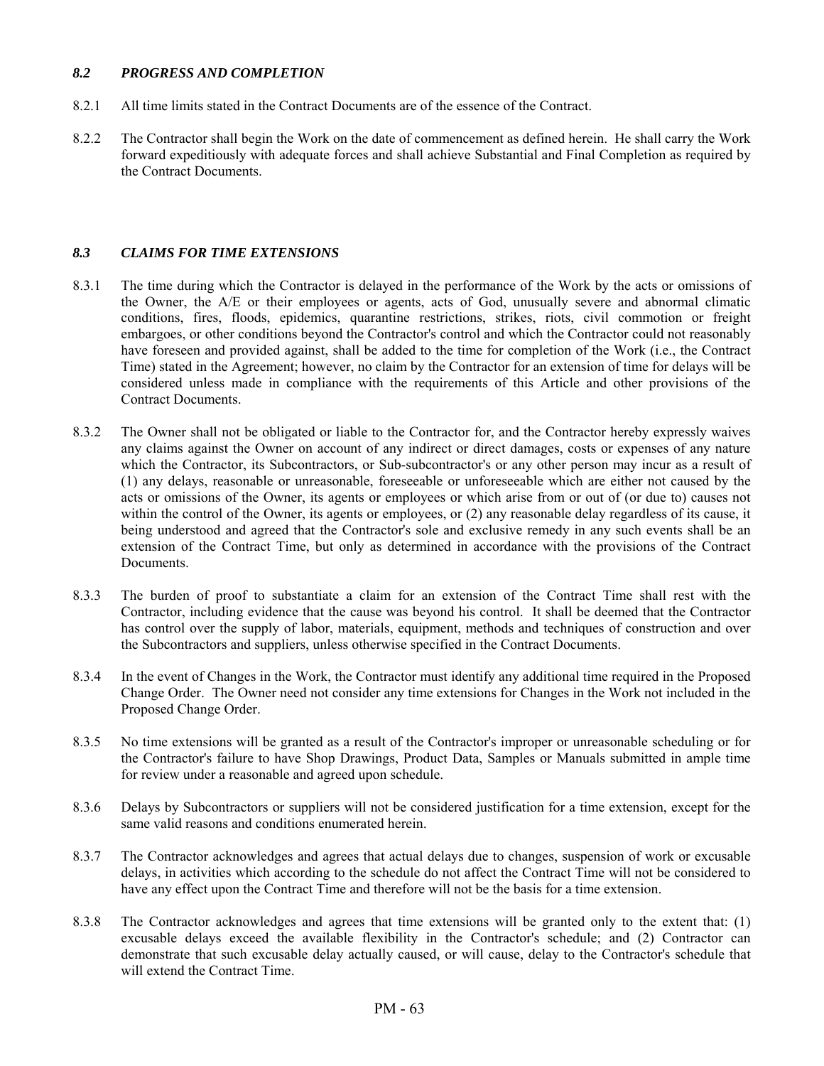### *8.2 PROGRESS AND COMPLETION*

8.2.1 All time limits stated in the Contract Documents are of the essence of the Contract.

8.2.2 The Contractor shall begin the Work on the date of commencement as defined herein. He shall carry the Work forward expeditiously with adequate forces and shall achieve Substantial and Final Completion as required by the Contract Documents.

### *8.3 CLAIMS FOR TIME EXTENSIONS*

8.3.1 The time during which the Contractor is delayed in the performance of the Work by the acts or omissions of the Owner, the A/E or their employees or agents, acts of God, unusually severe and abnormal climatic conditions, fires, floods, epidemics, quarantine restrictions, strikes, riots, civil commotion or freight embargoes, or other conditions beyond the Contractor's control and which the Contractor could not reasonably have foreseen and provided against, shall be added to the time for completion of the Work (i.e., the Contract Time) stated in the Agreement; however, no claim by the Contractor for an extension of time for delays will be considered unless made in compliance with the requirements of this Article and other provisions of the Contract Documents.

8.3.2 The Owner shall not be obligated or liable to the Contractor for, and the Contractor hereby expressly waives any claims against the Owner on account of any indirect or direct damages, costs or expenses of any nature which the Contractor, its Subcontractors, or Sub-subcontractor's or any other person may incur as a result of (1) any delays, reasonable or unreasonable, foreseeable or unforeseeable which are either not caused by the acts or omissions of the Owner, its agents or employees or which arise from or out of (or due to) causes not within the control of the Owner, its agents or employees, or (2) any reasonable delay regardless of its cause, it being understood and agreed that the Contractor's sole and exclusive remedy in any such events shall be an extension of the Contract Time, but only as determined in accordance with the provisions of the Contract Documents.

8.3.3 The burden of proof to substantiate a claim for an extension of the Contract Time shall rest with the Contractor, including evidence that the cause was beyond his control. It shall be deemed that the Contractor has control over the supply of labor, materials, equipment, methods and techniques of construction and over the Subcontractors and suppliers, unless otherwise specified in the Contract Documents.

8.3.4 In the event of Changes in the Work, the Contractor must identify any additional time required in the Proposed Change Order. The Owner need not consider any time extensions for Changes in the Work not included in the Proposed Change Order.

8.3.5 No time extensions will be granted as a result of the Contractor's improper or unreasonable scheduling or for the Contractor's failure to have Shop Drawings, Product Data, Samples or Manuals submitted in ample time for review under a reasonable and agreed upon schedule.

8.3.6 Delays by Subcontractors or suppliers will not be considered justification for a time extension, except for the same valid reasons and conditions enumerated herein.

8.3.7 The Contractor acknowledges and agrees that actual delays due to changes, suspension of work or excusable delays, in activities which according to the schedule do not affect the Contract Time will not be considered to have any effect upon the Contract Time and therefore will not be the basis for a time extension.

8.3.8 The Contractor acknowledges and agrees that time extensions will be granted only to the extent that: (1) excusable delays exceed the available flexibility in the Contractor's schedule; and (2) Contractor can demonstrate that such excusable delay actually caused, or will cause, delay to the Contractor's schedule that will extend the Contract Time.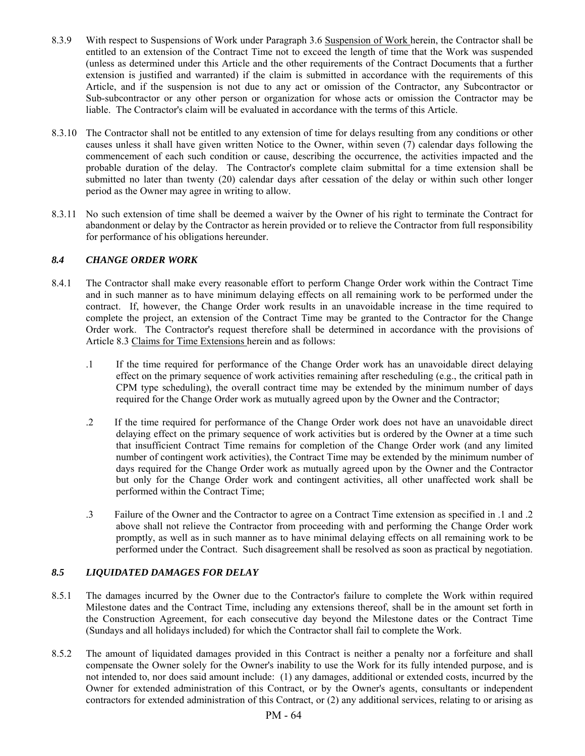8.3.9 With respect to Suspensions of Work under Paragraph 3.6 Suspension of Work herein, the Contractor shall be entitled to an extension of the Contract Time not to exceed the length of time that the Work was suspended (unless as determined under this Article and the other requirements of the Contract Documents that a further extension is justified and warranted) if the claim is submitted in accordance with the requirements of this Article, and if the suspension is not due to any act or omission of the Contractor, any Subcontractor or Sub-subcontractor or any other person or organization for whose acts or omission the Contractor may be liable. The Contractor's claim will be evaluated in accordance with the terms of this Article.

8.3.10 The Contractor shall not be entitled to any extension of time for delays resulting from any conditions or other causes unless it shall have given written Notice to the Owner, within seven (7) calendar days following the commencement of each such condition or cause, describing the occurrence, the activities impacted and the probable duration of the delay. The Contractor's complete claim submittal for a time extension shall be submitted no later than twenty (20) calendar days after cessation of the delay or within such other longer period as the Owner may agree in writing to allow.

8.3.11 No such extension of time shall be deemed a waiver by the Owner of his right to terminate the Contract for abandonment or delay by the Contractor as herein provided or to relieve the Contractor from full responsibility for performance of his obligations hereunder.

### *8.4 CHANGE ORDER WORK*

8.4.1 The Contractor shall make every reasonable effort to perform Change Order work within the Contract Time and in such manner as to have minimum delaying effects on all remaining work to be performed under the contract. If, however, the Change Order work results in an unavoidable increase in the time required to complete the project, an extension of the Contract Time may be granted to the Contractor for the Change Order work. The Contractor's request therefore shall be determined in accordance with the provisions of Article 8.3 Claims for Time Extensions herein and as follows:

.1 If the time required for performance of the Change Order work has an unavoidable direct delaying effect on the primary sequence of work activities remaining after rescheduling (e.g., the critical path in CPM type scheduling), the overall contract time may be extended by the minimum number of days required for the Change Order work as mutually agreed upon by the Owner and the Contractor;

.2 If the time required for performance of the Change Order work does not have an unavoidable direct delaying effect on the primary sequence of work activities but is ordered by the Owner at a time such that insufficient Contract Time remains for completion of the Change Order work (and any limited number of contingent work activities), the Contract Time may be extended by the minimum number of days required for the Change Order work as mutually agreed upon by the Owner and the Contractor but only for the Change Order work and contingent activities, all other unaffected work shall be performed within the Contract Time;

.3 Failure of the Owner and the Contractor to agree on a Contract Time extension as specified in .1 and .2 above shall not relieve the Contractor from proceeding with and performing the Change Order work promptly, as well as in such manner as to have minimal delaying effects on all remaining work to be performed under the Contract. Such disagreement shall be resolved as soon as practical by negotiation.

### *8.5 LIQUIDATED DAMAGES FOR DELAY*

8.5.1 The damages incurred by the Owner due to the Contractor's failure to complete the Work within required Milestone dates and the Contract Time, including any extensions thereof, shall be in the amount set forth in the Construction Agreement, for each consecutive day beyond the Milestone dates or the Contract Time (Sundays and all holidays included) for which the Contractor shall fail to complete the Work.

8.5.2 The amount of liquidated damages provided in this Contract is neither a penalty nor a forfeiture and shall compensate the Owner solely for the Owner's inability to use the Work for its fully intended purpose, and is not intended to, nor does said amount include: (1) any damages, additional or extended costs, incurred by the Owner for extended administration of this Contract, or by the Owner's agents, consultants or independent contractors for extended administration of this Contract, or (2) any additional services, relating to or arising as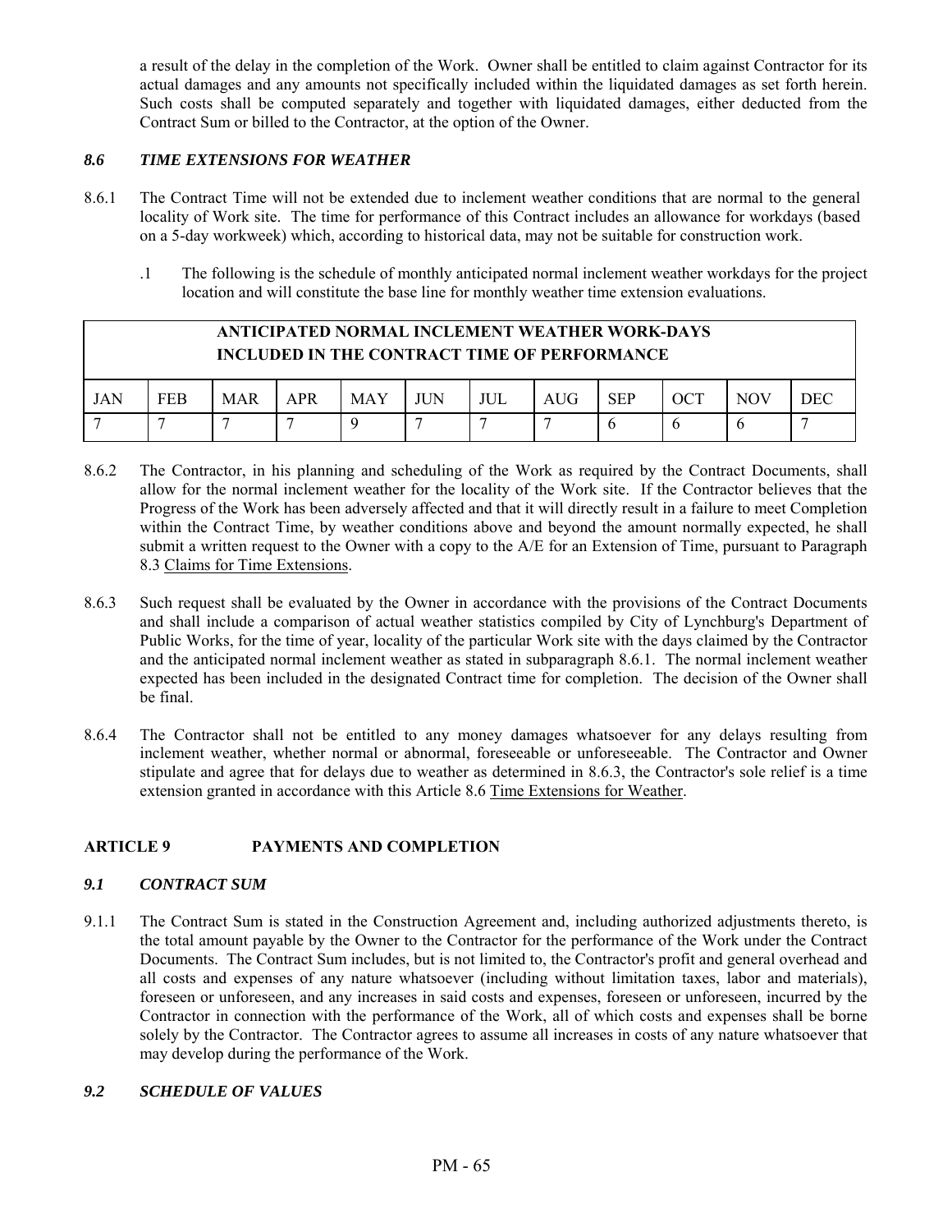a result of the delay in the completion of the Work. Owner shall be entitled to claim against Contractor for its actual damages and any amounts not specifically included within the liquidated damages as set forth herein. Such costs shall be computed separately and together with liquidated damages, either deducted from the Contract Sum or billed to the Contractor, at the option of the Owner.

### *8.6 TIME EXTENSIONS FOR WEATHER*

8.6.1 The Contract Time will not be extended due to inclement weather conditions that are normal to the general locality of Work site. The time for performance of this Contract includes an allowance for workdays (based on a 5-day workweek) which, according to historical data, may not be suitable for construction work.

.1 The following is the schedule of monthly anticipated normal inclement weather workdays for the project location and will constitute the base line for monthly weather time extension evaluations.

| **ANTICIPATED NORMAL INCLEMENT WEATHER WORK-DAYS INCLUDED IN THE CONTRACT TIME OF PERFORMANCE** | | | | | | | | | | | |
|---|---|---|---|---|---|---|---|---|---|---|---|
| JAN | FEB | MAR | APR | MAY | JUN | JUL | AUG | SEP | OCT | NOV | DEC |
| 7 | 7 | 7 | 7 | 9 | 7 | 7 | 7 | 6 | 6 | 6 | 7 |

8.6.2 The Contractor, in his planning and scheduling of the Work as required by the Contract Documents, shall allow for the normal inclement weather for the locality of the Work site. If the Contractor believes that the Progress of the Work has been adversely affected and that it will directly result in a failure to meet Completion within the Contract Time, by weather conditions above and beyond the amount normally expected, he shall submit a written request to the Owner with a copy to the A/E for an Extension of Time, pursuant to Paragraph 8.3 Claims for Time Extensions.

8.6.3 Such request shall be evaluated by the Owner in accordance with the provisions of the Contract Documents and shall include a comparison of actual weather statistics compiled by City of Lynchburg's Department of Public Works, for the time of year, locality of the particular Work site with the days claimed by the Contractor and the anticipated normal inclement weather as stated in subparagraph 8.6.1. The normal inclement weather expected has been included in the designated Contract time for completion. The decision of the Owner shall be final.

8.6.4 The Contractor shall not be entitled to any money damages whatsoever for any delays resulting from inclement weather, whether normal or abnormal, foreseeable or unforeseeable. The Contractor and Owner stipulate and agree that for delays due to weather as determined in 8.6.3, the Contractor's sole relief is a time extension granted in accordance with this Article 8.6 Time Extensions for Weather.

## ARTICLE 9 PAYMENTS AND COMPLETION

### *9.1 CONTRACT SUM*

9.1.1 The Contract Sum is stated in the Construction Agreement and, including authorized adjustments thereto, is the total amount payable by the Owner to the Contractor for the performance of the Work under the Contract Documents. The Contract Sum includes, but is not limited to, the Contractor's profit and general overhead and all costs and expenses of any nature whatsoever (including without limitation taxes, labor and materials), foreseen or unforeseen, and any increases in said costs and expenses, foreseen or unforeseen, incurred by the Contractor in connection with the performance of the Work, all of which costs and expenses shall be borne solely by the Contractor. The Contractor agrees to assume all increases in costs of any nature whatsoever that may develop during the performance of the Work.

### *9.2 SCHEDULE OF VALUES*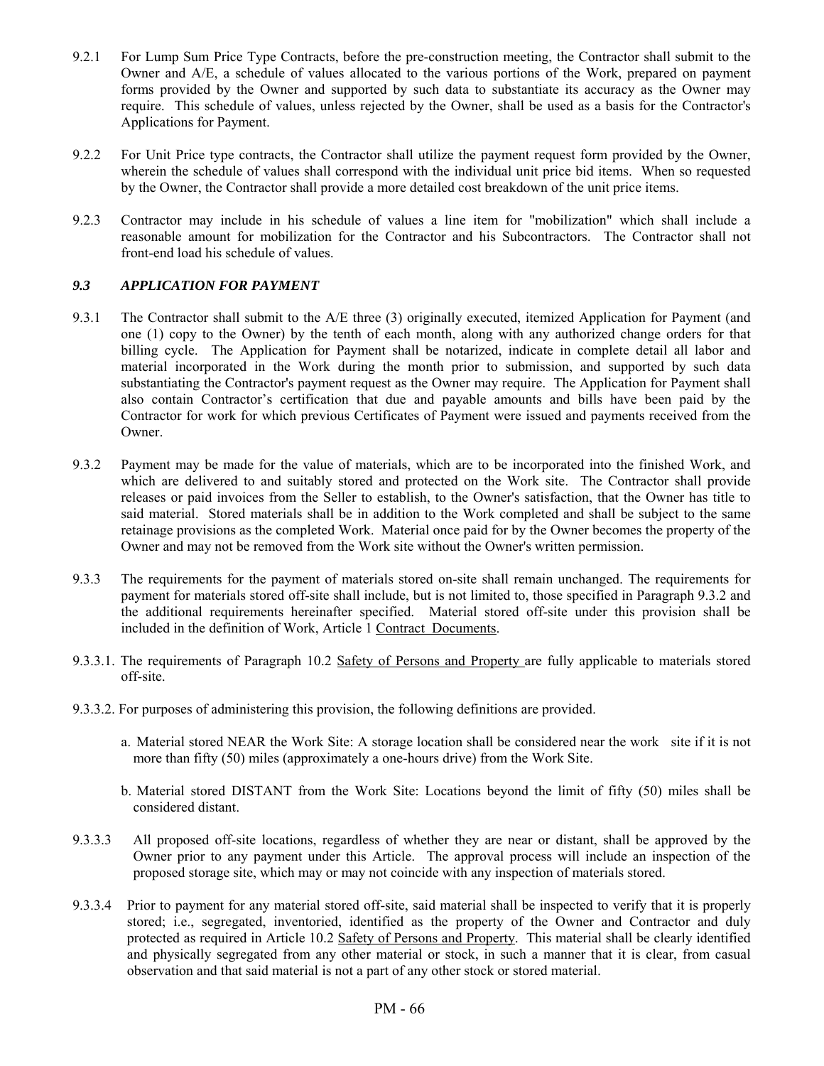9.2.1 For Lump Sum Price Type Contracts, before the pre-construction meeting, the Contractor shall submit to the Owner and A/E, a schedule of values allocated to the various portions of the Work, prepared on payment forms provided by the Owner and supported by such data to substantiate its accuracy as the Owner may require. This schedule of values, unless rejected by the Owner, shall be used as a basis for the Contractor's Applications for Payment.

9.2.2 For Unit Price type contracts, the Contractor shall utilize the payment request form provided by the Owner, wherein the schedule of values shall correspond with the individual unit price bid items. When so requested by the Owner, the Contractor shall provide a more detailed cost breakdown of the unit price items.

9.2.3 Contractor may include in his schedule of values a line item for "mobilization" which shall include a reasonable amount for mobilization for the Contractor and his Subcontractors. The Contractor shall not front-end load his schedule of values.

### *9.3 APPLICATION FOR PAYMENT*

9.3.1 The Contractor shall submit to the A/E three (3) originally executed, itemized Application for Payment (and one (1) copy to the Owner) by the tenth of each month, along with any authorized change orders for that billing cycle. The Application for Payment shall be notarized, indicate in complete detail all labor and material incorporated in the Work during the month prior to submission, and supported by such data substantiating the Contractor's payment request as the Owner may require. The Application for Payment shall also contain Contractor's certification that due and payable amounts and bills have been paid by the Contractor for work for which previous Certificates of Payment were issued and payments received from the Owner.

9.3.2 Payment may be made for the value of materials, which are to be incorporated into the finished Work, and which are delivered to and suitably stored and protected on the Work site. The Contractor shall provide releases or paid invoices from the Seller to establish, to the Owner's satisfaction, that the Owner has title to said material. Stored materials shall be in addition to the Work completed and shall be subject to the same retainage provisions as the completed Work. Material once paid for by the Owner becomes the property of the Owner and may not be removed from the Work site without the Owner's written permission.

9.3.3 The requirements for the payment of materials stored on-site shall remain unchanged. The requirements for payment for materials stored off-site shall include, but is not limited to, those specified in Paragraph 9.3.2 and the additional requirements hereinafter specified. Material stored off-site under this provision shall be included in the definition of Work, Article 1 Contract Documents.

9.3.3.1. The requirements of Paragraph 10.2 Safety of Persons and Property are fully applicable to materials stored off-site.

9.3.3.2. For purposes of administering this provision, the following definitions are provided.

a. Material stored NEAR the Work Site: A storage location shall be considered near the work site if it is not more than fifty (50) miles (approximately a one-hours drive) from the Work Site.

b. Material stored DISTANT from the Work Site: Locations beyond the limit of fifty (50) miles shall be considered distant.

9.3.3.3 All proposed off-site locations, regardless of whether they are near or distant, shall be approved by the Owner prior to any payment under this Article. The approval process will include an inspection of the proposed storage site, which may or may not coincide with any inspection of materials stored.

9.3.3.4 Prior to payment for any material stored off-site, said material shall be inspected to verify that it is properly stored; i.e., segregated, inventoried, identified as the property of the Owner and Contractor and duly protected as required in Article 10.2 Safety of Persons and Property. This material shall be clearly identified and physically segregated from any other material or stock, in such a manner that it is clear, from casual observation and that said material is not a part of any other stock or stored material.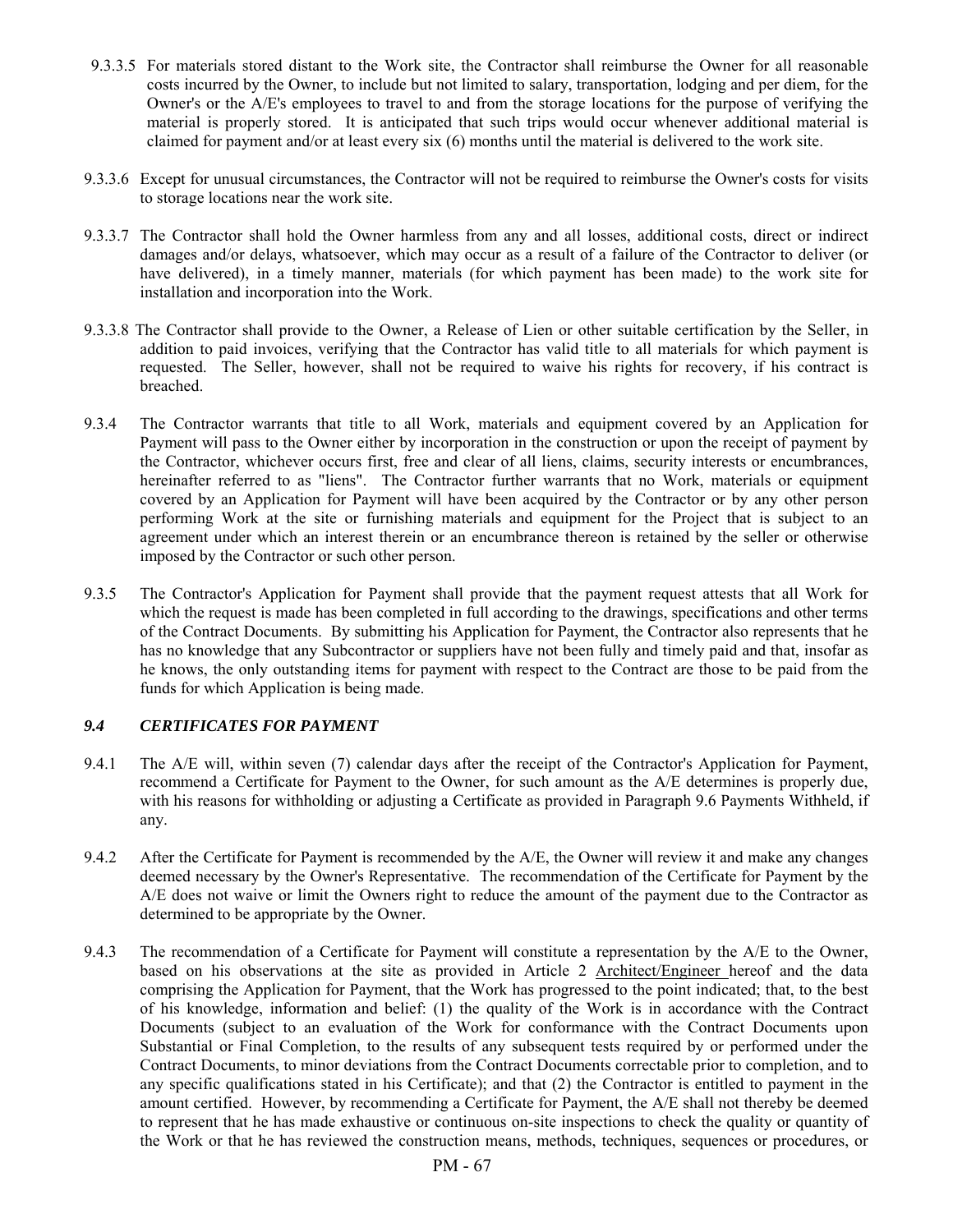9.3.3.5 For materials stored distant to the Work site, the Contractor shall reimburse the Owner for all reasonable costs incurred by the Owner, to include but not limited to salary, transportation, lodging and per diem, for the Owner's or the A/E's employees to travel to and from the storage locations for the purpose of verifying the material is properly stored. It is anticipated that such trips would occur whenever additional material is claimed for payment and/or at least every six (6) months until the material is delivered to the work site.

9.3.3.6 Except for unusual circumstances, the Contractor will not be required to reimburse the Owner's costs for visits to storage locations near the work site.

9.3.3.7 The Contractor shall hold the Owner harmless from any and all losses, additional costs, direct or indirect damages and/or delays, whatsoever, which may occur as a result of a failure of the Contractor to deliver (or have delivered), in a timely manner, materials (for which payment has been made) to the work site for installation and incorporation into the Work.

9.3.3.8 The Contractor shall provide to the Owner, a Release of Lien or other suitable certification by the Seller, in addition to paid invoices, verifying that the Contractor has valid title to all materials for which payment is requested. The Seller, however, shall not be required to waive his rights for recovery, if his contract is breached.

9.3.4 The Contractor warrants that title to all Work, materials and equipment covered by an Application for Payment will pass to the Owner either by incorporation in the construction or upon the receipt of payment by the Contractor, whichever occurs first, free and clear of all liens, claims, security interests or encumbrances, hereinafter referred to as "liens". The Contractor further warrants that no Work, materials or equipment covered by an Application for Payment will have been acquired by the Contractor or by any other person performing Work at the site or furnishing materials and equipment for the Project that is subject to an agreement under which an interest therein or an encumbrance thereon is retained by the seller or otherwise imposed by the Contractor or such other person.

9.3.5 The Contractor's Application for Payment shall provide that the payment request attests that all Work for which the request is made has been completed in full according to the drawings, specifications and other terms of the Contract Documents. By submitting his Application for Payment, the Contractor also represents that he has no knowledge that any Subcontractor or suppliers have not been fully and timely paid and that, insofar as he knows, the only outstanding items for payment with respect to the Contract are those to be paid from the funds for which Application is being made.

### *9.4 CERTIFICATES FOR PAYMENT*

9.4.1 The A/E will, within seven (7) calendar days after the receipt of the Contractor's Application for Payment, recommend a Certificate for Payment to the Owner, for such amount as the A/E determines is properly due, with his reasons for withholding or adjusting a Certificate as provided in Paragraph 9.6 Payments Withheld, if any.

9.4.2 After the Certificate for Payment is recommended by the A/E, the Owner will review it and make any changes deemed necessary by the Owner's Representative. The recommendation of the Certificate for Payment by the A/E does not waive or limit the Owners right to reduce the amount of the payment due to the Contractor as determined to be appropriate by the Owner.

9.4.3 The recommendation of a Certificate for Payment will constitute a representation by the A/E to the Owner, based on his observations at the site as provided in Article 2 Architect/Engineer hereof and the data comprising the Application for Payment, that the Work has progressed to the point indicated; that, to the best of his knowledge, information and belief: (1) the quality of the Work is in accordance with the Contract Documents (subject to an evaluation of the Work for conformance with the Contract Documents upon Substantial or Final Completion, to the results of any subsequent tests required by or performed under the Contract Documents, to minor deviations from the Contract Documents correctable prior to completion, and to any specific qualifications stated in his Certificate); and that (2) the Contractor is entitled to payment in the amount certified. However, by recommending a Certificate for Payment, the A/E shall not thereby be deemed to represent that he has made exhaustive or continuous on-site inspections to check the quality or quantity of the Work or that he has reviewed the construction means, methods, techniques, sequences or procedures, or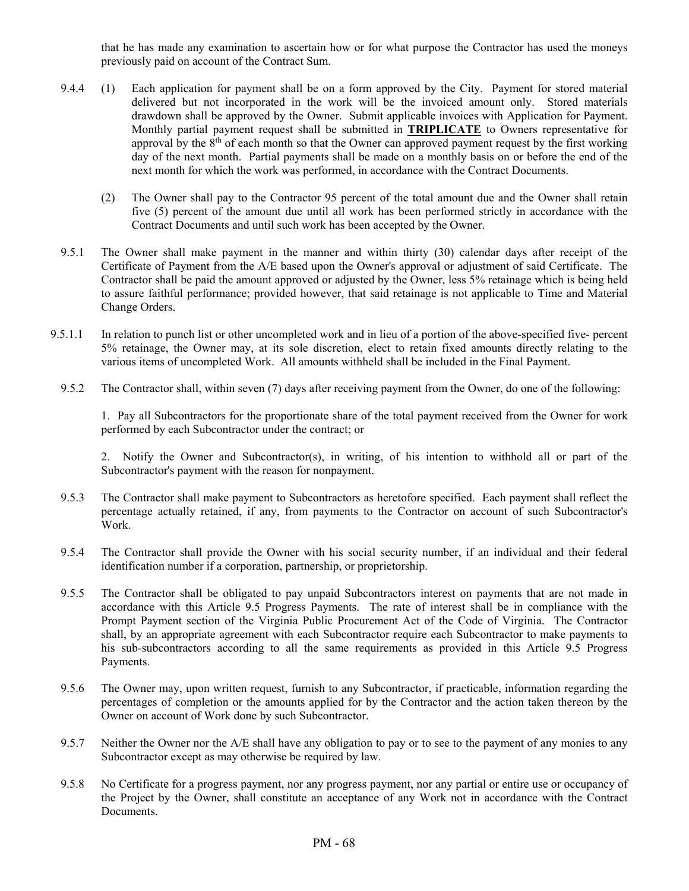that he has made any examination to ascertain how or for what purpose the Contractor has used the moneys previously paid on account of the Contract Sum.

9.4.4 (1) Each application for payment shall be on a form approved by the City. Payment for stored material delivered but not incorporated in the work will be the invoiced amount only. Stored materials drawdown shall be approved by the Owner. Submit applicable invoices with Application for Payment. Monthly partial payment request shall be submitted in **TRIPLICATE** to Owners representative for approval by the 8th of each month so that the Owner can approved payment request by the first working day of the next month. Partial payments shall be made on a monthly basis on or before the end of the next month for which the work was performed, in accordance with the Contract Documents.

(2) The Owner shall pay to the Contractor 95 percent of the total amount due and the Owner shall retain five (5) percent of the amount due until all work has been performed strictly in accordance with the Contract Documents and until such work has been accepted by the Owner.

9.5.1 The Owner shall make payment in the manner and within thirty (30) calendar days after receipt of the Certificate of Payment from the A/E based upon the Owner's approval or adjustment of said Certificate. The Contractor shall be paid the amount approved or adjusted by the Owner, less 5% retainage which is being held to assure faithful performance; provided however, that said retainage is not applicable to Time and Material Change Orders.

9.5.1.1 In relation to punch list or other uncompleted work and in lieu of a portion of the above-specified five- percent 5% retainage, the Owner may, at its sole discretion, elect to retain fixed amounts directly relating to the various items of uncompleted Work. All amounts withheld shall be included in the Final Payment.

9.5.2 The Contractor shall, within seven (7) days after receiving payment from the Owner, do one of the following:

1. Pay all Subcontractors for the proportionate share of the total payment received from the Owner for work performed by each Subcontractor under the contract; or

2. Notify the Owner and Subcontractor(s), in writing, of his intention to withhold all or part of the Subcontractor's payment with the reason for nonpayment.

9.5.3 The Contractor shall make payment to Subcontractors as heretofore specified. Each payment shall reflect the percentage actually retained, if any, from payments to the Contractor on account of such Subcontractor's Work.

9.5.4 The Contractor shall provide the Owner with his social security number, if an individual and their federal identification number if a corporation, partnership, or proprietorship.

9.5.5 The Contractor shall be obligated to pay unpaid Subcontractors interest on payments that are not made in accordance with this Article 9.5 Progress Payments. The rate of interest shall be in compliance with the Prompt Payment section of the Virginia Public Procurement Act of the Code of Virginia. The Contractor shall, by an appropriate agreement with each Subcontractor require each Subcontractor to make payments to his sub-subcontractors according to all the same requirements as provided in this Article 9.5 Progress Payments.

9.5.6 The Owner may, upon written request, furnish to any Subcontractor, if practicable, information regarding the percentages of completion or the amounts applied for by the Contractor and the action taken thereon by the Owner on account of Work done by such Subcontractor.

9.5.7 Neither the Owner nor the A/E shall have any obligation to pay or to see to the payment of any monies to any Subcontractor except as may otherwise be required by law.

9.5.8 No Certificate for a progress payment, nor any progress payment, nor any partial or entire use or occupancy of the Project by the Owner, shall constitute an acceptance of any Work not in accordance with the Contract Documents.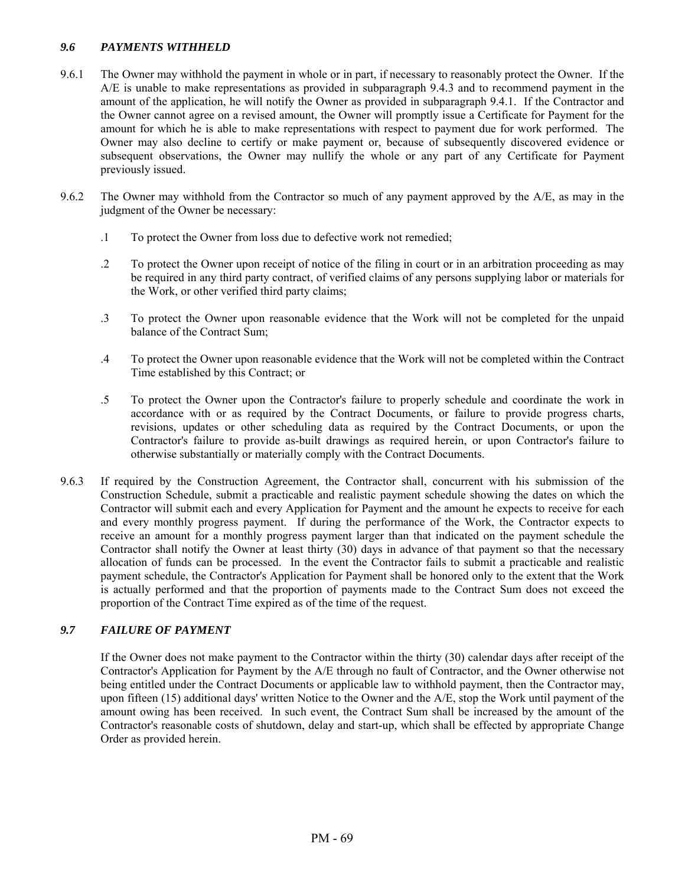### *9.6 PAYMENTS WITHHELD*

9.6.1 The Owner may withhold the payment in whole or in part, if necessary to reasonably protect the Owner. If the A/E is unable to make representations as provided in subparagraph 9.4.3 and to recommend payment in the amount of the application, he will notify the Owner as provided in subparagraph 9.4.1. If the Contractor and the Owner cannot agree on a revised amount, the Owner will promptly issue a Certificate for Payment for the amount for which he is able to make representations with respect to payment due for work performed. The Owner may also decline to certify or make payment or, because of subsequently discovered evidence or subsequent observations, the Owner may nullify the whole or any part of any Certificate for Payment previously issued.

9.6.2 The Owner may withhold from the Contractor so much of any payment approved by the A/E, as may in the judgment of the Owner be necessary:

.1 To protect the Owner from loss due to defective work not remedied;

.2 To protect the Owner upon receipt of notice of the filing in court or in an arbitration proceeding as may be required in any third party contract, of verified claims of any persons supplying labor or materials for the Work, or other verified third party claims;

.3 To protect the Owner upon reasonable evidence that the Work will not be completed for the unpaid balance of the Contract Sum;

.4 To protect the Owner upon reasonable evidence that the Work will not be completed within the Contract Time established by this Contract; or

.5 To protect the Owner upon the Contractor's failure to properly schedule and coordinate the work in accordance with or as required by the Contract Documents, or failure to provide progress charts, revisions, updates or other scheduling data as required by the Contract Documents, or upon the Contractor's failure to provide as-built drawings as required herein, or upon Contractor's failure to otherwise substantially or materially comply with the Contract Documents.

9.6.3 If required by the Construction Agreement, the Contractor shall, concurrent with his submission of the Construction Schedule, submit a practicable and realistic payment schedule showing the dates on which the Contractor will submit each and every Application for Payment and the amount he expects to receive for each and every monthly progress payment. If during the performance of the Work, the Contractor expects to receive an amount for a monthly progress payment larger than that indicated on the payment schedule the Contractor shall notify the Owner at least thirty (30) days in advance of that payment so that the necessary allocation of funds can be processed. In the event the Contractor fails to submit a practicable and realistic payment schedule, the Contractor's Application for Payment shall be honored only to the extent that the Work is actually performed and that the proportion of payments made to the Contract Sum does not exceed the proportion of the Contract Time expired as of the time of the request.

### *9.7 FAILURE OF PAYMENT*

If the Owner does not make payment to the Contractor within the thirty (30) calendar days after receipt of the Contractor's Application for Payment by the A/E through no fault of Contractor, and the Owner otherwise not being entitled under the Contract Documents or applicable law to withhold payment, then the Contractor may, upon fifteen (15) additional days' written Notice to the Owner and the A/E, stop the Work until payment of the amount owing has been received. In such event, the Contract Sum shall be increased by the amount of the Contractor's reasonable costs of shutdown, delay and start-up, which shall be effected by appropriate Change Order as provided herein.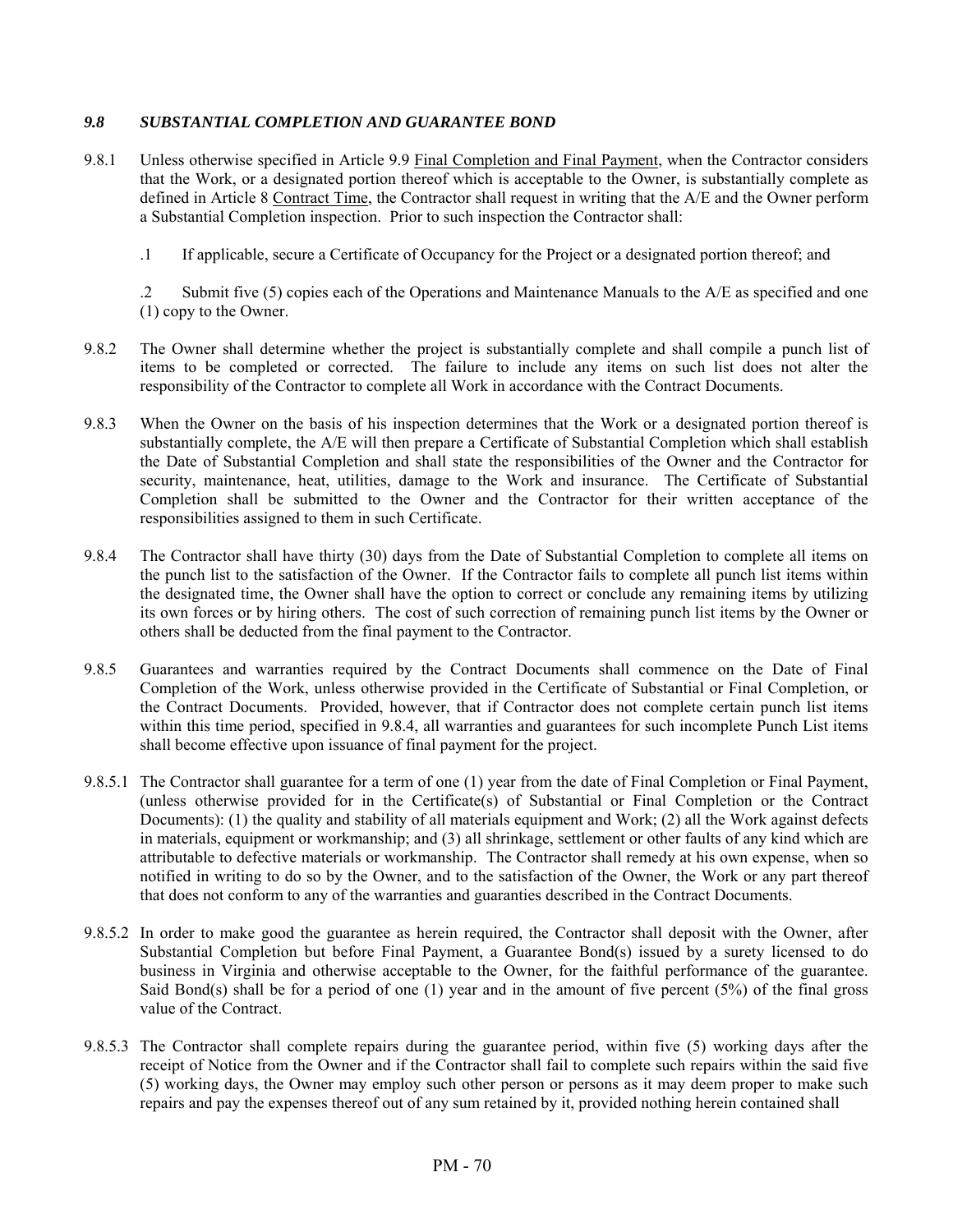### *9.8 SUBSTANTIAL COMPLETION AND GUARANTEE BOND*

9.8.1 Unless otherwise specified in Article 9.9 Final Completion and Final Payment, when the Contractor considers that the Work, or a designated portion thereof which is acceptable to the Owner, is substantially complete as defined in Article 8 Contract Time, the Contractor shall request in writing that the A/E and the Owner perform a Substantial Completion inspection. Prior to such inspection the Contractor shall:

.1 If applicable, secure a Certificate of Occupancy for the Project or a designated portion thereof; and

.2 Submit five (5) copies each of the Operations and Maintenance Manuals to the A/E as specified and one (1) copy to the Owner.

9.8.2 The Owner shall determine whether the project is substantially complete and shall compile a punch list of items to be completed or corrected. The failure to include any items on such list does not alter the responsibility of the Contractor to complete all Work in accordance with the Contract Documents.

9.8.3 When the Owner on the basis of his inspection determines that the Work or a designated portion thereof is substantially complete, the A/E will then prepare a Certificate of Substantial Completion which shall establish the Date of Substantial Completion and shall state the responsibilities of the Owner and the Contractor for security, maintenance, heat, utilities, damage to the Work and insurance. The Certificate of Substantial Completion shall be submitted to the Owner and the Contractor for their written acceptance of the responsibilities assigned to them in such Certificate.

9.8.4 The Contractor shall have thirty (30) days from the Date of Substantial Completion to complete all items on the punch list to the satisfaction of the Owner. If the Contractor fails to complete all punch list items within the designated time, the Owner shall have the option to correct or conclude any remaining items by utilizing its own forces or by hiring others. The cost of such correction of remaining punch list items by the Owner or others shall be deducted from the final payment to the Contractor.

9.8.5 Guarantees and warranties required by the Contract Documents shall commence on the Date of Final Completion of the Work, unless otherwise provided in the Certificate of Substantial or Final Completion, or the Contract Documents. Provided, however, that if Contractor does not complete certain punch list items within this time period, specified in 9.8.4, all warranties and guarantees for such incomplete Punch List items shall become effective upon issuance of final payment for the project.

9.8.5.1 The Contractor shall guarantee for a term of one (1) year from the date of Final Completion or Final Payment, (unless otherwise provided for in the Certificate(s) of Substantial or Final Completion or the Contract Documents): (1) the quality and stability of all materials equipment and Work; (2) all the Work against defects in materials, equipment or workmanship; and (3) all shrinkage, settlement or other faults of any kind which are attributable to defective materials or workmanship. The Contractor shall remedy at his own expense, when so notified in writing to do so by the Owner, and to the satisfaction of the Owner, the Work or any part thereof that does not conform to any of the warranties and guaranties described in the Contract Documents.

9.8.5.2 In order to make good the guarantee as herein required, the Contractor shall deposit with the Owner, after Substantial Completion but before Final Payment, a Guarantee Bond(s) issued by a surety licensed to do business in Virginia and otherwise acceptable to the Owner, for the faithful performance of the guarantee. Said Bond(s) shall be for a period of one (1) year and in the amount of five percent (5%) of the final gross value of the Contract.

9.8.5.3 The Contractor shall complete repairs during the guarantee period, within five (5) working days after the receipt of Notice from the Owner and if the Contractor shall fail to complete such repairs within the said five (5) working days, the Owner may employ such other person or persons as it may deem proper to make such repairs and pay the expenses thereof out of any sum retained by it, provided nothing herein contained shall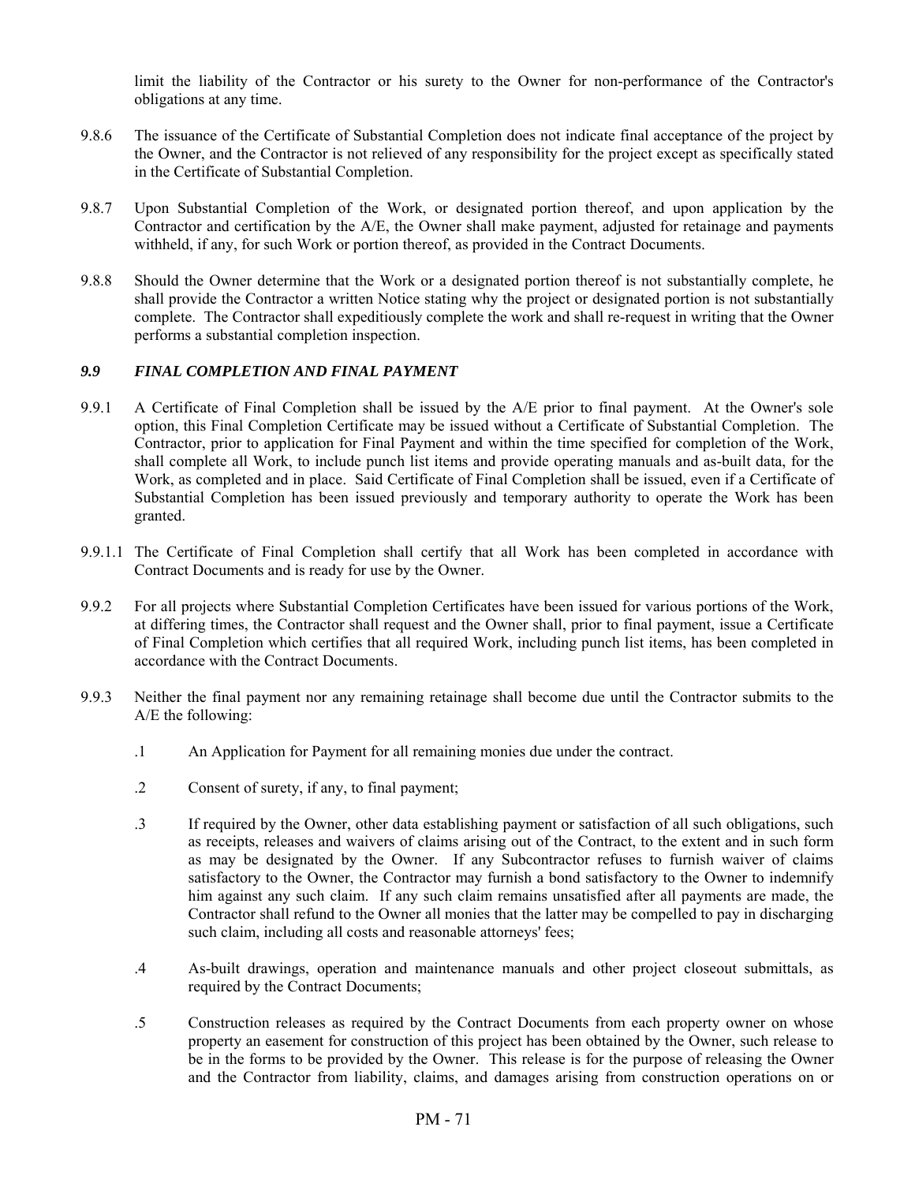limit the liability of the Contractor or his surety to the Owner for non-performance of the Contractor's obligations at any time.

9.8.6 The issuance of the Certificate of Substantial Completion does not indicate final acceptance of the project by the Owner, and the Contractor is not relieved of any responsibility for the project except as specifically stated in the Certificate of Substantial Completion.

9.8.7 Upon Substantial Completion of the Work, or designated portion thereof, and upon application by the Contractor and certification by the A/E, the Owner shall make payment, adjusted for retainage and payments withheld, if any, for such Work or portion thereof, as provided in the Contract Documents.

9.8.8 Should the Owner determine that the Work or a designated portion thereof is not substantially complete, he shall provide the Contractor a written Notice stating why the project or designated portion is not substantially complete. The Contractor shall expeditiously complete the work and shall re-request in writing that the Owner performs a substantial completion inspection.

### *9.9 FINAL COMPLETION AND FINAL PAYMENT*

9.9.1 A Certificate of Final Completion shall be issued by the A/E prior to final payment. At the Owner's sole option, this Final Completion Certificate may be issued without a Certificate of Substantial Completion. The Contractor, prior to application for Final Payment and within the time specified for completion of the Work, shall complete all Work, to include punch list items and provide operating manuals and as-built data, for the Work, as completed and in place. Said Certificate of Final Completion shall be issued, even if a Certificate of Substantial Completion has been issued previously and temporary authority to operate the Work has been granted.

9.9.1.1 The Certificate of Final Completion shall certify that all Work has been completed in accordance with Contract Documents and is ready for use by the Owner.

9.9.2 For all projects where Substantial Completion Certificates have been issued for various portions of the Work, at differing times, the Contractor shall request and the Owner shall, prior to final payment, issue a Certificate of Final Completion which certifies that all required Work, including punch list items, has been completed in accordance with the Contract Documents.

9.9.3 Neither the final payment nor any remaining retainage shall become due until the Contractor submits to the A/E the following:

.1 An Application for Payment for all remaining monies due under the contract.

.2 Consent of surety, if any, to final payment;

.3 If required by the Owner, other data establishing payment or satisfaction of all such obligations, such as receipts, releases and waivers of claims arising out of the Contract, to the extent and in such form as may be designated by the Owner. If any Subcontractor refuses to furnish waiver of claims satisfactory to the Owner, the Contractor may furnish a bond satisfactory to the Owner to indemnify him against any such claim. If any such claim remains unsatisfied after all payments are made, the Contractor shall refund to the Owner all monies that the latter may be compelled to pay in discharging such claim, including all costs and reasonable attorneys' fees;

.4 As-built drawings, operation and maintenance manuals and other project closeout submittals, as required by the Contract Documents;

.5 Construction releases as required by the Contract Documents from each property owner on whose property an easement for construction of this project has been obtained by the Owner, such release to be in the forms to be provided by the Owner. This release is for the purpose of releasing the Owner and the Contractor from liability, claims, and damages arising from construction operations on or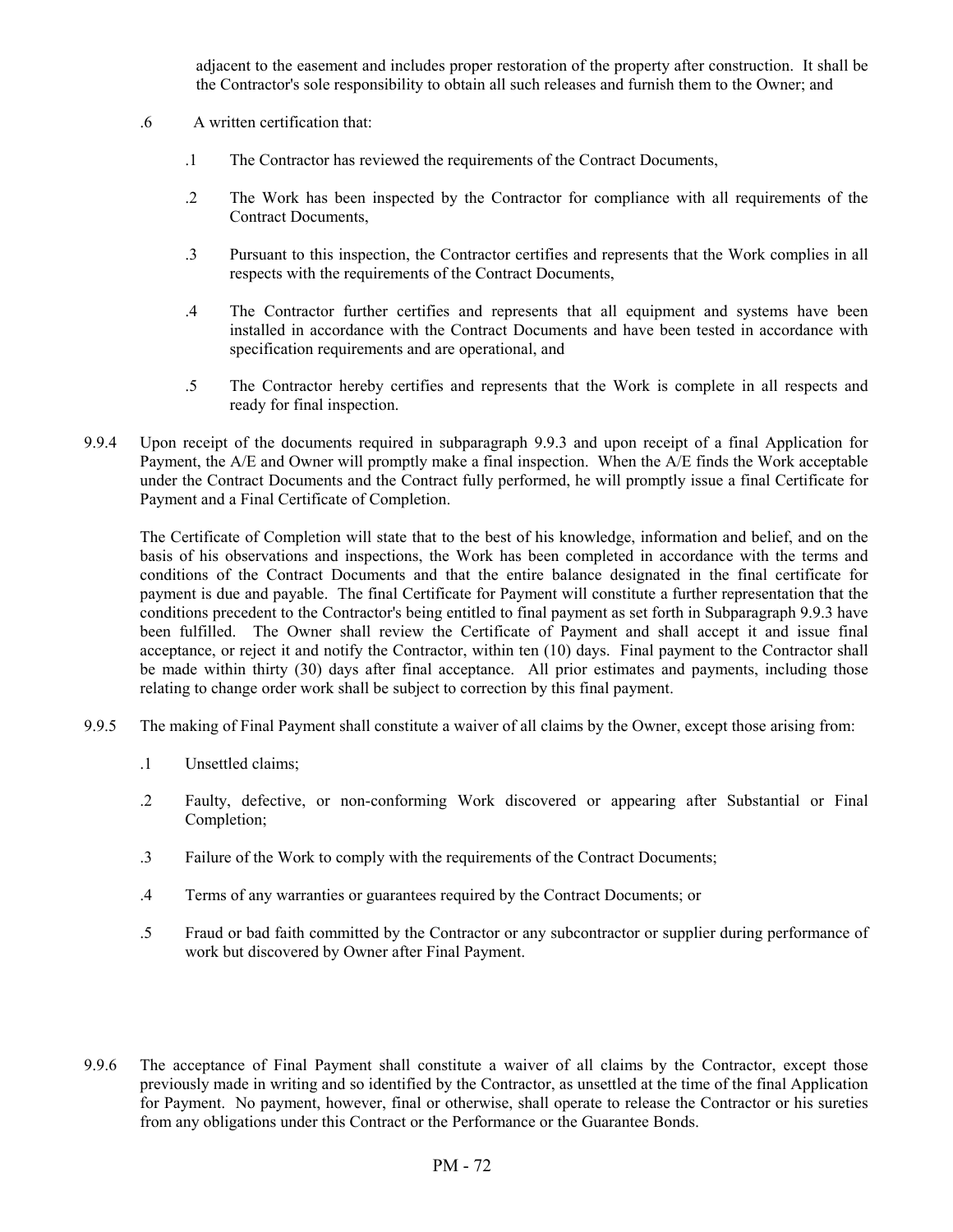adjacent to the easement and includes proper restoration of the property after construction. It shall be the Contractor's sole responsibility to obtain all such releases and furnish them to the Owner; and

.6 A written certification that:

.1 The Contractor has reviewed the requirements of the Contract Documents,

.2 The Work has been inspected by the Contractor for compliance with all requirements of the Contract Documents,

.3 Pursuant to this inspection, the Contractor certifies and represents that the Work complies in all respects with the requirements of the Contract Documents,

.4 The Contractor further certifies and represents that all equipment and systems have been installed in accordance with the Contract Documents and have been tested in accordance with specification requirements and are operational, and

.5 The Contractor hereby certifies and represents that the Work is complete in all respects and ready for final inspection.

9.9.4 Upon receipt of the documents required in subparagraph 9.9.3 and upon receipt of a final Application for Payment, the A/E and Owner will promptly make a final inspection. When the A/E finds the Work acceptable under the Contract Documents and the Contract fully performed, he will promptly issue a final Certificate for Payment and a Final Certificate of Completion.

The Certificate of Completion will state that to the best of his knowledge, information and belief, and on the basis of his observations and inspections, the Work has been completed in accordance with the terms and conditions of the Contract Documents and that the entire balance designated in the final certificate for payment is due and payable. The final Certificate for Payment will constitute a further representation that the conditions precedent to the Contractor's being entitled to final payment as set forth in Subparagraph 9.9.3 have been fulfilled. The Owner shall review the Certificate of Payment and shall accept it and issue final acceptance, or reject it and notify the Contractor, within ten (10) days. Final payment to the Contractor shall be made within thirty (30) days after final acceptance. All prior estimates and payments, including those relating to change order work shall be subject to correction by this final payment.

9.9.5 The making of Final Payment shall constitute a waiver of all claims by the Owner, except those arising from:

.1 Unsettled claims;

.2 Faulty, defective, or non-conforming Work discovered or appearing after Substantial or Final Completion;

.3 Failure of the Work to comply with the requirements of the Contract Documents;

.4 Terms of any warranties or guarantees required by the Contract Documents; or

.5 Fraud or bad faith committed by the Contractor or any subcontractor or supplier during performance of work but discovered by Owner after Final Payment.

9.9.6 The acceptance of Final Payment shall constitute a waiver of all claims by the Contractor, except those previously made in writing and so identified by the Contractor, as unsettled at the time of the final Application for Payment. No payment, however, final or otherwise, shall operate to release the Contractor or his sureties from any obligations under this Contract or the Performance or the Guarantee Bonds.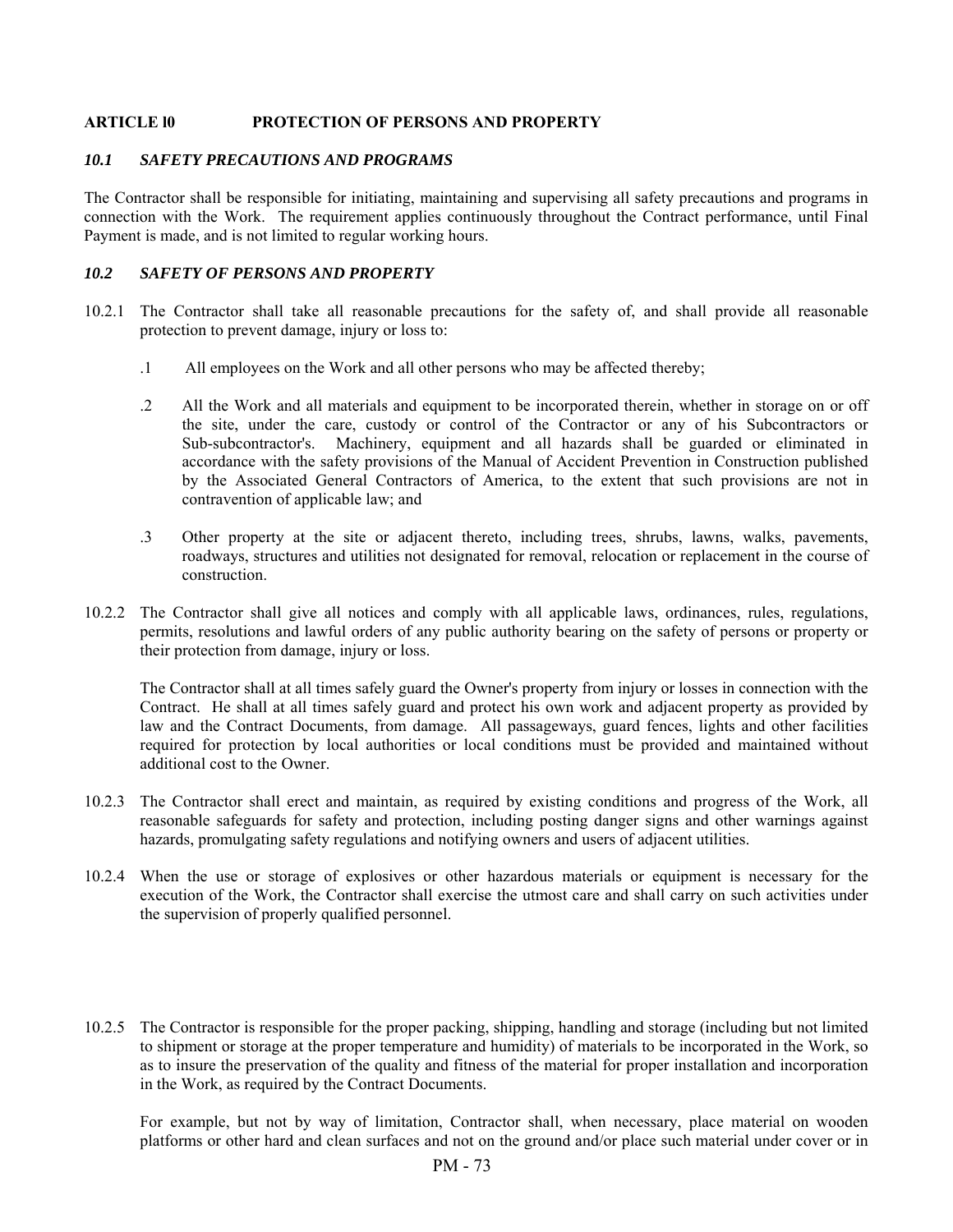## ARTICLE l0 PROTECTION OF PERSONS AND PROPERTY

### *10.1 SAFETY PRECAUTIONS AND PROGRAMS*

The Contractor shall be responsible for initiating, maintaining and supervising all safety precautions and programs in connection with the Work. The requirement applies continuously throughout the Contract performance, until Final Payment is made, and is not limited to regular working hours.

### *10.2 SAFETY OF PERSONS AND PROPERTY*

10.2.1 The Contractor shall take all reasonable precautions for the safety of, and shall provide all reasonable protection to prevent damage, injury or loss to:

.1 All employees on the Work and all other persons who may be affected thereby;

.2 All the Work and all materials and equipment to be incorporated therein, whether in storage on or off the site, under the care, custody or control of the Contractor or any of his Subcontractors or Sub-subcontractor's. Machinery, equipment and all hazards shall be guarded or eliminated in accordance with the safety provisions of the Manual of Accident Prevention in Construction published by the Associated General Contractors of America, to the extent that such provisions are not in contravention of applicable law; and

.3 Other property at the site or adjacent thereto, including trees, shrubs, lawns, walks, pavements, roadways, structures and utilities not designated for removal, relocation or replacement in the course of construction.

10.2.2 The Contractor shall give all notices and comply with all applicable laws, ordinances, rules, regulations, permits, resolutions and lawful orders of any public authority bearing on the safety of persons or property or their protection from damage, injury or loss.

The Contractor shall at all times safely guard the Owner's property from injury or losses in connection with the Contract. He shall at all times safely guard and protect his own work and adjacent property as provided by law and the Contract Documents, from damage. All passageways, guard fences, lights and other facilities required for protection by local authorities or local conditions must be provided and maintained without additional cost to the Owner.

10.2.3 The Contractor shall erect and maintain, as required by existing conditions and progress of the Work, all reasonable safeguards for safety and protection, including posting danger signs and other warnings against hazards, promulgating safety regulations and notifying owners and users of adjacent utilities.

10.2.4 When the use or storage of explosives or other hazardous materials or equipment is necessary for the execution of the Work, the Contractor shall exercise the utmost care and shall carry on such activities under the supervision of properly qualified personnel.

10.2.5 The Contractor is responsible for the proper packing, shipping, handling and storage (including but not limited to shipment or storage at the proper temperature and humidity) of materials to be incorporated in the Work, so as to insure the preservation of the quality and fitness of the material for proper installation and incorporation in the Work, as required by the Contract Documents.

For example, but not by way of limitation, Contractor shall, when necessary, place material on wooden platforms or other hard and clean surfaces and not on the ground and/or place such material under cover or in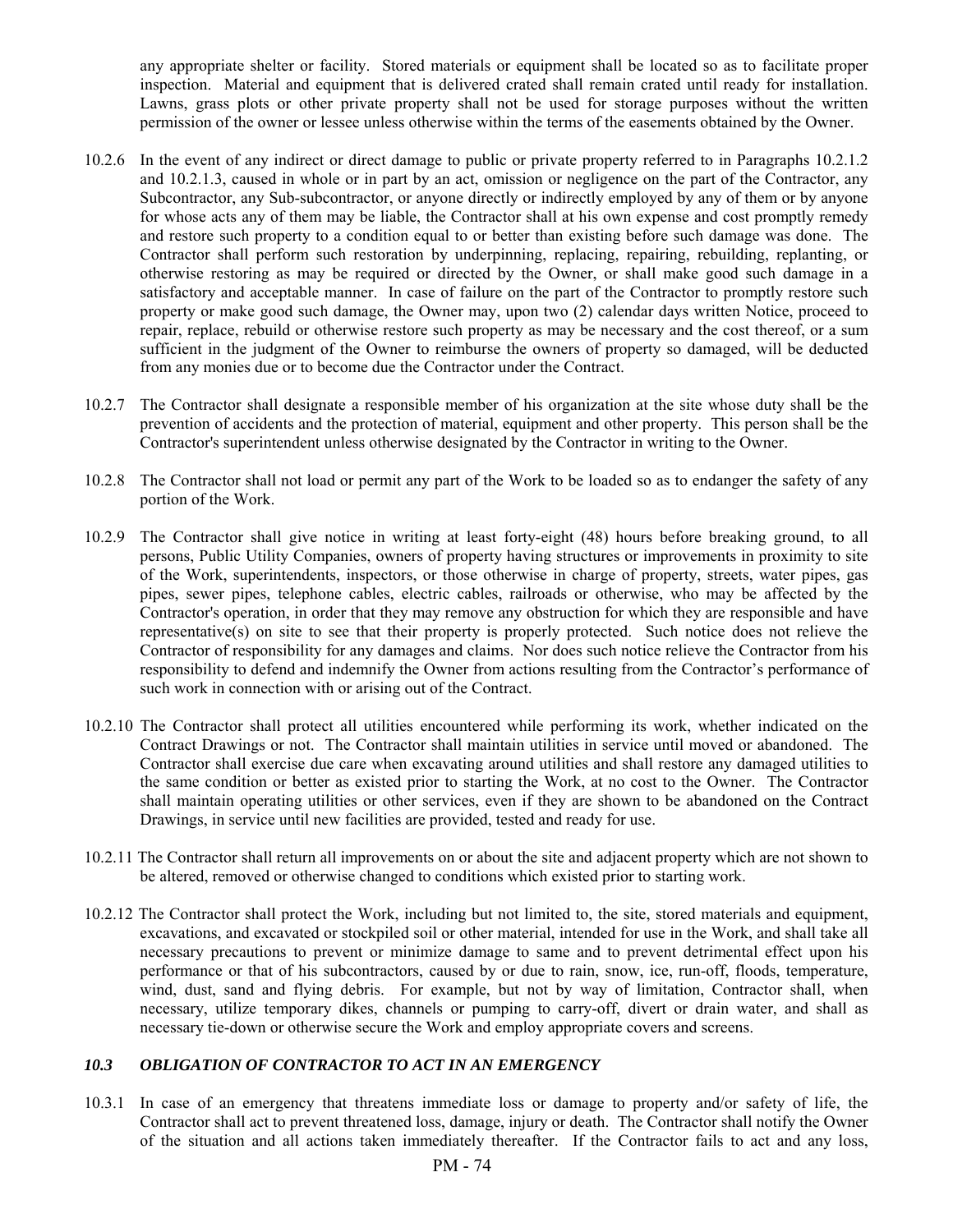any appropriate shelter or facility. Stored materials or equipment shall be located so as to facilitate proper inspection. Material and equipment that is delivered crated shall remain crated until ready for installation. Lawns, grass plots or other private property shall not be used for storage purposes without the written permission of the owner or lessee unless otherwise within the terms of the easements obtained by the Owner.

10.2.6 In the event of any indirect or direct damage to public or private property referred to in Paragraphs 10.2.1.2 and 10.2.1.3, caused in whole or in part by an act, omission or negligence on the part of the Contractor, any Subcontractor, any Sub-subcontractor, or anyone directly or indirectly employed by any of them or by anyone for whose acts any of them may be liable, the Contractor shall at his own expense and cost promptly remedy and restore such property to a condition equal to or better than existing before such damage was done. The Contractor shall perform such restoration by underpinning, replacing, repairing, rebuilding, replanting, or otherwise restoring as may be required or directed by the Owner, or shall make good such damage in a satisfactory and acceptable manner. In case of failure on the part of the Contractor to promptly restore such property or make good such damage, the Owner may, upon two (2) calendar days written Notice, proceed to repair, replace, rebuild or otherwise restore such property as may be necessary and the cost thereof, or a sum sufficient in the judgment of the Owner to reimburse the owners of property so damaged, will be deducted from any monies due or to become due the Contractor under the Contract.

10.2.7 The Contractor shall designate a responsible member of his organization at the site whose duty shall be the prevention of accidents and the protection of material, equipment and other property. This person shall be the Contractor's superintendent unless otherwise designated by the Contractor in writing to the Owner.

10.2.8 The Contractor shall not load or permit any part of the Work to be loaded so as to endanger the safety of any portion of the Work.

10.2.9 The Contractor shall give notice in writing at least forty-eight (48) hours before breaking ground, to all persons, Public Utility Companies, owners of property having structures or improvements in proximity to site of the Work, superintendents, inspectors, or those otherwise in charge of property, streets, water pipes, gas pipes, sewer pipes, telephone cables, electric cables, railroads or otherwise, who may be affected by the Contractor's operation, in order that they may remove any obstruction for which they are responsible and have representative(s) on site to see that their property is properly protected. Such notice does not relieve the Contractor of responsibility for any damages and claims. Nor does such notice relieve the Contractor from his responsibility to defend and indemnify the Owner from actions resulting from the Contractor's performance of such work in connection with or arising out of the Contract.

10.2.10 The Contractor shall protect all utilities encountered while performing its work, whether indicated on the Contract Drawings or not. The Contractor shall maintain utilities in service until moved or abandoned. The Contractor shall exercise due care when excavating around utilities and shall restore any damaged utilities to the same condition or better as existed prior to starting the Work, at no cost to the Owner. The Contractor shall maintain operating utilities or other services, even if they are shown to be abandoned on the Contract Drawings, in service until new facilities are provided, tested and ready for use.

10.2.11 The Contractor shall return all improvements on or about the site and adjacent property which are not shown to be altered, removed or otherwise changed to conditions which existed prior to starting work.

10.2.12 The Contractor shall protect the Work, including but not limited to, the site, stored materials and equipment, excavations, and excavated or stockpiled soil or other material, intended for use in the Work, and shall take all necessary precautions to prevent or minimize damage to same and to prevent detrimental effect upon his performance or that of his subcontractors, caused by or due to rain, snow, ice, run-off, floods, temperature, wind, dust, sand and flying debris. For example, but not by way of limitation, Contractor shall, when necessary, utilize temporary dikes, channels or pumping to carry-off, divert or drain water, and shall as necessary tie-down or otherwise secure the Work and employ appropriate covers and screens.

### *10.3 OBLIGATION OF CONTRACTOR TO ACT IN AN EMERGENCY*

10.3.1 In case of an emergency that threatens immediate loss or damage to property and/or safety of life, the Contractor shall act to prevent threatened loss, damage, injury or death. The Contractor shall notify the Owner of the situation and all actions taken immediately thereafter. If the Contractor fails to act and any loss,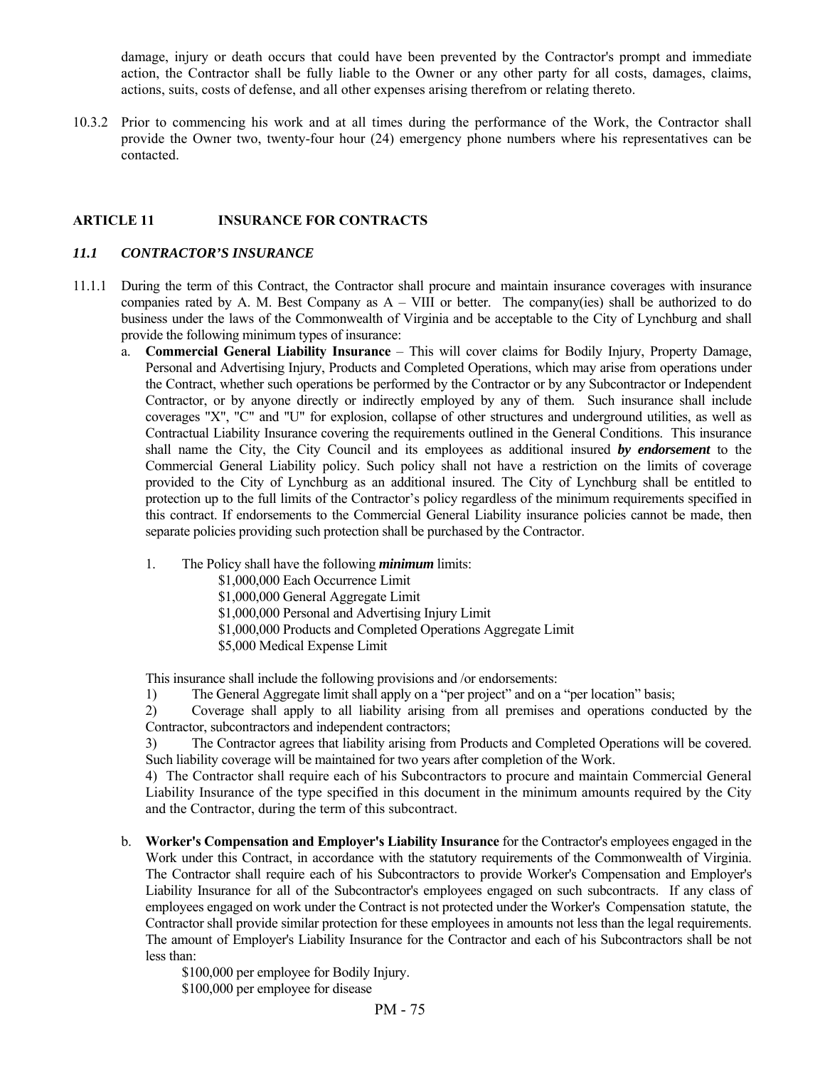damage, injury or death occurs that could have been prevented by the Contractor's prompt and immediate action, the Contractor shall be fully liable to the Owner or any other party for all costs, damages, claims, actions, suits, costs of defense, and all other expenses arising therefrom or relating thereto.

10.3.2 Prior to commencing his work and at all times during the performance of the Work, the Contractor shall provide the Owner two, twenty-four hour (24) emergency phone numbers where his representatives can be contacted.

## ARTICLE 11 INSURANCE FOR CONTRACTS

### *11.1 CONTRACTOR'S INSURANCE*

11.1.1 During the term of this Contract, the Contractor shall procure and maintain insurance coverages with insurance companies rated by A. M. Best Company as A – VIII or better. The company(ies) shall be authorized to do business under the laws of the Commonwealth of Virginia and be acceptable to the City of Lynchburg and shall provide the following minimum types of insurance:

a. **Commercial General Liability Insurance** – This will cover claims for Bodily Injury, Property Damage, Personal and Advertising Injury, Products and Completed Operations, which may arise from operations under the Contract, whether such operations be performed by the Contractor or by any Subcontractor or Independent Contractor, or by anyone directly or indirectly employed by any of them. Such insurance shall include coverages "X", "C" and "U" for explosion, collapse of other structures and underground utilities, as well as Contractual Liability Insurance covering the requirements outlined in the General Conditions. This insurance shall name the City, the City Council and its employees as additional insured ***by endorsement*** to the Commercial General Liability policy. Such policy shall not have a restriction on the limits of coverage provided to the City of Lynchburg as an additional insured. The City of Lynchburg shall be entitled to protection up to the full limits of the Contractor's policy regardless of the minimum requirements specified in this contract. If endorsements to the Commercial General Liability insurance policies cannot be made, then separate policies providing such protection shall be purchased by the Contractor.

   1. The Policy shall have the following ***minimum*** limits:

      $1,000,000 Each Occurrence Limit
      $1,000,000 General Aggregate Limit
      $1,000,000 Personal and Advertising Injury Limit
      $1,000,000 Products and Completed Operations Aggregate Limit
      $5,000 Medical Expense Limit

   This insurance shall include the following provisions and /or endorsements:

   1) The General Aggregate limit shall apply on a "per project" and on a "per location" basis;

   2) Coverage shall apply to all liability arising from all premises and operations conducted by the Contractor, subcontractors and independent contractors;

   3) The Contractor agrees that liability arising from Products and Completed Operations will be covered. Such liability coverage will be maintained for two years after completion of the Work.

   4) The Contractor shall require each of his Subcontractors to procure and maintain Commercial General Liability Insurance of the type specified in this document in the minimum amounts required by the City and the Contractor, during the term of this subcontract.

b. **Worker's Compensation and Employer's Liability Insurance** for the Contractor's employees engaged in the Work under this Contract, in accordance with the statutory requirements of the Commonwealth of Virginia. The Contractor shall require each of his Subcontractors to provide Worker's Compensation and Employer's Liability Insurance for all of the Subcontractor's employees engaged on such subcontracts. If any class of employees engaged on work under the Contract is not protected under the Worker's Compensation statute, the Contractor shall provide similar protection for these employees in amounts not less than the legal requirements. The amount of Employer's Liability Insurance for the Contractor and each of his Subcontractors shall be not less than:

   $100,000 per employee for Bodily Injury.
   $100,000 per employee for disease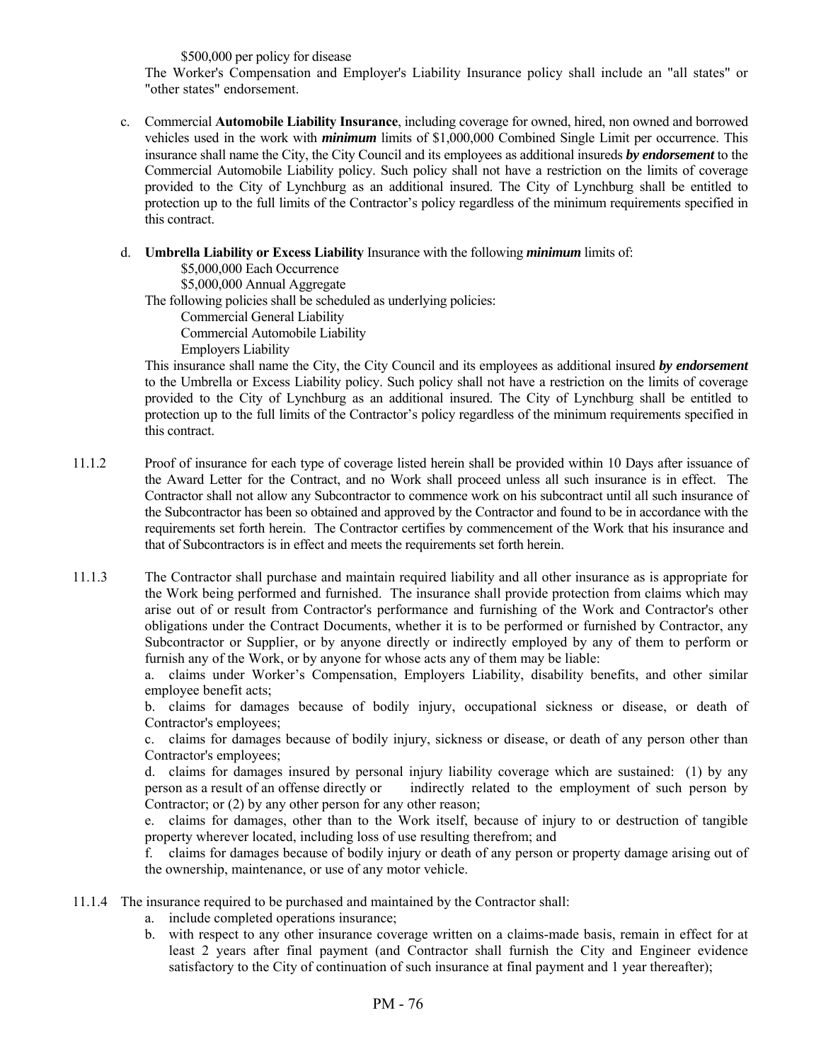$500,000 per policy for disease

The Worker's Compensation and Employer's Liability Insurance policy shall include an "all states" or "other states" endorsement.

c. Commercial **Automobile Liability Insurance**, including coverage for owned, hired, non owned and borrowed vehicles used in the work with ***minimum*** limits of $1,000,000 Combined Single Limit per occurrence. This insurance shall name the City, the City Council and its employees as additional insureds ***by endorsement*** to the Commercial Automobile Liability policy. Such policy shall not have a restriction on the limits of coverage provided to the City of Lynchburg as an additional insured. The City of Lynchburg shall be entitled to protection up to the full limits of the Contractor's policy regardless of the minimum requirements specified in this contract.

d. **Umbrella Liability or Excess Liability** Insurance with the following ***minimum*** limits of:

$5,000,000 Each Occurrence
$5,000,000 Annual Aggregate

The following policies shall be scheduled as underlying policies:

Commercial General Liability
Commercial Automobile Liability
Employers Liability

This insurance shall name the City, the City Council and its employees as additional insured ***by endorsement*** to the Umbrella or Excess Liability policy. Such policy shall not have a restriction on the limits of coverage provided to the City of Lynchburg as an additional insured. The City of Lynchburg shall be entitled to protection up to the full limits of the Contractor's policy regardless of the minimum requirements specified in this contract.

11.1.2 Proof of insurance for each type of coverage listed herein shall be provided within 10 Days after issuance of the Award Letter for the Contract, and no Work shall proceed unless all such insurance is in effect. The Contractor shall not allow any Subcontractor to commence work on his subcontract until all such insurance of the Subcontractor has been so obtained and approved by the Contractor and found to be in accordance with the requirements set forth herein. The Contractor certifies by commencement of the Work that his insurance and that of Subcontractors is in effect and meets the requirements set forth herein.

11.1.3 The Contractor shall purchase and maintain required liability and all other insurance as is appropriate for the Work being performed and furnished. The insurance shall provide protection from claims which may arise out of or result from Contractor's performance and furnishing of the Work and Contractor's other obligations under the Contract Documents, whether it is to be performed or furnished by Contractor, any Subcontractor or Supplier, or by anyone directly or indirectly employed by any of them to perform or furnish any of the Work, or by anyone for whose acts any of them may be liable:

a. claims under Worker's Compensation, Employers Liability, disability benefits, and other similar employee benefit acts;

b. claims for damages because of bodily injury, occupational sickness or disease, or death of Contractor's employees;

c. claims for damages because of bodily injury, sickness or disease, or death of any person other than Contractor's employees;

d. claims for damages insured by personal injury liability coverage which are sustained: (1) by any person as a result of an offense directly or indirectly related to the employment of such person by Contractor; or (2) by any other person for any other reason;

e. claims for damages, other than to the Work itself, because of injury to or destruction of tangible property wherever located, including loss of use resulting therefrom; and

f. claims for damages because of bodily injury or death of any person or property damage arising out of the ownership, maintenance, or use of any motor vehicle.

11.1.4 The insurance required to be purchased and maintained by the Contractor shall:

a. include completed operations insurance;

b. with respect to any other insurance coverage written on a claims-made basis, remain in effect for at least 2 years after final payment (and Contractor shall furnish the City and Engineer evidence satisfactory to the City of continuation of such insurance at final payment and 1 year thereafter);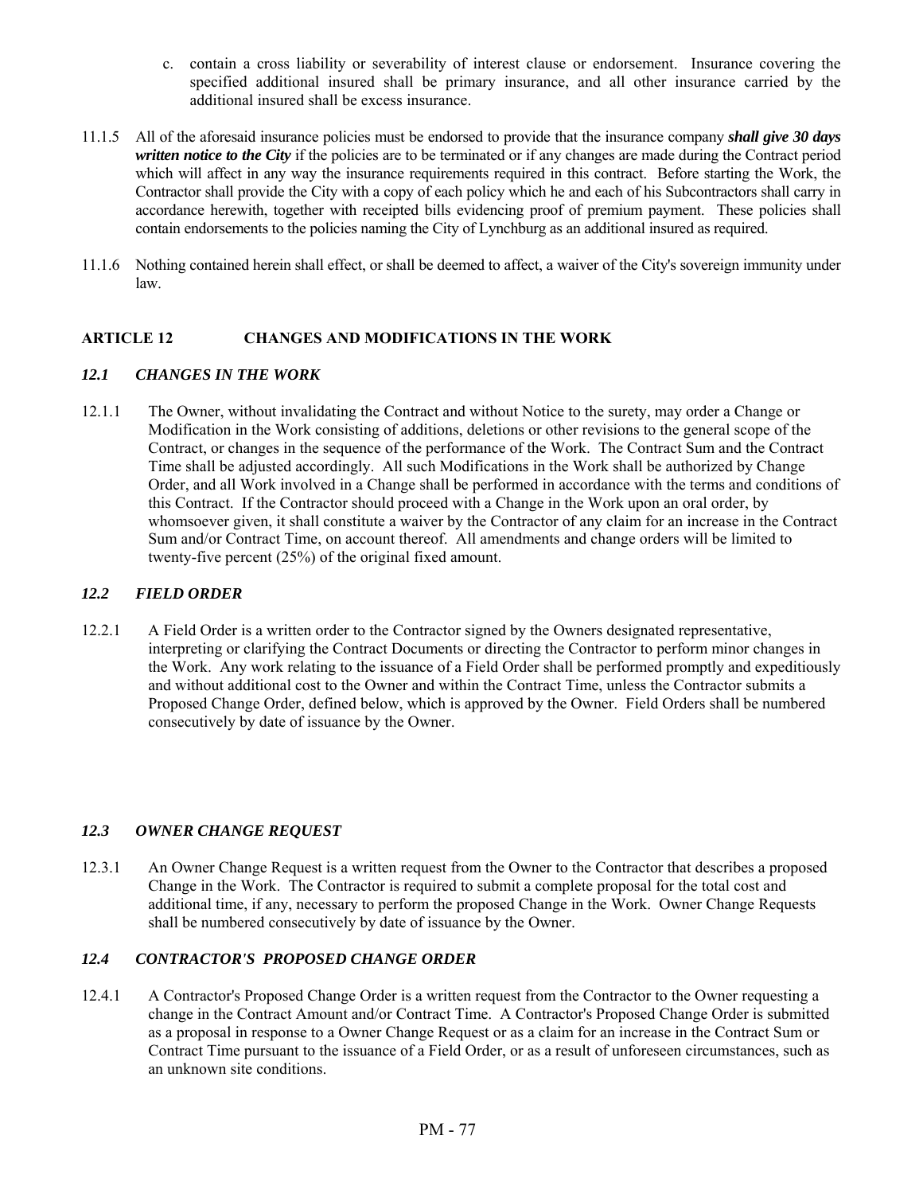c. contain a cross liability or severability of interest clause or endorsement. Insurance covering the specified additional insured shall be primary insurance, and all other insurance carried by the additional insured shall be excess insurance.

11.1.5 All of the aforesaid insurance policies must be endorsed to provide that the insurance company ***shall give 30 days written notice to the City*** if the policies are to be terminated or if any changes are made during the Contract period which will affect in any way the insurance requirements required in this contract. Before starting the Work, the Contractor shall provide the City with a copy of each policy which he and each of his Subcontractors shall carry in accordance herewith, together with receipted bills evidencing proof of premium payment. These policies shall contain endorsements to the policies naming the City of Lynchburg as an additional insured as required.

11.1.6 Nothing contained herein shall effect, or shall be deemed to affect, a waiver of the City's sovereign immunity under law.

## ARTICLE 12 CHANGES AND MODIFICATIONS IN THE WORK

### *12.1 CHANGES IN THE WORK*

12.1.1 The Owner, without invalidating the Contract and without Notice to the surety, may order a Change or Modification in the Work consisting of additions, deletions or other revisions to the general scope of the Contract, or changes in the sequence of the performance of the Work. The Contract Sum and the Contract Time shall be adjusted accordingly. All such Modifications in the Work shall be authorized by Change Order, and all Work involved in a Change shall be performed in accordance with the terms and conditions of this Contract. If the Contractor should proceed with a Change in the Work upon an oral order, by whomsoever given, it shall constitute a waiver by the Contractor of any claim for an increase in the Contract Sum and/or Contract Time, on account thereof. All amendments and change orders will be limited to twenty-five percent (25%) of the original fixed amount.

### *12.2 FIELD ORDER*

12.2.1 A Field Order is a written order to the Contractor signed by the Owners designated representative, interpreting or clarifying the Contract Documents or directing the Contractor to perform minor changes in the Work. Any work relating to the issuance of a Field Order shall be performed promptly and expeditiously and without additional cost to the Owner and within the Contract Time, unless the Contractor submits a Proposed Change Order, defined below, which is approved by the Owner. Field Orders shall be numbered consecutively by date of issuance by the Owner.

### *12.3 OWNER CHANGE REQUEST*

12.3.1 An Owner Change Request is a written request from the Owner to the Contractor that describes a proposed Change in the Work. The Contractor is required to submit a complete proposal for the total cost and additional time, if any, necessary to perform the proposed Change in the Work. Owner Change Requests shall be numbered consecutively by date of issuance by the Owner.

### *12.4 CONTRACTOR'S PROPOSED CHANGE ORDER*

12.4.1 A Contractor's Proposed Change Order is a written request from the Contractor to the Owner requesting a change in the Contract Amount and/or Contract Time. A Contractor's Proposed Change Order is submitted as a proposal in response to a Owner Change Request or as a claim for an increase in the Contract Sum or Contract Time pursuant to the issuance of a Field Order, or as a result of unforeseen circumstances, such as an unknown site conditions.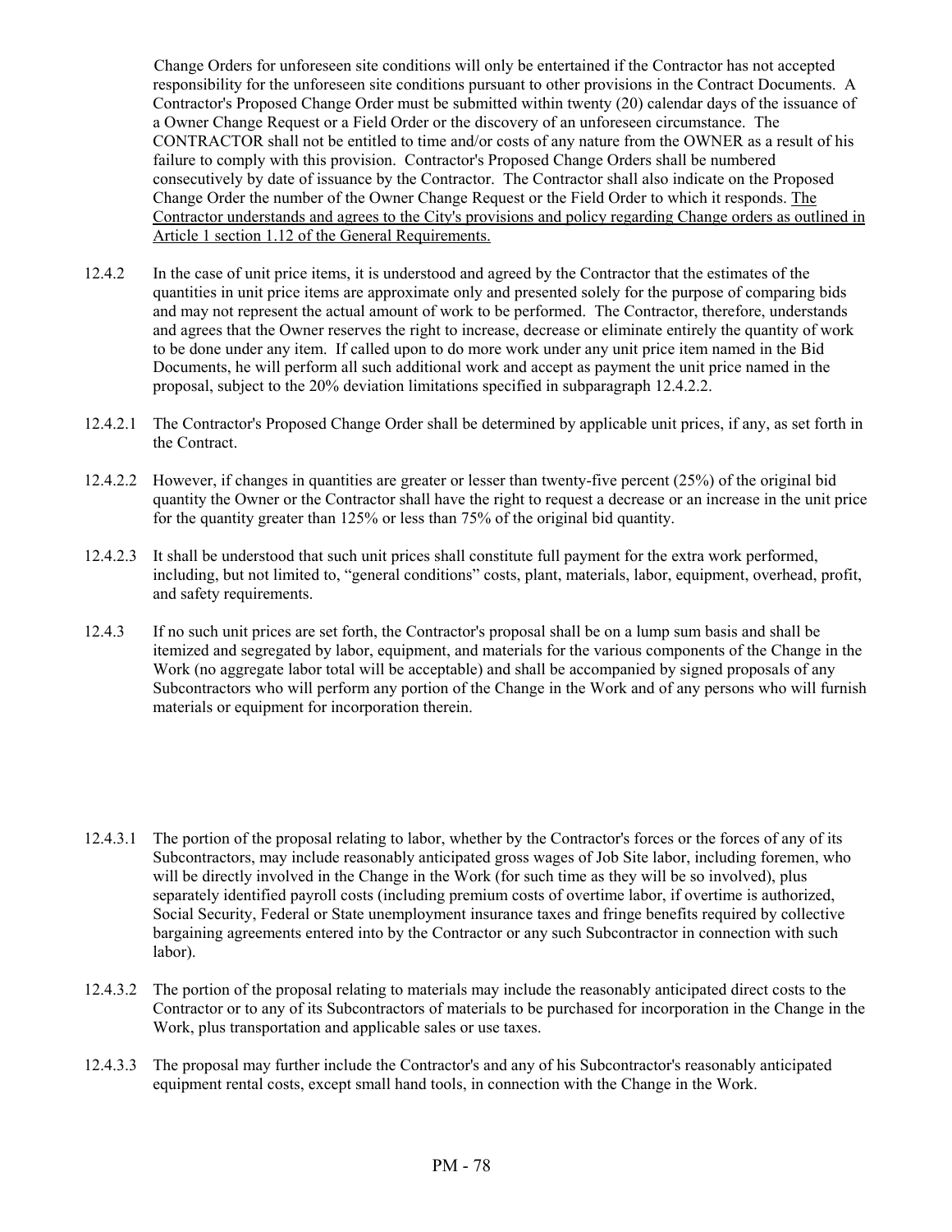Change Orders for unforeseen site conditions will only be entertained if the Contractor has not accepted responsibility for the unforeseen site conditions pursuant to other provisions in the Contract Documents. A Contractor's Proposed Change Order must be submitted within twenty (20) calendar days of the issuance of a Owner Change Request or a Field Order or the discovery of an unforeseen circumstance. The CONTRACTOR shall not be entitled to time and/or costs of any nature from the OWNER as a result of his failure to comply with this provision. Contractor's Proposed Change Orders shall be numbered consecutively by date of issuance by the Contractor. The Contractor shall also indicate on the Proposed Change Order the number of the Owner Change Request or the Field Order to which it responds. <u>The Contractor understands and agrees to the City's provisions and policy regarding Change orders as outlined in Article 1 section 1.12 of the General Requirements.</u>

12.4.2 In the case of unit price items, it is understood and agreed by the Contractor that the estimates of the quantities in unit price items are approximate only and presented solely for the purpose of comparing bids and may not represent the actual amount of work to be performed. The Contractor, therefore, understands and agrees that the Owner reserves the right to increase, decrease or eliminate entirely the quantity of work to be done under any item. If called upon to do more work under any unit price item named in the Bid Documents, he will perform all such additional work and accept as payment the unit price named in the proposal, subject to the 20% deviation limitations specified in subparagraph 12.4.2.2.

12.4.2.1 The Contractor's Proposed Change Order shall be determined by applicable unit prices, if any, as set forth in the Contract.

12.4.2.2 However, if changes in quantities are greater or lesser than twenty-five percent (25%) of the original bid quantity the Owner or the Contractor shall have the right to request a decrease or an increase in the unit price for the quantity greater than 125% or less than 75% of the original bid quantity.

12.4.2.3 It shall be understood that such unit prices shall constitute full payment for the extra work performed, including, but not limited to, "general conditions" costs, plant, materials, labor, equipment, overhead, profit, and safety requirements.

12.4.3 If no such unit prices are set forth, the Contractor's proposal shall be on a lump sum basis and shall be itemized and segregated by labor, equipment, and materials for the various components of the Change in the Work (no aggregate labor total will be acceptable) and shall be accompanied by signed proposals of any Subcontractors who will perform any portion of the Change in the Work and of any persons who will furnish materials or equipment for incorporation therein.

12.4.3.1 The portion of the proposal relating to labor, whether by the Contractor's forces or the forces of any of its Subcontractors, may include reasonably anticipated gross wages of Job Site labor, including foremen, who will be directly involved in the Change in the Work (for such time as they will be so involved), plus separately identified payroll costs (including premium costs of overtime labor, if overtime is authorized, Social Security, Federal or State unemployment insurance taxes and fringe benefits required by collective bargaining agreements entered into by the Contractor or any such Subcontractor in connection with such labor).

12.4.3.2 The portion of the proposal relating to materials may include the reasonably anticipated direct costs to the Contractor or to any of its Subcontractors of materials to be purchased for incorporation in the Change in the Work, plus transportation and applicable sales or use taxes.

12.4.3.3 The proposal may further include the Contractor's and any of his Subcontractor's reasonably anticipated equipment rental costs, except small hand tools, in connection with the Change in the Work.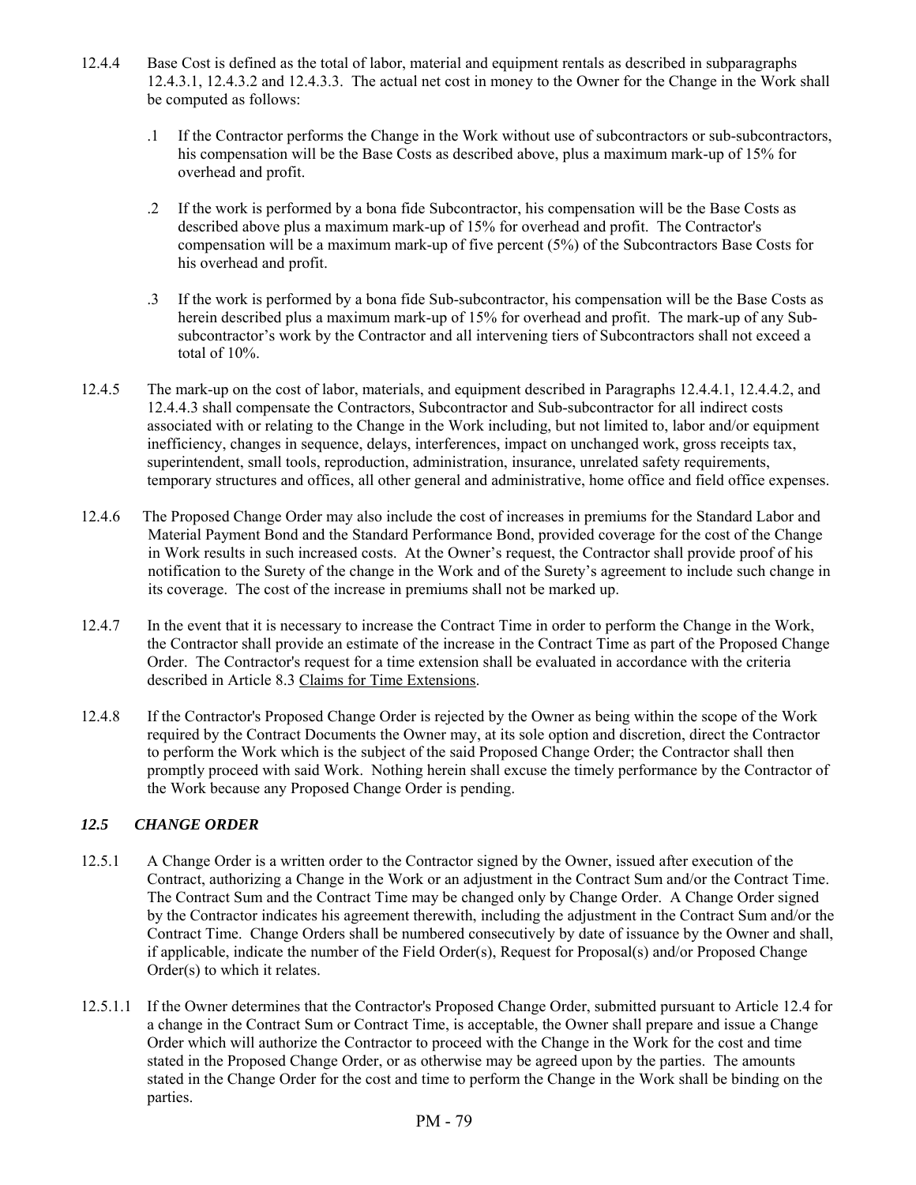12.4.4 Base Cost is defined as the total of labor, material and equipment rentals as described in subparagraphs 12.4.3.1, 12.4.3.2 and 12.4.3.3. The actual net cost in money to the Owner for the Change in the Work shall be computed as follows:

.1 If the Contractor performs the Change in the Work without use of subcontractors or sub-subcontractors, his compensation will be the Base Costs as described above, plus a maximum mark-up of 15% for overhead and profit.

.2 If the work is performed by a bona fide Subcontractor, his compensation will be the Base Costs as described above plus a maximum mark-up of 15% for overhead and profit. The Contractor's compensation will be a maximum mark-up of five percent (5%) of the Subcontractors Base Costs for his overhead and profit.

.3 If the work is performed by a bona fide Sub-subcontractor, his compensation will be the Base Costs as herein described plus a maximum mark-up of 15% for overhead and profit. The mark-up of any Sub-subcontractor's work by the Contractor and all intervening tiers of Subcontractors shall not exceed a total of 10%.

12.4.5 The mark-up on the cost of labor, materials, and equipment described in Paragraphs 12.4.4.1, 12.4.4.2, and 12.4.4.3 shall compensate the Contractors, Subcontractor and Sub-subcontractor for all indirect costs associated with or relating to the Change in the Work including, but not limited to, labor and/or equipment inefficiency, changes in sequence, delays, interferences, impact on unchanged work, gross receipts tax, superintendent, small tools, reproduction, administration, insurance, unrelated safety requirements, temporary structures and offices, all other general and administrative, home office and field office expenses.

12.4.6 The Proposed Change Order may also include the cost of increases in premiums for the Standard Labor and Material Payment Bond and the Standard Performance Bond, provided coverage for the cost of the Change in Work results in such increased costs. At the Owner's request, the Contractor shall provide proof of his notification to the Surety of the change in the Work and of the Surety's agreement to include such change in its coverage. The cost of the increase in premiums shall not be marked up.

12.4.7 In the event that it is necessary to increase the Contract Time in order to perform the Change in the Work, the Contractor shall provide an estimate of the increase in the Contract Time as part of the Proposed Change Order. The Contractor's request for a time extension shall be evaluated in accordance with the criteria described in Article 8.3 Claims for Time Extensions.

12.4.8 If the Contractor's Proposed Change Order is rejected by the Owner as being within the scope of the Work required by the Contract Documents the Owner may, at its sole option and discretion, direct the Contractor to perform the Work which is the subject of the said Proposed Change Order; the Contractor shall then promptly proceed with said Work. Nothing herein shall excuse the timely performance by the Contractor of the Work because any Proposed Change Order is pending.

### *12.5 CHANGE ORDER*

12.5.1 A Change Order is a written order to the Contractor signed by the Owner, issued after execution of the Contract, authorizing a Change in the Work or an adjustment in the Contract Sum and/or the Contract Time. The Contract Sum and the Contract Time may be changed only by Change Order. A Change Order signed by the Contractor indicates his agreement therewith, including the adjustment in the Contract Sum and/or the Contract Time. Change Orders shall be numbered consecutively by date of issuance by the Owner and shall, if applicable, indicate the number of the Field Order(s), Request for Proposal(s) and/or Proposed Change Order(s) to which it relates.

12.5.1.1 If the Owner determines that the Contractor's Proposed Change Order, submitted pursuant to Article 12.4 for a change in the Contract Sum or Contract Time, is acceptable, the Owner shall prepare and issue a Change Order which will authorize the Contractor to proceed with the Change in the Work for the cost and time stated in the Proposed Change Order, or as otherwise may be agreed upon by the parties. The amounts stated in the Change Order for the cost and time to perform the Change in the Work shall be binding on the parties.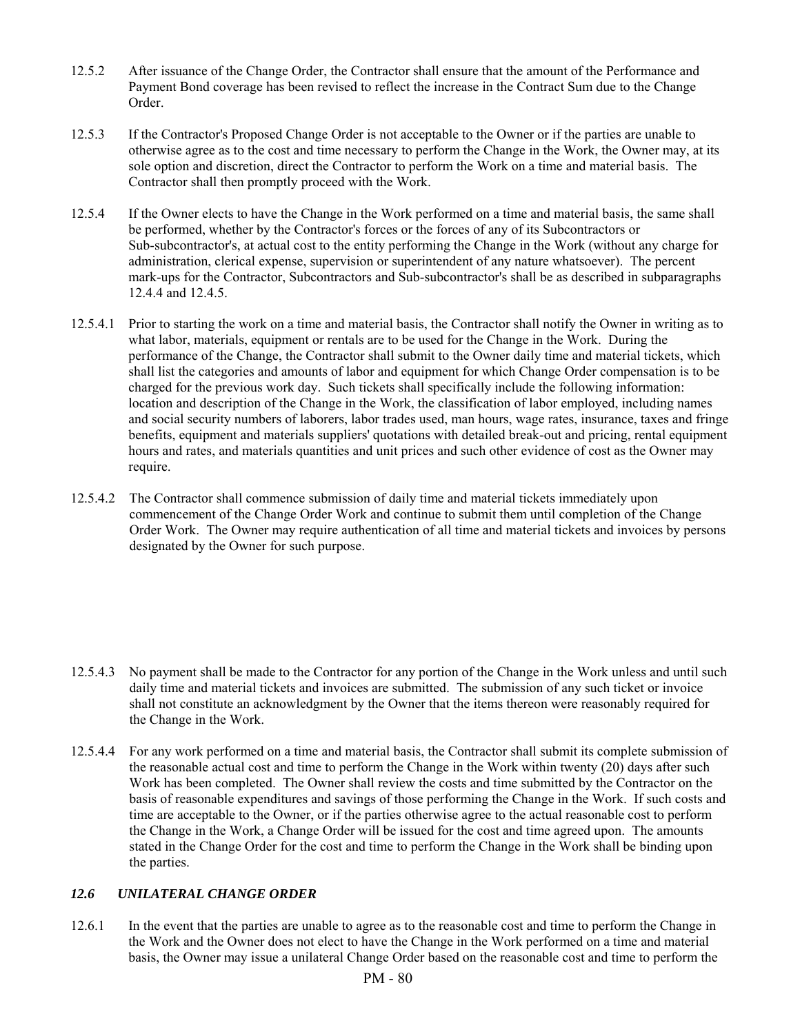12.5.2 After issuance of the Change Order, the Contractor shall ensure that the amount of the Performance and Payment Bond coverage has been revised to reflect the increase in the Contract Sum due to the Change Order.

12.5.3 If the Contractor's Proposed Change Order is not acceptable to the Owner or if the parties are unable to otherwise agree as to the cost and time necessary to perform the Change in the Work, the Owner may, at its sole option and discretion, direct the Contractor to perform the Work on a time and material basis. The Contractor shall then promptly proceed with the Work.

12.5.4 If the Owner elects to have the Change in the Work performed on a time and material basis, the same shall be performed, whether by the Contractor's forces or the forces of any of its Subcontractors or Sub-subcontractor's, at actual cost to the entity performing the Change in the Work (without any charge for administration, clerical expense, supervision or superintendent of any nature whatsoever). The percent mark-ups for the Contractor, Subcontractors and Sub-subcontractor's shall be as described in subparagraphs 12.4.4 and 12.4.5.

12.5.4.1 Prior to starting the work on a time and material basis, the Contractor shall notify the Owner in writing as to what labor, materials, equipment or rentals are to be used for the Change in the Work. During the performance of the Change, the Contractor shall submit to the Owner daily time and material tickets, which shall list the categories and amounts of labor and equipment for which Change Order compensation is to be charged for the previous work day. Such tickets shall specifically include the following information: location and description of the Change in the Work, the classification of labor employed, including names and social security numbers of laborers, labor trades used, man hours, wage rates, insurance, taxes and fringe benefits, equipment and materials suppliers' quotations with detailed break-out and pricing, rental equipment hours and rates, and materials quantities and unit prices and such other evidence of cost as the Owner may require.

12.5.4.2 The Contractor shall commence submission of daily time and material tickets immediately upon commencement of the Change Order Work and continue to submit them until completion of the Change Order Work. The Owner may require authentication of all time and material tickets and invoices by persons designated by the Owner for such purpose.

12.5.4.3 No payment shall be made to the Contractor for any portion of the Change in the Work unless and until such daily time and material tickets and invoices are submitted. The submission of any such ticket or invoice shall not constitute an acknowledgment by the Owner that the items thereon were reasonably required for the Change in the Work.

12.5.4.4 For any work performed on a time and material basis, the Contractor shall submit its complete submission of the reasonable actual cost and time to perform the Change in the Work within twenty (20) days after such Work has been completed. The Owner shall review the costs and time submitted by the Contractor on the basis of reasonable expenditures and savings of those performing the Change in the Work. If such costs and time are acceptable to the Owner, or if the parties otherwise agree to the actual reasonable cost to perform the Change in the Work, a Change Order will be issued for the cost and time agreed upon. The amounts stated in the Change Order for the cost and time to perform the Change in the Work shall be binding upon the parties.

### *12.6 UNILATERAL CHANGE ORDER*

12.6.1 In the event that the parties are unable to agree as to the reasonable cost and time to perform the Change in the Work and the Owner does not elect to have the Change in the Work performed on a time and material basis, the Owner may issue a unilateral Change Order based on the reasonable cost and time to perform the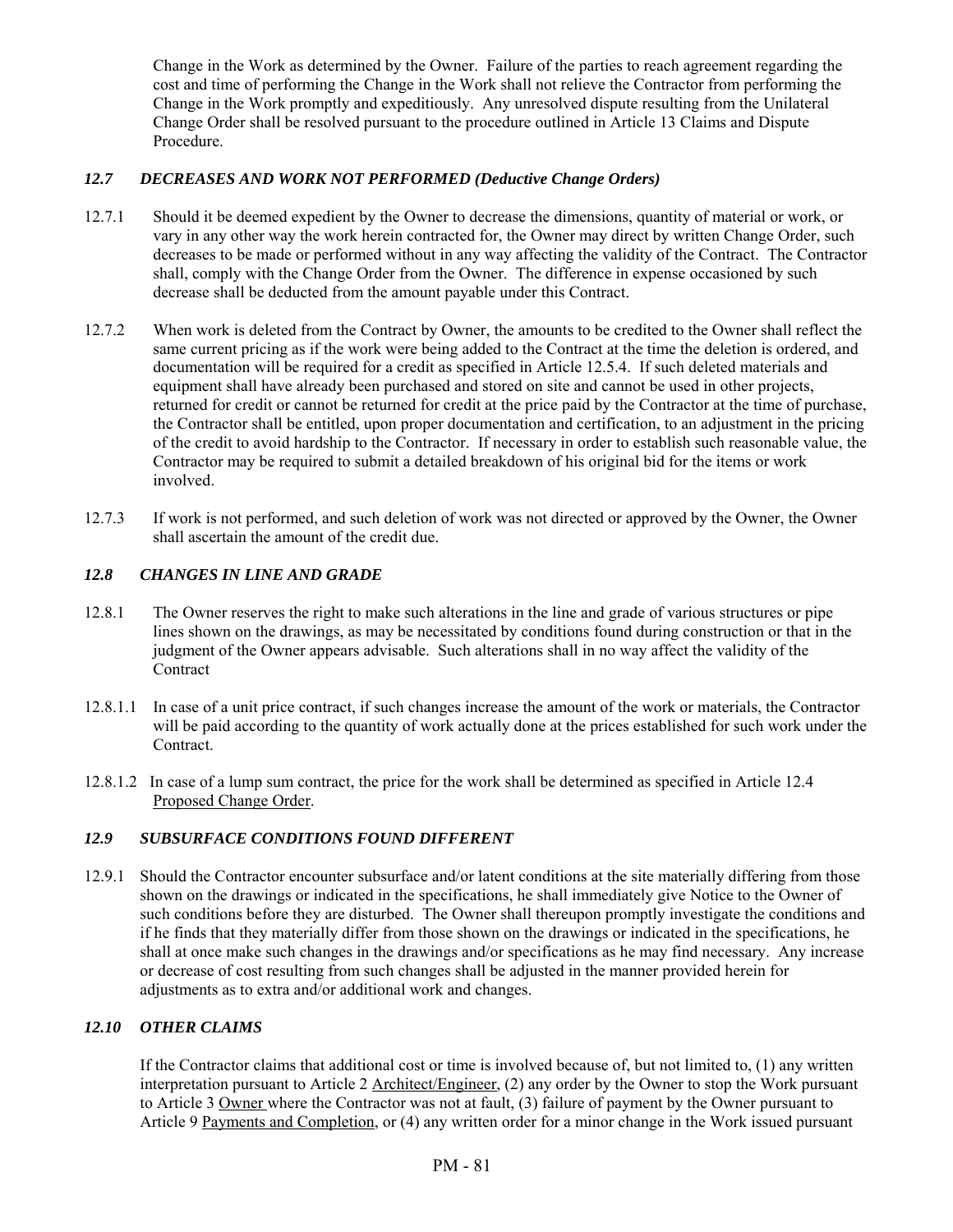Change in the Work as determined by the Owner. Failure of the parties to reach agreement regarding the cost and time of performing the Change in the Work shall not relieve the Contractor from performing the Change in the Work promptly and expeditiously. Any unresolved dispute resulting from the Unilateral Change Order shall be resolved pursuant to the procedure outlined in Article 13 Claims and Dispute Procedure.

### *12.7 DECREASES AND WORK NOT PERFORMED (Deductive Change Orders)*

12.7.1 Should it be deemed expedient by the Owner to decrease the dimensions, quantity of material or work, or vary in any other way the work herein contracted for, the Owner may direct by written Change Order, such decreases to be made or performed without in any way affecting the validity of the Contract. The Contractor shall, comply with the Change Order from the Owner. The difference in expense occasioned by such decrease shall be deducted from the amount payable under this Contract.

12.7.2 When work is deleted from the Contract by Owner, the amounts to be credited to the Owner shall reflect the same current pricing as if the work were being added to the Contract at the time the deletion is ordered, and documentation will be required for a credit as specified in Article 12.5.4. If such deleted materials and equipment shall have already been purchased and stored on site and cannot be used in other projects, returned for credit or cannot be returned for credit at the price paid by the Contractor at the time of purchase, the Contractor shall be entitled, upon proper documentation and certification, to an adjustment in the pricing of the credit to avoid hardship to the Contractor. If necessary in order to establish such reasonable value, the Contractor may be required to submit a detailed breakdown of his original bid for the items or work involved.

12.7.3 If work is not performed, and such deletion of work was not directed or approved by the Owner, the Owner shall ascertain the amount of the credit due.

### *12.8 CHANGES IN LINE AND GRADE*

12.8.1 The Owner reserves the right to make such alterations in the line and grade of various structures or pipe lines shown on the drawings, as may be necessitated by conditions found during construction or that in the judgment of the Owner appears advisable. Such alterations shall in no way affect the validity of the Contract

12.8.1.1 In case of a unit price contract, if such changes increase the amount of the work or materials, the Contractor will be paid according to the quantity of work actually done at the prices established for such work under the Contract.

12.8.1.2 In case of a lump sum contract, the price for the work shall be determined as specified in Article 12.4 Proposed Change Order.

### *12.9 SUBSURFACE CONDITIONS FOUND DIFFERENT*

12.9.1 Should the Contractor encounter subsurface and/or latent conditions at the site materially differing from those shown on the drawings or indicated in the specifications, he shall immediately give Notice to the Owner of such conditions before they are disturbed. The Owner shall thereupon promptly investigate the conditions and if he finds that they materially differ from those shown on the drawings or indicated in the specifications, he shall at once make such changes in the drawings and/or specifications as he may find necessary. Any increase or decrease of cost resulting from such changes shall be adjusted in the manner provided herein for adjustments as to extra and/or additional work and changes.

### *12.10 OTHER CLAIMS*

If the Contractor claims that additional cost or time is involved because of, but not limited to, (1) any written interpretation pursuant to Article 2 Architect/Engineer, (2) any order by the Owner to stop the Work pursuant to Article 3 Owner where the Contractor was not at fault, (3) failure of payment by the Owner pursuant to Article 9 Payments and Completion, or (4) any written order for a minor change in the Work issued pursuant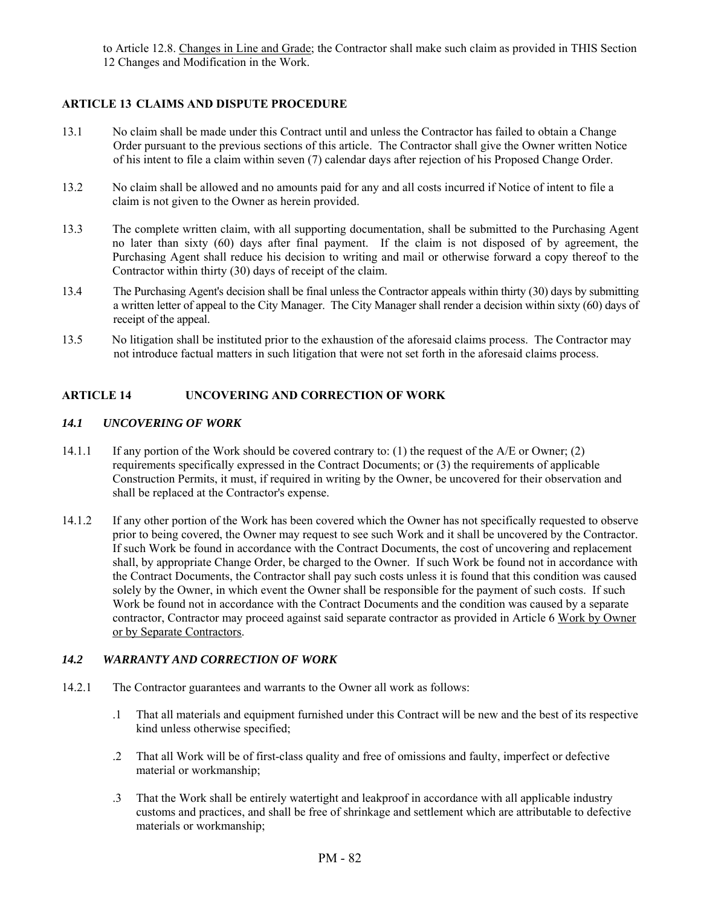to Article 12.8. Changes in Line and Grade; the Contractor shall make such claim as provided in THIS Section 12 Changes and Modification in the Work.

## ARTICLE 13 CLAIMS AND DISPUTE PROCEDURE

13.1 No claim shall be made under this Contract until and unless the Contractor has failed to obtain a Change Order pursuant to the previous sections of this article. The Contractor shall give the Owner written Notice of his intent to file a claim within seven (7) calendar days after rejection of his Proposed Change Order.

13.2 No claim shall be allowed and no amounts paid for any and all costs incurred if Notice of intent to file a claim is not given to the Owner as herein provided.

13.3 The complete written claim, with all supporting documentation, shall be submitted to the Purchasing Agent no later than sixty (60) days after final payment. If the claim is not disposed of by agreement, the Purchasing Agent shall reduce his decision to writing and mail or otherwise forward a copy thereof to the Contractor within thirty (30) days of receipt of the claim.

13.4 The Purchasing Agent's decision shall be final unless the Contractor appeals within thirty (30) days by submitting a written letter of appeal to the City Manager. The City Manager shall render a decision within sixty (60) days of receipt of the appeal.

13.5 No litigation shall be instituted prior to the exhaustion of the aforesaid claims process. The Contractor may not introduce factual matters in such litigation that were not set forth in the aforesaid claims process.

## ARTICLE 14 UNCOVERING AND CORRECTION OF WORK

### *14.1 UNCOVERING OF WORK*

14.1.1 If any portion of the Work should be covered contrary to: (1) the request of the A/E or Owner; (2) requirements specifically expressed in the Contract Documents; or (3) the requirements of applicable Construction Permits, it must, if required in writing by the Owner, be uncovered for their observation and shall be replaced at the Contractor's expense.

14.1.2 If any other portion of the Work has been covered which the Owner has not specifically requested to observe prior to being covered, the Owner may request to see such Work and it shall be uncovered by the Contractor. If such Work be found in accordance with the Contract Documents, the cost of uncovering and replacement shall, by appropriate Change Order, be charged to the Owner. If such Work be found not in accordance with the Contract Documents, the Contractor shall pay such costs unless it is found that this condition was caused solely by the Owner, in which event the Owner shall be responsible for the payment of such costs. If such Work be found not in accordance with the Contract Documents and the condition was caused by a separate contractor, Contractor may proceed against said separate contractor as provided in Article 6 Work by Owner or by Separate Contractors.

### *14.2 WARRANTY AND CORRECTION OF WORK*

14.2.1 The Contractor guarantees and warrants to the Owner all work as follows:

.1 That all materials and equipment furnished under this Contract will be new and the best of its respective kind unless otherwise specified;

.2 That all Work will be of first-class quality and free of omissions and faulty, imperfect or defective material or workmanship;

.3 That the Work shall be entirely watertight and leakproof in accordance with all applicable industry customs and practices, and shall be free of shrinkage and settlement which are attributable to defective materials or workmanship;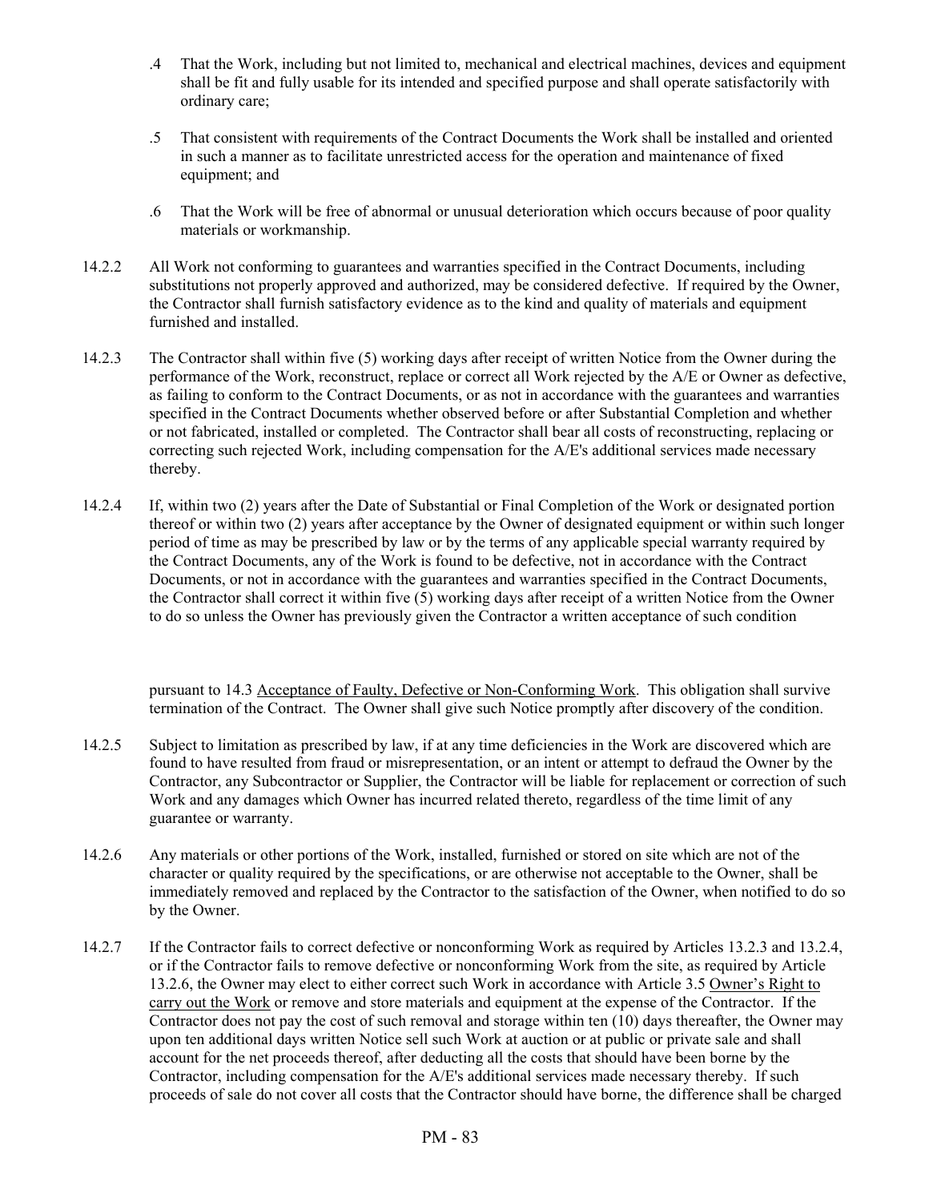.4 That the Work, including but not limited to, mechanical and electrical machines, devices and equipment shall be fit and fully usable for its intended and specified purpose and shall operate satisfactorily with ordinary care;

.5 That consistent with requirements of the Contract Documents the Work shall be installed and oriented in such a manner as to facilitate unrestricted access for the operation and maintenance of fixed equipment; and

.6 That the Work will be free of abnormal or unusual deterioration which occurs because of poor quality materials or workmanship.

14.2.2 All Work not conforming to guarantees and warranties specified in the Contract Documents, including substitutions not properly approved and authorized, may be considered defective. If required by the Owner, the Contractor shall furnish satisfactory evidence as to the kind and quality of materials and equipment furnished and installed.

14.2.3 The Contractor shall within five (5) working days after receipt of written Notice from the Owner during the performance of the Work, reconstruct, replace or correct all Work rejected by the A/E or Owner as defective, as failing to conform to the Contract Documents, or as not in accordance with the guarantees and warranties specified in the Contract Documents whether observed before or after Substantial Completion and whether or not fabricated, installed or completed. The Contractor shall bear all costs of reconstructing, replacing or correcting such rejected Work, including compensation for the A/E's additional services made necessary thereby.

14.2.4 If, within two (2) years after the Date of Substantial or Final Completion of the Work or designated portion thereof or within two (2) years after acceptance by the Owner of designated equipment or within such longer period of time as may be prescribed by law or by the terms of any applicable special warranty required by the Contract Documents, any of the Work is found to be defective, not in accordance with the Contract Documents, or not in accordance with the guarantees and warranties specified in the Contract Documents, the Contractor shall correct it within five (5) working days after receipt of a written Notice from the Owner to do so unless the Owner has previously given the Contractor a written acceptance of such condition pursuant to 14.3 Acceptance of Faulty, Defective or Non-Conforming Work. This obligation shall survive termination of the Contract. The Owner shall give such Notice promptly after discovery of the condition.

14.2.5 Subject to limitation as prescribed by law, if at any time deficiencies in the Work are discovered which are found to have resulted from fraud or misrepresentation, or an intent or attempt to defraud the Owner by the Contractor, any Subcontractor or Supplier, the Contractor will be liable for replacement or correction of such Work and any damages which Owner has incurred related thereto, regardless of the time limit of any guarantee or warranty.

14.2.6 Any materials or other portions of the Work, installed, furnished or stored on site which are not of the character or quality required by the specifications, or are otherwise not acceptable to the Owner, shall be immediately removed and replaced by the Contractor to the satisfaction of the Owner, when notified to do so by the Owner.

14.2.7 If the Contractor fails to correct defective or nonconforming Work as required by Articles 13.2.3 and 13.2.4, or if the Contractor fails to remove defective or nonconforming Work from the site, as required by Article 13.2.6, the Owner may elect to either correct such Work in accordance with Article 3.5 Owner's Right to carry out the Work or remove and store materials and equipment at the expense of the Contractor. If the Contractor does not pay the cost of such removal and storage within ten (10) days thereafter, the Owner may upon ten additional days written Notice sell such Work at auction or at public or private sale and shall account for the net proceeds thereof, after deducting all the costs that should have been borne by the Contractor, including compensation for the A/E's additional services made necessary thereby. If such proceeds of sale do not cover all costs that the Contractor should have borne, the difference shall be charged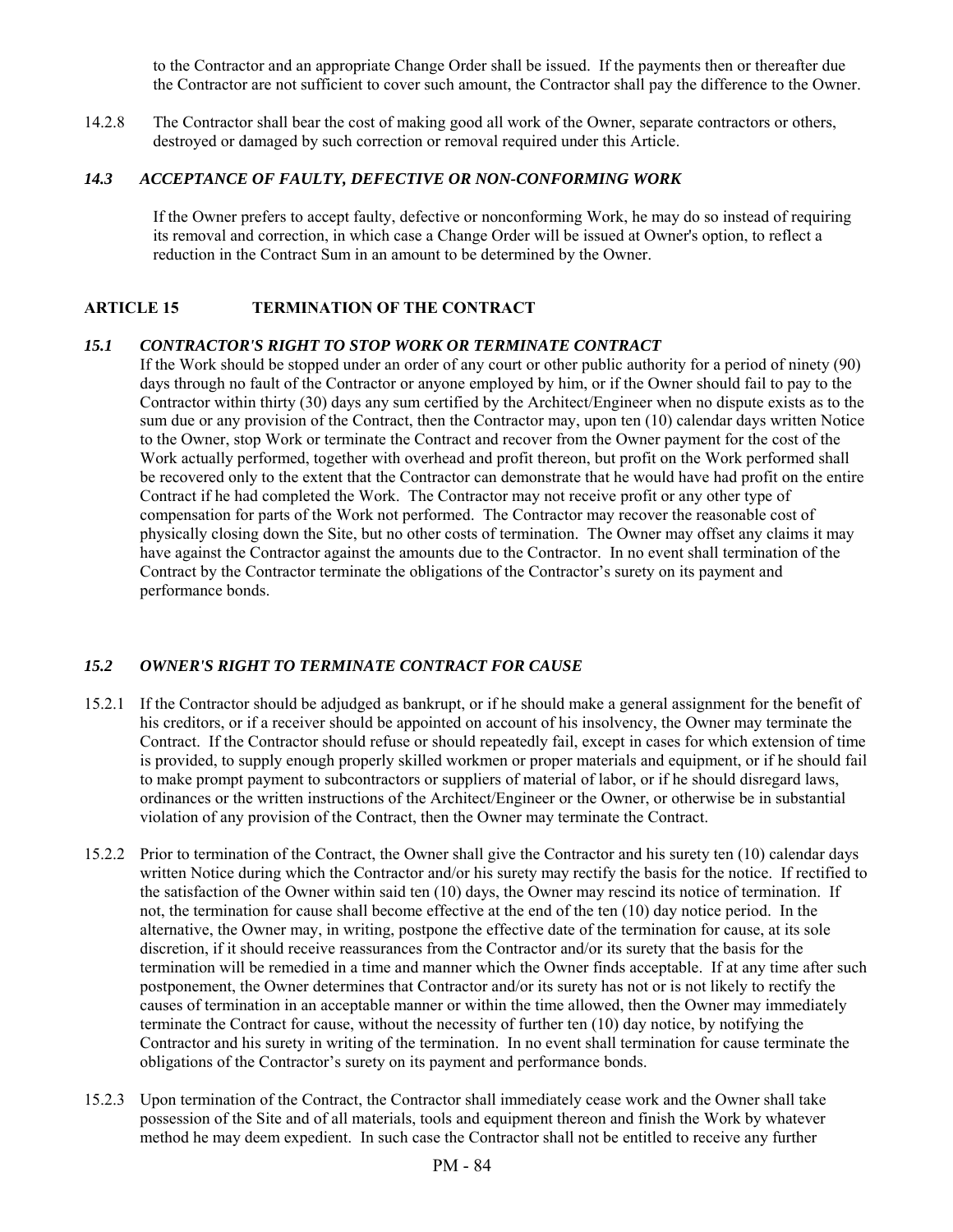to the Contractor and an appropriate Change Order shall be issued. If the payments then or thereafter due the Contractor are not sufficient to cover such amount, the Contractor shall pay the difference to the Owner.

14.2.8 The Contractor shall bear the cost of making good all work of the Owner, separate contractors or others, destroyed or damaged by such correction or removal required under this Article.

### *14.3 ACCEPTANCE OF FAULTY, DEFECTIVE OR NON-CONFORMING WORK*

If the Owner prefers to accept faulty, defective or nonconforming Work, he may do so instead of requiring its removal and correction, in which case a Change Order will be issued at Owner's option, to reflect a reduction in the Contract Sum in an amount to be determined by the Owner.

## ARTICLE 15 TERMINATION OF THE CONTRACT

### *15.1 CONTRACTOR'S RIGHT TO STOP WORK OR TERMINATE CONTRACT*

If the Work should be stopped under an order of any court or other public authority for a period of ninety (90) days through no fault of the Contractor or anyone employed by him, or if the Owner should fail to pay to the Contractor within thirty (30) days any sum certified by the Architect/Engineer when no dispute exists as to the sum due or any provision of the Contract, then the Contractor may, upon ten (10) calendar days written Notice to the Owner, stop Work or terminate the Contract and recover from the Owner payment for the cost of the Work actually performed, together with overhead and profit thereon, but profit on the Work performed shall be recovered only to the extent that the Contractor can demonstrate that he would have had profit on the entire Contract if he had completed the Work. The Contractor may not receive profit or any other type of compensation for parts of the Work not performed. The Contractor may recover the reasonable cost of physically closing down the Site, but no other costs of termination. The Owner may offset any claims it may have against the Contractor against the amounts due to the Contractor. In no event shall termination of the Contract by the Contractor terminate the obligations of the Contractor's surety on its payment and performance bonds.

### *15.2 OWNER'S RIGHT TO TERMINATE CONTRACT FOR CAUSE*

15.2.1 If the Contractor should be adjudged as bankrupt, or if he should make a general assignment for the benefit of his creditors, or if a receiver should be appointed on account of his insolvency, the Owner may terminate the Contract. If the Contractor should refuse or should repeatedly fail, except in cases for which extension of time is provided, to supply enough properly skilled workmen or proper materials and equipment, or if he should fail to make prompt payment to subcontractors or suppliers of material of labor, or if he should disregard laws, ordinances or the written instructions of the Architect/Engineer or the Owner, or otherwise be in substantial violation of any provision of the Contract, then the Owner may terminate the Contract.

15.2.2 Prior to termination of the Contract, the Owner shall give the Contractor and his surety ten (10) calendar days written Notice during which the Contractor and/or his surety may rectify the basis for the notice. If rectified to the satisfaction of the Owner within said ten (10) days, the Owner may rescind its notice of termination. If not, the termination for cause shall become effective at the end of the ten (10) day notice period. In the alternative, the Owner may, in writing, postpone the effective date of the termination for cause, at its sole discretion, if it should receive reassurances from the Contractor and/or its surety that the basis for the termination will be remedied in a time and manner which the Owner finds acceptable. If at any time after such postponement, the Owner determines that Contractor and/or its surety has not or is not likely to rectify the causes of termination in an acceptable manner or within the time allowed, then the Owner may immediately terminate the Contract for cause, without the necessity of further ten (10) day notice, by notifying the Contractor and his surety in writing of the termination. In no event shall termination for cause terminate the obligations of the Contractor's surety on its payment and performance bonds.

15.2.3 Upon termination of the Contract, the Contractor shall immediately cease work and the Owner shall take possession of the Site and of all materials, tools and equipment thereon and finish the Work by whatever method he may deem expedient. In such case the Contractor shall not be entitled to receive any further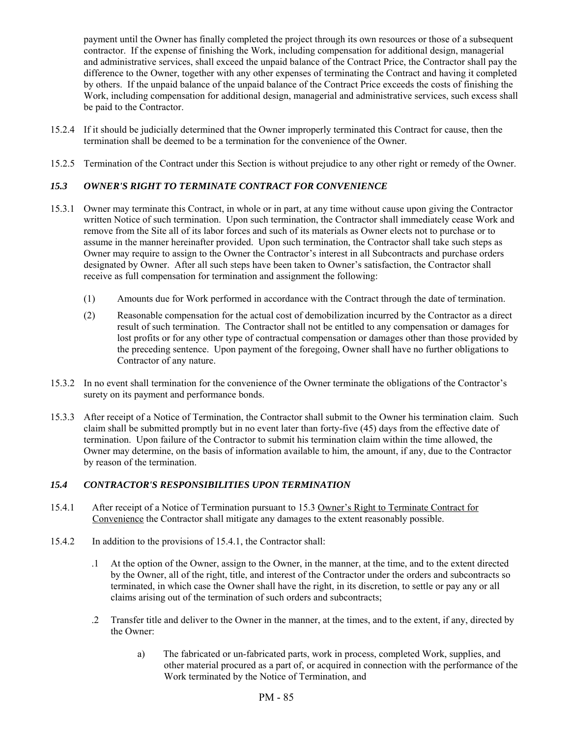payment until the Owner has finally completed the project through its own resources or those of a subsequent contractor. If the expense of finishing the Work, including compensation for additional design, managerial and administrative services, shall exceed the unpaid balance of the Contract Price, the Contractor shall pay the difference to the Owner, together with any other expenses of terminating the Contract and having it completed by others. If the unpaid balance of the unpaid balance of the Contract Price exceeds the costs of finishing the Work, including compensation for additional design, managerial and administrative services, such excess shall be paid to the Contractor.

15.2.4 If it should be judicially determined that the Owner improperly terminated this Contract for cause, then the termination shall be deemed to be a termination for the convenience of the Owner.

15.2.5 Termination of the Contract under this Section is without prejudice to any other right or remedy of the Owner.

### *15.3 OWNER'S RIGHT TO TERMINATE CONTRACT FOR CONVENIENCE*

15.3.1 Owner may terminate this Contract, in whole or in part, at any time without cause upon giving the Contractor written Notice of such termination. Upon such termination, the Contractor shall immediately cease Work and remove from the Site all of its labor forces and such of its materials as Owner elects not to purchase or to assume in the manner hereinafter provided. Upon such termination, the Contractor shall take such steps as Owner may require to assign to the Owner the Contractor's interest in all Subcontracts and purchase orders designated by Owner. After all such steps have been taken to Owner's satisfaction, the Contractor shall receive as full compensation for termination and assignment the following:

(1) Amounts due for Work performed in accordance with the Contract through the date of termination.

(2) Reasonable compensation for the actual cost of demobilization incurred by the Contractor as a direct result of such termination. The Contractor shall not be entitled to any compensation or damages for lost profits or for any other type of contractual compensation or damages other than those provided by the preceding sentence. Upon payment of the foregoing, Owner shall have no further obligations to Contractor of any nature.

15.3.2 In no event shall termination for the convenience of the Owner terminate the obligations of the Contractor's surety on its payment and performance bonds.

15.3.3 After receipt of a Notice of Termination, the Contractor shall submit to the Owner his termination claim. Such claim shall be submitted promptly but in no event later than forty-five (45) days from the effective date of termination. Upon failure of the Contractor to submit his termination claim within the time allowed, the Owner may determine, on the basis of information available to him, the amount, if any, due to the Contractor by reason of the termination.

### *15.4 CONTRACTOR'S RESPONSIBILITIES UPON TERMINATION*

15.4.1 After receipt of a Notice of Termination pursuant to 15.3 Owner's Right to Terminate Contract for Convenience the Contractor shall mitigate any damages to the extent reasonably possible.

15.4.2 In addition to the provisions of 15.4.1, the Contractor shall:

.1 At the option of the Owner, assign to the Owner, in the manner, at the time, and to the extent directed by the Owner, all of the right, title, and interest of the Contractor under the orders and subcontracts so terminated, in which case the Owner shall have the right, in its discretion, to settle or pay any or all claims arising out of the termination of such orders and subcontracts;

.2 Transfer title and deliver to the Owner in the manner, at the times, and to the extent, if any, directed by the Owner:

a) The fabricated or un-fabricated parts, work in process, completed Work, supplies, and other material procured as a part of, or acquired in connection with the performance of the Work terminated by the Notice of Termination, and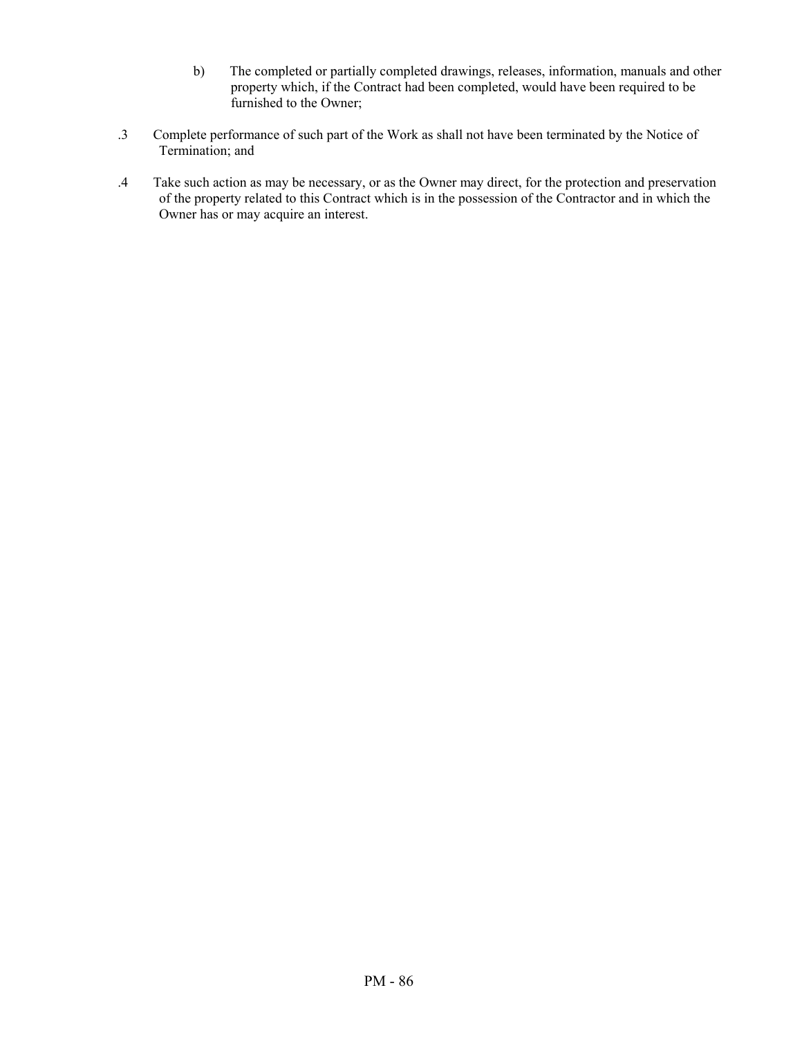b) The completed or partially completed drawings, releases, information, manuals and other property which, if the Contract had been completed, would have been required to be furnished to the Owner;

.3 Complete performance of such part of the Work as shall not have been terminated by the Notice of Termination; and

.4 Take such action as may be necessary, or as the Owner may direct, for the protection and preservation of the property related to this Contract which is in the possession of the Contractor and in which the Owner has or may acquire an interest.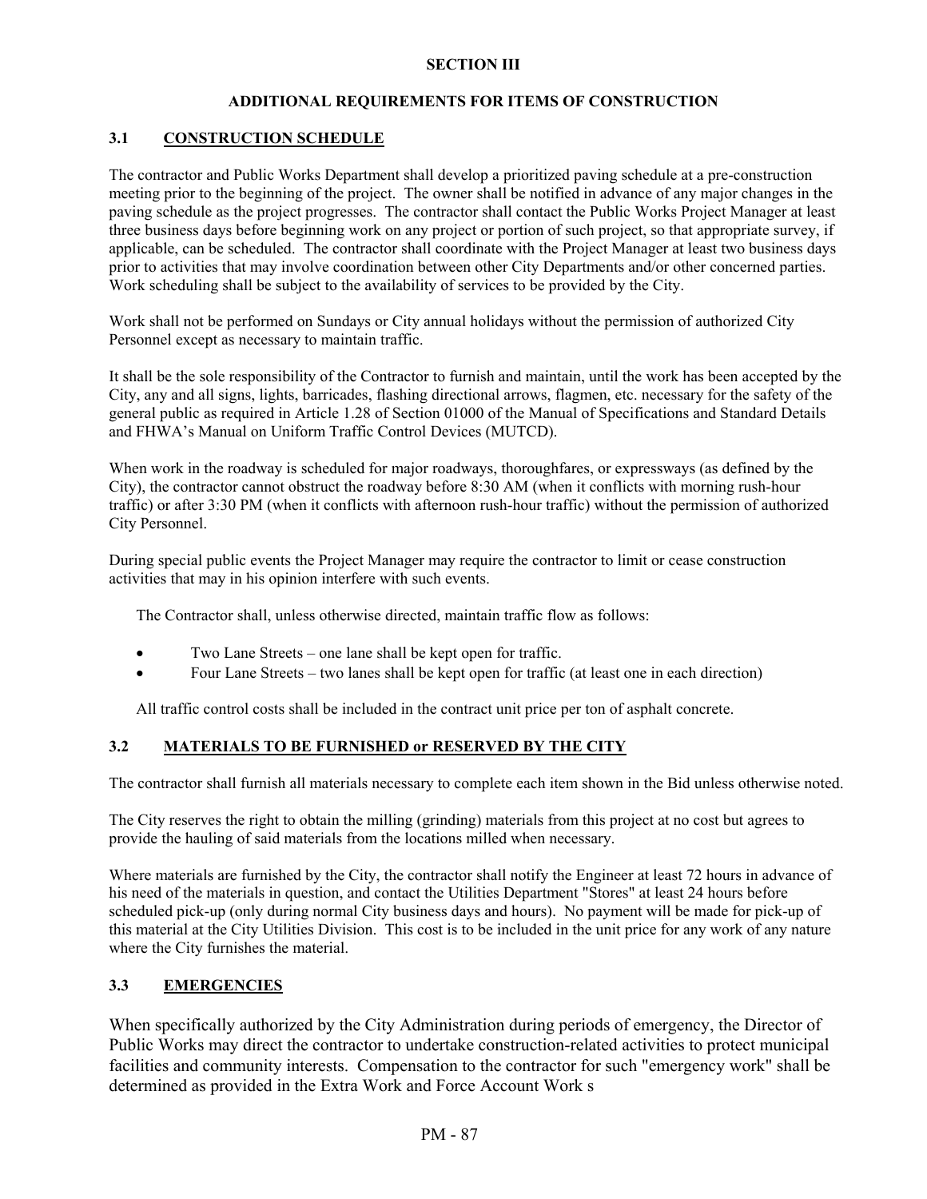# SECTION III

## ADDITIONAL REQUIREMENTS FOR ITEMS OF CONSTRUCTION

### 3.1 CONSTRUCTION SCHEDULE

The contractor and Public Works Department shall develop a prioritized paving schedule at a pre-construction meeting prior to the beginning of the project. The owner shall be notified in advance of any major changes in the paving schedule as the project progresses. The contractor shall contact the Public Works Project Manager at least three business days before beginning work on any project or portion of such project, so that appropriate survey, if applicable, can be scheduled. The contractor shall coordinate with the Project Manager at least two business days prior to activities that may involve coordination between other City Departments and/or other concerned parties. Work scheduling shall be subject to the availability of services to be provided by the City.

Work shall not be performed on Sundays or City annual holidays without the permission of authorized City Personnel except as necessary to maintain traffic.

It shall be the sole responsibility of the Contractor to furnish and maintain, until the work has been accepted by the City, any and all signs, lights, barricades, flashing directional arrows, flagmen, etc. necessary for the safety of the general public as required in Article 1.28 of Section 01000 of the Manual of Specifications and Standard Details and FHWA's Manual on Uniform Traffic Control Devices (MUTCD).

When work in the roadway is scheduled for major roadways, thoroughfares, or expressways (as defined by the City), the contractor cannot obstruct the roadway before 8:30 AM (when it conflicts with morning rush-hour traffic) or after 3:30 PM (when it conflicts with afternoon rush-hour traffic) without the permission of authorized City Personnel.

During special public events the Project Manager may require the contractor to limit or cease construction activities that may in his opinion interfere with such events.

The Contractor shall, unless otherwise directed, maintain traffic flow as follows:

- Two Lane Streets – one lane shall be kept open for traffic.
- Four Lane Streets – two lanes shall be kept open for traffic (at least one in each direction)

All traffic control costs shall be included in the contract unit price per ton of asphalt concrete.

### 3.2 MATERIALS TO BE FURNISHED or RESERVED BY THE CITY

The contractor shall furnish all materials necessary to complete each item shown in the Bid unless otherwise noted.

The City reserves the right to obtain the milling (grinding) materials from this project at no cost but agrees to provide the hauling of said materials from the locations milled when necessary.

Where materials are furnished by the City, the contractor shall notify the Engineer at least 72 hours in advance of his need of the materials in question, and contact the Utilities Department "Stores" at least 24 hours before scheduled pick-up (only during normal City business days and hours). No payment will be made for pick-up of this material at the City Utilities Division. This cost is to be included in the unit price for any work of any nature where the City furnishes the material.

### 3.3 EMERGENCIES

When specifically authorized by the City Administration during periods of emergency, the Director of Public Works may direct the contractor to undertake construction-related activities to protect municipal facilities and community interests. Compensation to the contractor for such "emergency work" shall be determined as provided in the Extra Work and Force Account Work s